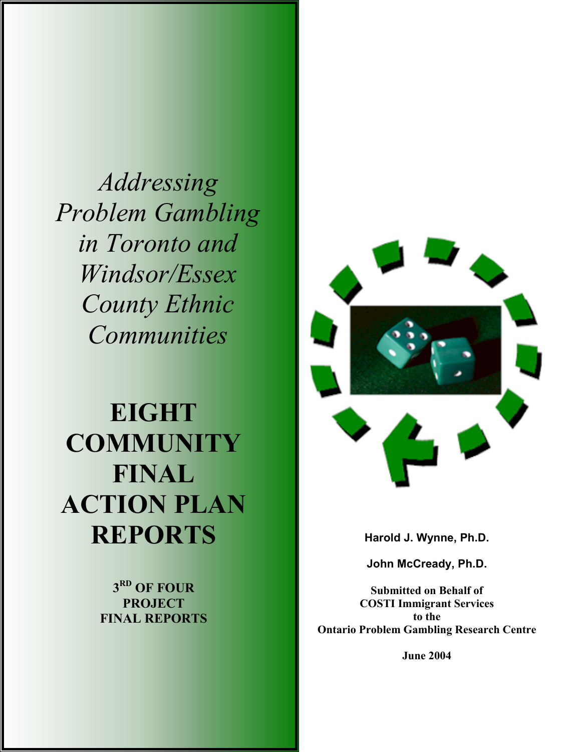*Addressing Problem Gambling in Toronto and Windsor/Essex County Ethnic Communities*

# EIGHT COMMUNITY FINAL ACTION PLAN REPORTS

**3RD OF FOUR PROJECT FINAL REPORTS**

**Harold J. Wynne, Ph.D.**

**John McCready, Ph.D.**

**Submitted on Behalf of**
**COSTI Immigrant Services**
**to the**
**Ontario Problem Gambling Research Centre**

**June 2004**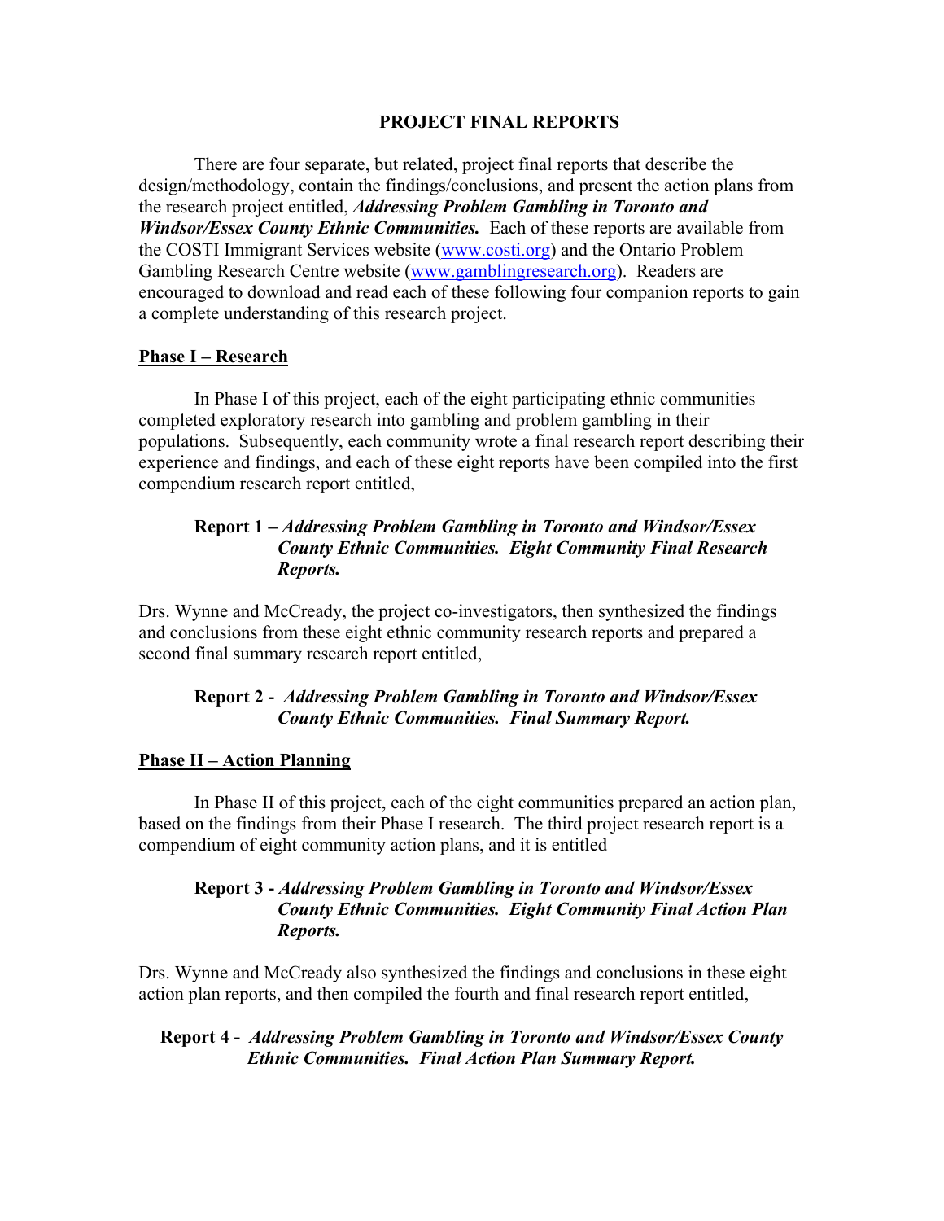# PROJECT FINAL REPORTS

There are four separate, but related, project final reports that describe the design/methodology, contain the findings/conclusions, and present the action plans from the research project entitled, ***Addressing Problem Gambling in Toronto and Windsor/Essex County Ethnic Communities.*** Each of these reports are available from the COSTI Immigrant Services website (www.costi.org) and the Ontario Problem Gambling Research Centre website (www.gamblingresearch.org). Readers are encouraged to download and read each of these following four companion reports to gain a complete understanding of this research project.

## Phase I – Research

In Phase I of this project, each of the eight participating ethnic communities completed exploratory research into gambling and problem gambling in their populations. Subsequently, each community wrote a final research report describing their experience and findings, and each of these eight reports have been compiled into the first compendium research report entitled,

> **Report 1 –** ***Addressing Problem Gambling in Toronto and Windsor/Essex County Ethnic Communities. Eight Community Final Research Reports.***

Drs. Wynne and McCready, the project co-investigators, then synthesized the findings and conclusions from these eight ethnic community research reports and prepared a second final summary research report entitled,

> **Report 2 -** ***Addressing Problem Gambling in Toronto and Windsor/Essex County Ethnic Communities. Final Summary Report.***

## Phase II – Action Planning

In Phase II of this project, each of the eight communities prepared an action plan, based on the findings from their Phase I research. The third project research report is a compendium of eight community action plans, and it is entitled

> **Report 3 -** ***Addressing Problem Gambling in Toronto and Windsor/Essex County Ethnic Communities. Eight Community Final Action Plan Reports.***

Drs. Wynne and McCready also synthesized the findings and conclusions in these eight action plan reports, and then compiled the fourth and final research report entitled,

> **Report 4 -** ***Addressing Problem Gambling in Toronto and Windsor/Essex County Ethnic Communities. Final Action Plan Summary Report.***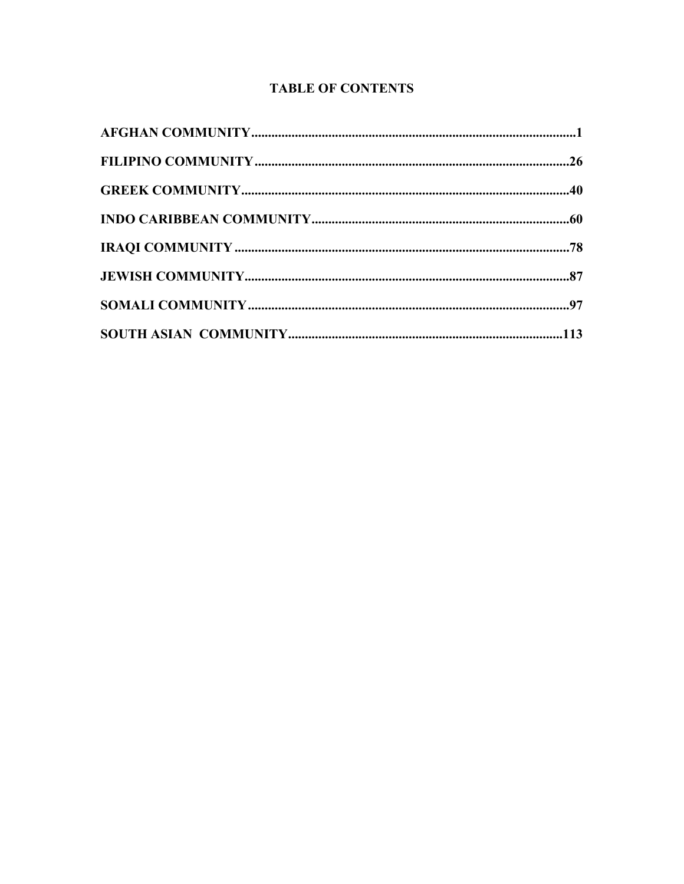# TABLE OF CONTENTS

**AFGHAN COMMUNITY................................................................................................1**

**FILIPINO COMMUNITY.............................................................................................26**

**GREEK COMMUNITY................................................................................................40**

**INDO CARIBBEAN COMMUNITY............................................................................60**

**IRAQI COMMUNITY...................................................................................................78**

**JEWISH COMMUNITY................................................................................................87**

**SOMALI COMMUNITY...............................................................................................97**

**SOUTH ASIAN COMMUNITY.................................................................................113**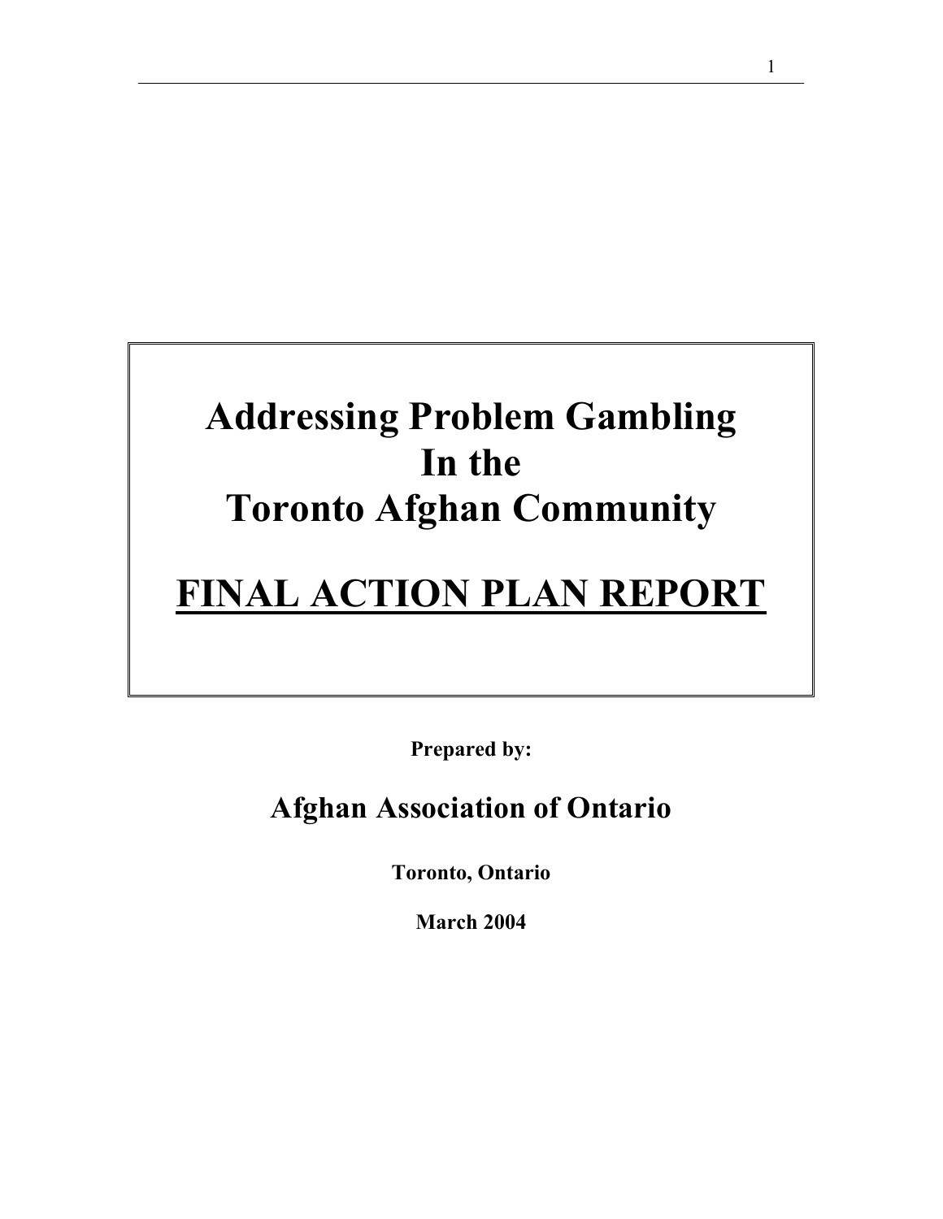# Addressing Problem Gambling In the Toronto Afghan Community

## FINAL ACTION PLAN REPORT

**Prepared by:**

## Afghan Association of Ontario

**Toronto, Ontario**

**March 2004**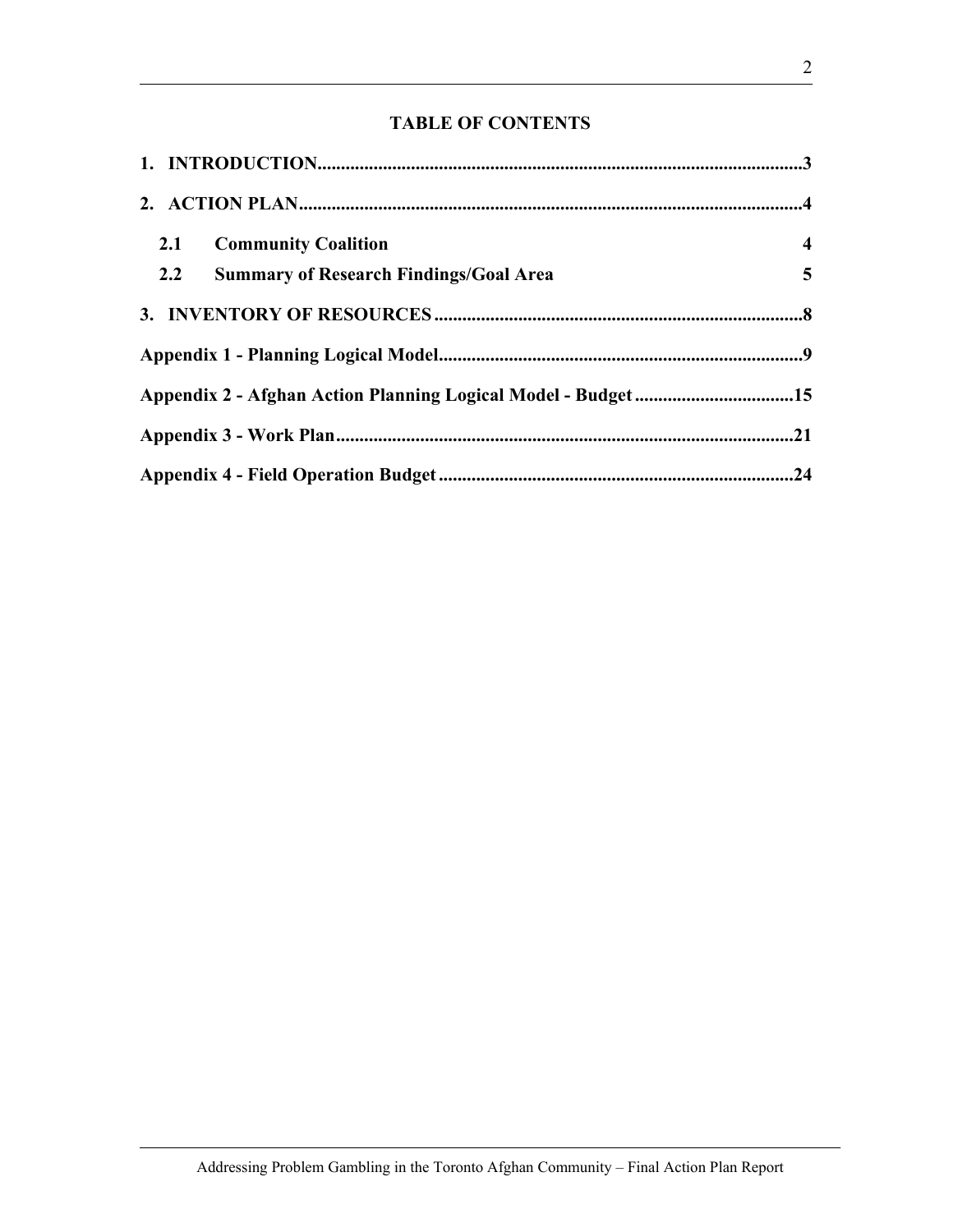## TABLE OF CONTENTS

1. INTRODUCTION....................................................................................................3
2. ACTION PLAN.......................................................................................................4
   - 2.1 Community Coalition 4
   - 2.2 Summary of Research Findings/Goal Area 5
3. INVENTORY OF RESOURCES...........................................................................8

Appendix 1 - Planning Logical Model.......................................................................9

Appendix 2 - Afghan Action Planning Logical Model - Budget...............................15

Appendix 3 - Work Plan.............................................................................................21

Appendix 4 - Field Operation Budget.......................................................................24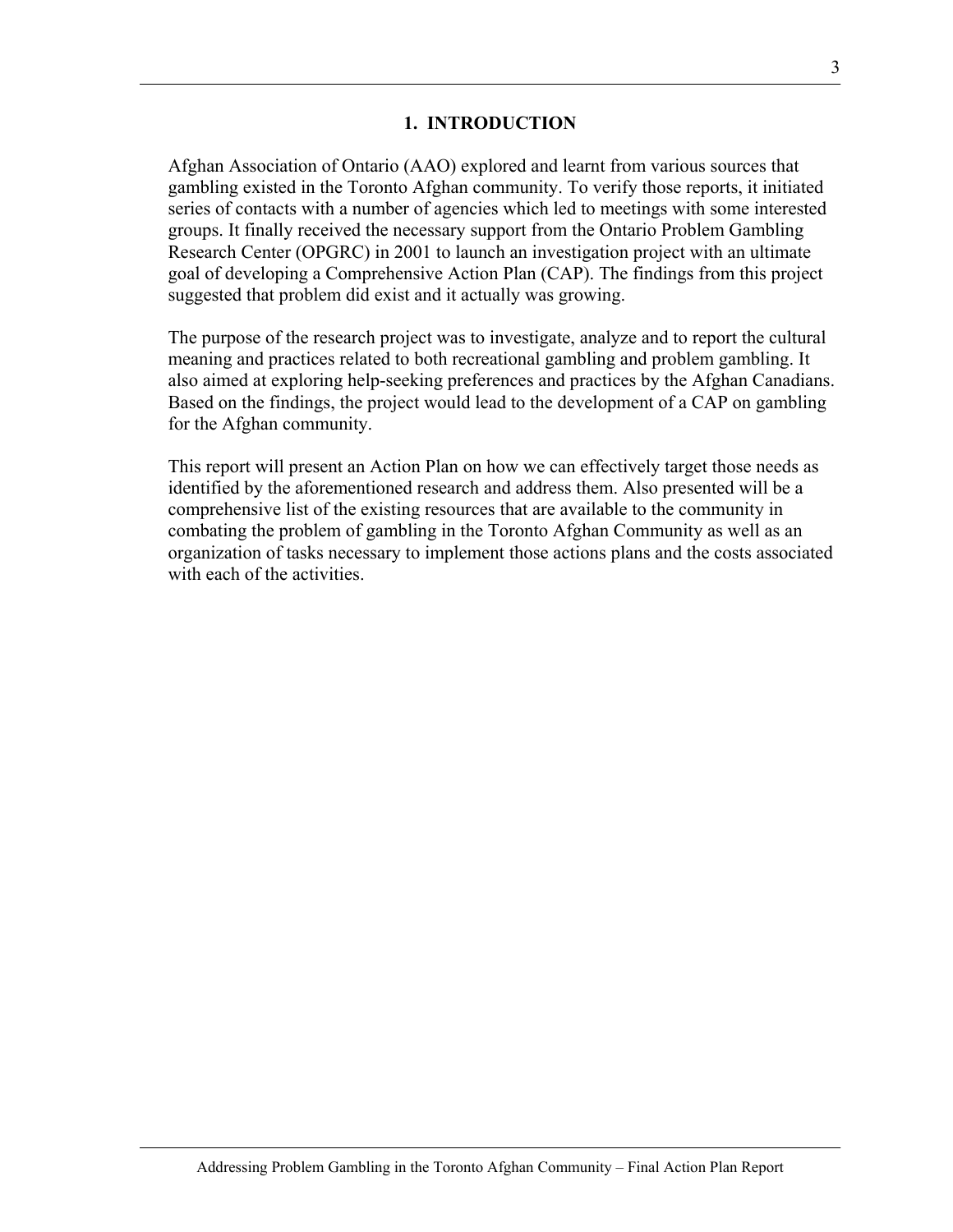## 1. INTRODUCTION

Afghan Association of Ontario (AAO) explored and learnt from various sources that gambling existed in the Toronto Afghan community. To verify those reports, it initiated series of contacts with a number of agencies which led to meetings with some interested groups. It finally received the necessary support from the Ontario Problem Gambling Research Center (OPGRC) in 2001 to launch an investigation project with an ultimate goal of developing a Comprehensive Action Plan (CAP). The findings from this project suggested that problem did exist and it actually was growing.

The purpose of the research project was to investigate, analyze and to report the cultural meaning and practices related to both recreational gambling and problem gambling. It also aimed at exploring help-seeking preferences and practices by the Afghan Canadians. Based on the findings, the project would lead to the development of a CAP on gambling for the Afghan community.

This report will present an Action Plan on how we can effectively target those needs as identified by the aforementioned research and address them. Also presented will be a comprehensive list of the existing resources that are available to the community in combating the problem of gambling in the Toronto Afghan Community as well as an organization of tasks necessary to implement those actions plans and the costs associated with each of the activities.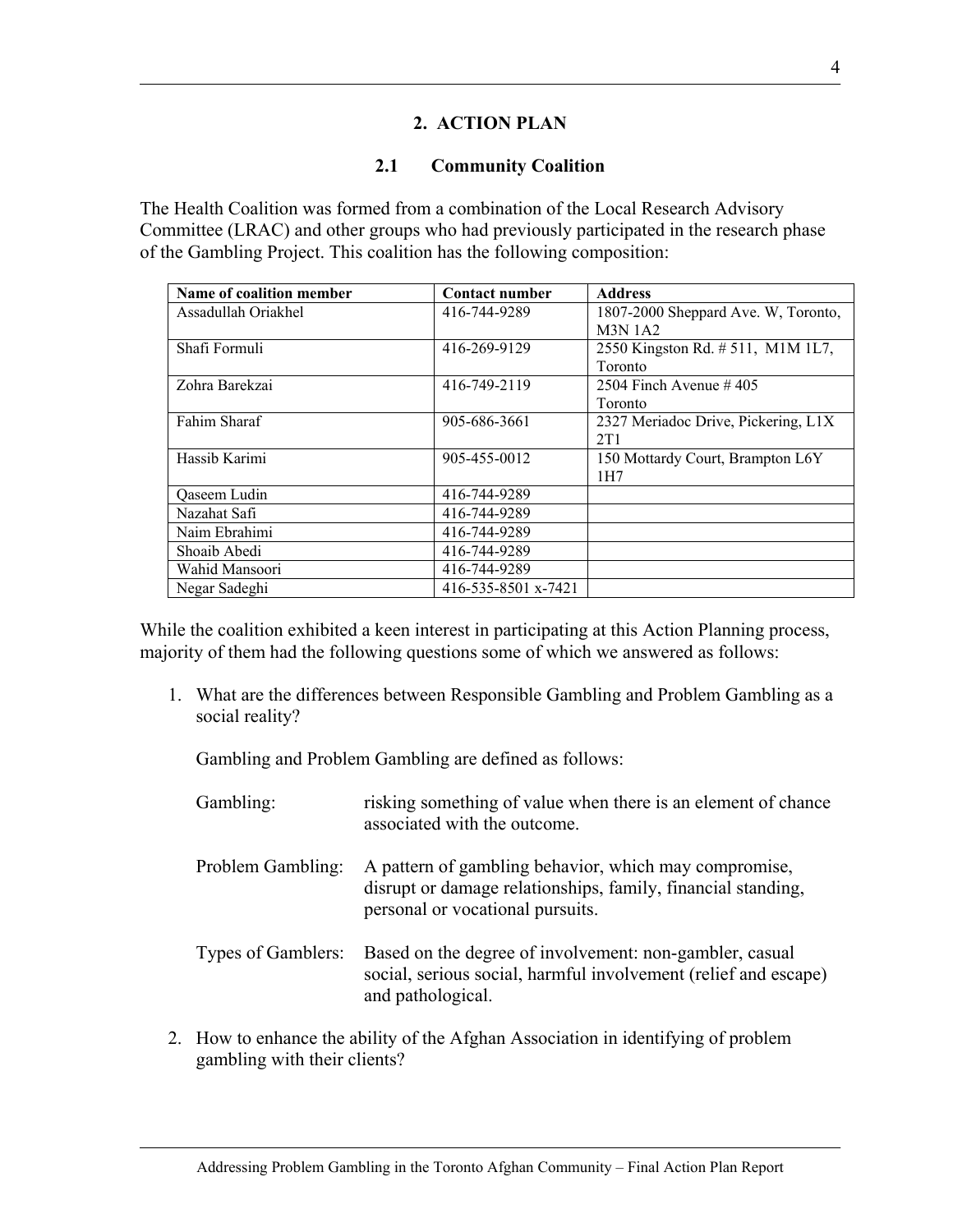# 2. ACTION PLAN

## 2.1 Community Coalition

The Health Coalition was formed from a combination of the Local Research Advisory Committee (LRAC) and other groups who had previously participated in the research phase of the Gambling Project. This coalition has the following composition:

| Name of coalition member | Contact number | Address |
|---|---|---|
| Assadullah Oriakhel | 416-744-9289 | 1807-2000 Sheppard Ave. W, Toronto, M3N 1A2 |
| Shafi Formuli | 416-269-9129 | 2550 Kingston Rd. # 511, M1M 1L7, Toronto |
| Zohra Barekzai | 416-749-2119 | 2504 Finch Avenue # 405 Toronto |
| Fahim Sharaf | 905-686-3661 | 2327 Meriadoc Drive, Pickering, L1X 2T1 |
| Hassib Karimi | 905-455-0012 | 150 Mottardy Court, Brampton L6Y 1H7 |
| Qaseem Ludin | 416-744-9289 | |
| Nazahat Safi | 416-744-9289 | |
| Naim Ebrahimi | 416-744-9289 | |
| Shoaib Abedi | 416-744-9289 | |
| Wahid Mansoori | 416-744-9289 | |
| Negar Sadeghi | 416-535-8501 x-7421 | |

While the coalition exhibited a keen interest in participating at this Action Planning process, majority of them had the following questions some of which we answered as follows:

1. What are the differences between Responsible Gambling and Problem Gambling as a social reality?

   Gambling and Problem Gambling are defined as follows:

   Gambling: risking something of value when there is an element of chance associated with the outcome.

   Problem Gambling: A pattern of gambling behavior, which may compromise, disrupt or damage relationships, family, financial standing, personal or vocational pursuits.

   Types of Gamblers: Based on the degree of involvement: non-gambler, casual social, serious social, harmful involvement (relief and escape) and pathological.

2. How to enhance the ability of the Afghan Association in identifying of problem gambling with their clients?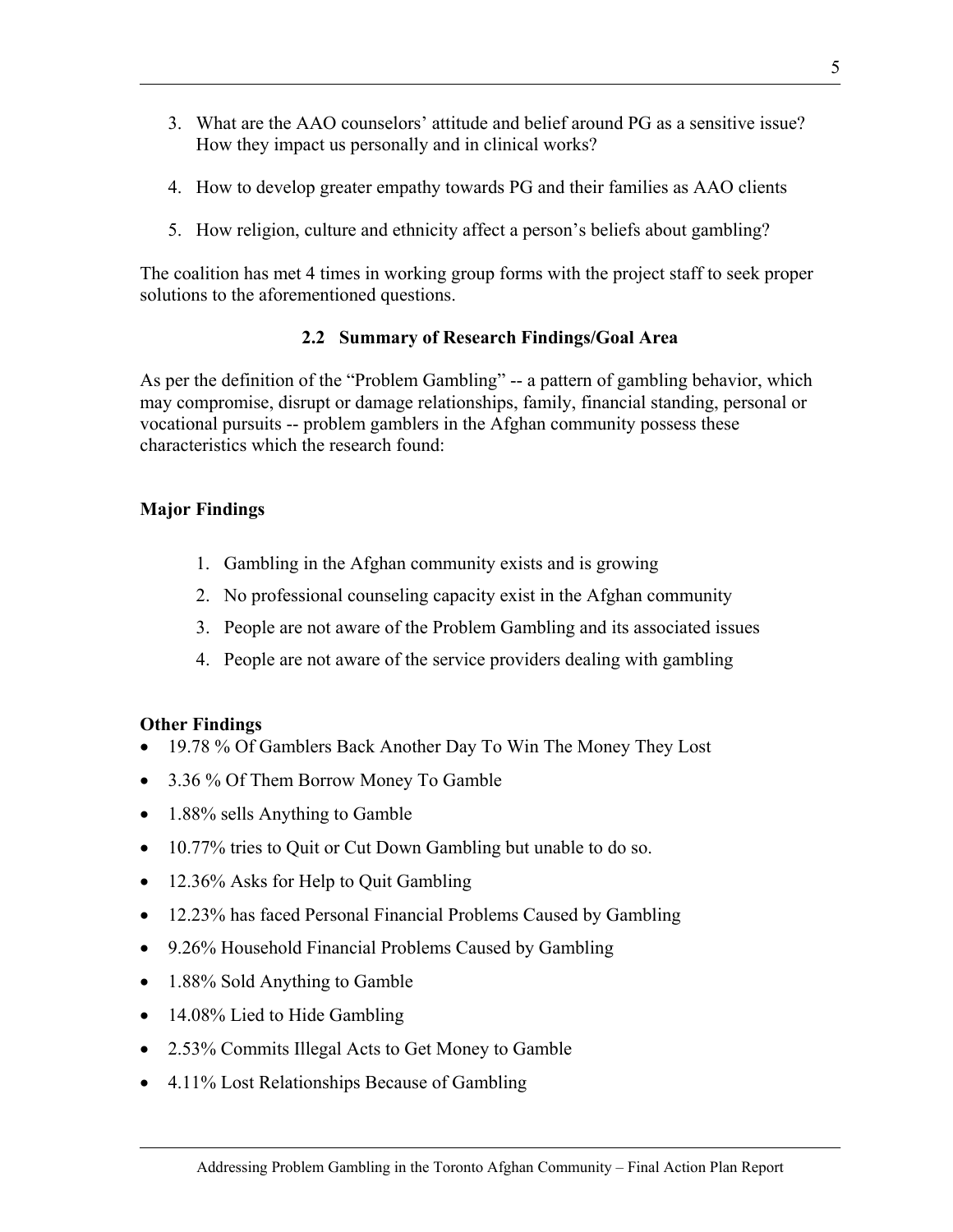3. What are the AAO counselors' attitude and belief around PG as a sensitive issue? How they impact us personally and in clinical works?

4. How to develop greater empathy towards PG and their families as AAO clients

5. How religion, culture and ethnicity affect a person's beliefs about gambling?

The coalition has met 4 times in working group forms with the project staff to seek proper solutions to the aforementioned questions.

### 2.2 Summary of Research Findings/Goal Area

As per the definition of the "Problem Gambling" -- a pattern of gambling behavior, which may compromise, disrupt or damage relationships, family, financial standing, personal or vocational pursuits -- problem gamblers in the Afghan community possess these characteristics which the research found:

**Major Findings**

1. Gambling in the Afghan community exists and is growing
2. No professional counseling capacity exist in the Afghan community
3. People are not aware of the Problem Gambling and its associated issues
4. People are not aware of the service providers dealing with gambling

**Other Findings**

- 19.78 % Of Gamblers Back Another Day To Win The Money They Lost
- 3.36 % Of Them Borrow Money To Gamble
- 1.88% sells Anything to Gamble
- 10.77% tries to Quit or Cut Down Gambling but unable to do so.
- 12.36% Asks for Help to Quit Gambling
- 12.23% has faced Personal Financial Problems Caused by Gambling
- 9.26% Household Financial Problems Caused by Gambling
- 1.88% Sold Anything to Gamble
- 14.08% Lied to Hide Gambling
- 2.53% Commits Illegal Acts to Get Money to Gamble
- 4.11% Lost Relationships Because of Gambling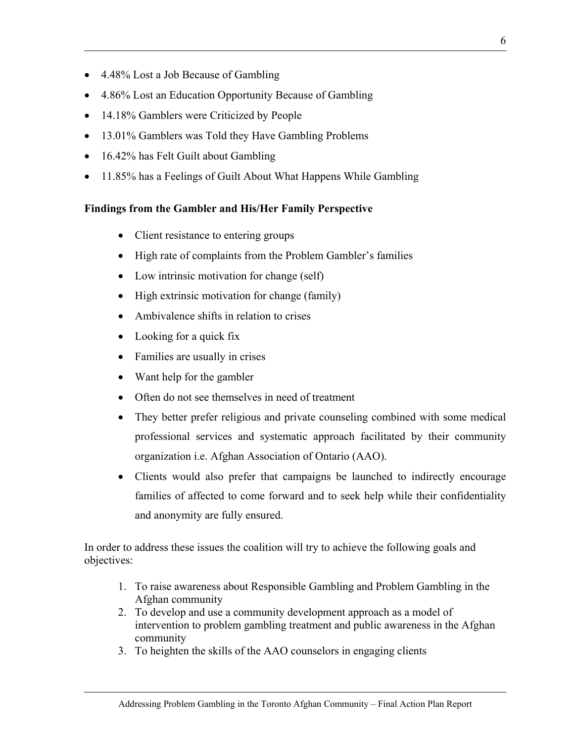- 4.48% Lost a Job Because of Gambling
- 4.86% Lost an Education Opportunity Because of Gambling
- 14.18% Gamblers were Criticized by People
- 13.01% Gamblers was Told they Have Gambling Problems
- 16.42% has Felt Guilt about Gambling
- 11.85% has a Feelings of Guilt About What Happens While Gambling

**Findings from the Gambler and His/Her Family Perspective**

- Client resistance to entering groups
- High rate of complaints from the Problem Gambler's families
- Low intrinsic motivation for change (self)
- High extrinsic motivation for change (family)
- Ambivalence shifts in relation to crises
- Looking for a quick fix
- Families are usually in crises
- Want help for the gambler
- Often do not see themselves in need of treatment
- They better prefer religious and private counseling combined with some medical professional services and systematic approach facilitated by their community organization i.e. Afghan Association of Ontario (AAO).
- Clients would also prefer that campaigns be launched to indirectly encourage families of affected to come forward and to seek help while their confidentiality and anonymity are fully ensured.

In order to address these issues the coalition will try to achieve the following goals and objectives:

1. To raise awareness about Responsible Gambling and Problem Gambling in the Afghan community
2. To develop and use a community development approach as a model of intervention to problem gambling treatment and public awareness in the Afghan community
3. To heighten the skills of the AAO counselors in engaging clients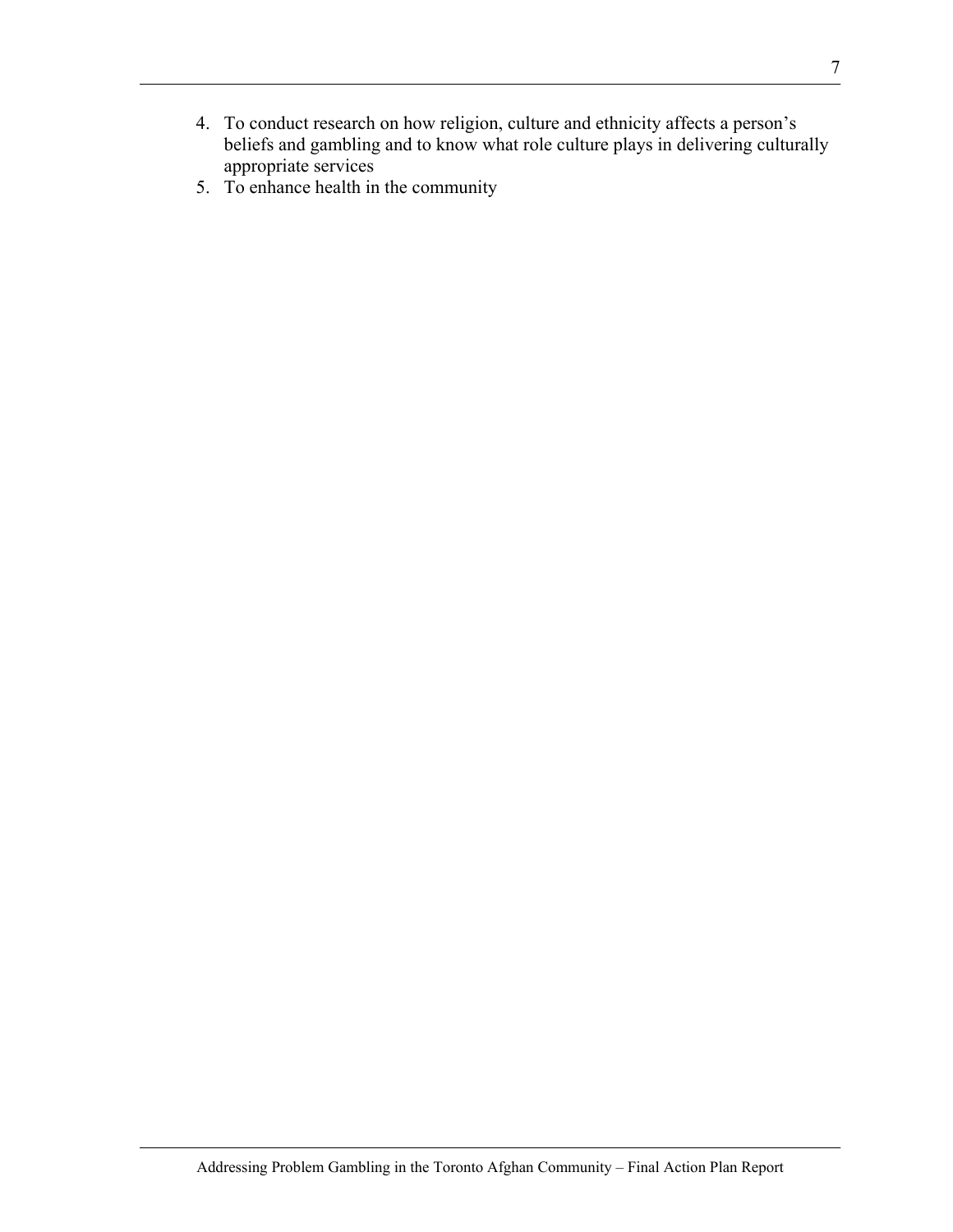4. To conduct research on how religion, culture and ethnicity affects a person's beliefs and gambling and to know what role culture plays in delivering culturally appropriate services
5. To enhance health in the community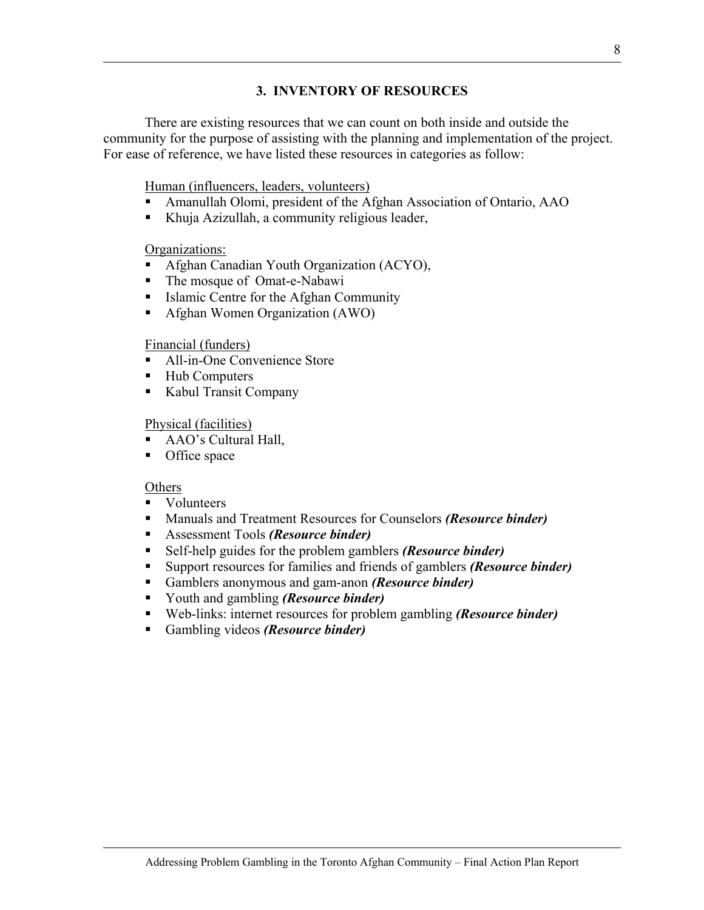## 3. INVENTORY OF RESOURCES

There are existing resources that we can count on both inside and outside the community for the purpose of assisting with the planning and implementation of the project. For ease of reference, we have listed these resources in categories as follow:

<u>Human (influencers, leaders, volunteers)</u>

- Amanullah Olomi, president of the Afghan Association of Ontario, AAO
- Khuja Azizullah, a community religious leader,

<u>Organizations:</u>

- Afghan Canadian Youth Organization (ACYO),
- The mosque of Omat-e-Nabawi
- Islamic Centre for the Afghan Community
- Afghan Women Organization (AWO)

<u>Financial (funders)</u>

- All-in-One Convenience Store
- Hub Computers
- Kabul Transit Company

<u>Physical (facilities)</u>

- AAO's Cultural Hall,
- Office space

<u>Others</u>

- Volunteers
- Manuals and Treatment Resources for Counselors ***(Resource binder)***
- Assessment Tools ***(Resource binder)***
- Self-help guides for the problem gamblers ***(Resource binder)***
- Support resources for families and friends of gamblers ***(Resource binder)***
- Gamblers anonymous and gam-anon ***(Resource binder)***
- Youth and gambling ***(Resource binder)***
- Web-links: internet resources for problem gambling ***(Resource binder)***
- Gambling videos ***(Resource binder)***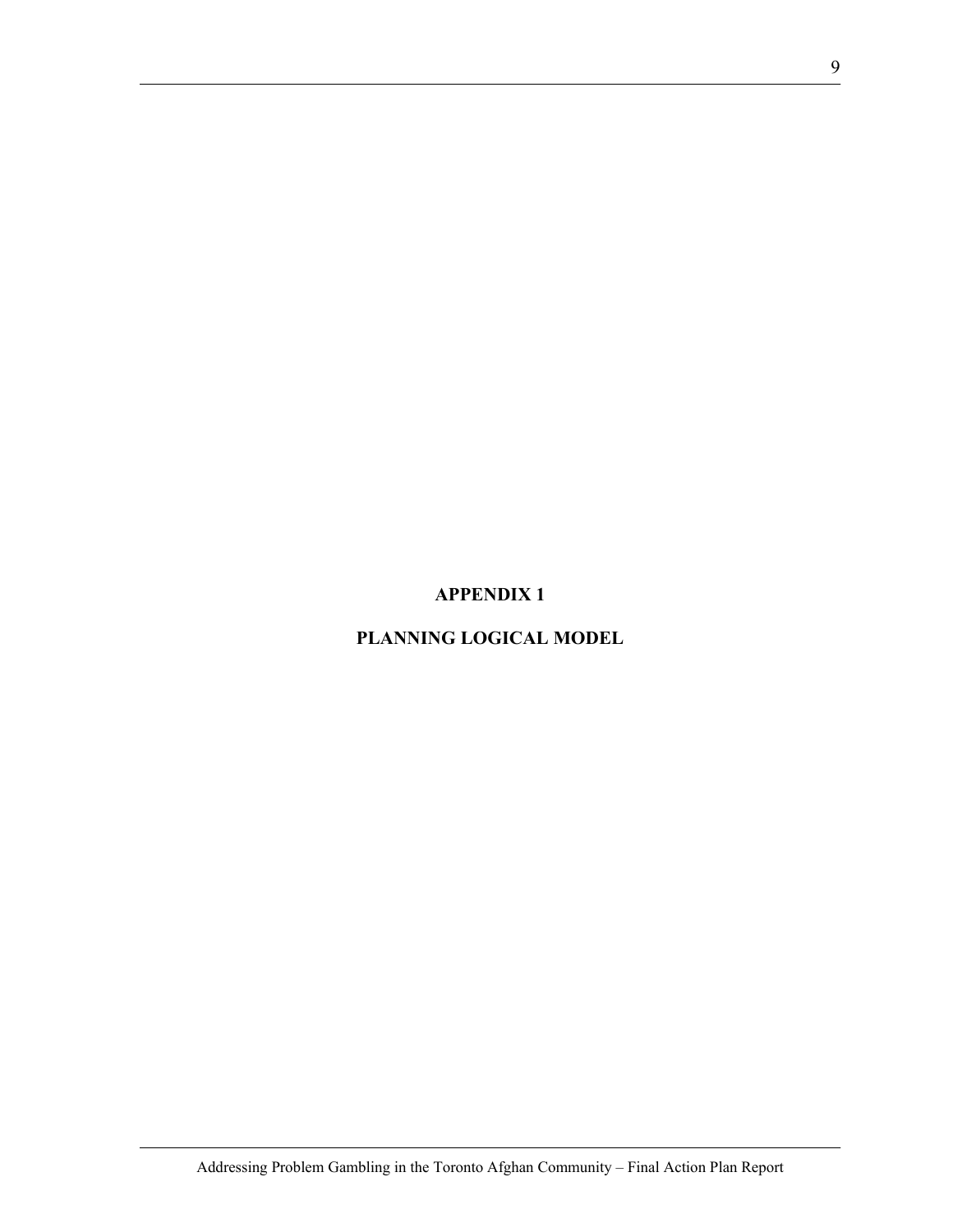# APPENDIX 1

# PLANNING LOGICAL MODEL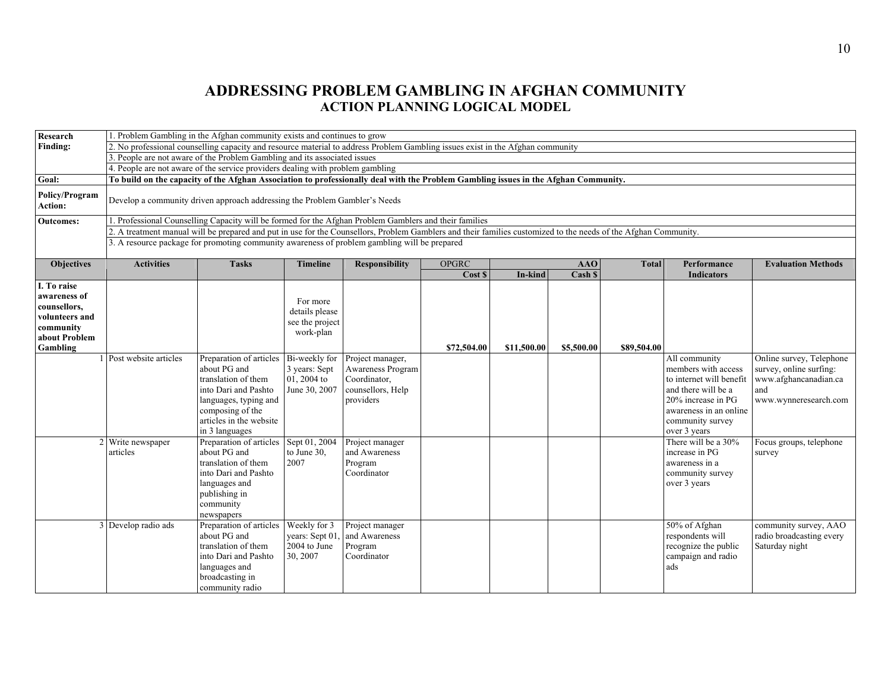# ADDRESSING PROBLEM GAMBLING IN AFGHAN COMMUNITY
## ACTION PLANNING LOGICAL MODEL

| | |
|---|---|
| **Research Finding:** | 1. Problem Gambling in the Afghan community exists and continues to grow |
| | 2. No professional counselling capacity and resource material to address Problem Gambling issues exist in the Afghan community |
| | 3. People are not aware of the Problem Gambling and its associated issues |
| | 4. People are not aware of the service providers dealing with problem gambling |
| **Goal:** | **To build on the capacity of the Afghan Association to professionally deal with the Problem Gambling issues in the Afghan Community.** |
| **Policy/Program Action:** | Develop a community driven approach addressing the Problem Gambler's Needs |
| **Outcomes:** | 1. Professional Counselling Capacity will be formed for the Afghan Problem Gamblers and their families |
| | 2. A treatment manual will be prepared and put in use for the Counsellors, Problem Gamblers and their families customized to the needs of the Afghan Community. |
| | 3. A resource package for promoting community awareness of problem gambling will be prepared |

| Objectives | Activities | Tasks | Timeline | Responsibility | OPGRC | AAO | | Total | Performance Indicators | Evaluation Methods |
|---|---|---|---|---|---|---|---|---|---|---|
| | | | | | Cost $ | In-kind | Cash $ | | | |
| **I. To raise awareness of counsellors, volunteers and community about Problem Gambling** | | | For more details please see the project work-plan | | **$72,504.00** | **$11,500.00** | **$5,500.00** | **$89,504.00** | | |
| 1 | Post website articles | Preparation of articles about PG and translation of them into Dari and Pashto languages, typing and composing of the articles in the website in 3 languages | Bi-weekly for 3 years: Sept 01, 2004 to June 30, 2007 | Project manager, Awareness Program Coordinator, counsellors, Help providers | | | | | All community members with access to internet will benefit and there will be a 20% increase in PG awareness in an online community survey over 3 years | Online survey, Telephone survey, online surfing: www.afghancanadian.ca and www.wynneresearch.com |
| 2 | Write newspaper articles | Preparation of articles about PG and translation of them into Dari and Pashto languages and publishing in community newspapers | Sept 01, 2004 to June 30, 2007 | Project manager and Awareness Program Coordinator | | | | | There will be a 30% increase in PG awareness in a community survey over 3 years | Focus groups, telephone survey |
| 3 | Develop radio ads | Preparation of articles about PG and translation of them into Dari and Pashto languages and broadcasting in community radio | Weekly for 3 years: Sept 01, 2004 to June 30, 2007 | Project manager and Awareness Program Coordinator | | | | | 50% of Afghan respondents will recognize the public campaign and radio ads | community survey, AAO radio broadcasting every Saturday night |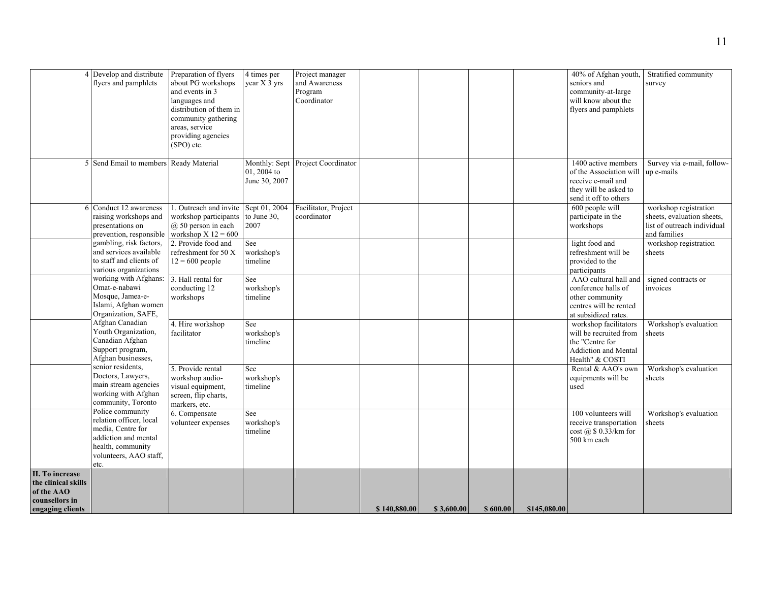| | | | | | | | | | | |
|---|---|---|---|---|---|---|---|---|---|---|
| | 4 Develop and distribute flyers and pamphlets | Preparation of flyers about PG workshops and events in 3 languages and distribution of them in community gathering areas, service providing agencies (SPO) etc. | 4 times per year X 3 yrs | Project manager and Awareness Program Coordinator | | | | | 40% of Afghan youth, seniors and community-at-large will know about the flyers and pamphlets | Stratified community survey |
| | 5 Send Email to members | Ready Material | Monthly: Sept 01, 2004 to June 30, 2007 | Project Coordinator | | | | | 1400 active members of the Association will receive e-mail and they will be asked to send it off to others | Survey via e-mail, follow-up e-mails |
| | 6 Conduct 12 awareness raising workshops and presentations on prevention, responsible gambling, risk factors, and services available to staff and clients of various organizations working with Afghans: Omat-e-nabawi Mosque, Jamea-e-Islami, Afghan women Organization, SAFE, Afghan Canadian Youth Organization, Canadian Afghan Support program, Afghan businesses, senior residents, Doctors, Lawyers, main stream agencies working with Afghan community, Toronto Police community relation officer, local media, Centre for addiction and mental health, community volunteers, AAO staff, etc. | 1. Outreach and invite workshop participants @ 50 person in each workshop X 12 = 600 | Sept 01, 2004 to June 30, 2007 | Facilitator, Project coordinator | | | | | 600 people will participate in the workshops | workshop registration sheets, evaluation sheets, list of outreach individual and families |
| | | 2. Provide food and refreshment for 50 X 12 = 600 people | See workshop's timeline | | | | | | light food and refreshment will be provided to the participants | workshop registration sheets |
| | | 3. Hall rental for conducting 12 workshops | See workshop's timeline | | | | | | AAO cultural hall and conference halls of other community centres will be rented at subsidized rates. | signed contracts or invoices |
| | | 4. Hire workshop facilitator | See workshop's timeline | | | | | | workshop facilitators will be recruited from the "Centre for Addiction and Mental Health" & COSTI | Workshop's evaluation sheets |
| | | 5. Provide rental workshop audio-visual equipment, screen, flip charts, markers, etc. | See workshop's timeline | | | | | | Rental & AAO's own equipments will be used | Workshop's evaluation sheets |
| | | 6. Compensate volunteer expenses | See workshop's timeline | | | | | | 100 volunteers will receive transportation cost @ $ 0.33/km for 500 km each | Workshop's evaluation sheets |
| **II. To increase the clinical skills of the AAO counsellors in engaging clients** | | | | | **$ 140,880.00** | **$ 3,600.00** | **$ 600.00** | **$145,080.00** | | |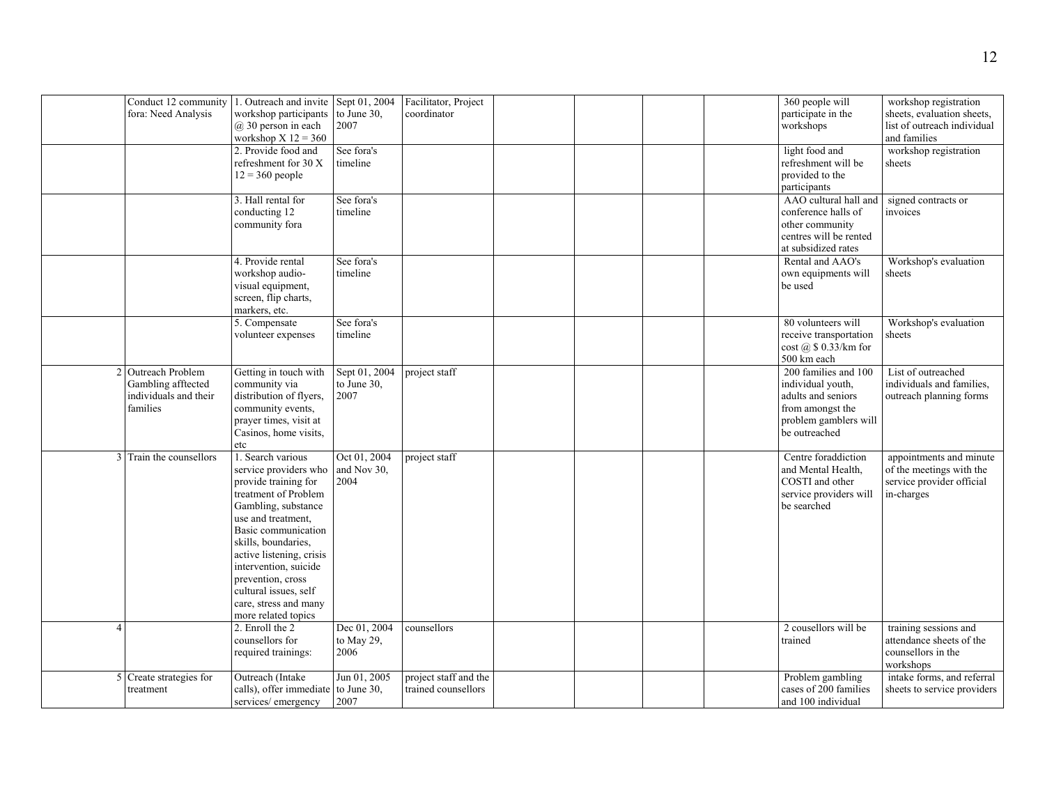| | | | | | | | | | | |
|---|---|---|---|---|---|---|---|---|---|---|
| | Conduct 12 community fora: Need Analysis | 1. Outreach and invite workshop participants @ 30 person in each workshop X 12 = 360 | Sept 01, 2004 to June 30, 2007 | Facilitator, Project coordinator | | | | | 360 people will participate in the workshops | workshop registration sheets, evaluation sheets, list of outreach individual and families |
| | | 2. Provide food and refreshment for 30 X 12 = 360 people | See fora's timeline | | | | | | light food and refreshment will be provided to the participants | workshop registration sheets |
| | | 3. Hall rental for conducting 12 community fora | See fora's timeline | | | | | | AAO cultural hall and conference halls of other community centres will be rented at subsidized rates | signed contracts or invoices |
| | | 4. Provide rental workshop audio-visual equipment, screen, flip charts, markers, etc. | See fora's timeline | | | | | | Rental and AAO's own equipments will be used | Workshop's evaluation sheets |
| | | 5. Compensate volunteer expenses | See fora's timeline | | | | | | 80 volunteers will receive transportation cost @ $ 0.33/km for 500 km each | Workshop's evaluation sheets |
| 2 | Outreach Problem Gambling afftected individuals and their families | Getting in touch with community via distribution of flyers, community events, prayer times, visit at Casinos, home visits, etc | Sept 01, 2004 to June 30, 2007 | project staff | | | | | 200 families and 100 individual youth, adults and seniors from amongst the problem gamblers will be outreached | List of outreached individuals and families, outreach planning forms |
| 3 | Train the counsellors | 1. Search various service providers who provide training for treatment of Problem Gambling, substance use and treatment, Basic communication skills, boundaries, active listening, crisis intervention, suicide prevention, cross cultural issues, self care, stress and many more related topics | Oct 01, 2004 and Nov 30, 2004 | project staff | | | | | Centre foraddiction and Mental Health, COSTI and other service providers will be searched | appointments and minute of the meetings with the service provider official in-charges |
| 4 | | 2. Enroll the 2 counsellors for required trainings: | Dec 01, 2004 to May 29, 2006 | counsellors | | | | | 2 cousellors will be trained | training sessions and attendance sheets of the counsellors in the workshops |
| 5 | Create strategies for treatment | Outreach (Intake calls), offer immediate services/ emergency | Jun 01, 2005 to June 30, 2007 | project staff and the trained counsellors | | | | | Problem gambling cases of 200 families and 100 individual | intake forms, and referral sheets to service providers |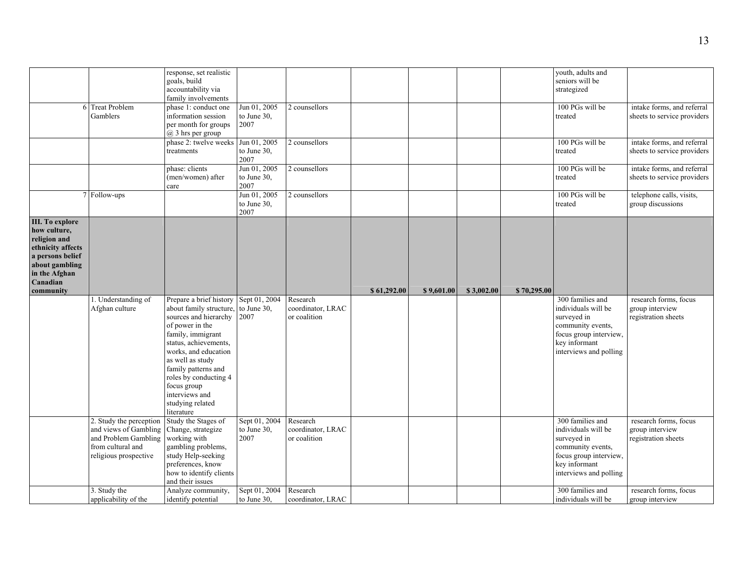| | | | | | | | | | | |
|---|---|---|---|---|---|---|---|---|---|---|
| | | response, set realistic goals, build accountability via family involvements | | | | | | | youth, adults and seniors will be strategized | |
| | 6 Treat Problem Gamblers | phase 1: conduct one information session per month for groups @ 3 hrs per group | Jun 01, 2005 to June 30, 2007 | 2 counsellors | | | | | 100 PGs will be treated | intake forms, and referral sheets to service providers |
| | | phase 2: twelve weeks treatments | Jun 01, 2005 to June 30, 2007 | 2 counsellors | | | | | 100 PGs will be treated | intake forms, and referral sheets to service providers |
| | | phase: clients (men/women) after care | Jun 01, 2005 to June 30, 2007 | 2 counsellors | | | | | 100 PGs will be treated | intake forms, and referral sheets to service providers |
| | 7 Follow-ups | | Jun 01, 2005 to June 30, 2007 | 2 counsellors | | | | | 100 PGs will be treated | telephone calls, visits, group discussions |
| **III. To explore how culture, religion and ethnicity affects a persons belief about gambling in the Afghan Canadian community** | | | | | **$ 61,292.00** | **$ 9,601.00** | **$ 3,002.00** | **$ 70,295.00** | | |
| | 1. Understanding of Afghan culture | Prepare a brief history about family structure, sources and hierarchy of power in the family, immigrant status, achievements, works, and education as well as study family patterns and roles by conducting 4 focus group interviews and studying related literature | Sept 01, 2004 to June 30, 2007 | Research coordinator, LRAC or coalition | | | | | 300 families and individuals will be surveyed in community events, focus group interview, key informant interviews and polling | research forms, focus group interview registration sheets |
| | 2. Study the perception and views of Gambling and Problem Gambling from cultural and religious prospective | Study the Stages of Change, strategize working with gambling problems, study Help-seeking preferences, know how to identify clients and their issues | Sept 01, 2004 to June 30, 2007 | Research coordinator, LRAC or coalition | | | | | 300 families and individuals will be surveyed in community events, focus group interview, key informant interviews and polling | research forms, focus group interview registration sheets |
| | 3. Study the applicability of the | Analyze community, identify potential | Sept 01, 2004 to June 30, | Research coordinator, LRAC | | | | | 300 families and individuals will be | research forms, focus group interview |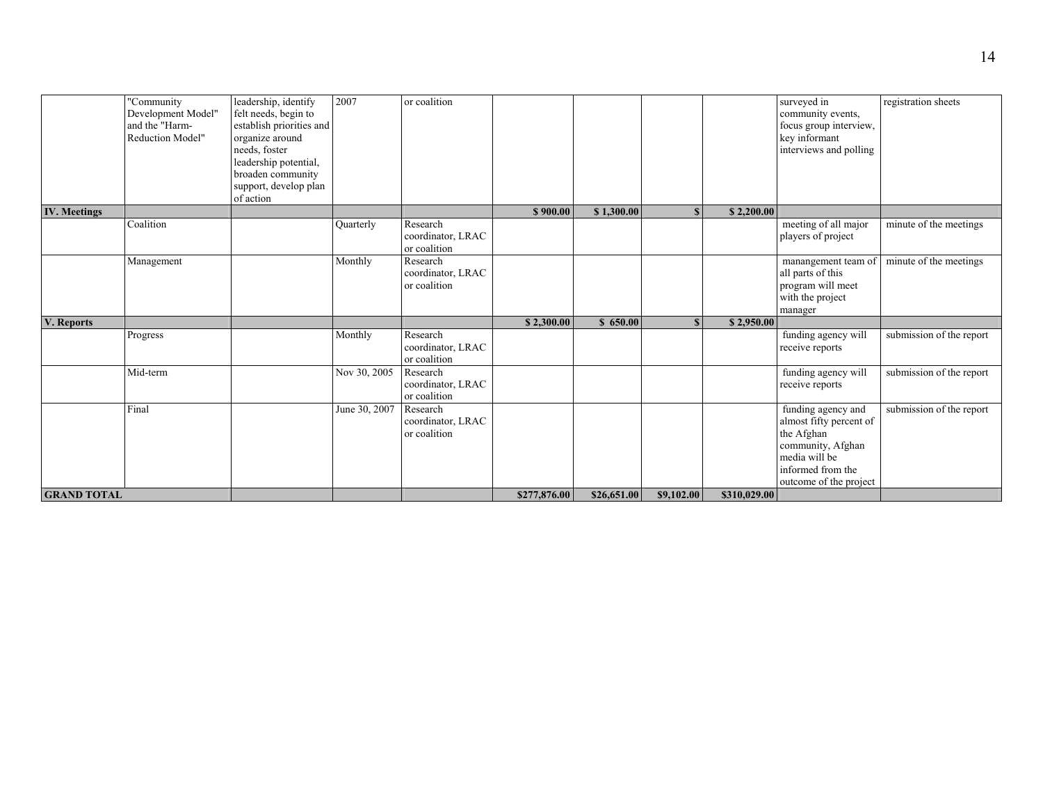| | | | | | | | | | | |
|---|---|---|---|---|---|---|---|---|---|---|
| | "Community Development Model" and the "Harm-Reduction Model" | leadership, identify felt needs, begin to establish priorities and organize around needs, foster leadership potential, broaden community support, develop plan of action | 2007 | or coalition | | | | | surveyed in community events, focus group interview, key informant interviews and polling | registration sheets |
| **IV. Meetings** | | | | | **$ 900.00** | **$ 1,300.00** | **$** | **$ 2,200.00** | | |
| | Coalition | | Quarterly | Research coordinator, LRAC or coalition | | | | | meeting of all major players of project | minute of the meetings |
| | Management | | Monthly | Research coordinator, LRAC or coalition | | | | | manangement team of all parts of this program will meet with the project manager | minute of the meetings |
| **V. Reports** | | | | | **$ 2,300.00** | **$ 650.00** | **$** | **$ 2,950.00** | | |
| | Progress | | Monthly | Research coordinator, LRAC or coalition | | | | | funding agency will receive reports | submission of the report |
| | Mid-term | | Nov 30, 2005 | Research coordinator, LRAC or coalition | | | | | funding agency will receive reports | submission of the report |
| | Final | | June 30, 2007 | Research coordinator, LRAC or coalition | | | | | funding agency and almost fifty percent of the Afghan community, Afghan media will be informed from the outcome of the project | submission of the report |
| **GRAND TOTAL** | | | | | **$277,876.00** | **$26,651.00** | **$9,102.00** | **$310,029.00** | | |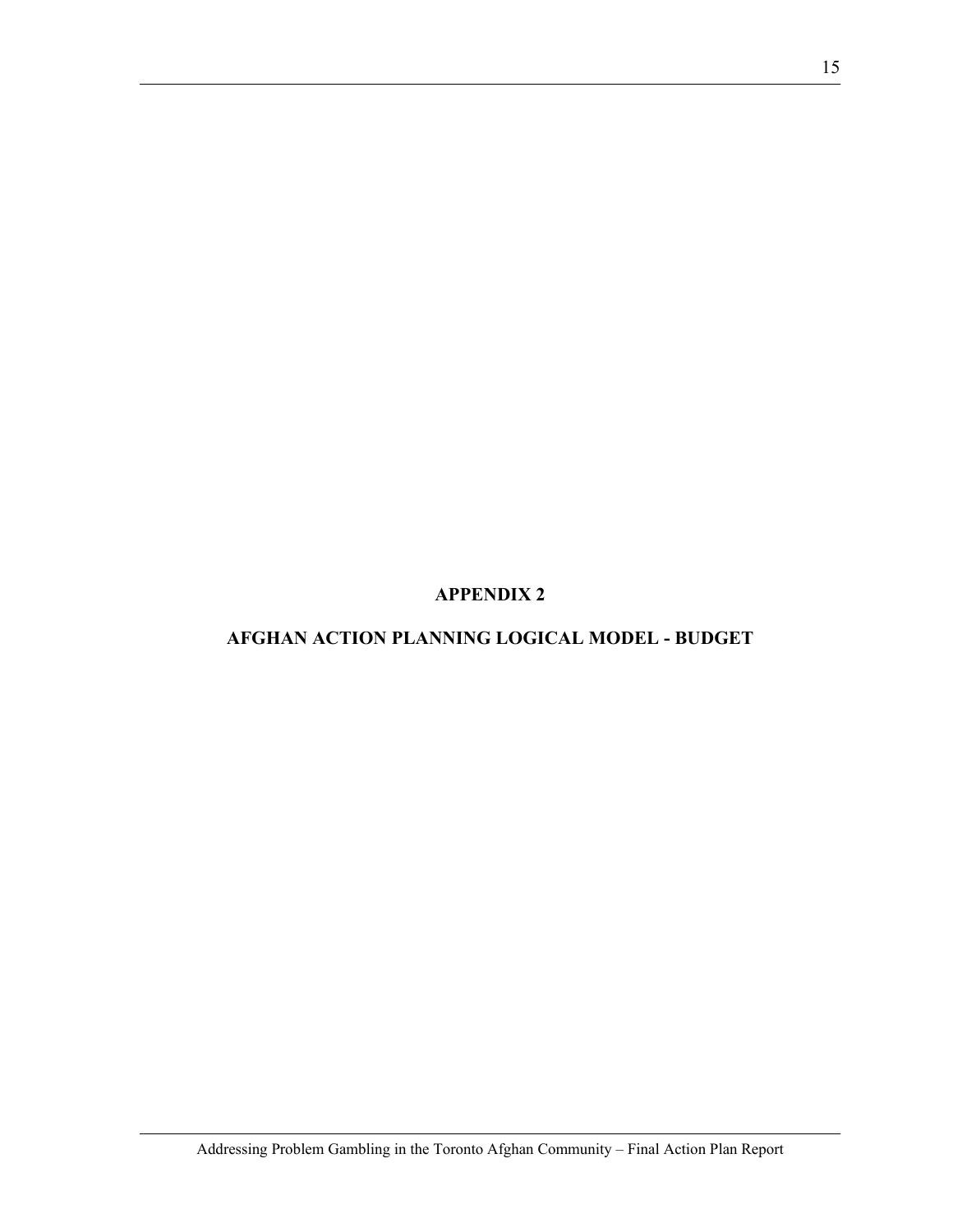# APPENDIX 2

# AFGHAN ACTION PLANNING LOGICAL MODEL - BUDGET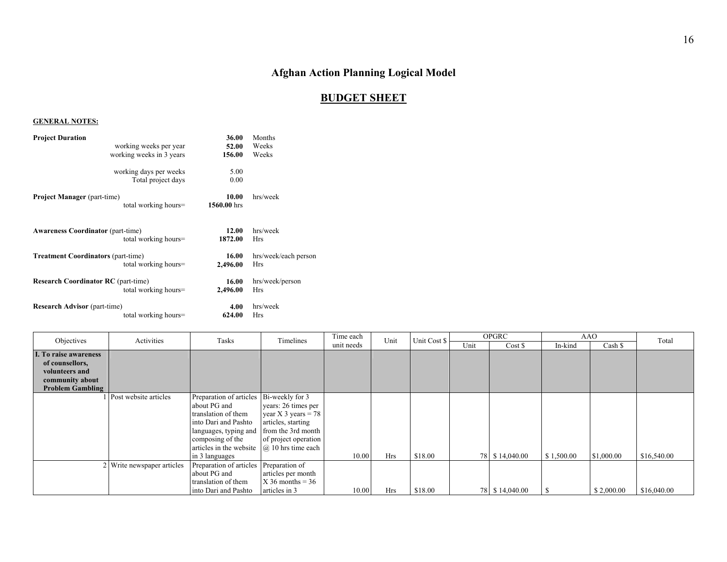# Afghan Action Planning Logical Model

## BUDGET SHEET

**GENERAL NOTES:**

| | | |
|---|---|---|
| **Project Duration** | **36.00** | Months |
| working weeks per year | **52.00** | Weeks |
| working weeks in 3 years | **156.00** | Weeks |
| working days per weeks | 5.00 | |
| Total project days | 0.00 | |
| **Project Manager** (part-time) | **10.00** | hrs/week |
| total working hours= | **1560.00** hrs | |
| **Awareness Coordinator** (part-time) | **12.00** | hrs/week |
| total working hours= | **1872.00** | Hrs |
| **Treatment Coordinators** (part-time) | **16.00** | hrs/week/each person |
| total working hours= | **2,496.00** | Hrs |
| **Research Coordinator RC** (part-time) | **16.00** | hrs/week/person |
| total working hours= | **2,496.00** | Hrs |
| **Research Advisor** (part-time) | **4.00** | hrs/week |
| total working hours= | **624.00** | Hrs |

| Objectives | Activities | Tasks | Timelines | Time each unit needs | Unit | Unit Cost $ | OPGRC | | AAO | | Total |
|---|---|---|---|---|---|---|---|---|---|---|---|
| | | | | | | | Unit | Cost $ | In-kind | Cash $ | |
| **I. To raise awareness of counsellors, volunteers and community about Problem Gambling** | | | | | | | | | | | |
| 1 | Post website articles | Preparation of articles about PG and translation of them into Dari and Pashto languages, typing and composing of the articles in the website in 3 languages | Bi-weekly for 3 years: 26 times per year X 3 years = 78 articles, starting from the 3rd month of project operation @ 10 hrs time each | 10.00 | Hrs | $18.00 | 78 | $ 14,040.00 | $ 1,500.00 | $1,000.00 | $16,540.00 |
| 2 | Write newspaper articles | Preparation of articles about PG and translation of them into Dari and Pashto | Preparation of articles per month X 36 months = 36 articles in 3 | 10.00 | Hrs | $18.00 | 78 | $ 14,040.00 | $ | $ 2,000.00 | $16,040.00 |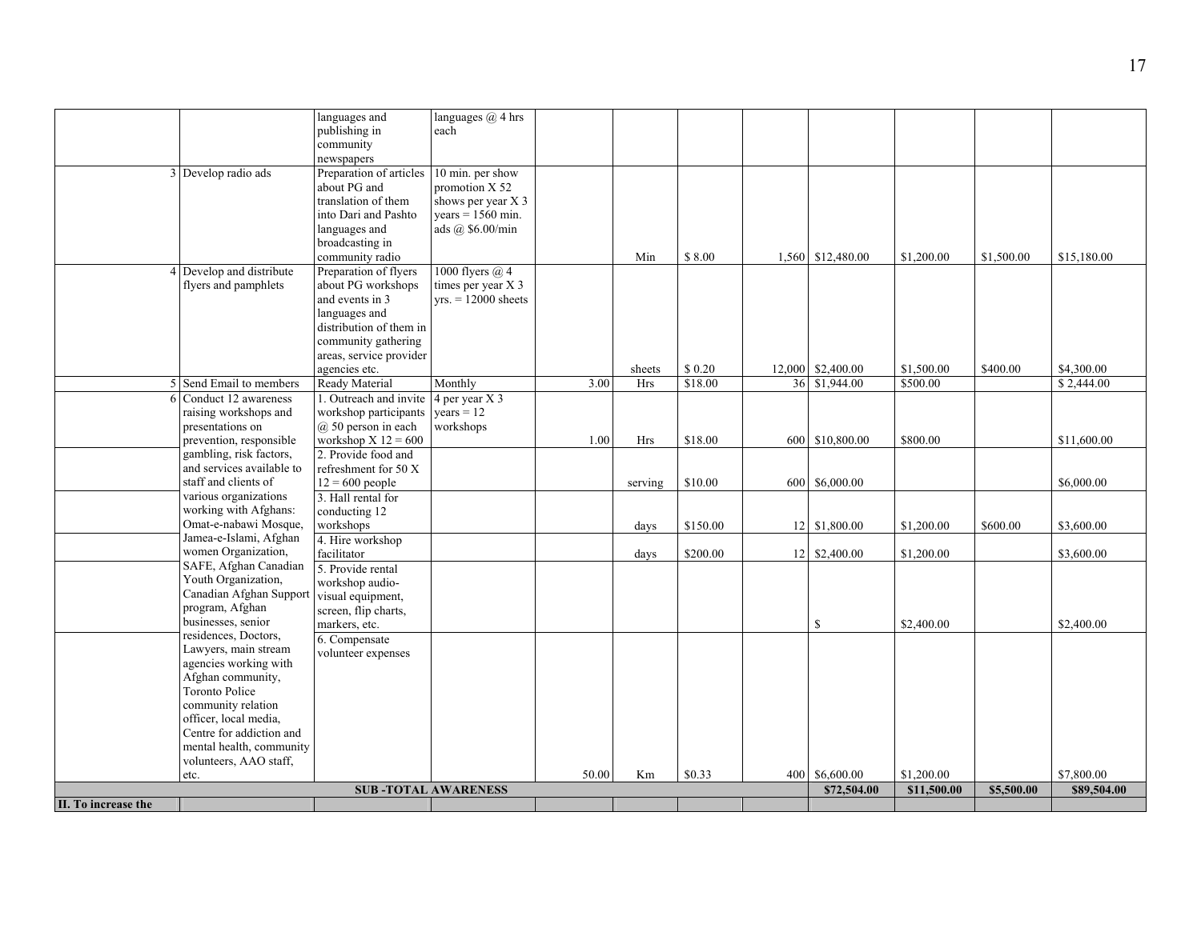| | | | | | | | | | | | |
|---|---|---|---|---|---|---|---|---|---|---|---|
| | | languages and publishing in community newspapers | languages @ 4 hrs each | | | | | | | | |
| | 3 Develop radio ads | Preparation of articles about PG and translation of them into Dari and Pashto languages and broadcasting in community radio | 10 min. per show promotion X 52 shows per year X 3 years = 1560 min. ads @ $6.00/min | | Min | $ 8.00 | 1,560 | $12,480.00 | $1,200.00 | $1,500.00 | $15,180.00 |
| | 4 Develop and distribute flyers and pamphlets | Preparation of flyers about PG workshops and events in 3 languages and distribution of them in community gathering areas, service provider agencies etc. | 1000 flyers @ 4 times per year X 3 yrs. = 12000 sheets | | sheets | $ 0.20 | 12,000 | $2,400.00 | $1,500.00 | $400.00 | $4,300.00 |
| | 5 Send Email to members | Ready Material | Monthly | 3.00 | Hrs | $18.00 | 36 | $1,944.00 | $500.00 | | $ 2,444.00 |
| | 6 Conduct 12 awareness raising workshops and presentations on prevention, responsible | 1. Outreach and invite workshop participants @ 50 person in each workshop X 12 = 600 | 4 per year X 3 years = 12 workshops | 1.00 | Hrs | $18.00 | 600 | $10,800.00 | $800.00 | | $11,600.00 |
| | gambling, risk factors, and services available to staff and clients of | 2. Provide food and refreshment for 50 X 12 = 600 people | | | serving | $10.00 | 600 | $6,000.00 | | | $6,000.00 |
| | various organizations working with Afghans: Omat-e-nabawi Mosque, | 3. Hall rental for conducting 12 workshops | | | days | $150.00 | 12 | $1,800.00 | $1,200.00 | $600.00 | $3,600.00 |
| | Jamea-e-Islami, Afghan women Organization, | 4. Hire workshop facilitator | | | days | $200.00 | 12 | $2,400.00 | $1,200.00 | | $3,600.00 |
| | SAFE, Afghan Canadian Youth Organization, Canadian Afghan Support program, Afghan businesses, senior | 5. Provide rental workshop audio-visual equipment, screen, flip charts, markers, etc. | | | | | | $ | $2,400.00 | | $2,400.00 |
| | residences, Doctors, Lawyers, main stream agencies working with Afghan community, Toronto Police community relation officer, local media, Centre for addiction and mental health, community volunteers, AAO staff, etc. | 6. Compensate volunteer expenses | | 50.00 | Km | $0.33 | 400 | $6,600.00 | $1,200.00 | | $7,800.00 |
| | | **SUB -TOTAL AWARENESS** | | | | | | **$72,504.00** | **$11,500.00** | **$5,500.00** | **$89,504.00** |
| **II. To increase the** | | | | | | | | | | | |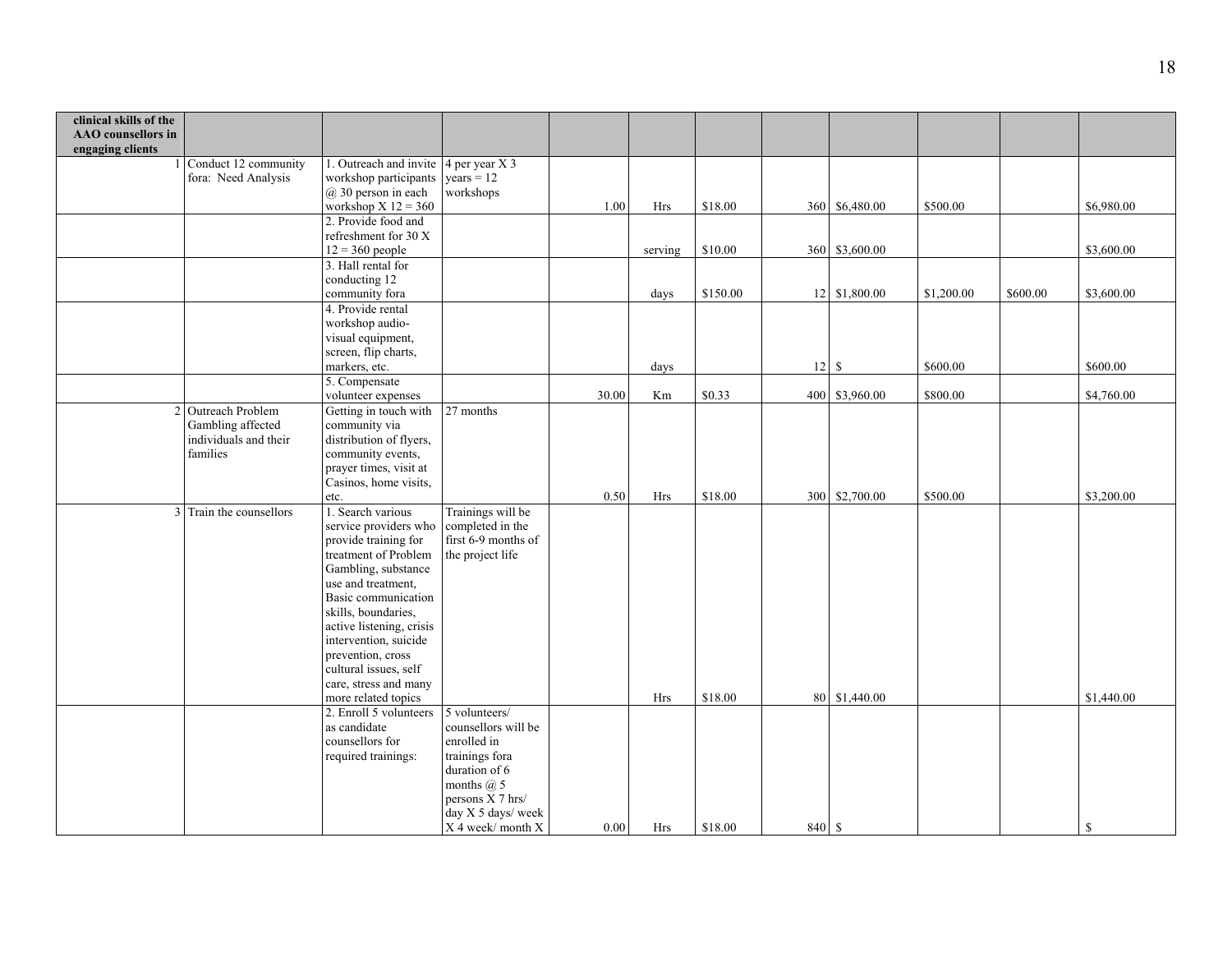| **clinical skills of the AAO counsellors in engaging clients** | | | | | | | | | | | |
|---|---|---|---|---|---|---|---|---|---|---|---|
| 1 | Conduct 12 community fora: Need Analysis | 1. Outreach and invite workshop participants @ 30 person in each workshop X 12 = 360 | 4 per year X 3 years = 12 workshops | 1.00 | Hrs | $18.00 | 360 | $6,480.00 | $500.00 | | $6,980.00 |
| | | 2. Provide food and refreshment for 30 X 12 = 360 people | | | serving | $10.00 | 360 | $3,600.00 | | | $3,600.00 |
| | | 3. Hall rental for conducting 12 community fora | | | days | $150.00 | 12 | $1,800.00 | $1,200.00 | $600.00 | $3,600.00 |
| | | 4. Provide rental workshop audio-visual equipment, screen, flip charts, markers, etc. | | | days | | 12 | $ | $600.00 | | $600.00 |
| | | 5. Compensate volunteer expenses | | 30.00 | Km | $0.33 | 400 | $3,960.00 | $800.00 | | $4,760.00 |
| 2 | Outreach Problem Gambling affected individuals and their families | Getting in touch with community via distribution of flyers, community events, prayer times, visit at Casinos, home visits, etc. | 27 months | 0.50 | Hrs | $18.00 | 300 | $2,700.00 | $500.00 | | $3,200.00 |
| 3 | Train the counsellors | 1. Search various service providers who provide training for treatment of Problem Gambling, substance use and treatment, Basic communication skills, boundaries, active listening, crisis intervention, suicide prevention, cross cultural issues, self care, stress and many more related topics | Trainings will be completed in the first 6-9 months of the project life | | Hrs | $18.00 | 80 | $1,440.00 | | | $1,440.00 |
| | | 2. Enroll 5 volunteers as candidate counsellors for required trainings: | 5 volunteers/ counsellors will be enrolled in trainings fora duration of 6 months @ 5 persons X 7 hrs/ day X 5 days/ week X 4 week/ month X | 0.00 | Hrs | $18.00 | 840 | $ | | | $ |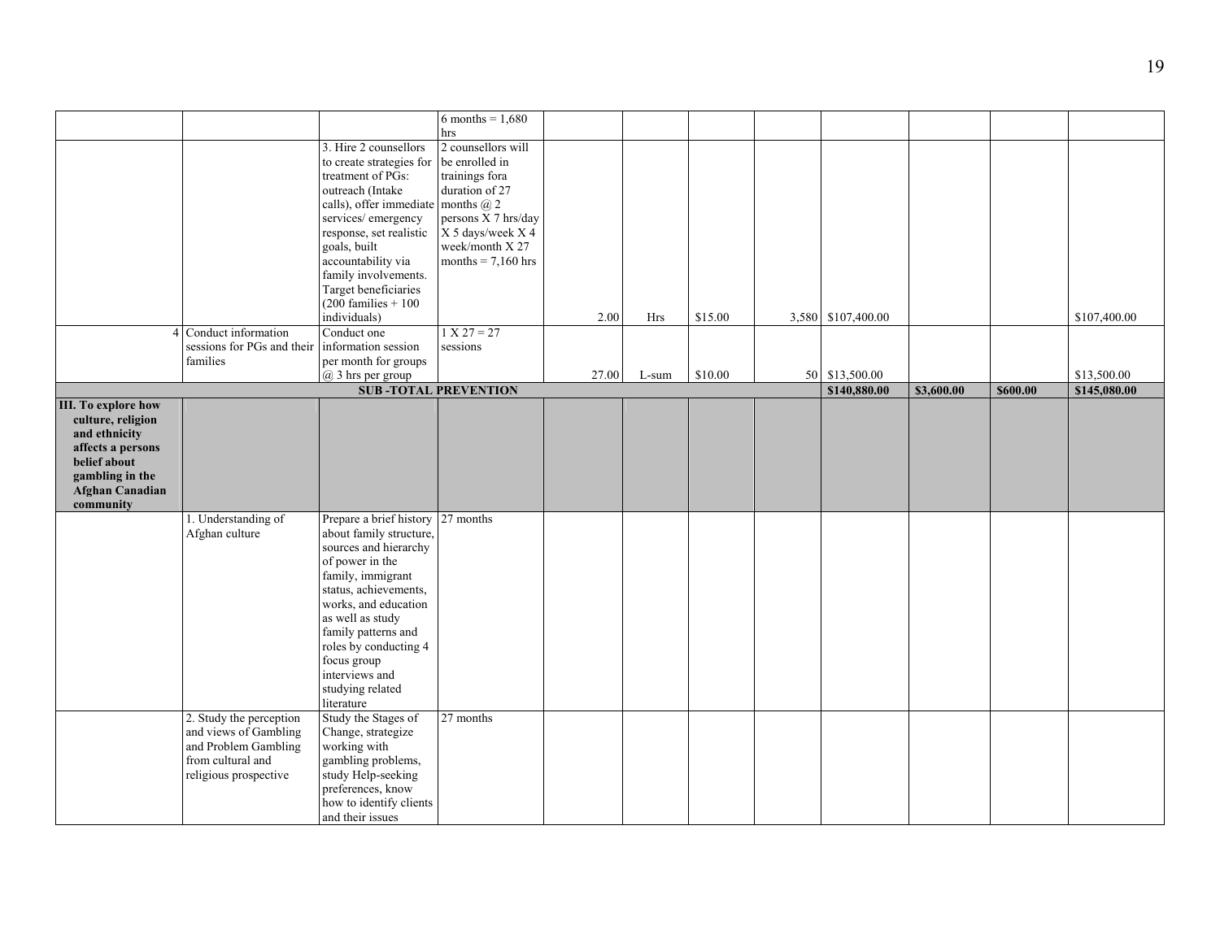| | | | | | | | | | | | |
|---|---|---|---|---|---|---|---|---|---|---|---|
| | | | 6 months = 1,680 hrs | | | | | | | | |
| | | 3. Hire 2 counsellors to create strategies for treatment of PGs: outreach (Intake calls), offer immediate services/ emergency response, set realistic goals, built accountability via family involvements. Target beneficiaries (200 families + 100 individuals) | 2 counsellors will be enrolled in trainings fora duration of 27 months @ 2 persons X 7 hrs/day X 5 days/week X 4 week/month X 27 months = 7,160 hrs | 2.00 | Hrs | $15.00 | 3,580 | $107,400.00 | | | $107,400.00 |
| | 4 Conduct information sessions for PGs and their families | Conduct one information session per month for groups @ 3 hrs per group | 1 X 27 = 27 sessions | 27.00 | L-sum | $10.00 | 50 | $13,500.00 | | | $13,500.00 |
| **SUB -TOTAL PREVENTION** | | | | | | | | **$140,880.00** | **$3,600.00** | **$600.00** | **$145,080.00** |
| **III. To explore how culture, religion and ethnicity affects a persons belief about gambling in the Afghan Canadian community** | | | | | | | | | | | |
| | 1. Understanding of Afghan culture | Prepare a brief history about family structure, sources and hierarchy of power in the family, immigrant status, achievements, works, and education as well as study family patterns and roles by conducting 4 focus group interviews and studying related literature | 27 months | | | | | | | | |
| | 2. Study the perception and views of Gambling and Problem Gambling from cultural and religious prospective | Study the Stages of Change, strategize working with gambling problems, study Help-seeking preferences, know how to identify clients and their issues | 27 months | | | | | | | | |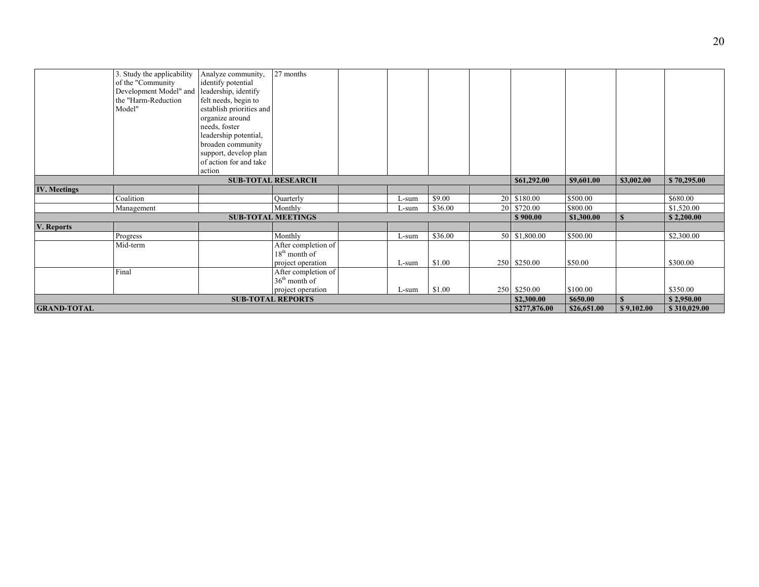| | | | | | | | | | | | |
|---|---|---|---|---|---|---|---|---|---|---|---|
| | 3. Study the applicability of the "Community Development Model" and the "Harm-Reduction Model" | Analyze community, identify potential leadership, identify felt needs, begin to establish priorities and organize around needs, foster leadership potential, broaden community support, develop plan of action for and take action | 27 months | | | | | | | | |
| **SUB-TOTAL RESEARCH** | | | | | | | | **$61,292.00** | **$9,601.00** | **$3,002.00** | **$ 70,295.00** |
| **IV. Meetings** | | | | | | | | | | | |
| | Coalition | | Quarterly | | L-sum | $9.00 | 20 | $180.00 | $500.00 | | $680.00 |
| | Management | | Monthly | | L-sum | $36.00 | 20 | $720.00 | $800.00 | | $1,520.00 |
| **SUB-TOTAL MEETINGS** | | | | | | | | **$ 900.00** | **$1,300.00** | **$** | **$ 2,200.00** |
| **V. Reports** | | | | | | | | | | | |
| | Progress | | Monthly | | L-sum | $36.00 | 50 | $1,800.00 | $500.00 | | $2,300.00 |
| | Mid-term | | After completion of 18th month of project operation | | L-sum | $1.00 | 250 | $250.00 | $50.00 | | $300.00 |
| | Final | | After completion of 36th month of project operation | | L-sum | $1.00 | 250 | $250.00 | $100.00 | | $350.00 |
| **SUB-TOTAL REPORTS** | | | | | | | | **$2,300.00** | **$650.00** | **$** | **$ 2,950.00** |
| **GRAND-TOTAL** | | | | | | | | **$277,876.00** | **$26,651.00** | **$ 9,102.00** | **$ 310,029.00** |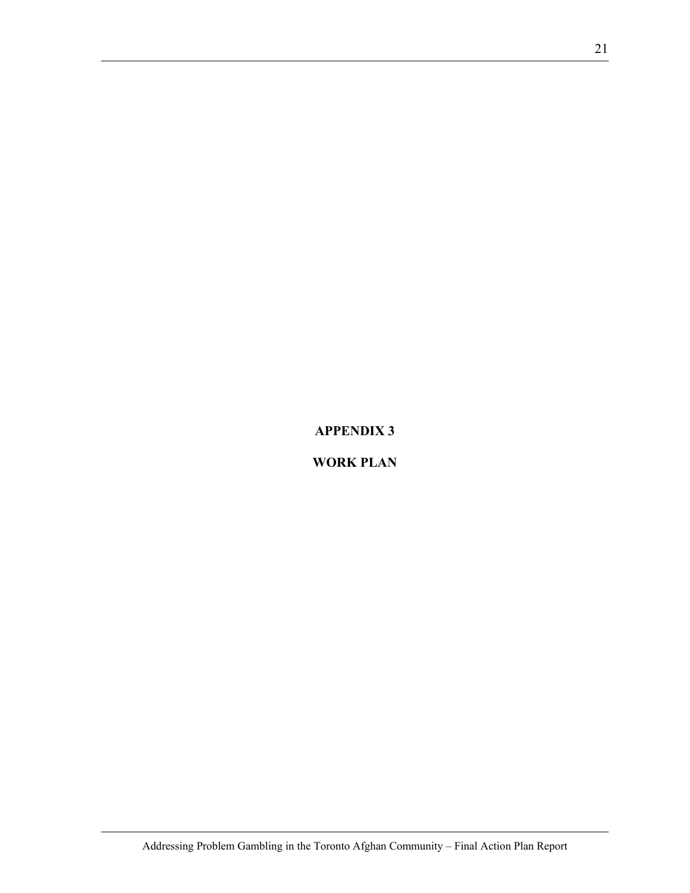# APPENDIX 3

# WORK PLAN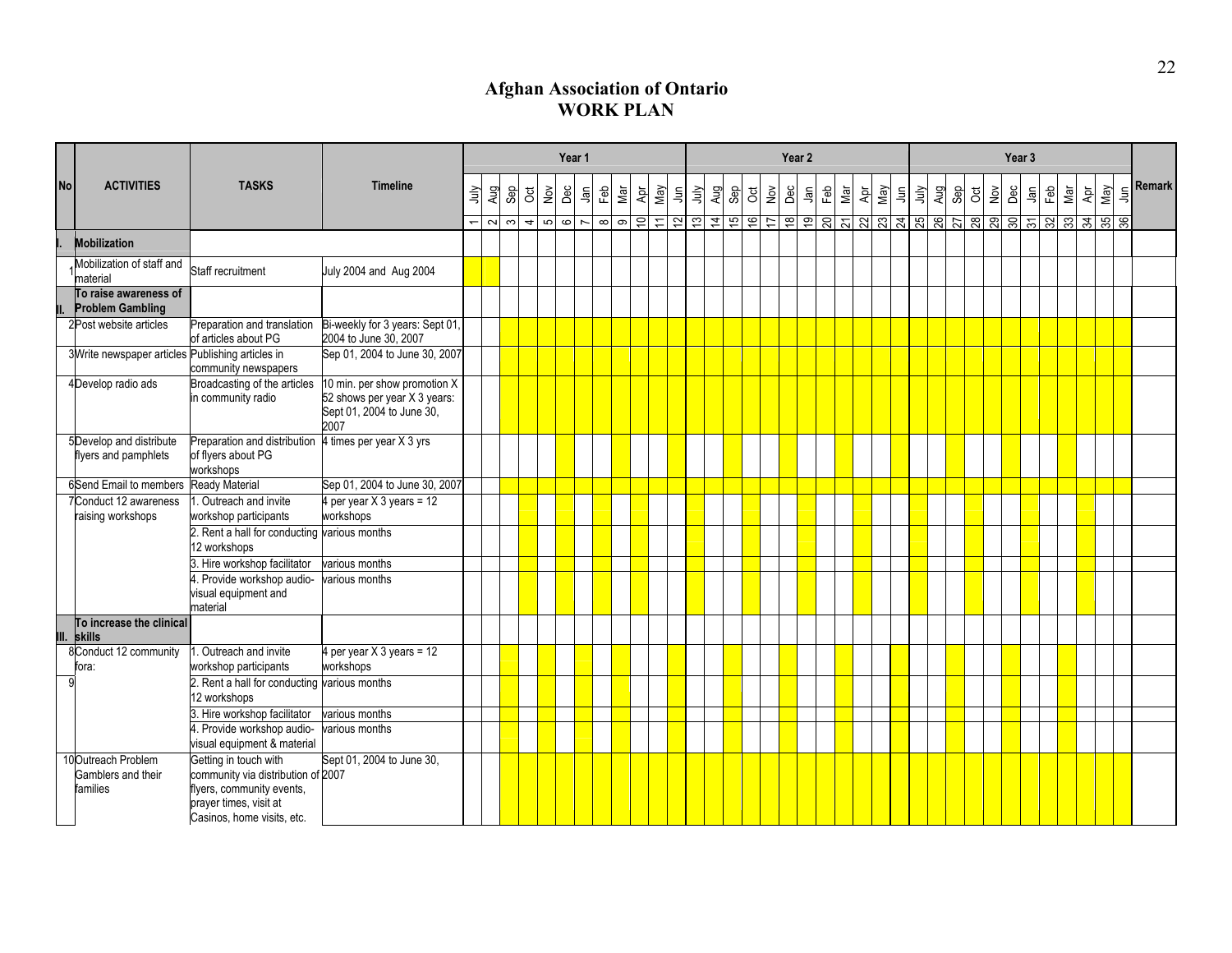# Afghan Association of Ontario
# WORK PLAN

Shaded (highlighted) months in the original chart are marked with X.

| No | ACTIVITIES | TASKS | Timeline | Year 1 | | | | | | | | | | | | Year 2 | | | | | | | | | | | | Year 3 | | | | | | | | | | | | Remark |
|---|---|---|---|---|---|---|---|---|---|---|---|---|---|---|---|---|---|---|---|---|---|---|---|---|---|---|---|---|---|---|---|---|---|---|---|---|---|---|---|---|
| | | | | July | Aug | Sep | Oct | Nov | Dec | Jan | Feb | Mar | Apr | May | Jun | July | Aug | Sep | Oct | Nov | Dec | Jan | Feb | Mar | Apr | May | Jun | July | Aug | Sep | Oct | Nov | Dec | Jan | Feb | Mar | Apr | May | Jun | |
| | | | | 1 | 2 | 3 | 4 | 5 | 6 | 7 | 8 | 9 | 10 | 11 | 12 | 13 | 14 | 15 | 16 | 17 | 18 | 19 | 20 | 21 | 22 | 23 | 24 | 25 | 26 | 27 | 28 | 29 | 30 | 31 | 32 | 33 | 34 | 35 | 36 | |
| I. | **Mobilization** | | | | | | | | | | | | | | | | | | | | | | | | | | | | | | | | | | | | | | | |
| 1 | Mobilization of staff and material | Staff recruitment | July 2004 and Aug 2004 | X | X | | | | | | | | | | | | | | | | | | | | | | | | | | | | | | | | | | | |
| II. | **To raise awareness of Problem Gambling** | | | | | | | | | | | | | | | | | | | | | | | | | | | | | | | | | | | | | | | |
| 2 | Post website articles | Preparation and translation of articles about PG | Bi-weekly for 3 years: Sept 01, 2004 to June 30, 2007 | | | X | X | X | X | X | X | X | X | X | X | X | X | X | X | X | X | X | X | X | X | X | X | X | X | X | X | X | X | X | X | X | X | X | X | |
| 3 | Write newspaper articles | Publishing articles in community newspapers | Sep 01, 2004 to June 30, 2007 | | | X | X | X | X | X | X | X | X | X | X | X | X | X | X | X | X | X | X | X | X | X | X | X | X | X | X | X | X | X | X | X | X | X | X | |
| 4 | Develop radio ads | Broadcasting of the articles in community radio | 10 min. per show promotion X 52 shows per year X 3 years: Sept 01, 2004 to June 30, 2007 | | | X | X | X | X | X | X | X | X | X | X | X | X | X | X | X | X | X | X | X | X | X | X | X | X | X | X | X | X | X | X | X | X | X | X | |
| 5 | Develop and distribute flyers and pamphlets | Preparation and distribution of flyers about PG workshops | 4 times per year X 3 yrs | | | | | | X | | | X | | | X | | | X | | | X | | | X | | | | | | X | | | X | | | X | | | | |
| 6 | Send Email to members | Ready Material | Sep 01, 2004 to June 30, 2007 | | | X | X | X | X | X | X | X | X | X | X | X | X | X | X | X | X | X | X | X | X | X | X | X | X | X | X | X | X | X | X | X | X | X | X | |
| 7 | Conduct 12 awareness raising workshops | 1. Outreach and invite workshop participants | 4 per year X 3 years = 12 workshops | | | | X | | X | | X | | | | | X | | | X | | | X | | | X | | | X | | | X | | | X | | | X | | | |
| | | 2. Rent a hall for conducting 12 workshops | various months | | | | X | | X | | X | | | | | X | | | X | | | X | | | X | | | X | | | X | | | X | | | X | | | |
| | | 3. Hire workshop facilitator | various months | | | | X | | X | | X | | | | | X | | | X | | | X | | | X | | | X | | | X | | | X | | | X | | | |
| | | 4. Provide workshop audio-visual equipment and material | various months | | | | X | | X | | X | | | | | X | | | X | | | X | | | X | | | X | | | X | | | X | | | X | | | |
| III. | **To increase the clinical skills** | | | | | | | | | | | | | | | | | | | | | | | | | | | | | | | | | | | | | | | |
| 8 | Conduct 12 community fora: | 1. Outreach and invite workshop participants | 4 per year X 3 years = 12 workshops | | | X | | X | | X | | X | | | X | | | X | | | X | | | X | | | X | | | X | | | X | | | X | | | | |
| 9 | | 2. Rent a hall for conducting 12 workshops | various months | | | X | | X | | X | | X | | | X | | | X | | | X | | | X | | | X | | | X | | | X | | | X | | | | |
| | | 3. Hire workshop facilitator | various months | | | X | | X | | X | | X | | | X | | | X | | | X | | | X | | | X | | | X | | | X | | | X | | | | |
| | | 4. Provide workshop audio-visual equipment & material | various months | | | X | | X | | X | | X | | | X | | | X | | | X | | | X | | | X | | | X | | | X | | | X | | | | |
| 10 | Outreach Problem Gamblers and their families | Getting in touch with community via distribution of flyers, community events, prayer times, visit at Casinos, home visits, etc. | Sept 01, 2004 to June 30, 2007 | | | X | X | X | X | X | X | X | X | X | X | X | X | X | X | X | X | X | X | X | X | X | X | X | X | X | X | X | X | X | X | X | X | X | X | |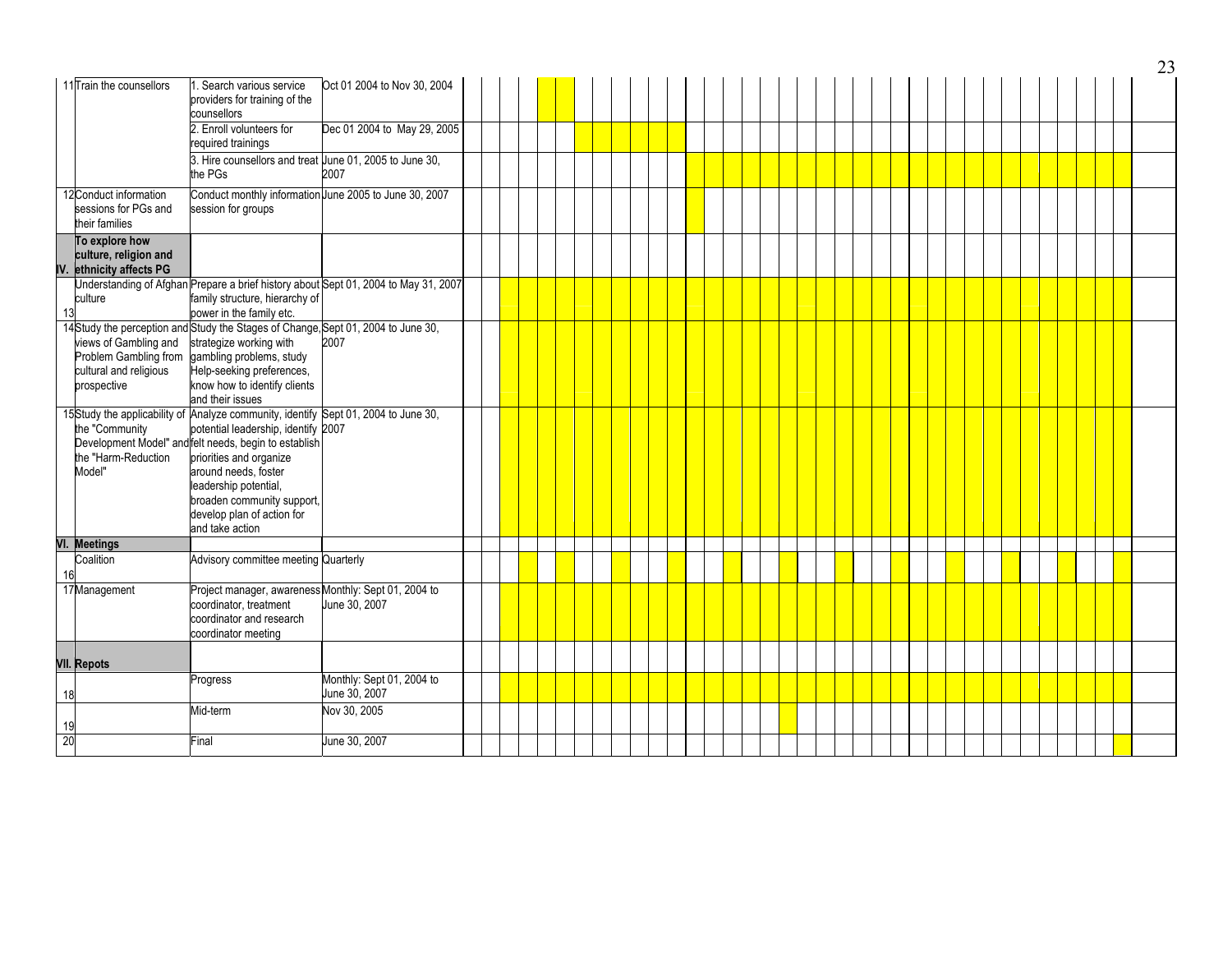| # | Activity | Task | Timeline |
|---|---|---|---|
| 11 | Train the counsellors | 1. Search various service providers for training of the counsellors | Oct 01 2004 to Nov 30, 2004 |
| | | 2. Enroll volunteers for required trainings | Dec 01 2004 to May 29, 2005 |
| | | 3. Hire counsellors and treat the PGs | June 01, 2005 to June 30, 2007 |
| 12 | Conduct information sessions for PGs and their families | Conduct monthly information session for groups | June 2005 to June 30, 2007 |
| IV. | **To explore how culture, religion and ethnicity affects PG** | | |
| 13 | Understanding of Afghan culture | Prepare a brief history about family structure, hierarchy of power in the family etc. | Sept 01, 2004 to May 31, 2007 |
| 14 | Study the perception and views of Gambling and Problem Gambling from cultural and religious prospective | Study the Stages of Change, strategize working with gambling problems, study Help-seeking preferences, know how to identify clients and their issues | Sept 01, 2004 to June 30, 2007 |
| 15 | Study the applicability of the "Community Development Model" and the "Harm-Reduction Model" | Analyze community, identify potential leadership, identify felt needs, begin to establish priorities and organize around needs, foster leadership potential, broaden community support, develop plan of action for and take action | Sept 01, 2004 to June 30, 2007 |
| VI. | **Meetings** | | |
| 16 | Coalition | Advisory committee meeting | Quarterly |
| 17 | Management | Project manager, awareness coordinator, treatment coordinator and research coordinator meeting | Monthly: Sept 01, 2004 to June 30, 2007 |
| VII. | **Repots** | | |
| 18 | | Progress | Monthly: Sept 01, 2004 to June 30, 2007 |
| 19 | | Mid-term | Nov 30, 2005 |
| 20 | | Final | June 30, 2007 |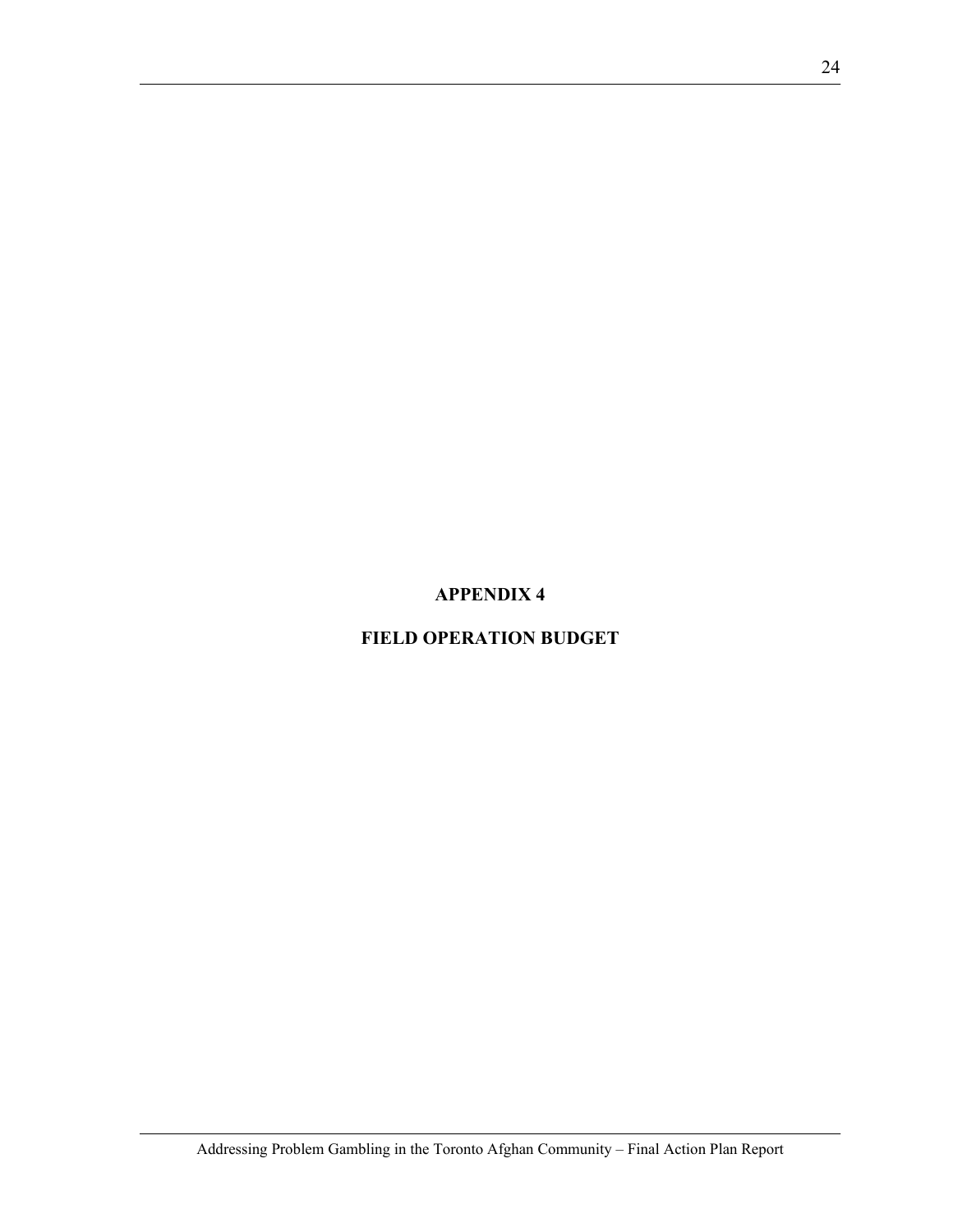# APPENDIX 4

# FIELD OPERATION BUDGET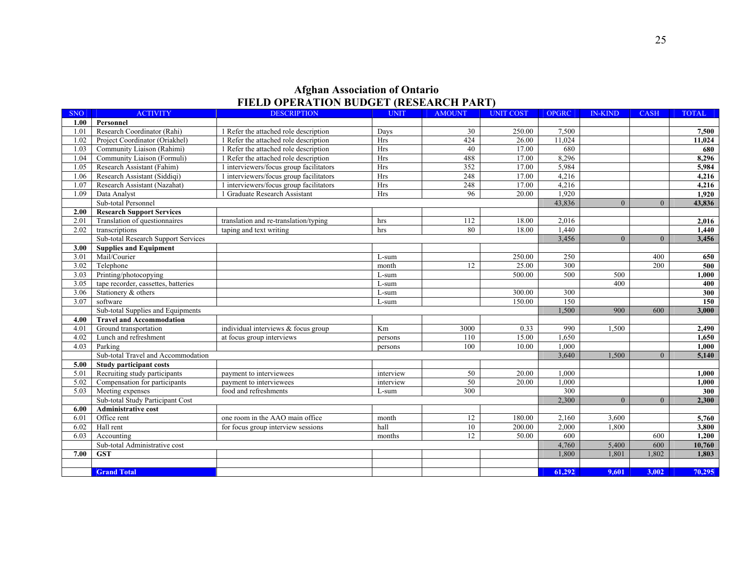# Afghan Association of Ontario
## FIELD OPERATION BUDGET (RESEARCH PART)

| SNO | ACTIVITY | DESCRIPTION | UNIT | AMOUNT | UNIT COST | OPGRC | IN-KIND | CASH | TOTAL |
|---|---|---|---|---|---|---|---|---|---|
| **1.00** | **Personnel** | | | | | | | | |
| 1.01 | Research Coordinator (Rahi) | 1 Refer the attached role description | Days | 30 | 250.00 | 7,500 | | | **7,500** |
| 1.02 | Project Coordinator (Oriakhel) | 1 Refer the attached role description | Hrs | 424 | 26.00 | 11,024 | | | **11,024** |
| 1.03 | Community Liaison (Rahimi) | 1 Refer the attached role description | Hrs | 40 | 17.00 | 680 | | | **680** |
| 1.04 | Community Liaison (Formuli) | 1 Refer the attached role description | Hrs | 488 | 17.00 | 8,296 | | | **8,296** |
| 1.05 | Research Assistant (Fahim) | 1 interviewers/focus group facilitators | Hrs | 352 | 17.00 | 5,984 | | | **5,984** |
| 1.06 | Research Assistant (Siddiqi) | 1 interviewers/focus group facilitators | Hrs | 248 | 17.00 | 4,216 | | | **4,216** |
| 1.07 | Research Assistant (Nazahat) | 1 interviewers/focus group facilitators | Hrs | 248 | 17.00 | 4,216 | | | **4,216** |
| 1.09 | Data Analyst | 1 Graduate Research Assistant | Hrs | 96 | 20.00 | 1,920 | | | **1,920** |
| | Sub-total Personnel | | | | | 43,836 | 0 | 0 | **43,836** |
| **2.00** | **Research Support Services** | | | | | | | | |
| 2.01 | Translation of questionnaires | translation and re-translation/typing | hrs | 112 | 18.00 | 2,016 | | | **2,016** |
| 2.02 | transcriptions | taping and text writing | hrs | 80 | 18.00 | 1,440 | | | **1,440** |
| | Sub-total Research Support Services | | | | | 3,456 | 0 | 0 | **3,456** |
| **3.00** | **Supplies and Equipment** | | | | | | | | |
| 3.01 | Mail/Courier | | L-sum | | 250.00 | 250 | | 400 | **650** |
| 3.02 | Telephone | | month | 12 | 25.00 | 300 | | 200 | **500** |
| 3.03 | Printing/photocopying | | L-sum | | 500.00 | 500 | 500 | | **1,000** |
| 3.05 | tape recorder, cassettes, batteries | | L-sum | | | | 400 | | **400** |
| 3.06 | Stationery & others | | L-sum | | 300.00 | 300 | | | **300** |
| 3.07 | software | | L-sum | | 150.00 | 150 | | | **150** |
| | Sub-total Supplies and Equipments | | | | | 1,500 | 900 | 600 | **3,000** |
| **4.00** | **Travel and Accommodation** | | | | | | | | |
| 4.01 | Ground transportation | individual interviews & focus group | Km | 3000 | 0.33 | 990 | 1,500 | | **2,490** |
| 4.02 | Lunch and refreshment | at focus group interviews | persons | 110 | 15.00 | 1,650 | | | **1,650** |
| 4.03 | Parking | | persons | 100 | 10.00 | 1,000 | | | **1,000** |
| | Sub-total Travel and Accommodation | | | | | 3,640 | 1,500 | 0 | **5,140** |
| **5.00** | **Study participant costs** | | | | | | | | |
| 5.01 | Recruiting study participants | payment to interviewees | interview | 50 | 20.00 | 1,000 | | | **1,000** |
| 5.02 | Compensation for participants | payment to interviewees | interview | 50 | 20.00 | 1,000 | | | **1,000** |
| 5.03 | Meeting expenses | food and refreshments | L-sum | 300 | | 300 | | | **300** |
| | Sub-total Study Participant Cost | | | | | 2,300 | 0 | 0 | **2,300** |
| **6.00** | **Administrative cost** | | | | | | | | |
| 6.01 | Office rent | one room in the AAO main office | month | 12 | 180.00 | 2,160 | 3,600 | | **5,760** |
| 6.02 | Hall rent | for focus group interview sessions | hall | 10 | 200.00 | 2,000 | 1,800 | | **3,800** |
| 6.03 | Accounting | | months | 12 | 50.00 | 600 | | 600 | **1,200** |
| | Sub-total Administrative cost | | | | | 4,760 | 5,400 | 600 | **10,760** |
| **7.00** | **GST** | | | | | 1,800 | 1,801 | 1,802 | **1,803** |
| | | | | | | | | | |
| | **Grand Total** | | | | | **61,292** | **9,601** | **3,002** | **70,295** |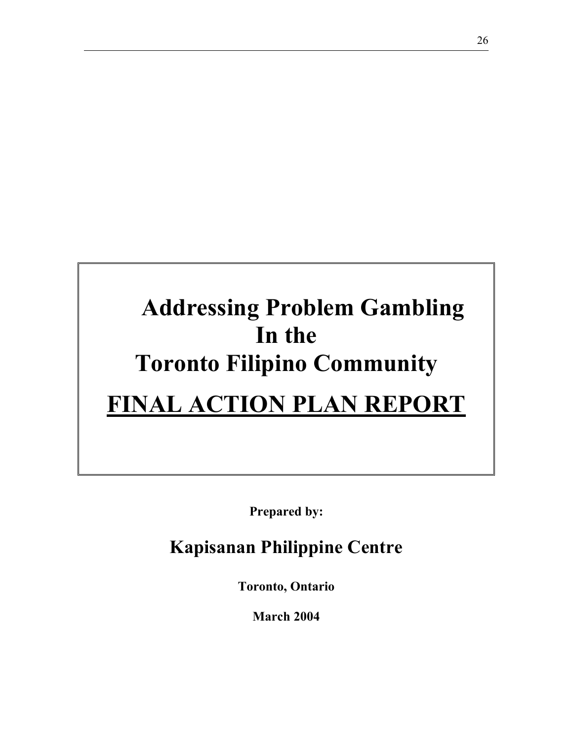# Addressing Problem Gambling In the Toronto Filipino Community

# FINAL ACTION PLAN REPORT

**Prepared by:**

## Kapisanan Philippine Centre

**Toronto, Ontario**

**March 2004**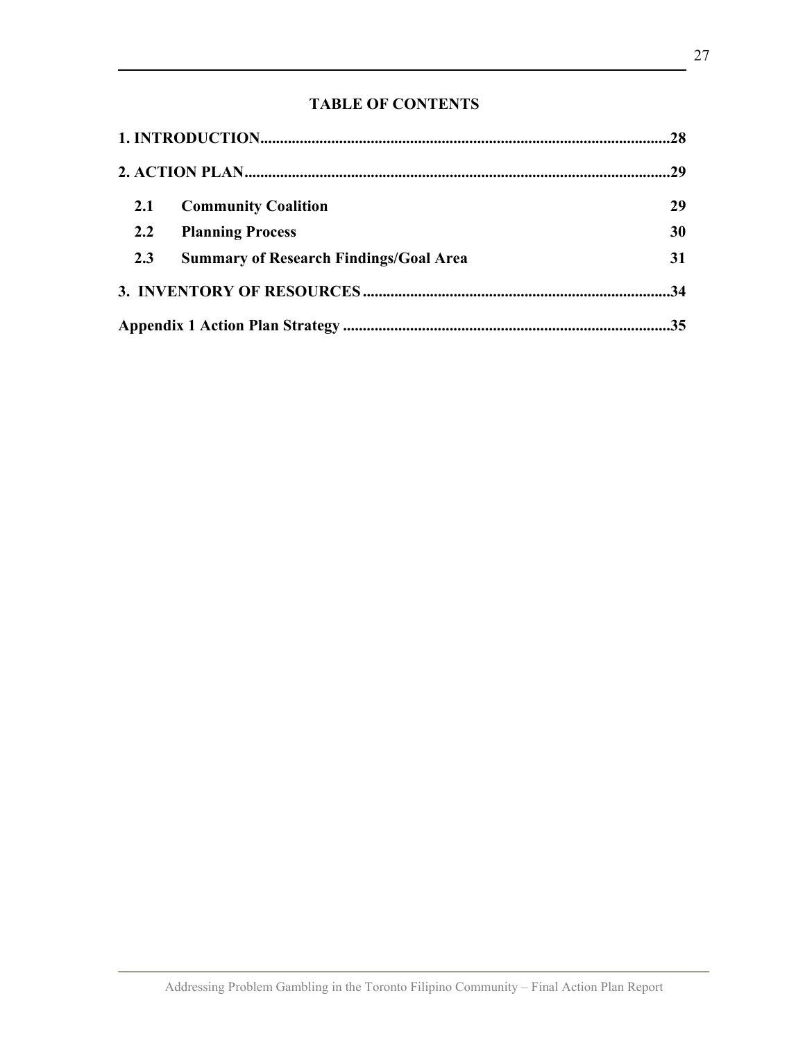## TABLE OF CONTENTS

**1. INTRODUCTION......................................................................................................28**

**2. ACTION PLAN..........................................................................................................29**

**2.1 Community Coalition 29**

**2.2 Planning Process 30**

**2.3 Summary of Research Findings/Goal Area 31**

**3. INVENTORY OF RESOURCES............................................................................34**

**Appendix 1 Action Plan Strategy ..................................................................................35**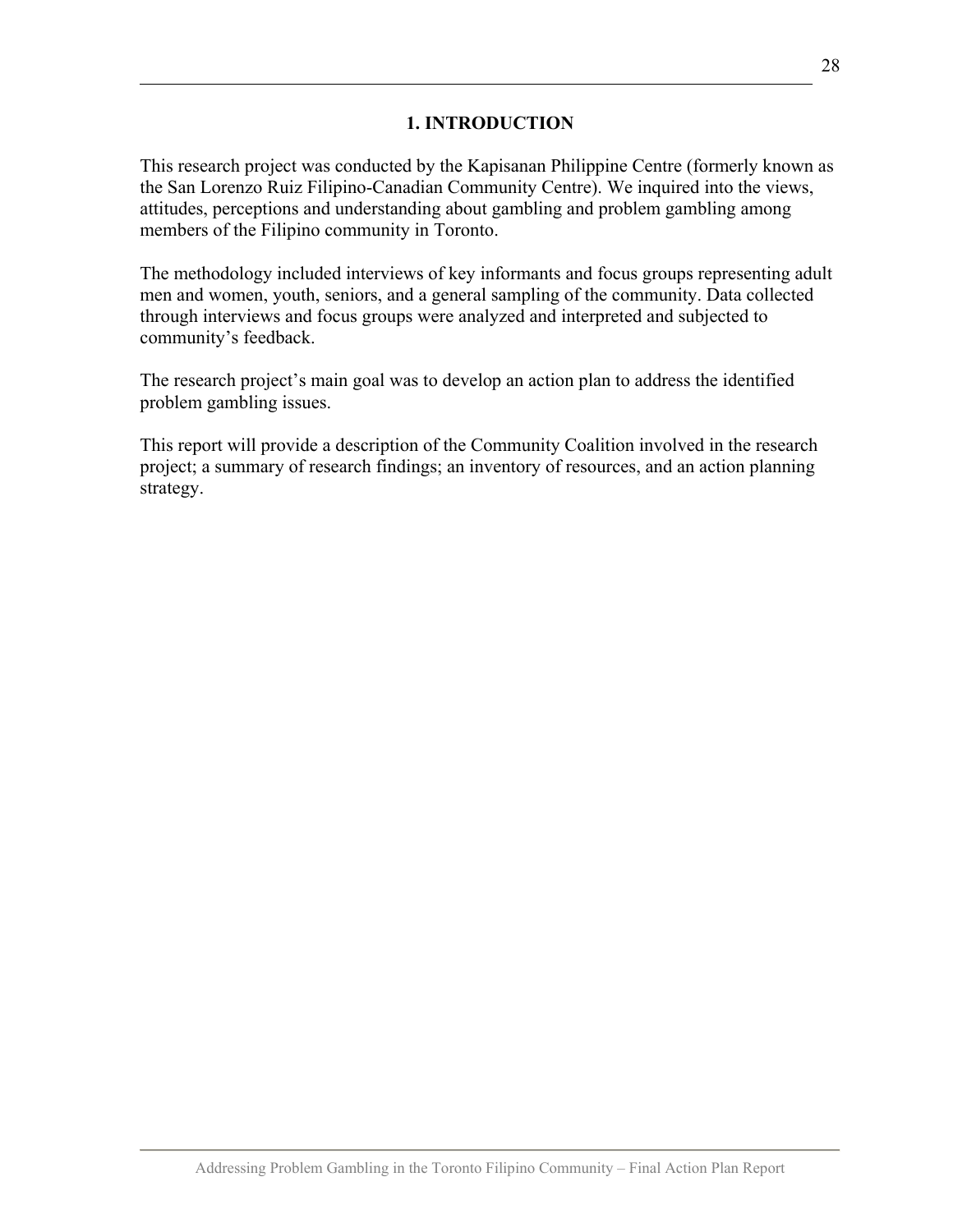## 1. INTRODUCTION

This research project was conducted by the Kapisanan Philippine Centre (formerly known as the San Lorenzo Ruiz Filipino-Canadian Community Centre). We inquired into the views, attitudes, perceptions and understanding about gambling and problem gambling among members of the Filipino community in Toronto.

The methodology included interviews of key informants and focus groups representing adult men and women, youth, seniors, and a general sampling of the community. Data collected through interviews and focus groups were analyzed and interpreted and subjected to community's feedback.

The research project's main goal was to develop an action plan to address the identified problem gambling issues.

This report will provide a description of the Community Coalition involved in the research project; a summary of research findings; an inventory of resources, and an action planning strategy.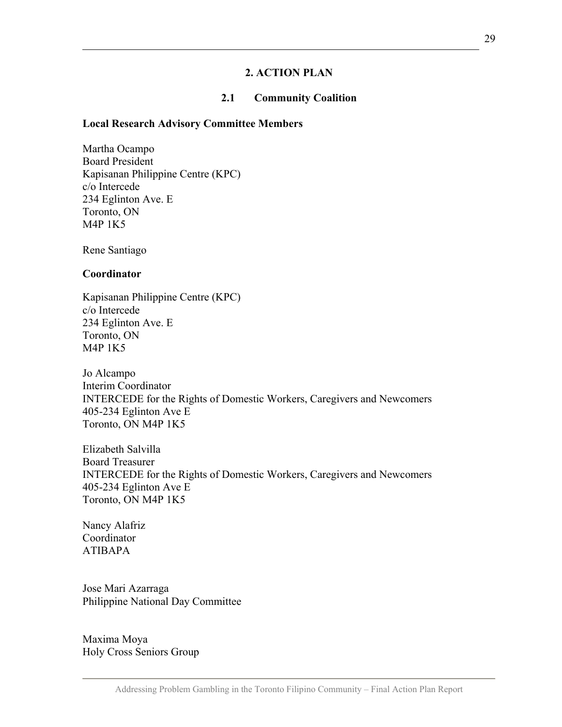## 2. ACTION PLAN

### 2.1 Community Coalition

**Local Research Advisory Committee Members**

Martha Ocampo
Board President
Kapisanan Philippine Centre (KPC)
c/o Intercede
234 Eglinton Ave. E
Toronto, ON
M4P 1K5

Rene Santiago

**Coordinator**

Kapisanan Philippine Centre (KPC)
c/o Intercede
234 Eglinton Ave. E
Toronto, ON
M4P 1K5

Jo Alcampo
Interim Coordinator
INTERCEDE for the Rights of Domestic Workers, Caregivers and Newcomers
405-234 Eglinton Ave E
Toronto, ON M4P 1K5

Elizabeth Salvilla
Board Treasurer
INTERCEDE for the Rights of Domestic Workers, Caregivers and Newcomers
405-234 Eglinton Ave E
Toronto, ON M4P 1K5

Nancy Alafriz
Coordinator
ATIBAPA

Jose Mari Azarraga
Philippine National Day Committee

Maxima Moya
Holy Cross Seniors Group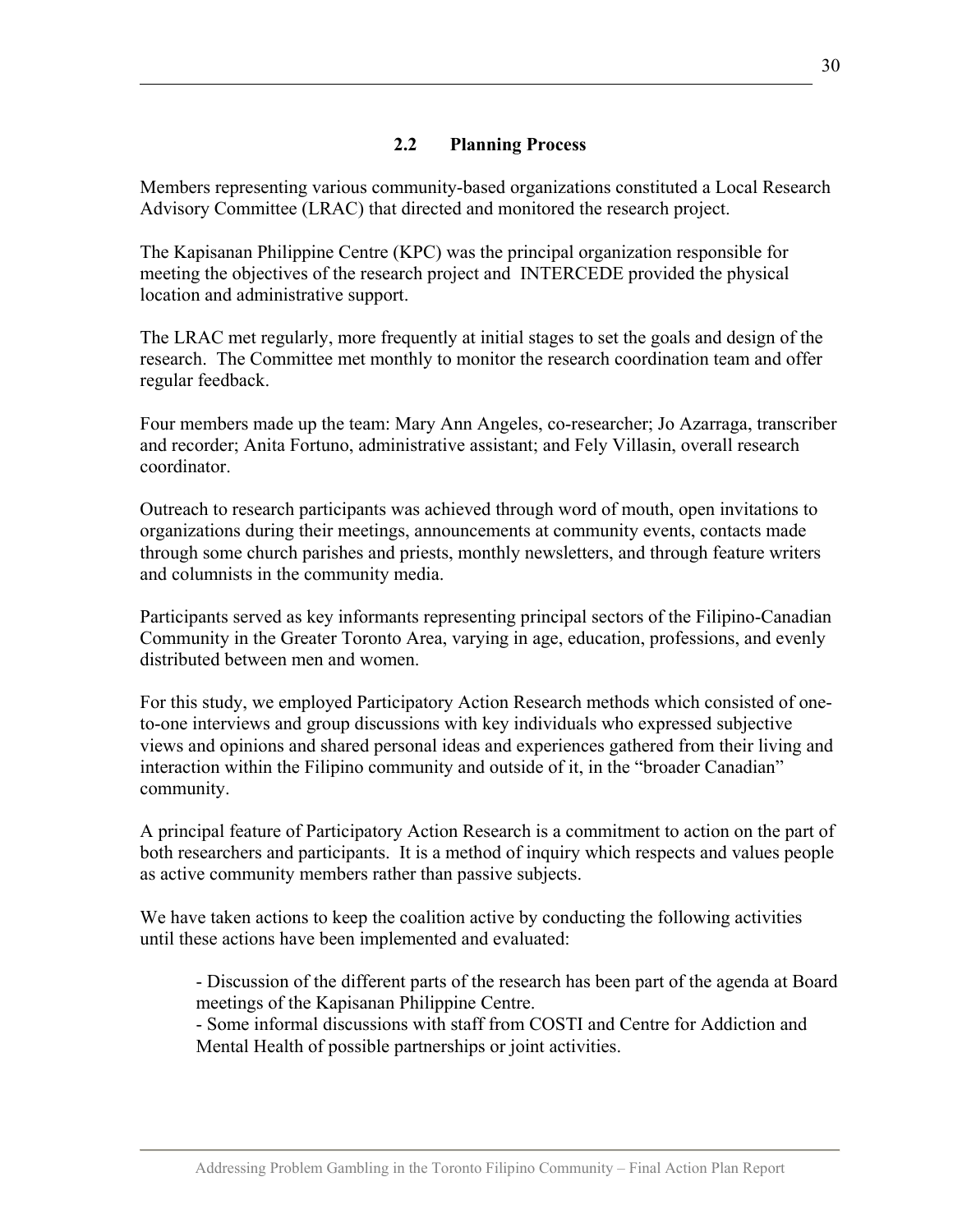## 2.2 Planning Process

Members representing various community-based organizations constituted a Local Research Advisory Committee (LRAC) that directed and monitored the research project.

The Kapisanan Philippine Centre (KPC) was the principal organization responsible for meeting the objectives of the research project and INTERCEDE provided the physical location and administrative support.

The LRAC met regularly, more frequently at initial stages to set the goals and design of the research. The Committee met monthly to monitor the research coordination team and offer regular feedback.

Four members made up the team: Mary Ann Angeles, co-researcher; Jo Azarraga, transcriber and recorder; Anita Fortuno, administrative assistant; and Fely Villasin, overall research coordinator.

Outreach to research participants was achieved through word of mouth, open invitations to organizations during their meetings, announcements at community events, contacts made through some church parishes and priests, monthly newsletters, and through feature writers and columnists in the community media.

Participants served as key informants representing principal sectors of the Filipino-Canadian Community in the Greater Toronto Area, varying in age, education, professions, and evenly distributed between men and women.

For this study, we employed Participatory Action Research methods which consisted of one-to-one interviews and group discussions with key individuals who expressed subjective views and opinions and shared personal ideas and experiences gathered from their living and interaction within the Filipino community and outside of it, in the "broader Canadian" community.

A principal feature of Participatory Action Research is a commitment to action on the part of both researchers and participants. It is a method of inquiry which respects and values people as active community members rather than passive subjects.

We have taken actions to keep the coalition active by conducting the following activities until these actions have been implemented and evaluated:

- Discussion of the different parts of the research has been part of the agenda at Board meetings of the Kapisanan Philippine Centre.
- Some informal discussions with staff from COSTI and Centre for Addiction and Mental Health of possible partnerships or joint activities.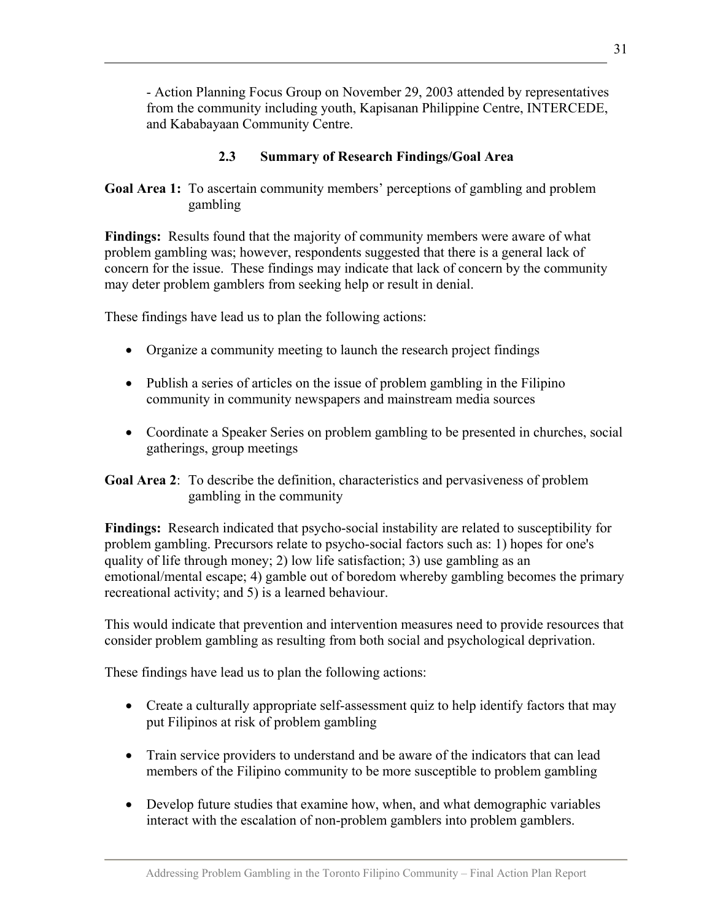- Action Planning Focus Group on November 29, 2003 attended by representatives from the community including youth, Kapisanan Philippine Centre, INTERCEDE, and Kababayaan Community Centre.

### 2.3 Summary of Research Findings/Goal Area

**Goal Area 1:** To ascertain community members' perceptions of gambling and problem gambling

**Findings:** Results found that the majority of community members were aware of what problem gambling was; however, respondents suggested that there is a general lack of concern for the issue. These findings may indicate that lack of concern by the community may deter problem gamblers from seeking help or result in denial.

These findings have lead us to plan the following actions:

- Organize a community meeting to launch the research project findings
- Publish a series of articles on the issue of problem gambling in the Filipino community in community newspapers and mainstream media sources
- Coordinate a Speaker Series on problem gambling to be presented in churches, social gatherings, group meetings

**Goal Area 2**: To describe the definition, characteristics and pervasiveness of problem gambling in the community

**Findings:** Research indicated that psycho-social instability are related to susceptibility for problem gambling. Precursors relate to psycho-social factors such as: 1) hopes for one's quality of life through money; 2) low life satisfaction; 3) use gambling as an emotional/mental escape; 4) gamble out of boredom whereby gambling becomes the primary recreational activity; and 5) is a learned behaviour.

This would indicate that prevention and intervention measures need to provide resources that consider problem gambling as resulting from both social and psychological deprivation.

These findings have lead us to plan the following actions:

- Create a culturally appropriate self-assessment quiz to help identify factors that may put Filipinos at risk of problem gambling
- Train service providers to understand and be aware of the indicators that can lead members of the Filipino community to be more susceptible to problem gambling
- Develop future studies that examine how, when, and what demographic variables interact with the escalation of non-problem gamblers into problem gamblers.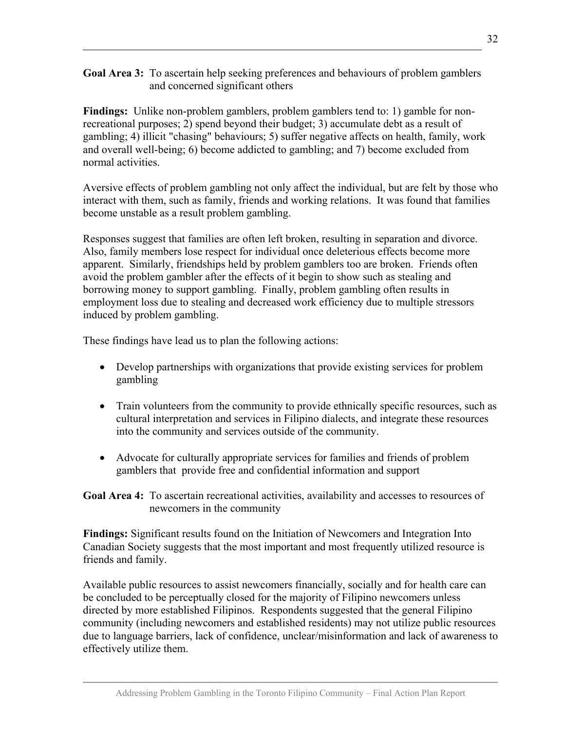**Goal Area 3:** To ascertain help seeking preferences and behaviours of problem gamblers and concerned significant others

**Findings:** Unlike non-problem gamblers, problem gamblers tend to: 1) gamble for non-recreational purposes; 2) spend beyond their budget; 3) accumulate debt as a result of gambling; 4) illicit "chasing" behaviours; 5) suffer negative affects on health, family, work and overall well-being; 6) become addicted to gambling; and 7) become excluded from normal activities.

Aversive effects of problem gambling not only affect the individual, but are felt by those who interact with them, such as family, friends and working relations. It was found that families become unstable as a result problem gambling.

Responses suggest that families are often left broken, resulting in separation and divorce. Also, family members lose respect for individual once deleterious effects become more apparent. Similarly, friendships held by problem gamblers too are broken. Friends often avoid the problem gambler after the effects of it begin to show such as stealing and borrowing money to support gambling. Finally, problem gambling often results in employment loss due to stealing and decreased work efficiency due to multiple stressors induced by problem gambling.

These findings have lead us to plan the following actions:

- Develop partnerships with organizations that provide existing services for problem gambling
- Train volunteers from the community to provide ethnically specific resources, such as cultural interpretation and services in Filipino dialects, and integrate these resources into the community and services outside of the community.
- Advocate for culturally appropriate services for families and friends of problem gamblers that provide free and confidential information and support

**Goal Area 4:** To ascertain recreational activities, availability and accesses to resources of newcomers in the community

**Findings:** Significant results found on the Initiation of Newcomers and Integration Into Canadian Society suggests that the most important and most frequently utilized resource is friends and family.

Available public resources to assist newcomers financially, socially and for health care can be concluded to be perceptually closed for the majority of Filipino newcomers unless directed by more established Filipinos. Respondents suggested that the general Filipino community (including newcomers and established residents) may not utilize public resources due to language barriers, lack of confidence, unclear/misinformation and lack of awareness to effectively utilize them.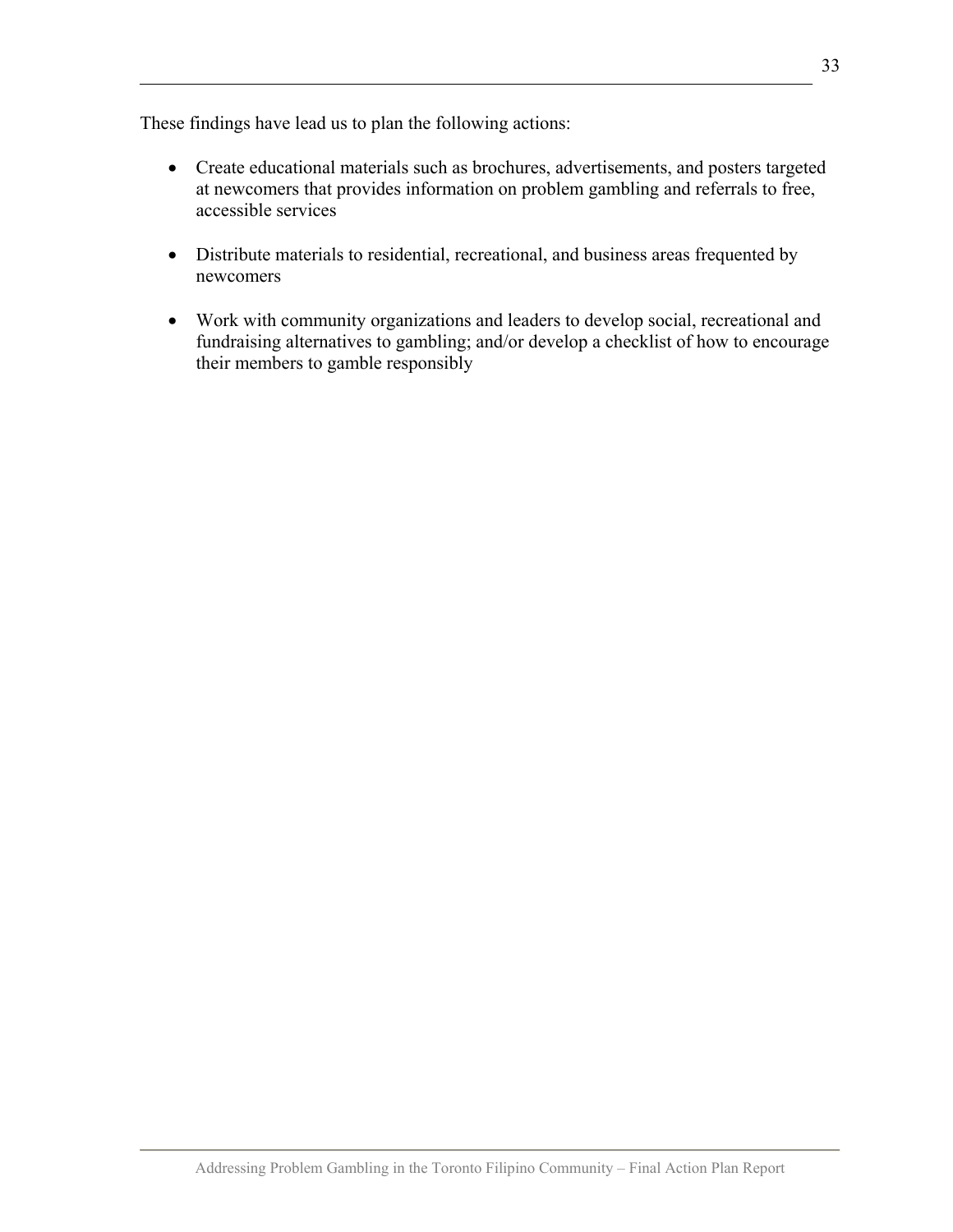These findings have lead us to plan the following actions:

- Create educational materials such as brochures, advertisements, and posters targeted at newcomers that provides information on problem gambling and referrals to free, accessible services
- Distribute materials to residential, recreational, and business areas frequented by newcomers
- Work with community organizations and leaders to develop social, recreational and fundraising alternatives to gambling; and/or develop a checklist of how to encourage their members to gamble responsibly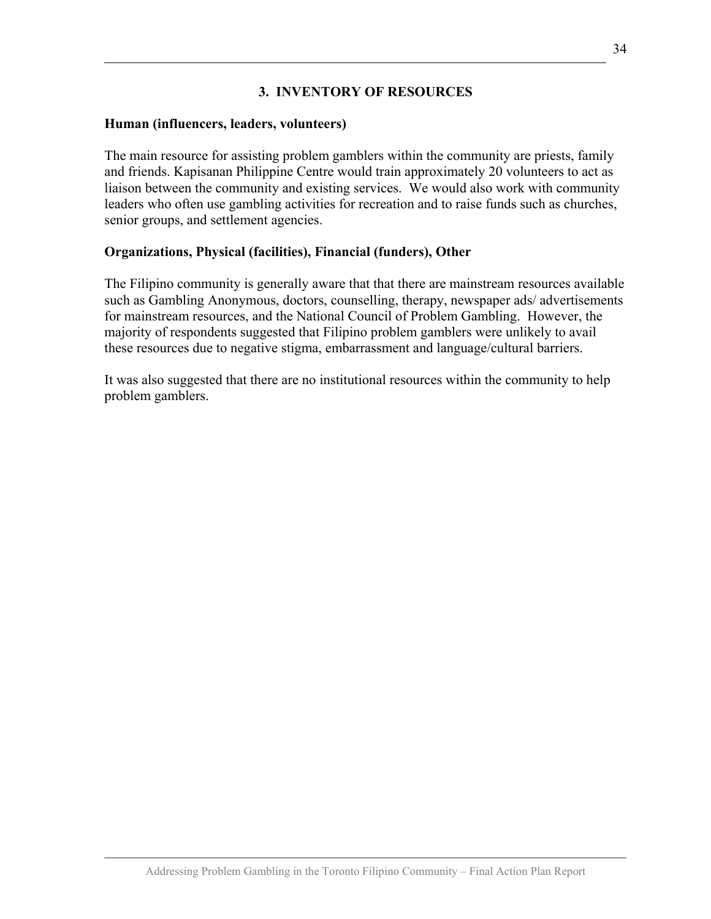## 3. INVENTORY OF RESOURCES

### Human (influencers, leaders, volunteers)

The main resource for assisting problem gamblers within the community are priests, family and friends. Kapisanan Philippine Centre would train approximately 20 volunteers to act as liaison between the community and existing services. We would also work with community leaders who often use gambling activities for recreation and to raise funds such as churches, senior groups, and settlement agencies.

### Organizations, Physical (facilities), Financial (funders), Other

The Filipino community is generally aware that that there are mainstream resources available such as Gambling Anonymous, doctors, counselling, therapy, newspaper ads/ advertisements for mainstream resources, and the National Council of Problem Gambling. However, the majority of respondents suggested that Filipino problem gamblers were unlikely to avail these resources due to negative stigma, embarrassment and language/cultural barriers.

It was also suggested that there are no institutional resources within the community to help problem gamblers.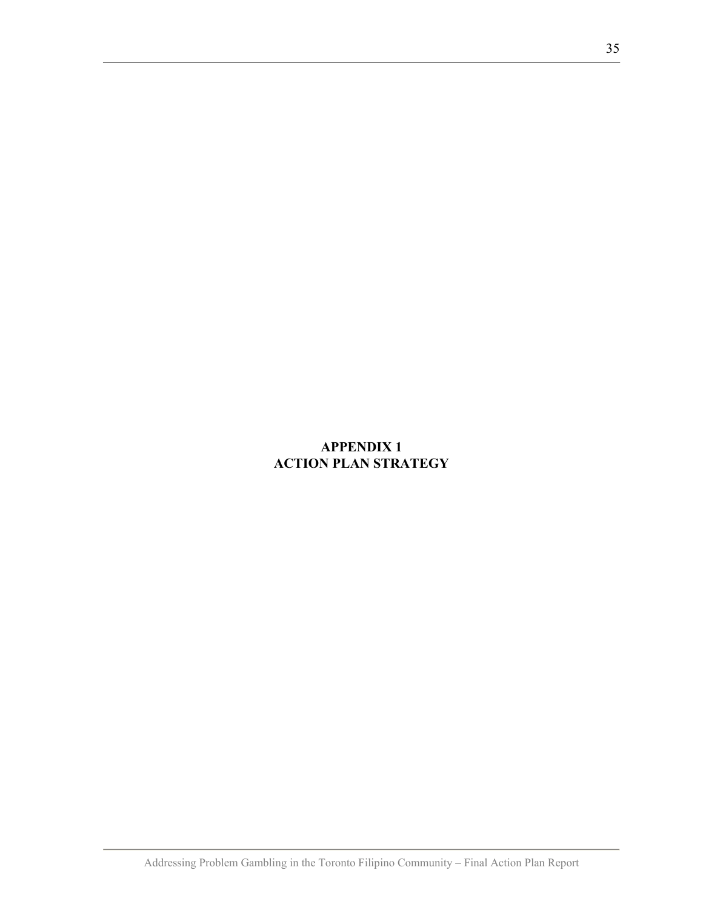# APPENDIX 1
# ACTION PLAN STRATEGY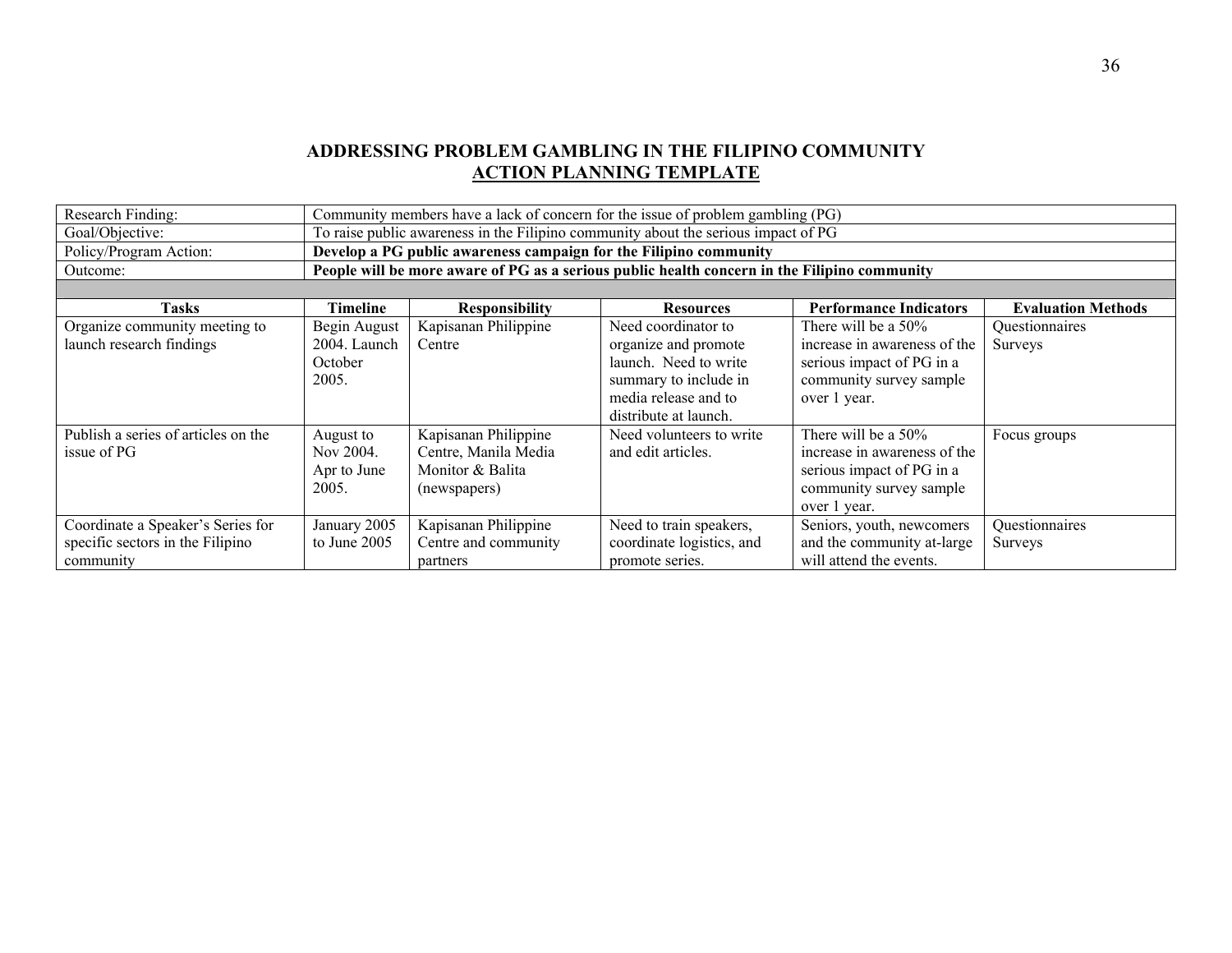## ADDRESSING PROBLEM GAMBLING IN THE FILIPINO COMMUNITY

## ACTION PLANNING TEMPLATE

| Research Finding: | Community members have a lack of concern for the issue of problem gambling (PG) |
|---|---|
| Goal/Objective: | To raise public awareness in the Filipino community about the serious impact of PG |
| Policy/Program Action: | **Develop a PG public awareness campaign for the Filipino community** |
| Outcome: | **People will be more aware of PG as a serious public health concern in the Filipino community** |

| Tasks | Timeline | Responsibility | Resources | Performance Indicators | Evaluation Methods |
|---|---|---|---|---|---|
| Organize community meeting to launch research findings | Begin August 2004. Launch October 2005. | Kapisanan Philippine Centre | Need coordinator to organize and promote launch. Need to write summary to include in media release and to distribute at launch. | There will be a 50% increase in awareness of the serious impact of PG in a community survey sample over 1 year. | Questionnaires Surveys |
| Publish a series of articles on the issue of PG | August to Nov 2004. Apr to June 2005. | Kapisanan Philippine Centre, Manila Media Monitor & Balita (newspapers) | Need volunteers to write and edit articles. | There will be a 50% increase in awareness of the serious impact of PG in a community survey sample over 1 year. | Focus groups |
| Coordinate a Speaker's Series for specific sectors in the Filipino community | January 2005 to June 2005 | Kapisanan Philippine Centre and community partners | Need to train speakers, coordinate logistics, and promote series. | Seniors, youth, newcomers and the community at-large will attend the events. | Questionnaires Surveys |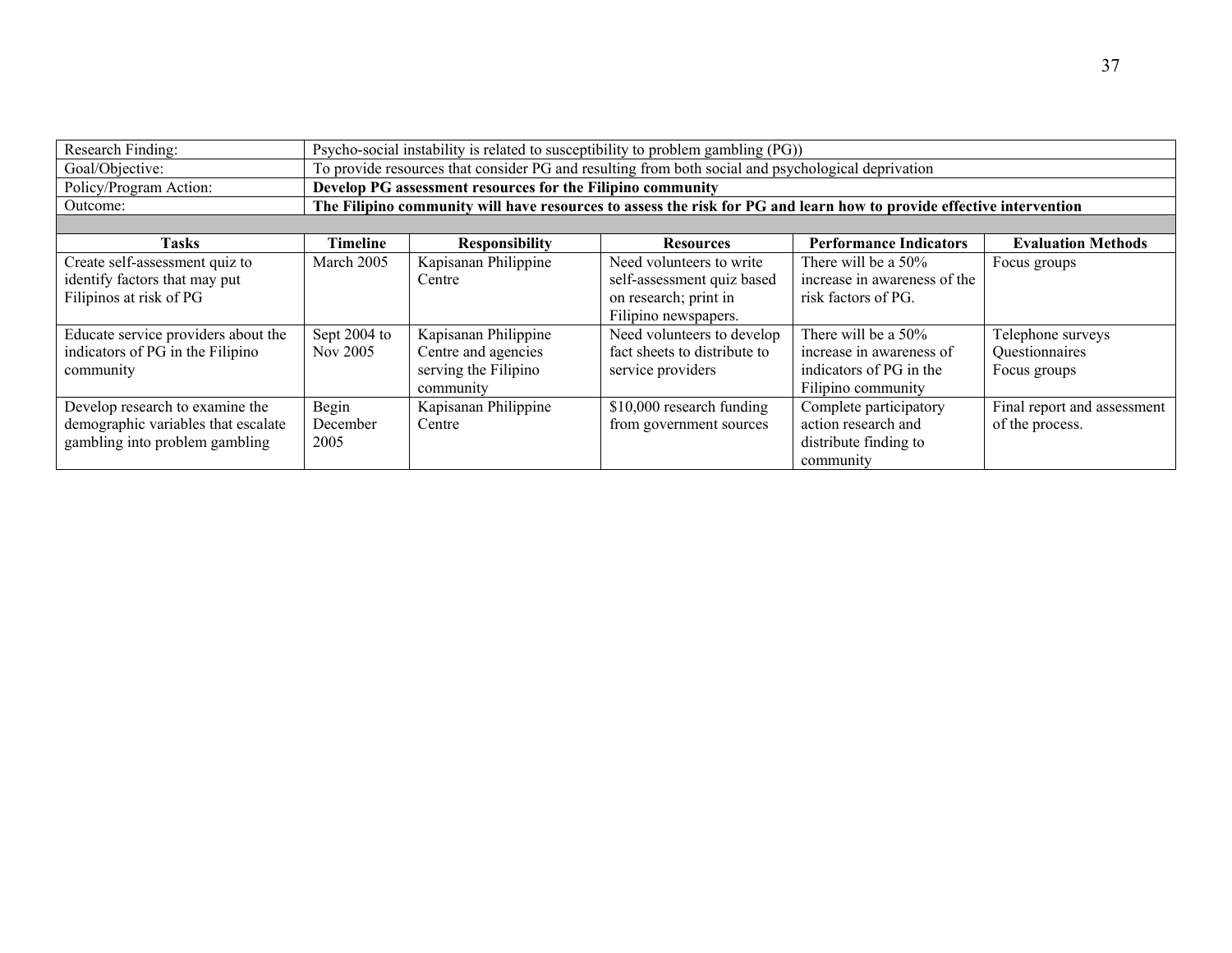| Research Finding: | Psycho-social instability is related to susceptibility to problem gambling (PG)) | | | | |
|---|---|---|---|---|---|
| Goal/Objective: | To provide resources that consider PG and resulting from both social and psychological deprivation | | | | |
| Policy/Program Action: | **Develop PG assessment resources for the Filipino community** | | | | |
| Outcome: | **The Filipino community will have resources to assess the risk for PG and learn how to provide effective intervention** | | | | |
| | | | | | |
| **Tasks** | **Timeline** | **Responsibility** | **Resources** | **Performance Indicators** | **Evaluation Methods** |
| Create self-assessment quiz to identify factors that may put Filipinos at risk of PG | March 2005 | Kapisanan Philippine Centre | Need volunteers to write self-assessment quiz based on research; print in Filipino newspapers. | There will be a 50% increase in awareness of the risk factors of PG. | Focus groups |
| Educate service providers about the indicators of PG in the Filipino community | Sept 2004 to Nov 2005 | Kapisanan Philippine Centre and agencies serving the Filipino community | Need volunteers to develop fact sheets to distribute to service providers | There will be a 50% increase in awareness of indicators of PG in the Filipino community | Telephone surveys<br>Questionnaires<br>Focus groups |
| Develop research to examine the demographic variables that escalate gambling into problem gambling | Begin December 2005 | Kapisanan Philippine Centre | $10,000 research funding from government sources | Complete participatory action research and distribute finding to community | Final report and assessment of the process. |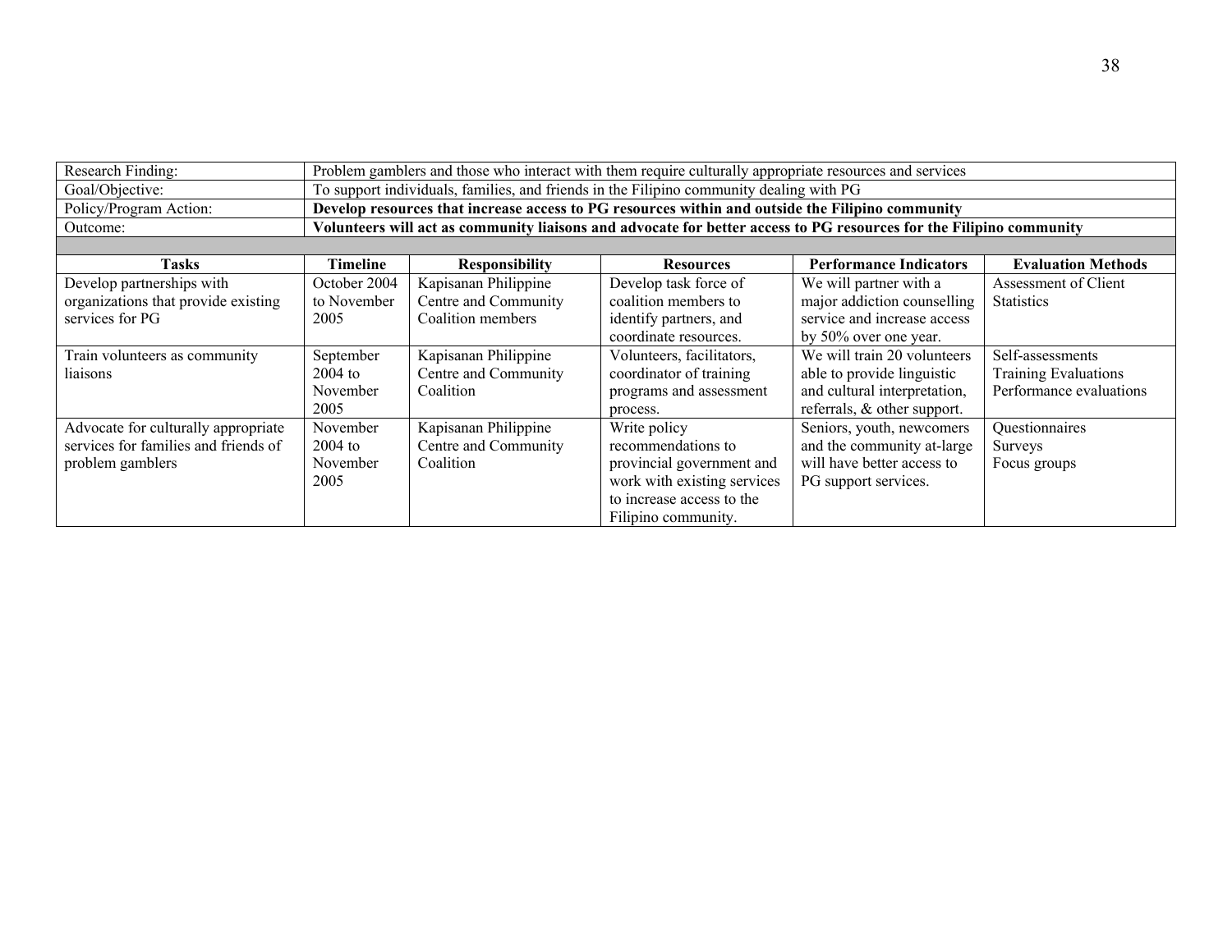| Research Finding: | Problem gamblers and those who interact with them require culturally appropriate resources and services | | | | |
|---|---|---|---|---|---|
| Goal/Objective: | To support individuals, families, and friends in the Filipino community dealing with PG | | | | |
| Policy/Program Action: | **Develop resources that increase access to PG resources within and outside the Filipino community** | | | | |
| Outcome: | **Volunteers will act as community liaisons and advocate for better access to PG resources for the Filipino community** | | | | |

| **Tasks** | **Timeline** | **Responsibility** | **Resources** | **Performance Indicators** | **Evaluation Methods** |
|---|---|---|---|---|---|
| Develop partnerships with organizations that provide existing services for PG | October 2004 to November 2005 | Kapisanan Philippine Centre and Community Coalition members | Develop task force of coalition members to identify partners, and coordinate resources. | We will partner with a major addiction counselling service and increase access by 50% over one year. | Assessment of Client Statistics |
| Train volunteers as community liaisons | September 2004 to November 2005 | Kapisanan Philippine Centre and Community Coalition | Volunteers, facilitators, coordinator of training programs and assessment process. | We will train 20 volunteers able to provide linguistic and cultural interpretation, referrals, & other support. | Self-assessments<br>Training Evaluations<br>Performance evaluations |
| Advocate for culturally appropriate services for families and friends of problem gamblers | November 2004 to November 2005 | Kapisanan Philippine Centre and Community Coalition | Write policy recommendations to provincial government and work with existing services to increase access to the Filipino community. | Seniors, youth, newcomers and the community at-large will have better access to PG support services. | Questionnaires<br>Surveys<br>Focus groups |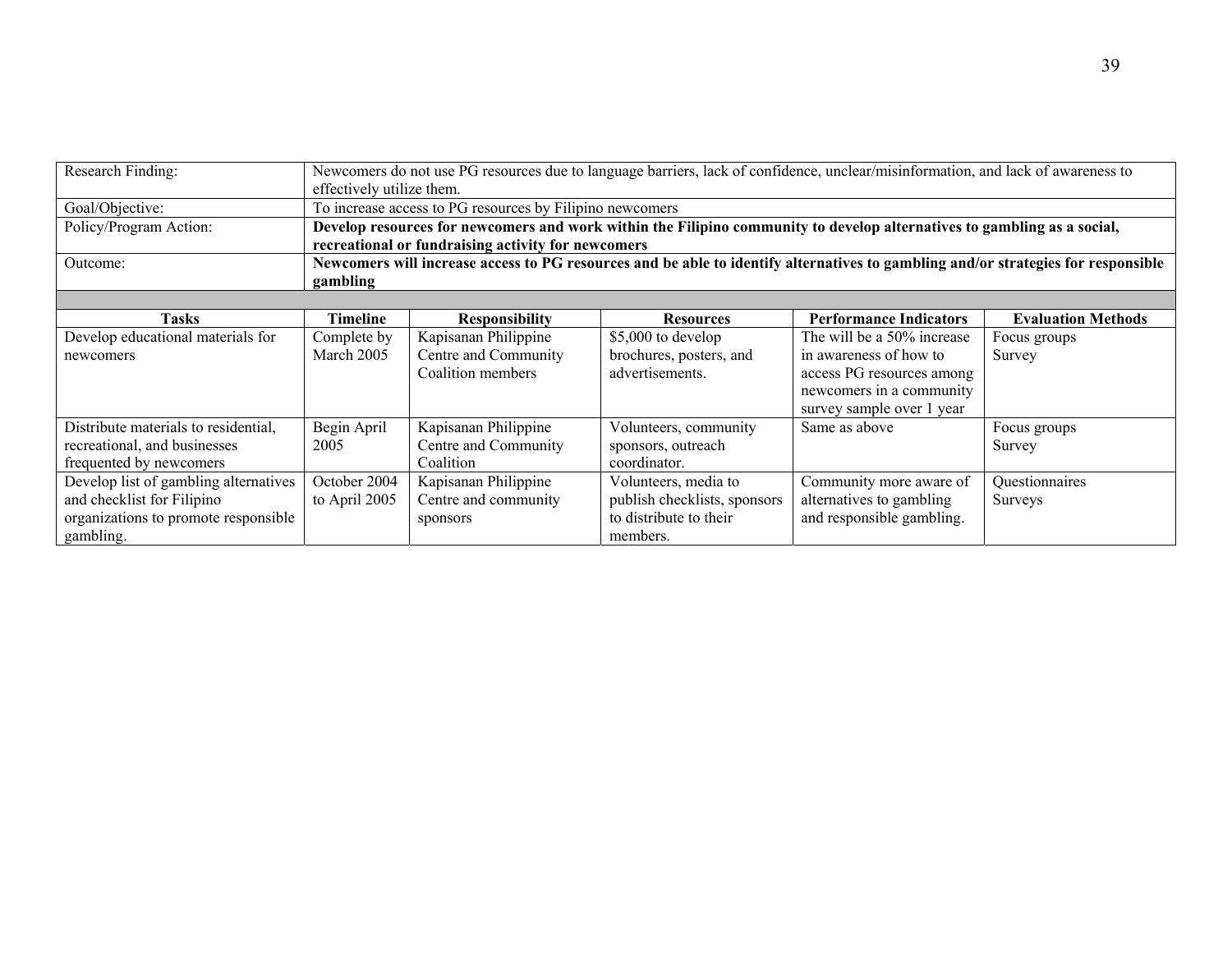| | |
|---|---|
| Research Finding: | Newcomers do not use PG resources due to language barriers, lack of confidence, unclear/misinformation, and lack of awareness to effectively utilize them. |
| Goal/Objective: | To increase access to PG resources by Filipino newcomers |
| Policy/Program Action: | **Develop resources for newcomers and work within the Filipino community to develop alternatives to gambling as a social, recreational or fundraising activity for newcomers** |
| Outcome: | **Newcomers will increase access to PG resources and be able to identify alternatives to gambling and/or strategies for responsible gambling** |

| Tasks | Timeline | Responsibility | Resources | Performance Indicators | Evaluation Methods |
|---|---|---|---|---|---|
| Develop educational materials for newcomers | Complete by March 2005 | Kapisanan Philippine Centre and Community Coalition members | $5,000 to develop brochures, posters, and advertisements. | The will be a 50% increase in awareness of how to access PG resources among newcomers in a community survey sample over 1 year | Focus groups<br>Survey |
| Distribute materials to residential, recreational, and businesses frequented by newcomers | Begin April 2005 | Kapisanan Philippine Centre and Community Coalition | Volunteers, community sponsors, outreach coordinator. | Same as above | Focus groups<br>Survey |
| Develop list of gambling alternatives and checklist for Filipino organizations to promote responsible gambling. | October 2004 to April 2005 | Kapisanan Philippine Centre and community sponsors | Volunteers, media to publish checklists, sponsors to distribute to their members. | Community more aware of alternatives to gambling and responsible gambling. | Questionnaires<br>Surveys |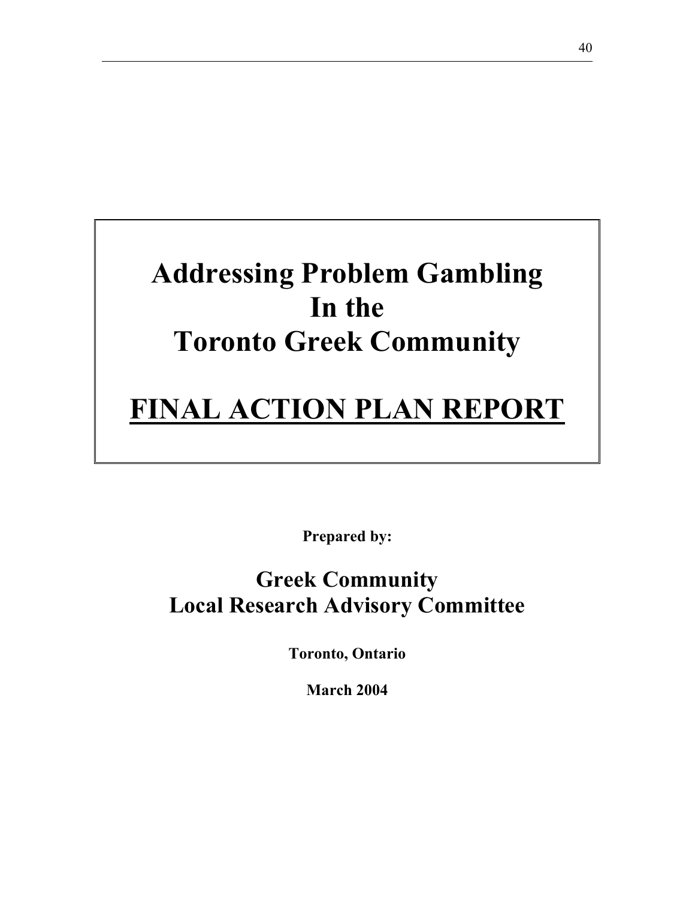# Addressing Problem Gambling In the Toronto Greek Community

# **FINAL ACTION PLAN REPORT**

**Prepared by:**

## Greek Community Local Research Advisory Committee

**Toronto, Ontario**

**March 2004**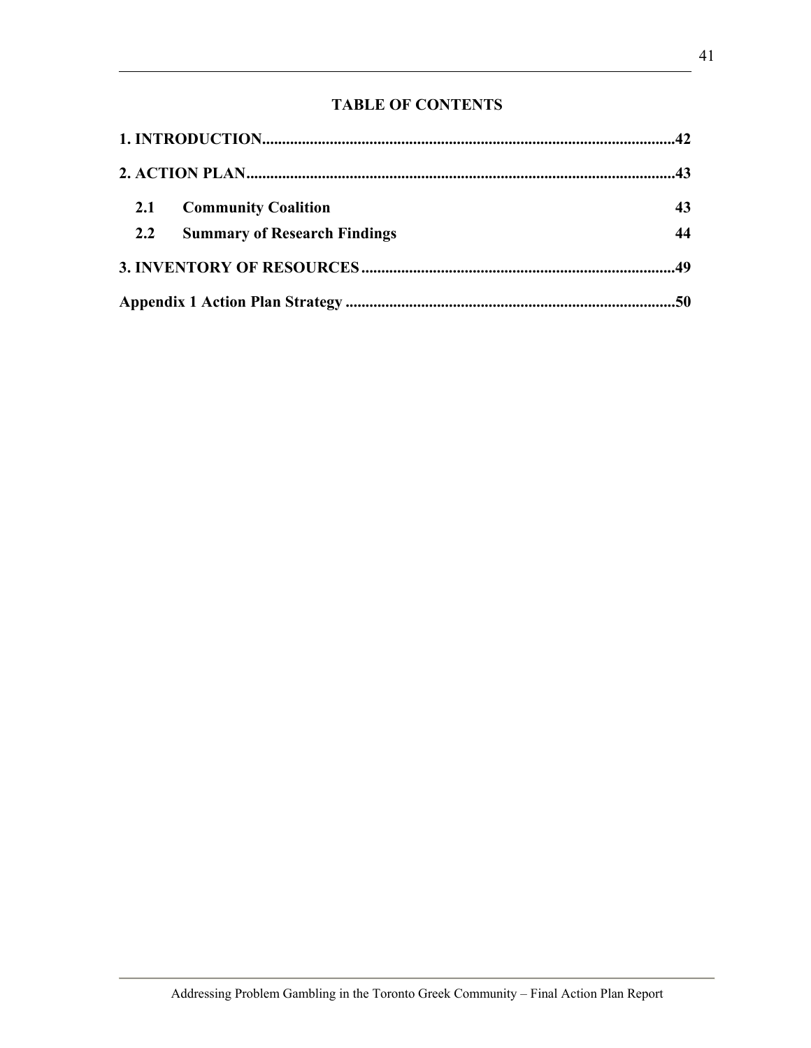## TABLE OF CONTENTS

**1. INTRODUCTION........................................................................................................42**

**2. ACTION PLAN...........................................................................................................43**

**2.1 Community Coalition 43**

**2.2 Summary of Research Findings 44**

**3. INVENTORY OF RESOURCES..............................................................................49**

**Appendix 1 Action Plan Strategy ..................................................................................50**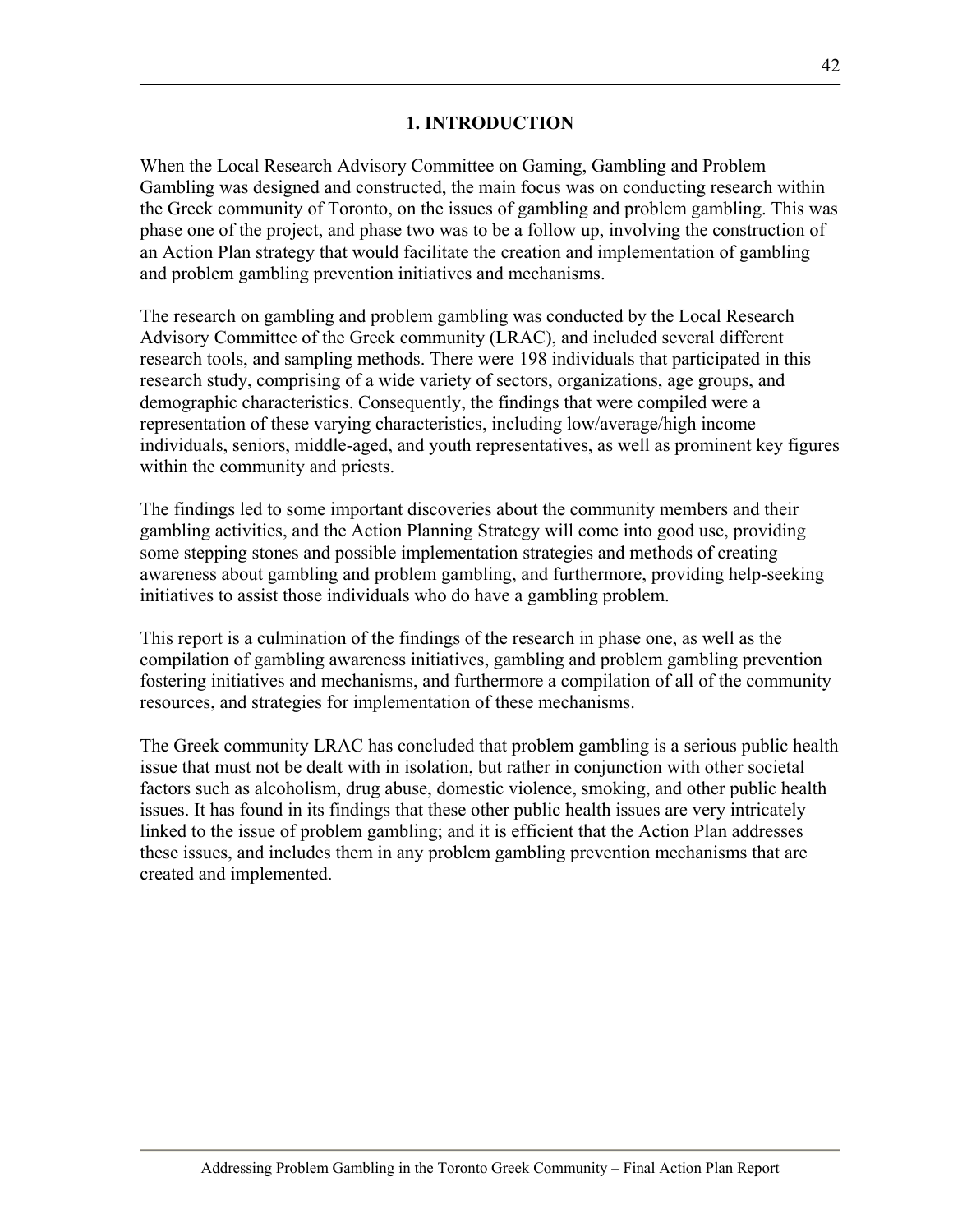# 1. INTRODUCTION

When the Local Research Advisory Committee on Gaming, Gambling and Problem Gambling was designed and constructed, the main focus was on conducting research within the Greek community of Toronto, on the issues of gambling and problem gambling. This was phase one of the project, and phase two was to be a follow up, involving the construction of an Action Plan strategy that would facilitate the creation and implementation of gambling and problem gambling prevention initiatives and mechanisms.

The research on gambling and problem gambling was conducted by the Local Research Advisory Committee of the Greek community (LRAC), and included several different research tools, and sampling methods. There were 198 individuals that participated in this research study, comprising of a wide variety of sectors, organizations, age groups, and demographic characteristics. Consequently, the findings that were compiled were a representation of these varying characteristics, including low/average/high income individuals, seniors, middle-aged, and youth representatives, as well as prominent key figures within the community and priests.

The findings led to some important discoveries about the community members and their gambling activities, and the Action Planning Strategy will come into good use, providing some stepping stones and possible implementation strategies and methods of creating awareness about gambling and problem gambling, and furthermore, providing help-seeking initiatives to assist those individuals who do have a gambling problem.

This report is a culmination of the findings of the research in phase one, as well as the compilation of gambling awareness initiatives, gambling and problem gambling prevention fostering initiatives and mechanisms, and furthermore a compilation of all of the community resources, and strategies for implementation of these mechanisms.

The Greek community LRAC has concluded that problem gambling is a serious public health issue that must not be dealt with in isolation, but rather in conjunction with other societal factors such as alcoholism, drug abuse, domestic violence, smoking, and other public health issues. It has found in its findings that these other public health issues are very intricately linked to the issue of problem gambling; and it is efficient that the Action Plan addresses these issues, and includes them in any problem gambling prevention mechanisms that are created and implemented.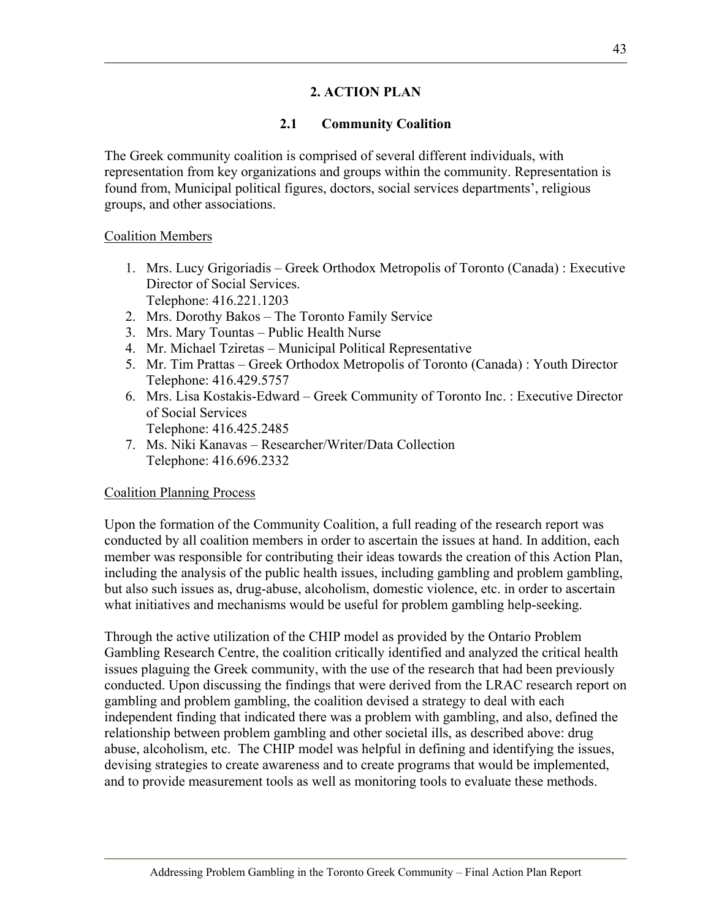## 2. ACTION PLAN

### 2.1 Community Coalition

The Greek community coalition is comprised of several different individuals, with representation from key organizations and groups within the community. Representation is found from, Municipal political figures, doctors, social services departments', religious groups, and other associations.

Coalition Members

1. Mrs. Lucy Grigoriadis – Greek Orthodox Metropolis of Toronto (Canada) : Executive Director of Social Services.
   Telephone: 416.221.1203
2. Mrs. Dorothy Bakos – The Toronto Family Service
3. Mrs. Mary Tountas – Public Health Nurse
4. Mr. Michael Tziretas – Municipal Political Representative
5. Mr. Tim Prattas – Greek Orthodox Metropolis of Toronto (Canada) : Youth Director
   Telephone: 416.429.5757
6. Mrs. Lisa Kostakis-Edward – Greek Community of Toronto Inc. : Executive Director of Social Services
   Telephone: 416.425.2485
7. Ms. Niki Kanavas – Researcher/Writer/Data Collection
   Telephone: 416.696.2332

Coalition Planning Process

Upon the formation of the Community Coalition, a full reading of the research report was conducted by all coalition members in order to ascertain the issues at hand. In addition, each member was responsible for contributing their ideas towards the creation of this Action Plan, including the analysis of the public health issues, including gambling and problem gambling, but also such issues as, drug-abuse, alcoholism, domestic violence, etc. in order to ascertain what initiatives and mechanisms would be useful for problem gambling help-seeking.

Through the active utilization of the CHIP model as provided by the Ontario Problem Gambling Research Centre, the coalition critically identified and analyzed the critical health issues plaguing the Greek community, with the use of the research that had been previously conducted. Upon discussing the findings that were derived from the LRAC research report on gambling and problem gambling, the coalition devised a strategy to deal with each independent finding that indicated there was a problem with gambling, and also, defined the relationship between problem gambling and other societal ills, as described above: drug abuse, alcoholism, etc. The CHIP model was helpful in defining and identifying the issues, devising strategies to create awareness and to create programs that would be implemented, and to provide measurement tools as well as monitoring tools to evaluate these methods.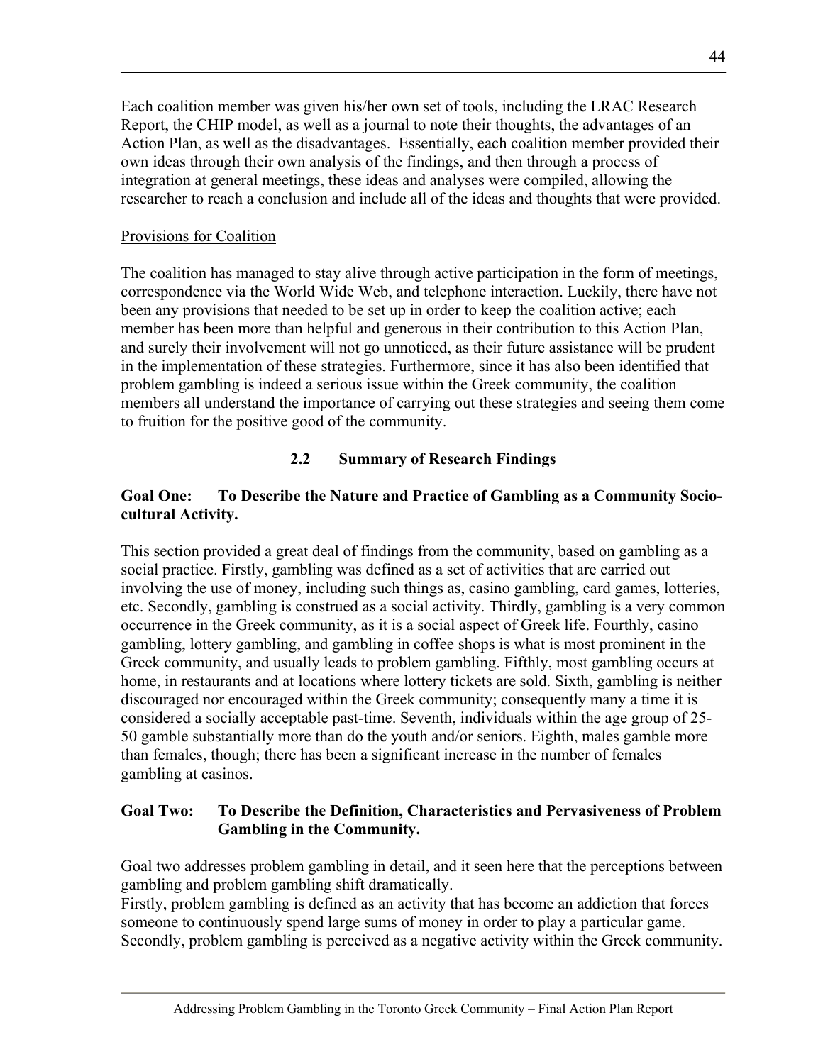Each coalition member was given his/her own set of tools, including the LRAC Research Report, the CHIP model, as well as a journal to note their thoughts, the advantages of an Action Plan, as well as the disadvantages. Essentially, each coalition member provided their own ideas through their own analysis of the findings, and then through a process of integration at general meetings, these ideas and analyses were compiled, allowing the researcher to reach a conclusion and include all of the ideas and thoughts that were provided.

Provisions for Coalition

The coalition has managed to stay alive through active participation in the form of meetings, correspondence via the World Wide Web, and telephone interaction. Luckily, there have not been any provisions that needed to be set up in order to keep the coalition active; each member has been more than helpful and generous in their contribution to this Action Plan, and surely their involvement will not go unnoticed, as their future assistance will be prudent in the implementation of these strategies. Furthermore, since it has also been identified that problem gambling is indeed a serious issue within the Greek community, the coalition members all understand the importance of carrying out these strategies and seeing them come to fruition for the positive good of the community.

## 2.2 Summary of Research Findings

**Goal One: To Describe the Nature and Practice of Gambling as a Community Socio-cultural Activity.**

This section provided a great deal of findings from the community, based on gambling as a social practice. Firstly, gambling was defined as a set of activities that are carried out involving the use of money, including such things as, casino gambling, card games, lotteries, etc. Secondly, gambling is construed as a social activity. Thirdly, gambling is a very common occurrence in the Greek community, as it is a social aspect of Greek life. Fourthly, casino gambling, lottery gambling, and gambling in coffee shops is what is most prominent in the Greek community, and usually leads to problem gambling. Fifthly, most gambling occurs at home, in restaurants and at locations where lottery tickets are sold. Sixth, gambling is neither discouraged nor encouraged within the Greek community; consequently many a time it is considered a socially acceptable past-time. Seventh, individuals within the age group of 25-50 gamble substantially more than do the youth and/or seniors. Eighth, males gamble more than females, though; there has been a significant increase in the number of females gambling at casinos.

**Goal Two: To Describe the Definition, Characteristics and Pervasiveness of Problem Gambling in the Community.**

Goal two addresses problem gambling in detail, and it seen here that the perceptions between gambling and problem gambling shift dramatically.
Firstly, problem gambling is defined as an activity that has become an addiction that forces someone to continuously spend large sums of money in order to play a particular game. Secondly, problem gambling is perceived as a negative activity within the Greek community.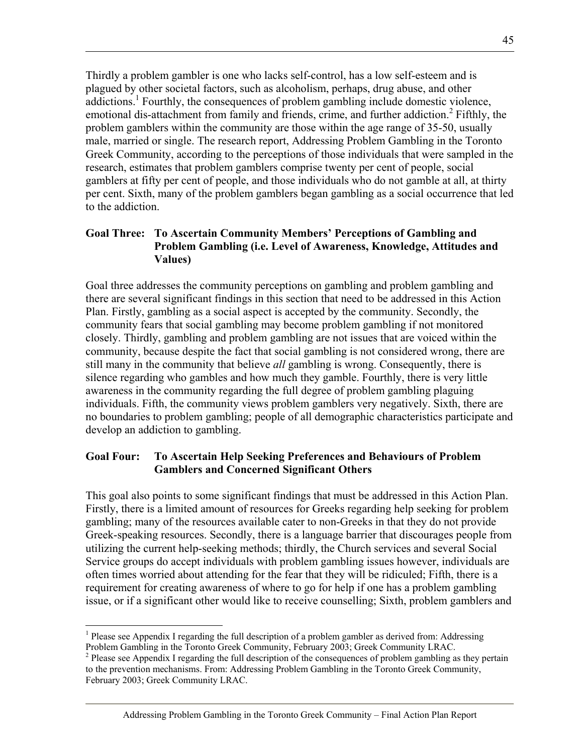Thirdly a problem gambler is one who lacks self-control, has a low self-esteem and is plagued by other societal factors, such as alcoholism, perhaps, drug abuse, and other addictions.[1] Fourthly, the consequences of problem gambling include domestic violence, emotional dis-attachment from family and friends, crime, and further addiction.[2] Fifthly, the problem gamblers within the community are those within the age range of 35-50, usually male, married or single. The research report, Addressing Problem Gambling in the Toronto Greek Community, according to the perceptions of those individuals that were sampled in the research, estimates that problem gamblers comprise twenty per cent of people, social gamblers at fifty per cent of people, and those individuals who do not gamble at all, at thirty per cent. Sixth, many of the problem gamblers began gambling as a social occurrence that led to the addiction.

### Goal Three: To Ascertain Community Members' Perceptions of Gambling and Problem Gambling (i.e. Level of Awareness, Knowledge, Attitudes and Values)

Goal three addresses the community perceptions on gambling and problem gambling and there are several significant findings in this section that need to be addressed in this Action Plan. Firstly, gambling as a social aspect is accepted by the community. Secondly, the community fears that social gambling may become problem gambling if not monitored closely. Thirdly, gambling and problem gambling are not issues that are voiced within the community, because despite the fact that social gambling is not considered wrong, there are still many in the community that believe *all* gambling is wrong. Consequently, there is silence regarding who gambles and how much they gamble. Fourthly, there is very little awareness in the community regarding the full degree of problem gambling plaguing individuals. Fifth, the community views problem gamblers very negatively. Sixth, there are no boundaries to problem gambling; people of all demographic characteristics participate and develop an addiction to gambling.

### Goal Four: To Ascertain Help Seeking Preferences and Behaviours of Problem Gamblers and Concerned Significant Others

This goal also points to some significant findings that must be addressed in this Action Plan. Firstly, there is a limited amount of resources for Greeks regarding help seeking for problem gambling; many of the resources available cater to non-Greeks in that they do not provide Greek-speaking resources. Secondly, there is a language barrier that discourages people from utilizing the current help-seeking methods; thirdly, the Church services and several Social Service groups do accept individuals with problem gambling issues however, individuals are often times worried about attending for the fear that they will be ridiculed; Fifth, there is a requirement for creating awareness of where to go for help if one has a problem gambling issue, or if a significant other would like to receive counselling; Sixth, problem gamblers and

---

[1] Please see Appendix I regarding the full description of a problem gambler as derived from: Addressing Problem Gambling in the Toronto Greek Community, February 2003; Greek Community LRAC.

[2] Please see Appendix I regarding the full description of the consequences of problem gambling as they pertain to the prevention mechanisms. From: Addressing Problem Gambling in the Toronto Greek Community, February 2003; Greek Community LRAC.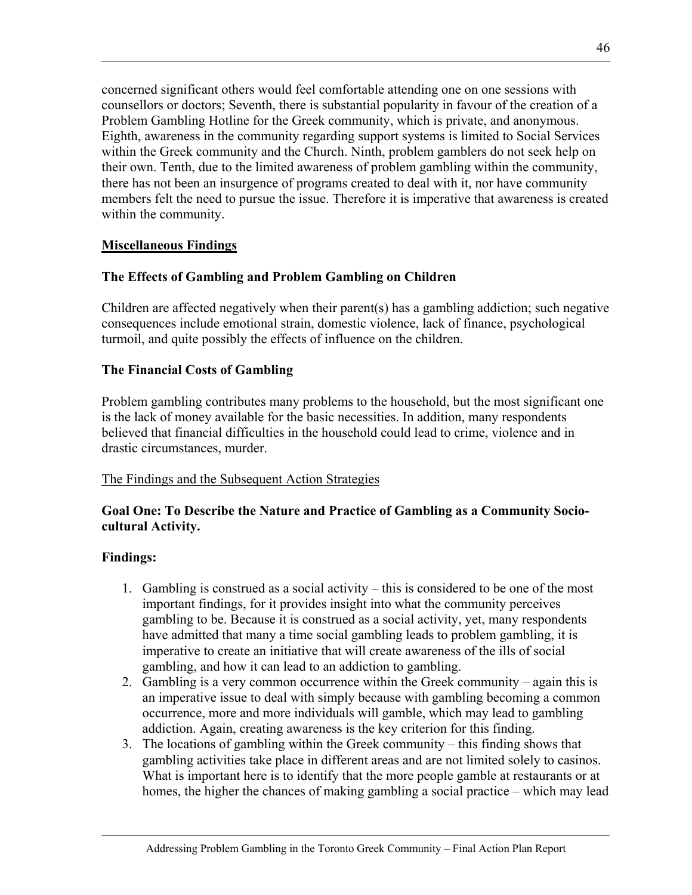concerned significant others would feel comfortable attending one on one sessions with counsellors or doctors; Seventh, there is substantial popularity in favour of the creation of a Problem Gambling Hotline for the Greek community, which is private, and anonymous. Eighth, awareness in the community regarding support systems is limited to Social Services within the Greek community and the Church. Ninth, problem gamblers do not seek help on their own. Tenth, due to the limited awareness of problem gambling within the community, there has not been an insurgence of programs created to deal with it, nor have community members felt the need to pursue the issue. Therefore it is imperative that awareness is created within the community.

## Miscellaneous Findings

### The Effects of Gambling and Problem Gambling on Children

Children are affected negatively when their parent(s) has a gambling addiction; such negative consequences include emotional strain, domestic violence, lack of finance, psychological turmoil, and quite possibly the effects of influence on the children.

### The Financial Costs of Gambling

Problem gambling contributes many problems to the household, but the most significant one is the lack of money available for the basic necessities. In addition, many respondents believed that financial difficulties in the household could lead to crime, violence and in drastic circumstances, murder.

The Findings and the Subsequent Action Strategies

### Goal One: To Describe the Nature and Practice of Gambling as a Community Socio-cultural Activity.

**Findings:**

1. Gambling is construed as a social activity – this is considered to be one of the most important findings, for it provides insight into what the community perceives gambling to be. Because it is construed as a social activity, yet, many respondents have admitted that many a time social gambling leads to problem gambling, it is imperative to create an initiative that will create awareness of the ills of social gambling, and how it can lead to an addiction to gambling.
2. Gambling is a very common occurrence within the Greek community – again this is an imperative issue to deal with simply because with gambling becoming a common occurrence, more and more individuals will gamble, which may lead to gambling addiction. Again, creating awareness is the key criterion for this finding.
3. The locations of gambling within the Greek community – this finding shows that gambling activities take place in different areas and are not limited solely to casinos. What is important here is to identify that the more people gamble at restaurants or at homes, the higher the chances of making gambling a social practice – which may lead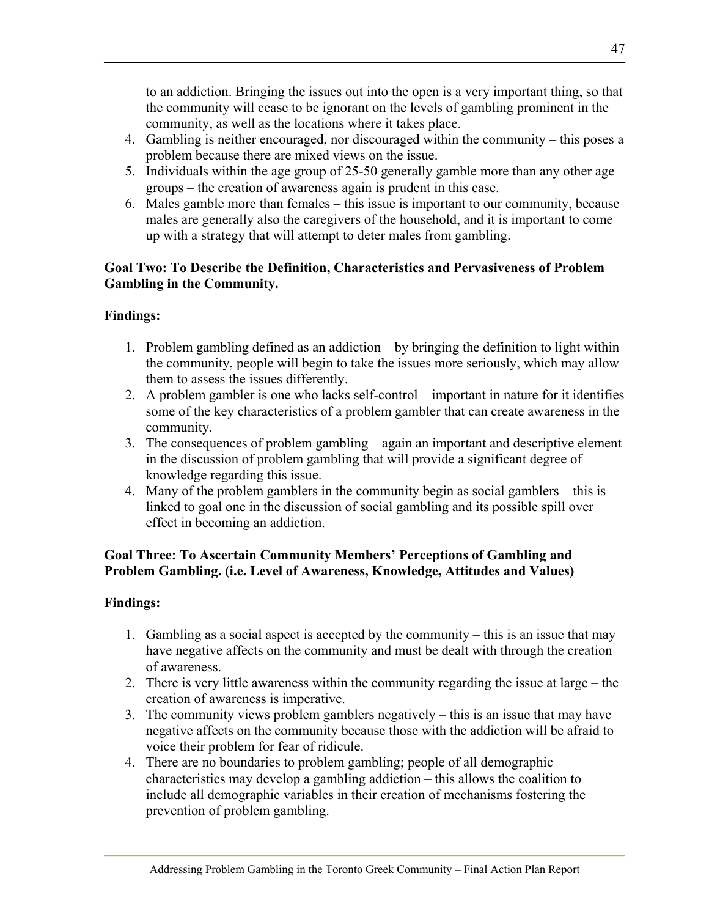to an addiction. Bringing the issues out into the open is a very important thing, so that the community will cease to be ignorant on the levels of gambling prominent in the community, as well as the locations where it takes place.

4. Gambling is neither encouraged, nor discouraged within the community – this poses a problem because there are mixed views on the issue.
5. Individuals within the age group of 25-50 generally gamble more than any other age groups – the creation of awareness again is prudent in this case.
6. Males gamble more than females – this issue is important to our community, because males are generally also the caregivers of the household, and it is important to come up with a strategy that will attempt to deter males from gambling.

**Goal Two: To Describe the Definition, Characteristics and Pervasiveness of Problem Gambling in the Community.**

**Findings:**

1. Problem gambling defined as an addiction – by bringing the definition to light within the community, people will begin to take the issues more seriously, which may allow them to assess the issues differently.
2. A problem gambler is one who lacks self-control – important in nature for it identifies some of the key characteristics of a problem gambler that can create awareness in the community.
3. The consequences of problem gambling – again an important and descriptive element in the discussion of problem gambling that will provide a significant degree of knowledge regarding this issue.
4. Many of the problem gamblers in the community begin as social gamblers – this is linked to goal one in the discussion of social gambling and its possible spill over effect in becoming an addiction.

**Goal Three: To Ascertain Community Members' Perceptions of Gambling and Problem Gambling. (i.e. Level of Awareness, Knowledge, Attitudes and Values)**

**Findings:**

1. Gambling as a social aspect is accepted by the community – this is an issue that may have negative affects on the community and must be dealt with through the creation of awareness.
2. There is very little awareness within the community regarding the issue at large – the creation of awareness is imperative.
3. The community views problem gamblers negatively – this is an issue that may have negative affects on the community because those with the addiction will be afraid to voice their problem for fear of ridicule.
4. There are no boundaries to problem gambling; people of all demographic characteristics may develop a gambling addiction – this allows the coalition to include all demographic variables in their creation of mechanisms fostering the prevention of problem gambling.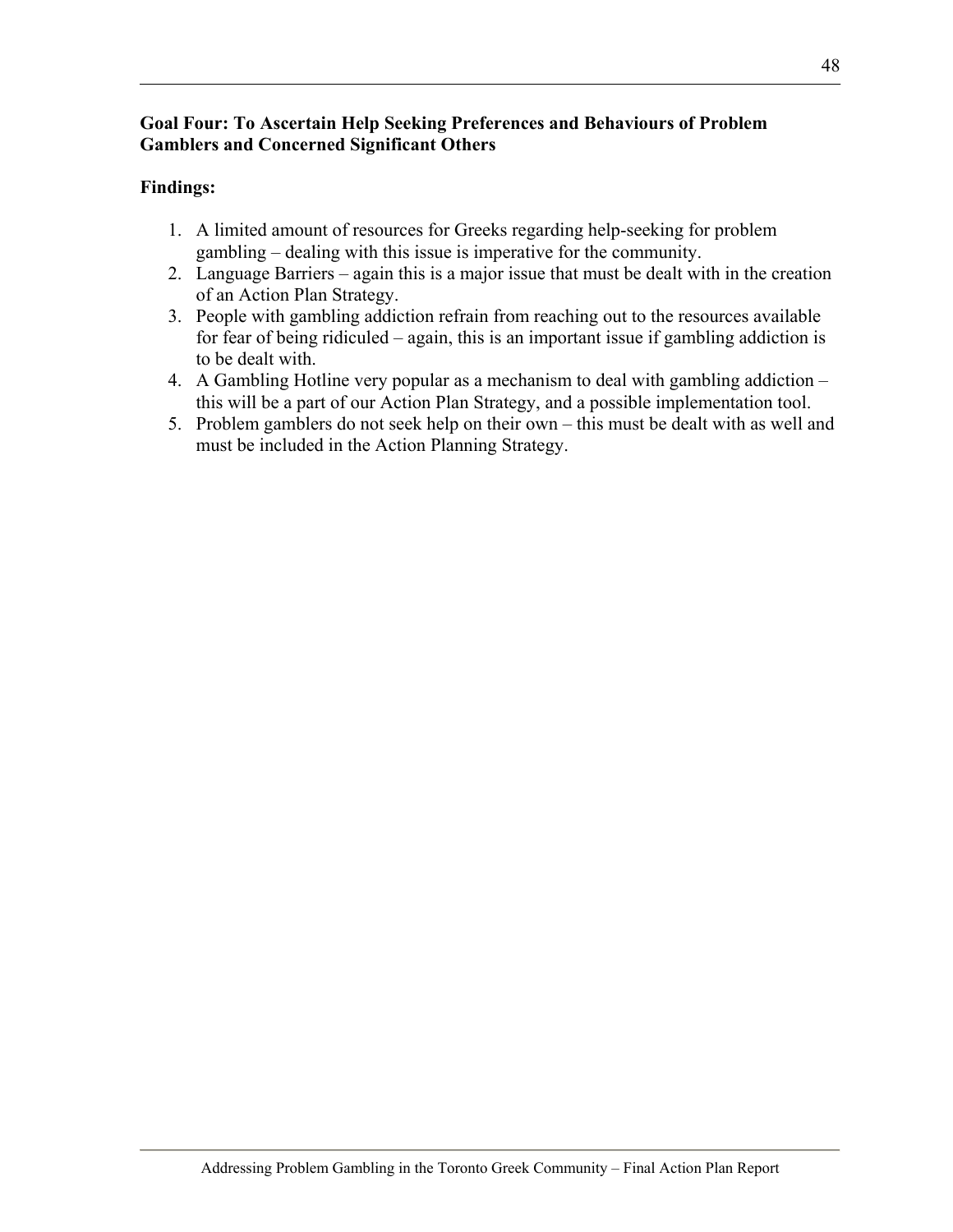**Goal Four: To Ascertain Help Seeking Preferences and Behaviours of Problem Gamblers and Concerned Significant Others**

**Findings:**

1. A limited amount of resources for Greeks regarding help-seeking for problem gambling – dealing with this issue is imperative for the community.
2. Language Barriers – again this is a major issue that must be dealt with in the creation of an Action Plan Strategy.
3. People with gambling addiction refrain from reaching out to the resources available for fear of being ridiculed – again, this is an important issue if gambling addiction is to be dealt with.
4. A Gambling Hotline very popular as a mechanism to deal with gambling addiction – this will be a part of our Action Plan Strategy, and a possible implementation tool.
5. Problem gamblers do not seek help on their own – this must be dealt with as well and must be included in the Action Planning Strategy.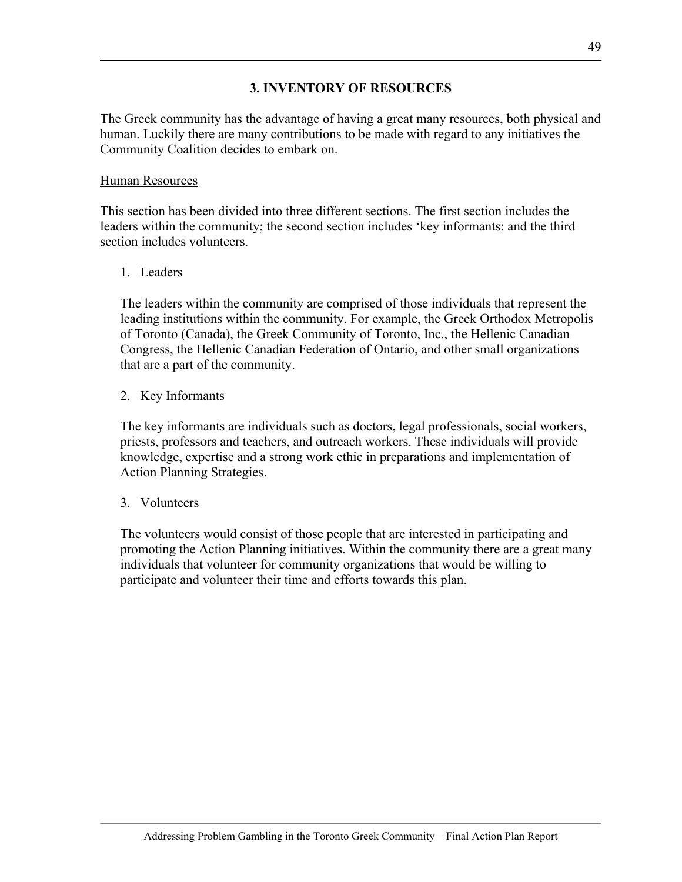## 3. INVENTORY OF RESOURCES

The Greek community has the advantage of having a great many resources, both physical and human. Luckily there are many contributions to be made with regard to any initiatives the Community Coalition decides to embark on.

### Human Resources

This section has been divided into three different sections. The first section includes the leaders within the community; the second section includes 'key informants; and the third section includes volunteers.

1. Leaders

   The leaders within the community are comprised of those individuals that represent the leading institutions within the community. For example, the Greek Orthodox Metropolis of Toronto (Canada), the Greek Community of Toronto, Inc., the Hellenic Canadian Congress, the Hellenic Canadian Federation of Ontario, and other small organizations that are a part of the community.

2. Key Informants

   The key informants are individuals such as doctors, legal professionals, social workers, priests, professors and teachers, and outreach workers. These individuals will provide knowledge, expertise and a strong work ethic in preparations and implementation of Action Planning Strategies.

3. Volunteers

   The volunteers would consist of those people that are interested in participating and promoting the Action Planning initiatives. Within the community there are a great many individuals that volunteer for community organizations that would be willing to participate and volunteer their time and efforts towards this plan.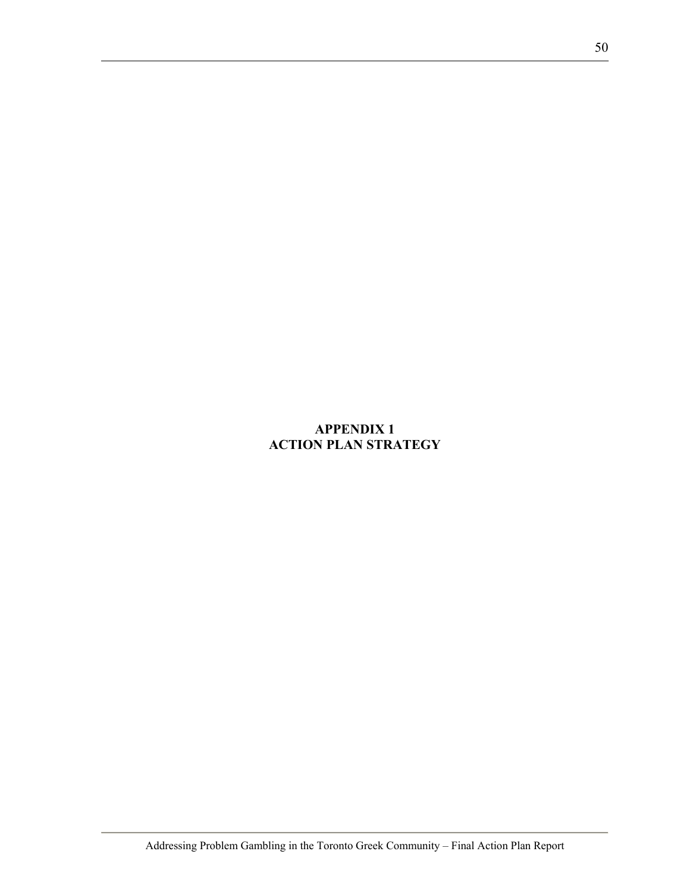# APPENDIX 1
# ACTION PLAN STRATEGY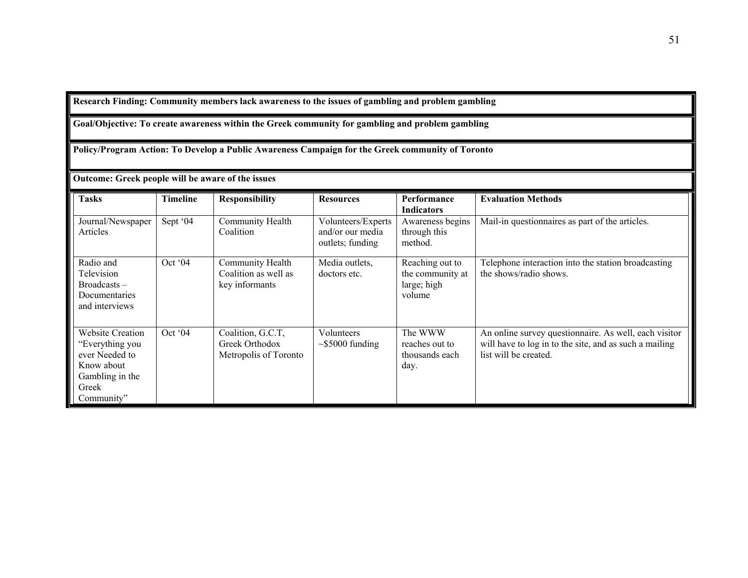**Research Finding: Community members lack awareness to the issues of gambling and problem gambling**

**Goal/Objective: To create awareness within the Greek community for gambling and problem gambling**

**Policy/Program Action: To Develop a Public Awareness Campaign for the Greek community of Toronto**

**Outcome: Greek people will be aware of the issues**

| Tasks | Timeline | Responsibility | Resources | Performance Indicators | Evaluation Methods |
|---|---|---|---|---|---|
| Journal/Newspaper Articles | Sept '04 | Community Health Coalition | Volunteers/Experts and/or our media outlets; funding | Awareness begins through this method. | Mail-in questionnaires as part of the articles. |
| Radio and Television Broadcasts – Documentaries and interviews | Oct '04 | Community Health Coalition as well as key informants | Media outlets, doctors etc. | Reaching out to the community at large; high volume | Telephone interaction into the station broadcasting the shows/radio shows. |
| Website Creation "Everything you ever Needed to Know about Gambling in the Greek Community" | Oct '04 | Coalition, G.C.T, Greek Orthodox Metropolis of Toronto | Volunteers ~$5000 funding | The WWW reaches out to thousands each day. | An online survey questionnaire. As well, each visitor will have to log in to the site, and as such a mailing list will be created. |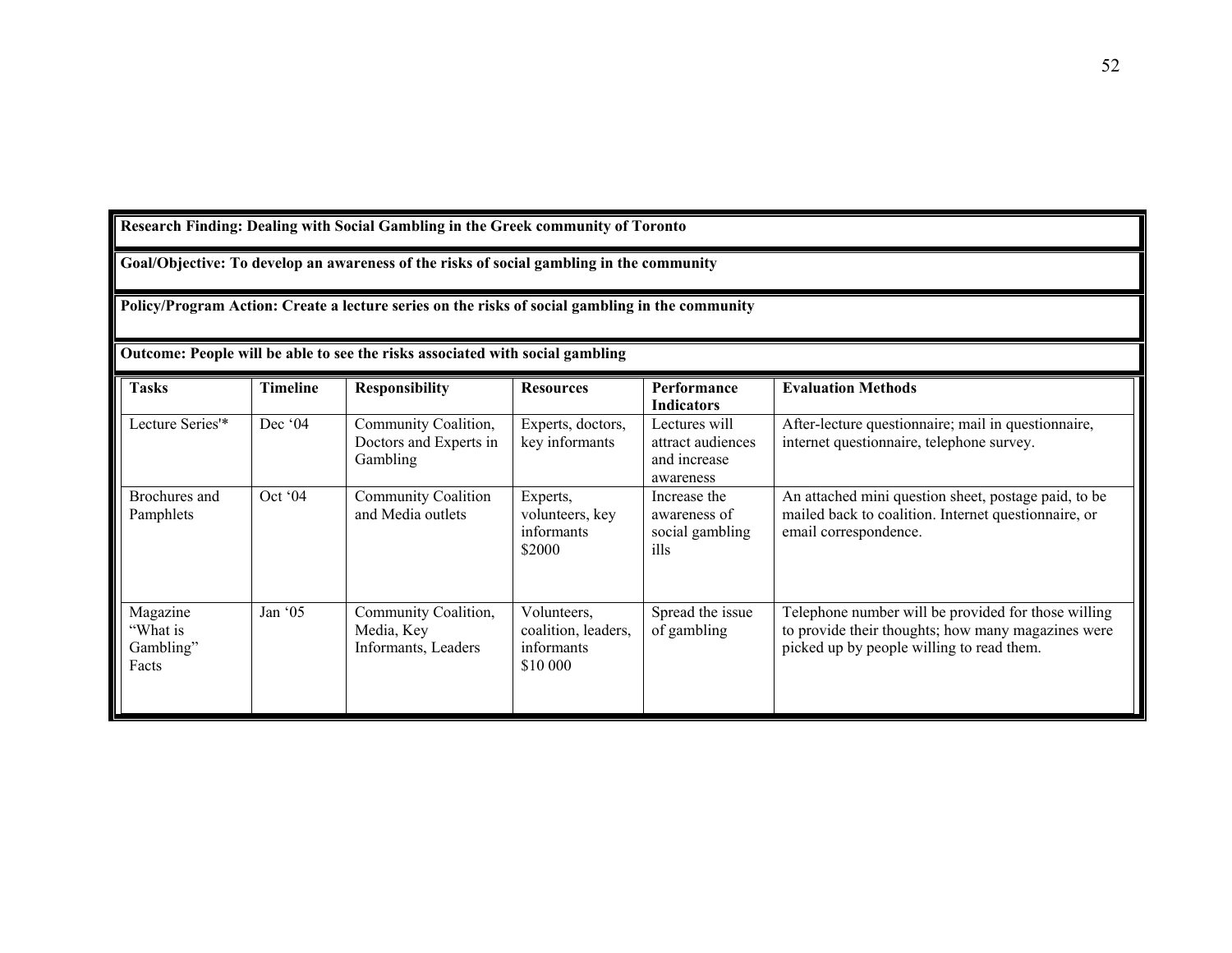**Research Finding: Dealing with Social Gambling in the Greek community of Toronto**

**Goal/Objective: To develop an awareness of the risks of social gambling in the community**

**Policy/Program Action: Create a lecture series on the risks of social gambling in the community**

**Outcome: People will be able to see the risks associated with social gambling**

| Tasks | Timeline | Responsibility | Resources | Performance Indicators | Evaluation Methods |
|---|---|---|---|---|---|
| Lecture Series'* | Dec '04 | Community Coalition, Doctors and Experts in Gambling | Experts, doctors, key informants | Lectures will attract audiences and increase awareness | After-lecture questionnaire; mail in questionnaire, internet questionnaire, telephone survey. |
| Brochures and Pamphlets | Oct '04 | Community Coalition and Media outlets | Experts, volunteers, key informants $2000 | Increase the awareness of social gambling ills | An attached mini question sheet, postage paid, to be mailed back to coalition. Internet questionnaire, or email correspondence. |
| Magazine "What is Gambling" Facts | Jan '05 | Community Coalition, Media, Key Informants, Leaders | Volunteers, coalition, leaders, informants $10 000 | Spread the issue of gambling | Telephone number will be provided for those willing to provide their thoughts; how many magazines were picked up by people willing to read them. |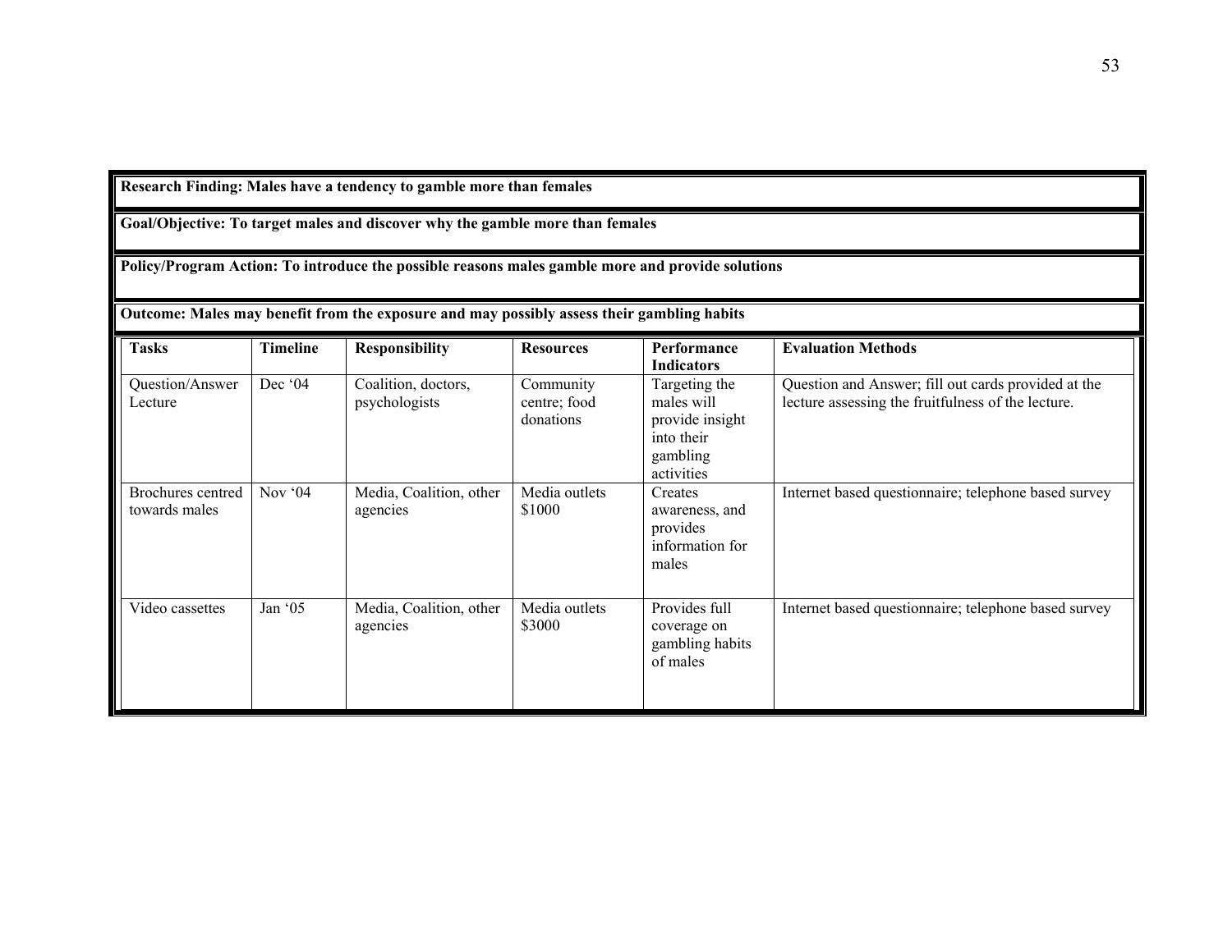**Research Finding: Males have a tendency to gamble more than females**

**Goal/Objective: To target males and discover why the gamble more than females**

**Policy/Program Action: To introduce the possible reasons males gamble more and provide solutions**

**Outcome: Males may benefit from the exposure and may possibly assess their gambling habits**

| Tasks | Timeline | Responsibility | Resources | Performance Indicators | Evaluation Methods |
|---|---|---|---|---|---|
| Question/Answer Lecture | Dec '04 | Coalition, doctors, psychologists | Community centre; food donations | Targeting the males will provide insight into their gambling activities | Question and Answer; fill out cards provided at the lecture assessing the fruitfulness of the lecture. |
| Brochures centred towards males | Nov '04 | Media, Coalition, other agencies | Media outlets $1000 | Creates awareness, and provides information for males | Internet based questionnaire; telephone based survey |
| Video cassettes | Jan '05 | Media, Coalition, other agencies | Media outlets $3000 | Provides full coverage on gambling habits of males | Internet based questionnaire; telephone based survey |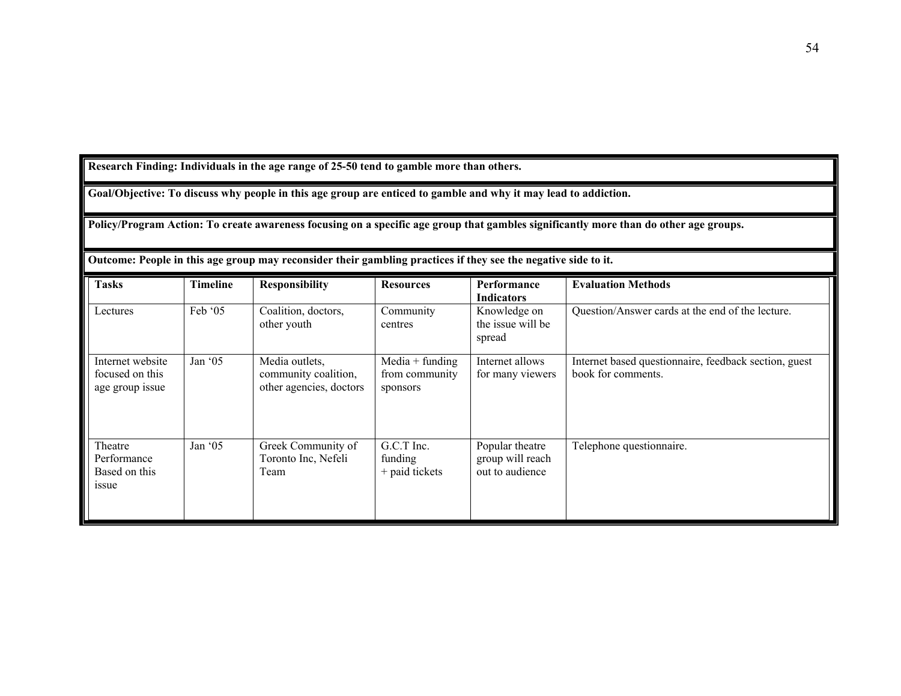**Research Finding: Individuals in the age range of 25-50 tend to gamble more than others.**

**Goal/Objective: To discuss why people in this age group are enticed to gamble and why it may lead to addiction.**

**Policy/Program Action: To create awareness focusing on a specific age group that gambles significantly more than do other age groups.**

**Outcome: People in this age group may reconsider their gambling practices if they see the negative side to it.**

| Tasks | Timeline | Responsibility | Resources | Performance Indicators | Evaluation Methods |
|---|---|---|---|---|---|
| Lectures | Feb '05 | Coalition, doctors, other youth | Community centres | Knowledge on the issue will be spread | Question/Answer cards at the end of the lecture. |
| Internet website focused on this age group issue | Jan '05 | Media outlets, community coalition, other agencies, doctors | Media + funding from community sponsors | Internet allows for many viewers | Internet based questionnaire, feedback section, guest book for comments. |
| Theatre Performance Based on this issue | Jan '05 | Greek Community of Toronto Inc, Nefeli Team | G.C.T Inc. funding + paid tickets | Popular theatre group will reach out to audience | Telephone questionnaire. |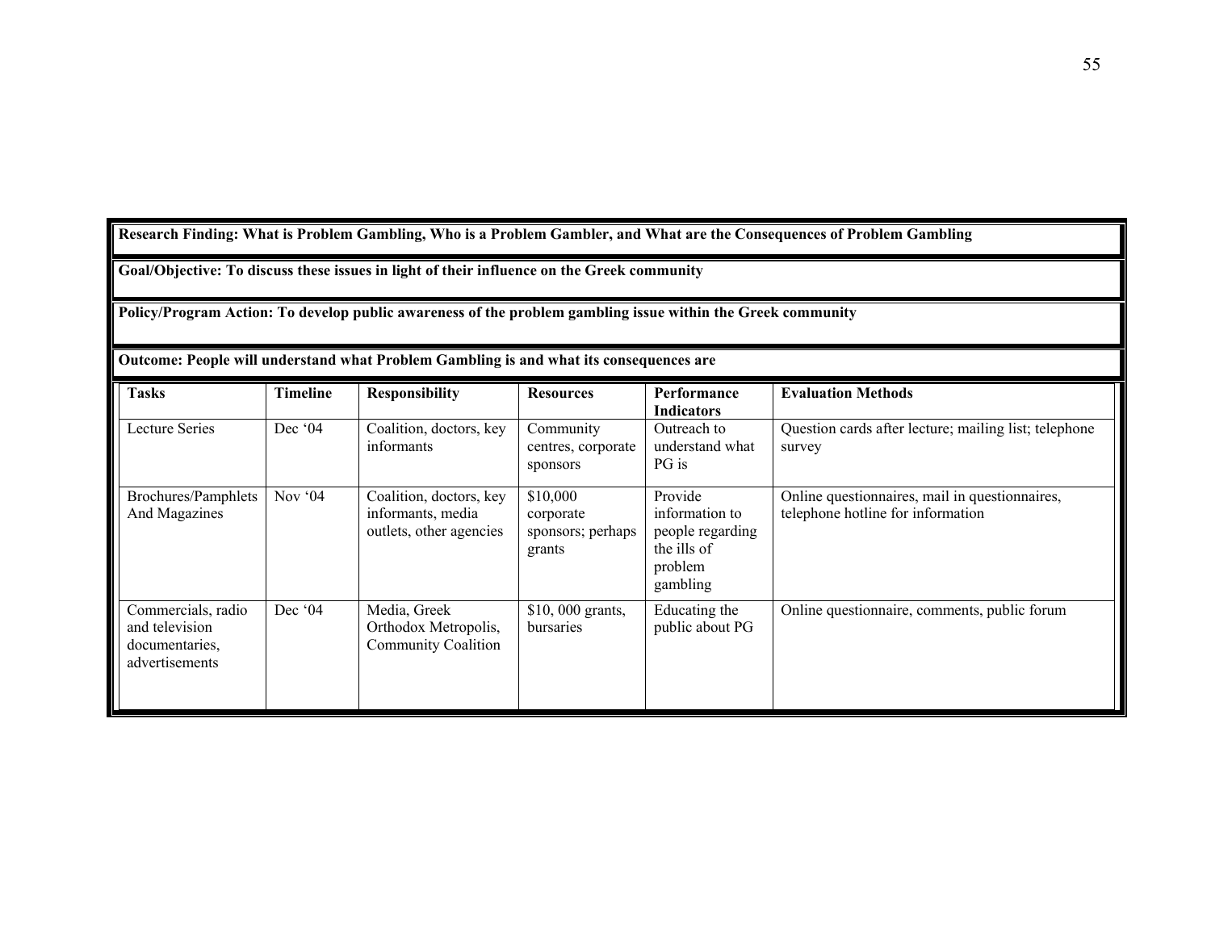**Research Finding: What is Problem Gambling, Who is a Problem Gambler, and What are the Consequences of Problem Gambling**

**Goal/Objective: To discuss these issues in light of their influence on the Greek community**

**Policy/Program Action: To develop public awareness of the problem gambling issue within the Greek community**

**Outcome: People will understand what Problem Gambling is and what its consequences are**

| Tasks | Timeline | Responsibility | Resources | Performance Indicators | Evaluation Methods |
|---|---|---|---|---|---|
| Lecture Series | Dec '04 | Coalition, doctors, key informants | Community centres, corporate sponsors | Outreach to understand what PG is | Question cards after lecture; mailing list; telephone survey |
| Brochures/Pamphlets And Magazines | Nov '04 | Coalition, doctors, key informants, media outlets, other agencies | $10,000 corporate sponsors; perhaps grants | Provide information to people regarding the ills of problem gambling | Online questionnaires, mail in questionnaires, telephone hotline for information |
| Commercials, radio and television documentaries, advertisements | Dec '04 | Media, Greek Orthodox Metropolis, Community Coalition | $10, 000 grants, bursaries | Educating the public about PG | Online questionnaire, comments, public forum |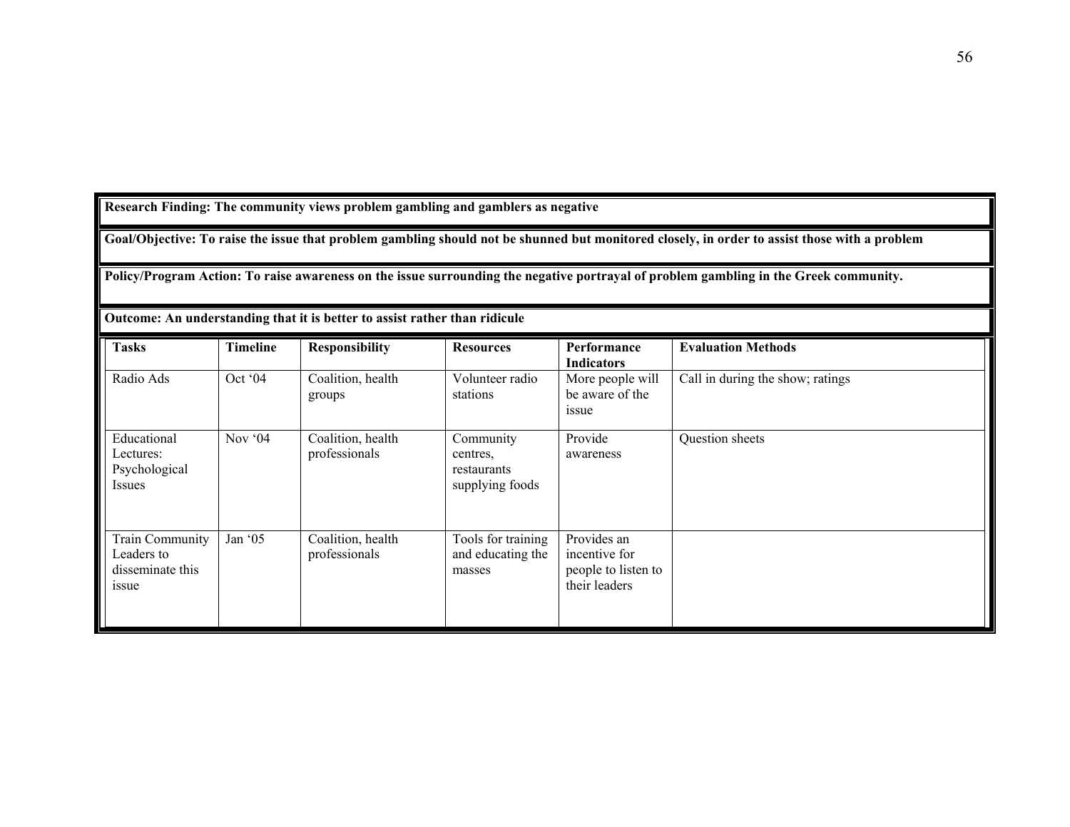**Research Finding: The community views problem gambling and gamblers as negative**

**Goal/Objective: To raise the issue that problem gambling should not be shunned but monitored closely, in order to assist those with a problem**

**Policy/Program Action: To raise awareness on the issue surrounding the negative portrayal of problem gambling in the Greek community.**

**Outcome: An understanding that it is better to assist rather than ridicule**

| **Tasks** | **Timeline** | **Responsibility** | **Resources** | **Performance Indicators** | **Evaluation Methods** |
|---|---|---|---|---|---|
| Radio Ads | Oct '04 | Coalition, health groups | Volunteer radio stations | More people will be aware of the issue | Call in during the show; ratings |
| Educational Lectures: Psychological Issues | Nov '04 | Coalition, health professionals | Community centres, restaurants supplying foods | Provide awareness | Question sheets |
| Train Community Leaders to disseminate this issue | Jan '05 | Coalition, health professionals | Tools for training and educating the masses | Provides an incentive for people to listen to their leaders | |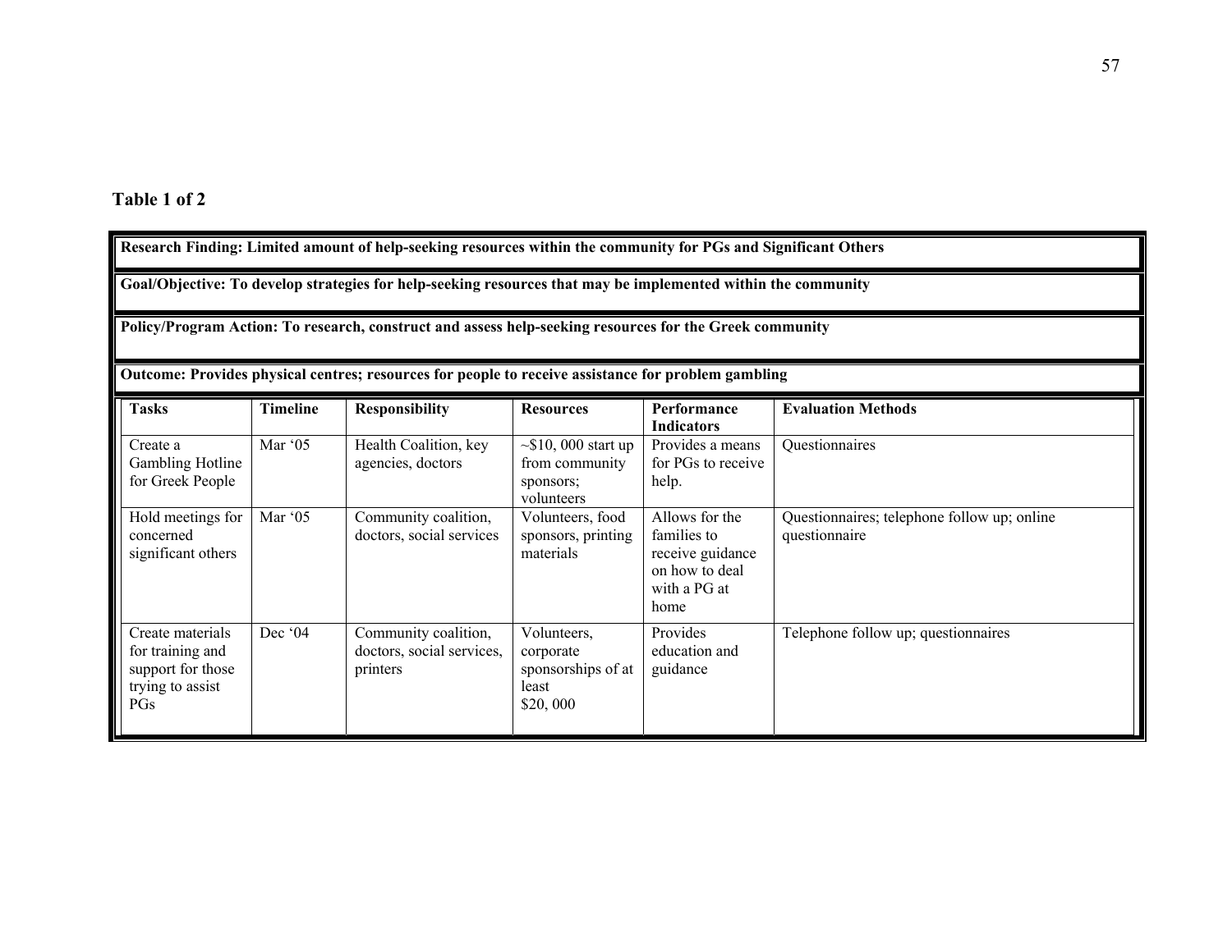**Table 1 of 2**

**Research Finding: Limited amount of help-seeking resources within the community for PGs and Significant Others**

**Goal/Objective: To develop strategies for help-seeking resources that may be implemented within the community**

**Policy/Program Action: To research, construct and assess help-seeking resources for the Greek community**

**Outcome: Provides physical centres; resources for people to receive assistance for problem gambling**

| Tasks | Timeline | Responsibility | Resources | Performance Indicators | Evaluation Methods |
|---|---|---|---|---|---|
| Create a Gambling Hotline for Greek People | Mar '05 | Health Coalition, key agencies, doctors | ~$10, 000 start up from community sponsors; volunteers | Provides a means for PGs to receive help. | Questionnaires |
| Hold meetings for concerned significant others | Mar '05 | Community coalition, doctors, social services | Volunteers, food sponsors, printing materials | Allows for the families to receive guidance on how to deal with a PG at home | Questionnaires; telephone follow up; online questionnaire |
| Create materials for training and support for those trying to assist PGs | Dec '04 | Community coalition, doctors, social services, printers | Volunteers, corporate sponsorships of at least $20, 000 | Provides education and guidance | Telephone follow up; questionnaires |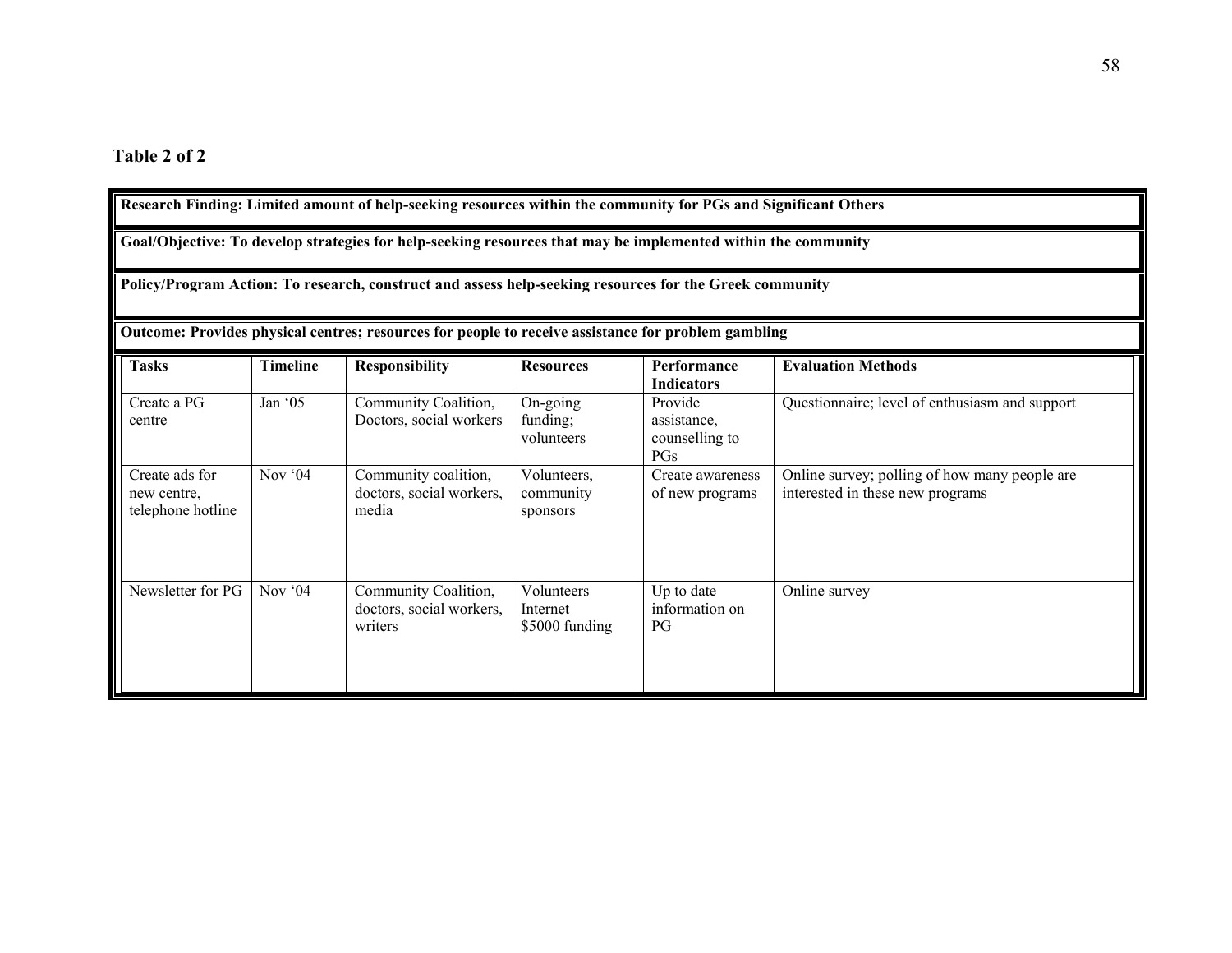**Table 2 of 2**

**Research Finding: Limited amount of help-seeking resources within the community for PGs and Significant Others**

**Goal/Objective: To develop strategies for help-seeking resources that may be implemented within the community**

**Policy/Program Action: To research, construct and assess help-seeking resources for the Greek community**

**Outcome: Provides physical centres; resources for people to receive assistance for problem gambling**

| Tasks | Timeline | Responsibility | Resources | Performance Indicators | Evaluation Methods |
|---|---|---|---|---|---|
| Create a PG centre | Jan '05 | Community Coalition, Doctors, social workers | On-going funding; volunteers | Provide assistance, counselling to PGs | Questionnaire; level of enthusiasm and support |
| Create ads for new centre, telephone hotline | Nov '04 | Community coalition, doctors, social workers, media | Volunteers, community sponsors | Create awareness of new programs | Online survey; polling of how many people are interested in these new programs |
| Newsletter for PG | Nov '04 | Community Coalition, doctors, social workers, writers | Volunteers Internet $5000 funding | Up to date information on PG | Online survey |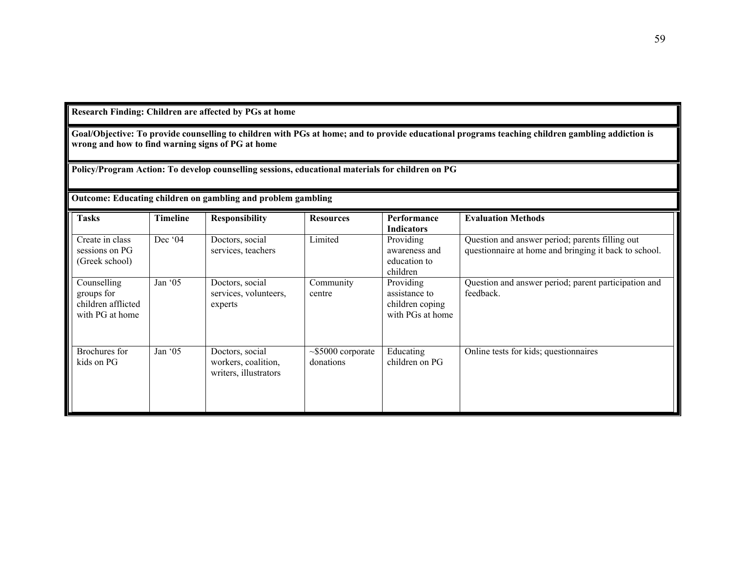**Research Finding: Children are affected by PGs at home**

**Goal/Objective: To provide counselling to children with PGs at home; and to provide educational programs teaching children gambling addiction is wrong and how to find warning signs of PG at home**

**Policy/Program Action: To develop counselling sessions, educational materials for children on PG**

**Outcome: Educating children on gambling and problem gambling**

| Tasks | Timeline | Responsibility | Resources | Performance Indicators | Evaluation Methods |
|---|---|---|---|---|---|
| Create in class sessions on PG (Greek school) | Dec '04 | Doctors, social services, teachers | Limited | Providing awareness and education to children | Question and answer period; parents filling out questionnaire at home and bringing it back to school. |
| Counselling groups for children afflicted with PG at home | Jan '05 | Doctors, social services, volunteers, experts | Community centre | Providing assistance to children coping with PGs at home | Question and answer period; parent participation and feedback. |
| Brochures for kids on PG | Jan '05 | Doctors, social workers, coalition, writers, illustrators | ~$5000 corporate donations | Educating children on PG | Online tests for kids; questionnaires |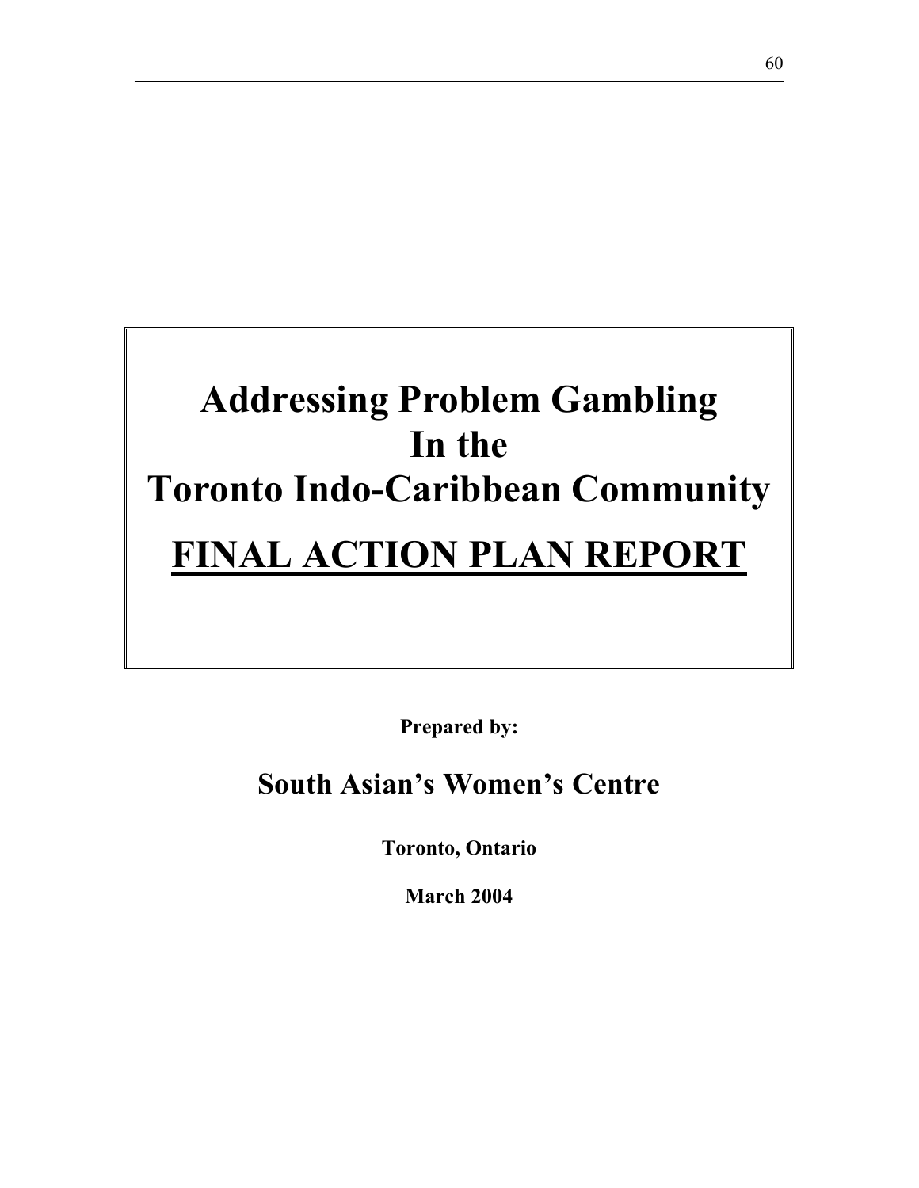# Addressing Problem Gambling In the Toronto Indo-Caribbean Community

# FINAL ACTION PLAN REPORT

**Prepared by:**

## South Asian's Women's Centre

**Toronto, Ontario**

**March 2004**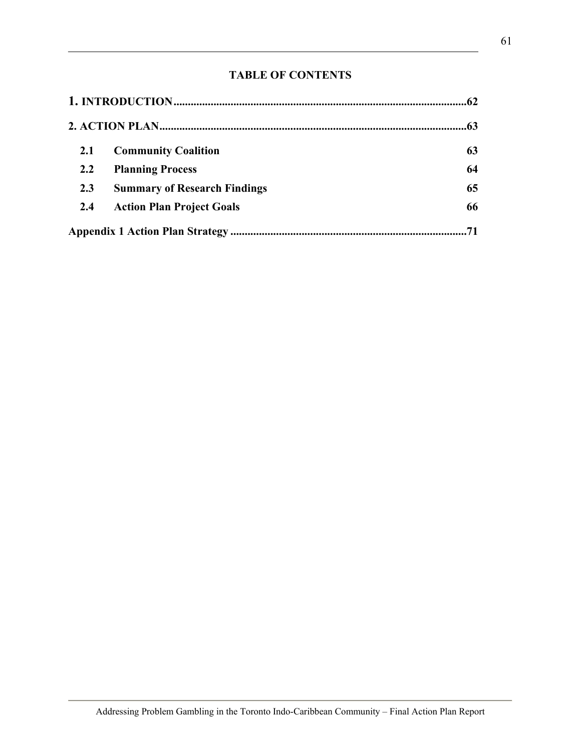## TABLE OF CONTENTS

**1. INTRODUCTION ........................................................................................................ 62**

**2. ACTION PLAN ........................................................................................................ 63**

- **2.1 Community Coalition 63**
- **2.2 Planning Process 64**
- **2.3 Summary of Research Findings 65**
- **2.4 Action Plan Project Goals 66**

**Appendix 1 Action Plan Strategy ........................................................................... 71**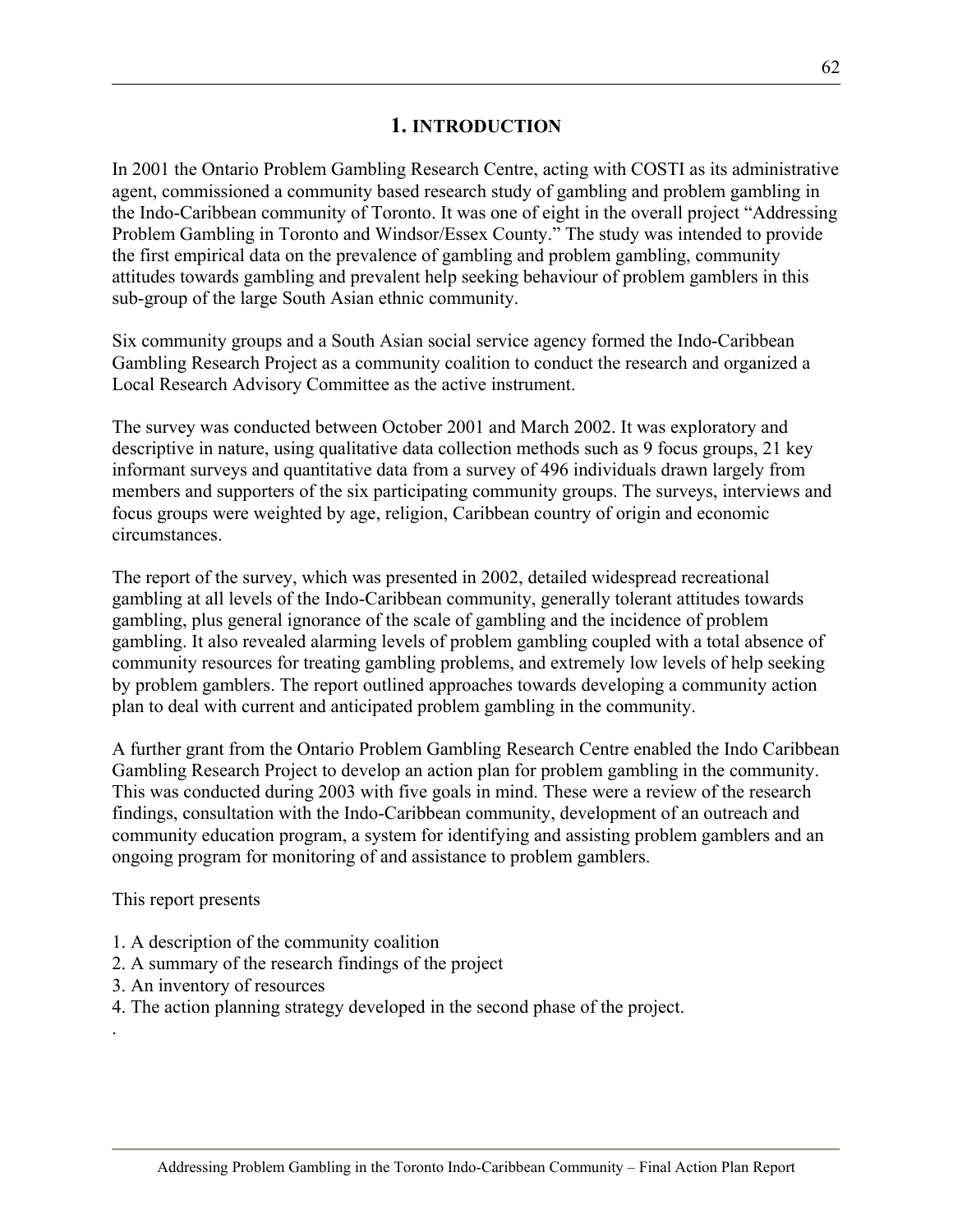# 1. INTRODUCTION

In 2001 the Ontario Problem Gambling Research Centre, acting with COSTI as its administrative agent, commissioned a community based research study of gambling and problem gambling in the Indo-Caribbean community of Toronto. It was one of eight in the overall project "Addressing Problem Gambling in Toronto and Windsor/Essex County." The study was intended to provide the first empirical data on the prevalence of gambling and problem gambling, community attitudes towards gambling and prevalent help seeking behaviour of problem gamblers in this sub-group of the large South Asian ethnic community.

Six community groups and a South Asian social service agency formed the Indo-Caribbean Gambling Research Project as a community coalition to conduct the research and organized a Local Research Advisory Committee as the active instrument.

The survey was conducted between October 2001 and March 2002. It was exploratory and descriptive in nature, using qualitative data collection methods such as 9 focus groups, 21 key informant surveys and quantitative data from a survey of 496 individuals drawn largely from members and supporters of the six participating community groups. The surveys, interviews and focus groups were weighted by age, religion, Caribbean country of origin and economic circumstances.

The report of the survey, which was presented in 2002, detailed widespread recreational gambling at all levels of the Indo-Caribbean community, generally tolerant attitudes towards gambling, plus general ignorance of the scale of gambling and the incidence of problem gambling. It also revealed alarming levels of problem gambling coupled with a total absence of community resources for treating gambling problems, and extremely low levels of help seeking by problem gamblers. The report outlined approaches towards developing a community action plan to deal with current and anticipated problem gambling in the community.

A further grant from the Ontario Problem Gambling Research Centre enabled the Indo Caribbean Gambling Research Project to develop an action plan for problem gambling in the community. This was conducted during 2003 with five goals in mind. These were a review of the research findings, consultation with the Indo-Caribbean community, development of an outreach and community education program, a system for identifying and assisting problem gamblers and an ongoing program for monitoring of and assistance to problem gamblers.

This report presents

1. A description of the community coalition
2. A summary of the research findings of the project
3. An inventory of resources
4. The action planning strategy developed in the second phase of the project.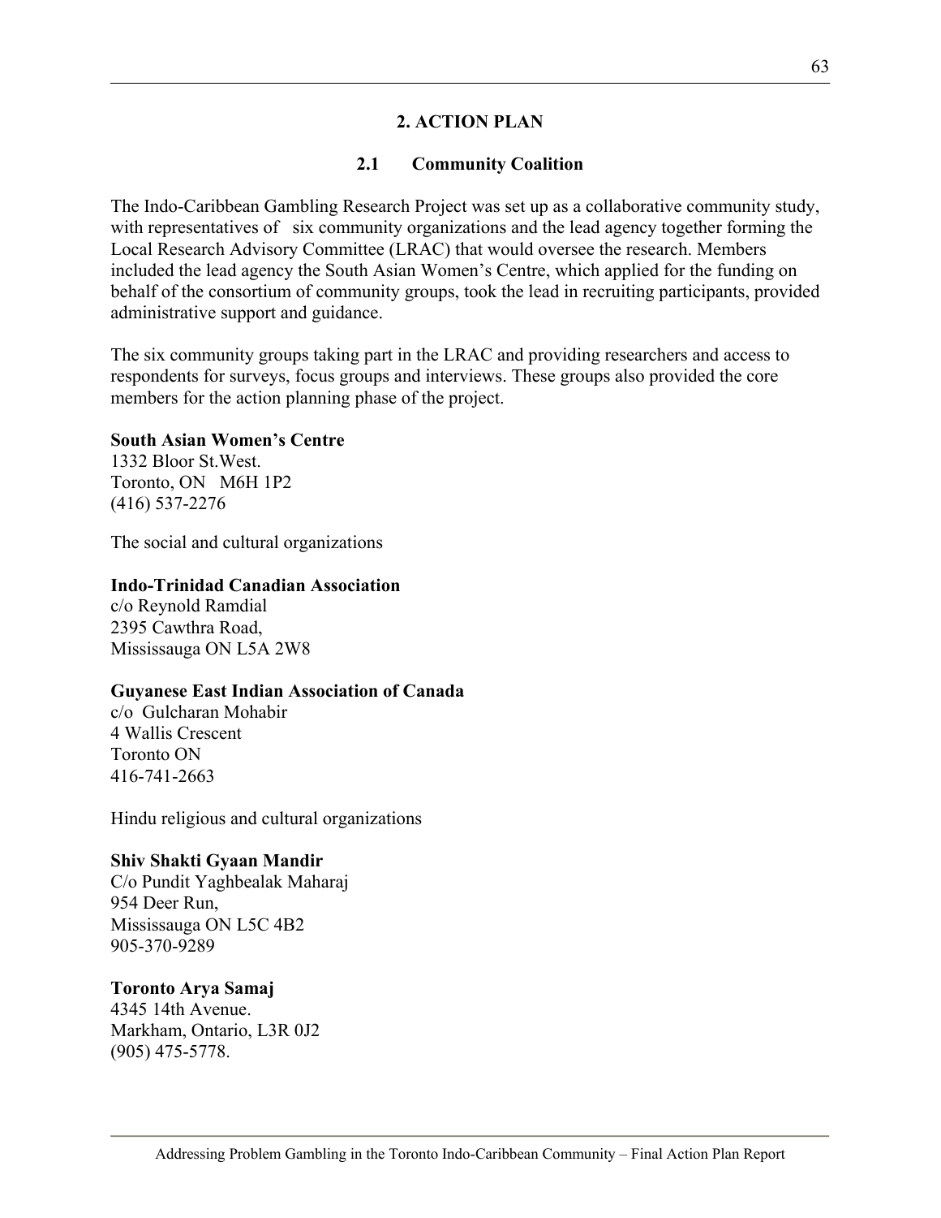## 2. ACTION PLAN

### 2.1 Community Coalition

The Indo-Caribbean Gambling Research Project was set up as a collaborative community study, with representatives of six community organizations and the lead agency together forming the Local Research Advisory Committee (LRAC) that would oversee the research. Members included the lead agency the South Asian Women's Centre, which applied for the funding on behalf of the consortium of community groups, took the lead in recruiting participants, provided administrative support and guidance.

The six community groups taking part in the LRAC and providing researchers and access to respondents for surveys, focus groups and interviews. These groups also provided the core members for the action planning phase of the project.

**South Asian Women's Centre**
1332 Bloor St.West.
Toronto, ON M6H 1P2
(416) 537-2276

The social and cultural organizations

**Indo-Trinidad Canadian Association**
c/o Reynold Ramdial
2395 Cawthra Road,
Mississauga ON L5A 2W8

**Guyanese East Indian Association of Canada**
c/o Gulcharan Mohabir
4 Wallis Crescent
Toronto ON
416-741-2663

Hindu religious and cultural organizations

**Shiv Shakti Gyaan Mandir**
C/o Pundit Yaghbealak Maharaj
954 Deer Run,
Mississauga ON L5C 4B2
905-370-9289

**Toronto Arya Samaj**
4345 14th Avenue.
Markham, Ontario, L3R 0J2
(905) 475-5778.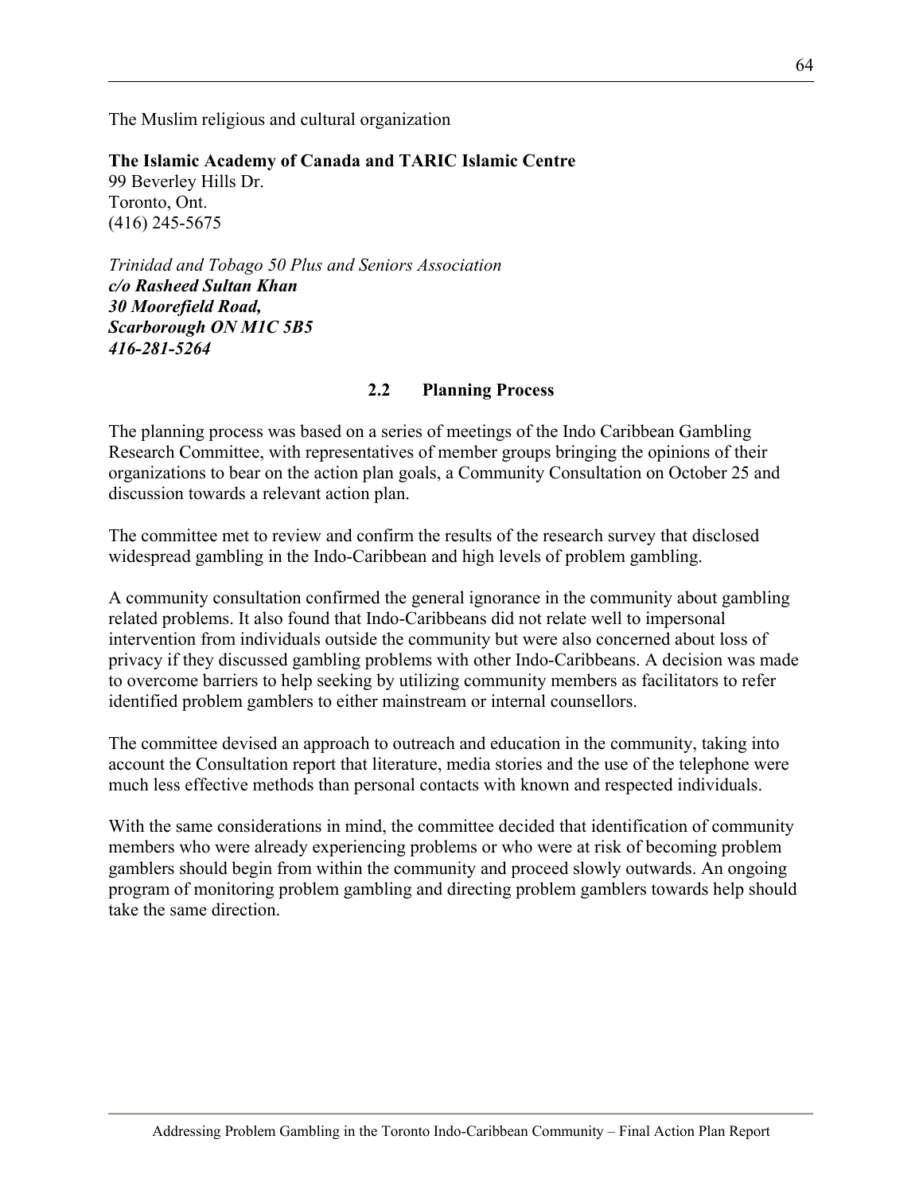The Muslim religious and cultural organization

**The Islamic Academy of Canada and TARIC Islamic Centre**
99 Beverley Hills Dr.
Toronto, Ont.
(416) 245-5675

*Trinidad and Tobago 50 Plus and Seniors Association*
***c/o Rasheed Sultan Khan***
***30 Moorefield Road,***
***Scarborough ON M1C 5B5***
***416-281-5264***

### 2.2 Planning Process

The planning process was based on a series of meetings of the Indo Caribbean Gambling Research Committee, with representatives of member groups bringing the opinions of their organizations to bear on the action plan goals, a Community Consultation on October 25 and discussion towards a relevant action plan.

The committee met to review and confirm the results of the research survey that disclosed widespread gambling in the Indo-Caribbean and high levels of problem gambling.

A community consultation confirmed the general ignorance in the community about gambling related problems. It also found that Indo-Caribbeans did not relate well to impersonal intervention from individuals outside the community but were also concerned about loss of privacy if they discussed gambling problems with other Indo-Caribbeans. A decision was made to overcome barriers to help seeking by utilizing community members as facilitators to refer identified problem gamblers to either mainstream or internal counsellors.

The committee devised an approach to outreach and education in the community, taking into account the Consultation report that literature, media stories and the use of the telephone were much less effective methods than personal contacts with known and respected individuals.

With the same considerations in mind, the committee decided that identification of community members who were already experiencing problems or who were at risk of becoming problem gamblers should begin from within the community and proceed slowly outwards. An ongoing program of monitoring problem gambling and directing problem gamblers towards help should take the same direction.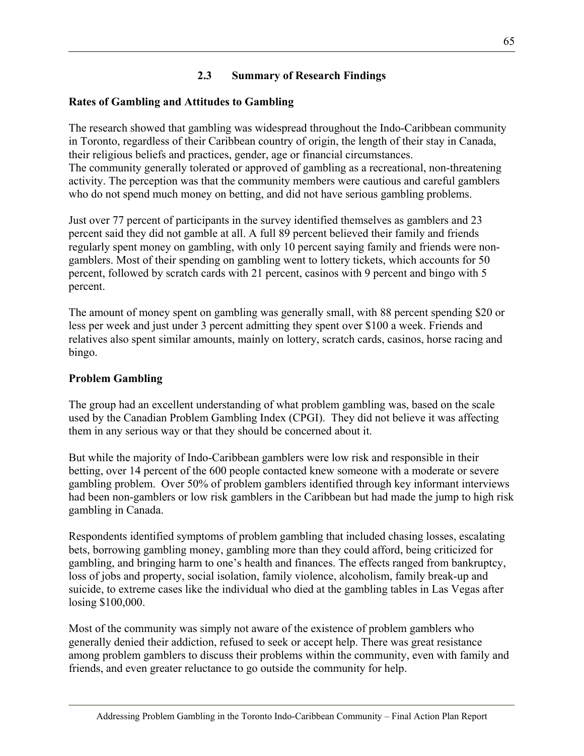## 2.3 Summary of Research Findings

### Rates of Gambling and Attitudes to Gambling

The research showed that gambling was widespread throughout the Indo-Caribbean community in Toronto, regardless of their Caribbean country of origin, the length of their stay in Canada, their religious beliefs and practices, gender, age or financial circumstances.
The community generally tolerated or approved of gambling as a recreational, non-threatening activity. The perception was that the community members were cautious and careful gamblers who do not spend much money on betting, and did not have serious gambling problems.

Just over 77 percent of participants in the survey identified themselves as gamblers and 23 percent said they did not gamble at all. A full 89 percent believed their family and friends regularly spent money on gambling, with only 10 percent saying family and friends were non-gamblers. Most of their spending on gambling went to lottery tickets, which accounts for 50 percent, followed by scratch cards with 21 percent, casinos with 9 percent and bingo with 5 percent.

The amount of money spent on gambling was generally small, with 88 percent spending $20 or less per week and just under 3 percent admitting they spent over $100 a week. Friends and relatives also spent similar amounts, mainly on lottery, scratch cards, casinos, horse racing and bingo.

### Problem Gambling

The group had an excellent understanding of what problem gambling was, based on the scale used by the Canadian Problem Gambling Index (CPGI). They did not believe it was affecting them in any serious way or that they should be concerned about it.

But while the majority of Indo-Caribbean gamblers were low risk and responsible in their betting, over 14 percent of the 600 people contacted knew someone with a moderate or severe gambling problem. Over 50% of problem gamblers identified through key informant interviews had been non-gamblers or low risk gamblers in the Caribbean but had made the jump to high risk gambling in Canada.

Respondents identified symptoms of problem gambling that included chasing losses, escalating bets, borrowing gambling money, gambling more than they could afford, being criticized for gambling, and bringing harm to one's health and finances. The effects ranged from bankruptcy, loss of jobs and property, social isolation, family violence, alcoholism, family break-up and suicide, to extreme cases like the individual who died at the gambling tables in Las Vegas after losing $100,000.

Most of the community was simply not aware of the existence of problem gamblers who generally denied their addiction, refused to seek or accept help. There was great resistance among problem gamblers to discuss their problems within the community, even with family and friends, and even greater reluctance to go outside the community for help.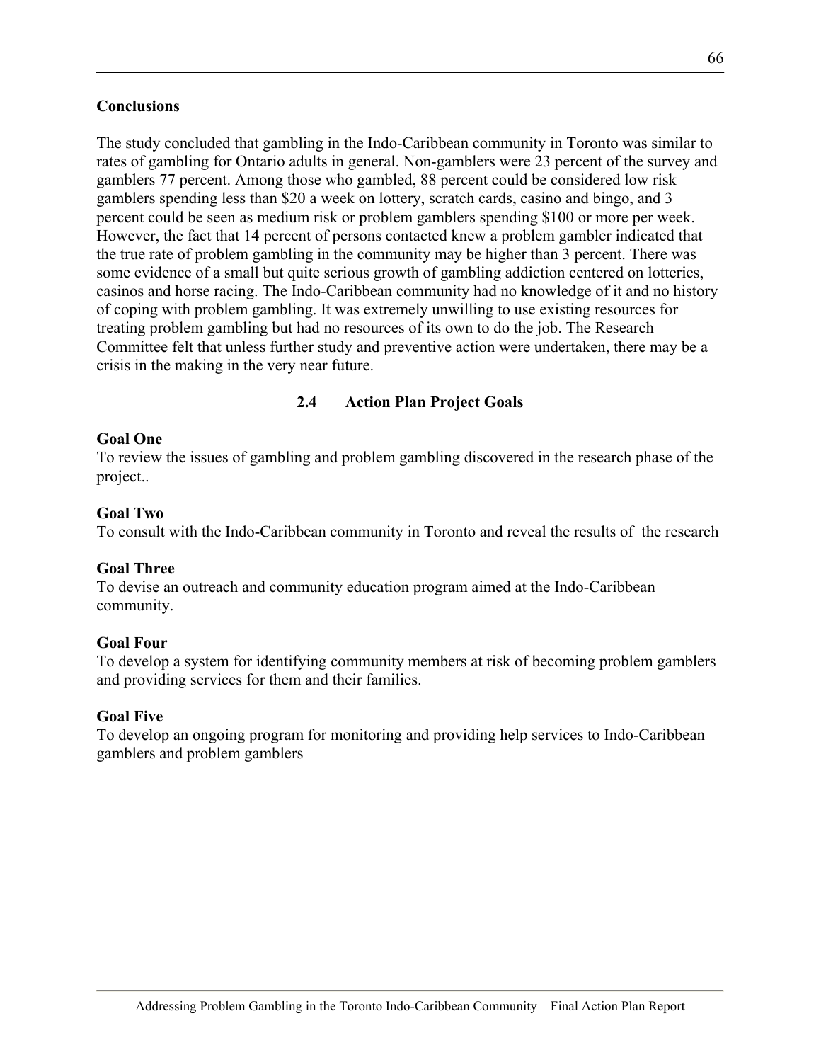**Conclusions**

The study concluded that gambling in the Indo-Caribbean community in Toronto was similar to rates of gambling for Ontario adults in general. Non-gamblers were 23 percent of the survey and gamblers 77 percent. Among those who gambled, 88 percent could be considered low risk gamblers spending less than $20 a week on lottery, scratch cards, casino and bingo, and 3 percent could be seen as medium risk or problem gamblers spending $100 or more per week. However, the fact that 14 percent of persons contacted knew a problem gambler indicated that the true rate of problem gambling in the community may be higher than 3 percent. There was some evidence of a small but quite serious growth of gambling addiction centered on lotteries, casinos and horse racing. The Indo-Caribbean community had no knowledge of it and no history of coping with problem gambling. It was extremely unwilling to use existing resources for treating problem gambling but had no resources of its own to do the job. The Research Committee felt that unless further study and preventive action were undertaken, there may be a crisis in the making in the very near future.

## 2.4 Action Plan Project Goals

**Goal One**
To review the issues of gambling and problem gambling discovered in the research phase of the project..

**Goal Two**
To consult with the Indo-Caribbean community in Toronto and reveal the results of the research

**Goal Three**
To devise an outreach and community education program aimed at the Indo-Caribbean community.

**Goal Four**
To develop a system for identifying community members at risk of becoming problem gamblers and providing services for them and their families.

**Goal Five**
To develop an ongoing program for monitoring and providing help services to Indo-Caribbean gamblers and problem gamblers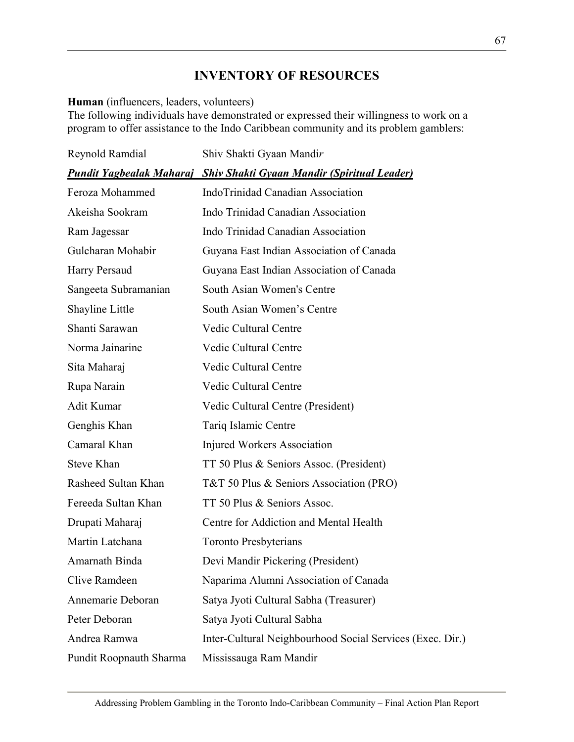# INVENTORY OF RESOURCES

**Human** (influencers, leaders, volunteers)
The following individuals have demonstrated or expressed their willingness to work on a program to offer assistance to the Indo Caribbean community and its problem gamblers:

| | |
|---|---|
| Reynold Ramdial | Shiv Shakti Gyaan Mandi*r* |
| ***<u>Pundit Yagbealak Maharaj</u>*** | ***<u>Shiv Shakti Gyaan Mandir (Spiritual Leader)</u>*** |
| Feroza Mohammed | IndoTrinidad Canadian Association |
| Akeisha Sookram | Indo Trinidad Canadian Association |
| Ram Jagessar | Indo Trinidad Canadian Association |
| Gulcharan Mohabir | Guyana East Indian Association of Canada |
| Harry Persaud | Guyana East Indian Association of Canada |
| Sangeeta Subramanian | South Asian Women's Centre |
| Shayline Little | South Asian Women's Centre |
| Shanti Sarawan | Vedic Cultural Centre |
| Norma Jainarine | Vedic Cultural Centre |
| Sita Maharaj | Vedic Cultural Centre |
| Rupa Narain | Vedic Cultural Centre |
| Adit Kumar | Vedic Cultural Centre (President) |
| Genghis Khan | Tariq Islamic Centre |
| Camaral Khan | Injured Workers Association |
| Steve Khan | TT 50 Plus & Seniors Assoc. (President) |
| Rasheed Sultan Khan | T&T 50 Plus & Seniors Association (PRO) |
| Fereeda Sultan Khan | TT 50 Plus & Seniors Assoc. |
| Drupati Maharaj | Centre for Addiction and Mental Health |
| Martin Latchana | Toronto Presbyterians |
| Amarnath Binda | Devi Mandir Pickering (President) |
| Clive Ramdeen | Naparima Alumni Association of Canada |
| Annemarie Deboran | Satya Jyoti Cultural Sabha (Treasurer) |
| Peter Deboran | Satya Jyoti Cultural Sabha |
| Andrea Ramwa | Inter-Cultural Neighbourhood Social Services (Exec. Dir.) |
| Pundit Roopnauth Sharma | Mississauga Ram Mandir |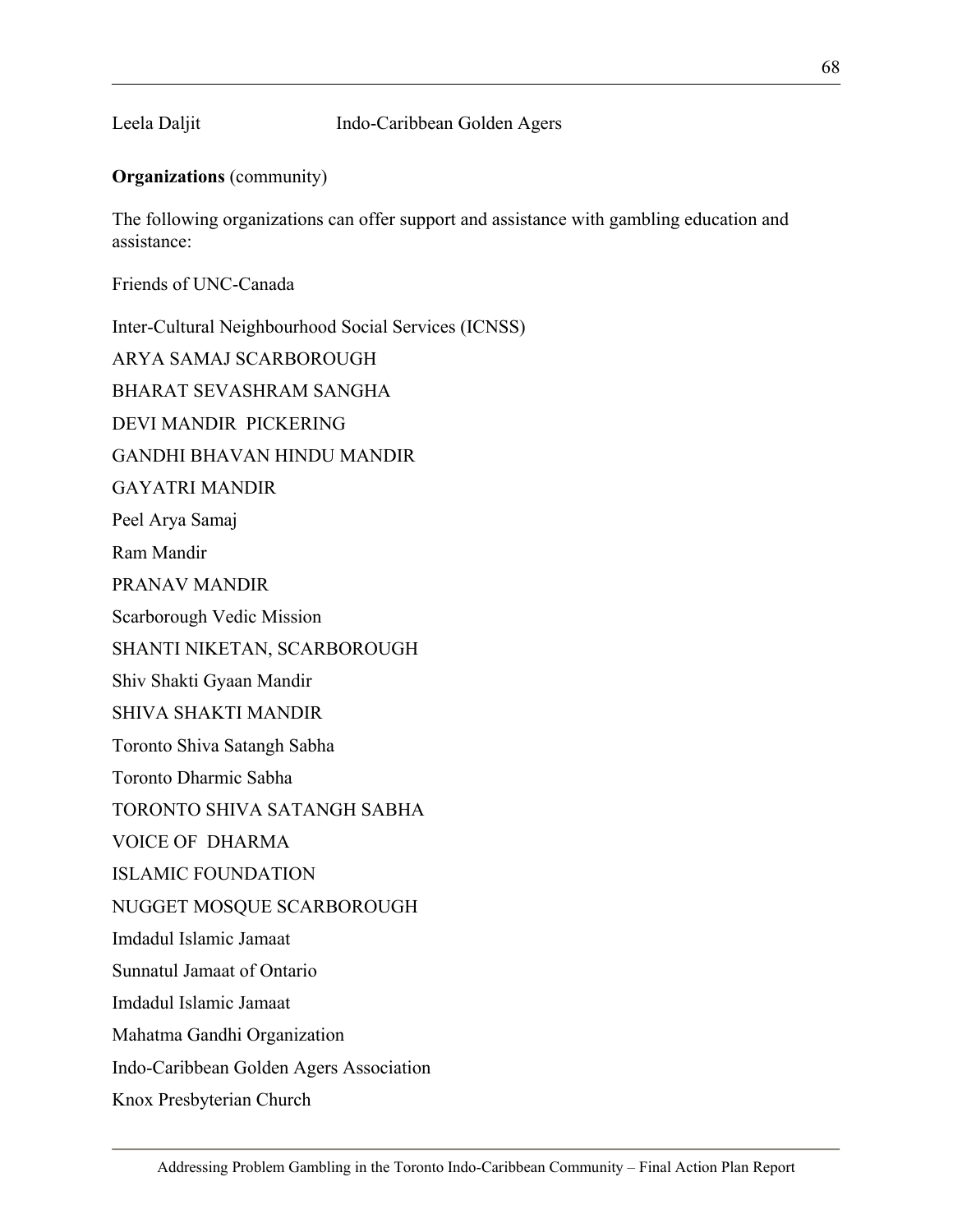Leela Daljit		Indo-Caribbean Golden Agers

**Organizations** (community)

The following organizations can offer support and assistance with gambling education and assistance:

Friends of UNC-Canada

Inter-Cultural Neighbourhood Social Services (ICNSS)

ARYA SAMAJ SCARBOROUGH

BHARAT SEVASHRAM SANGHA

DEVI MANDIR PICKERING

GANDHI BHAVAN HINDU MANDIR

GAYATRI MANDIR

Peel Arya Samaj

Ram Mandir

PRANAV MANDIR

Scarborough Vedic Mission

SHANTI NIKETAN, SCARBOROUGH

Shiv Shakti Gyaan Mandir

SHIVA SHAKTI MANDIR

Toronto Shiva Satangh Sabha

Toronto Dharmic Sabha

TORONTO SHIVA SATANGH SABHA

VOICE OF DHARMA

ISLAMIC FOUNDATION

NUGGET MOSQUE SCARBOROUGH

Imdadul Islamic Jamaat

Sunnatul Jamaat of Ontario

Imdadul Islamic Jamaat

Mahatma Gandhi Organization

Indo-Caribbean Golden Agers Association

Knox Presbyterian Church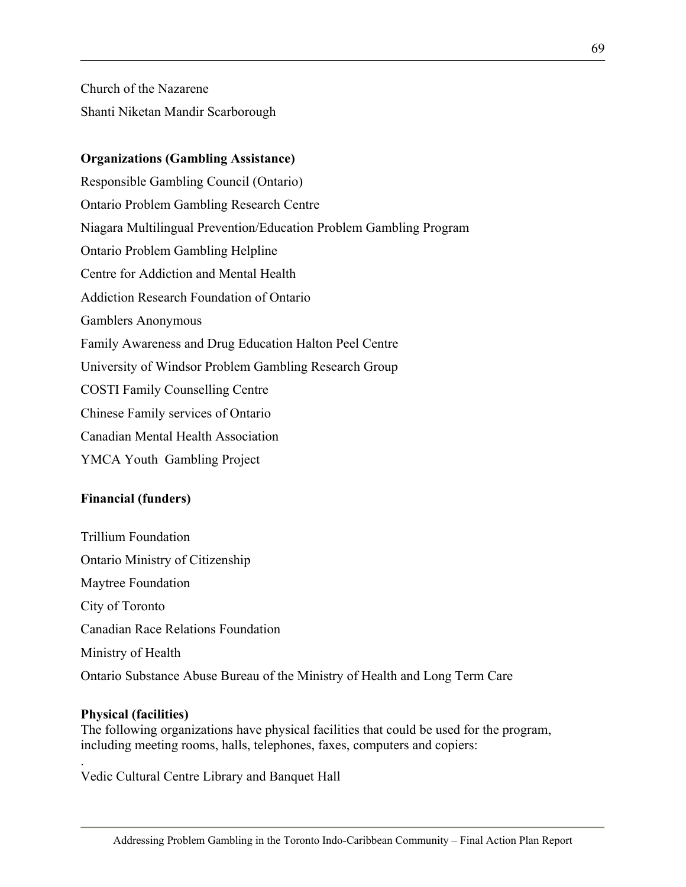Church of the Nazarene

Shanti Niketan Mandir Scarborough

**Organizations (Gambling Assistance)**

Responsible Gambling Council (Ontario)

Ontario Problem Gambling Research Centre

Niagara Multilingual Prevention/Education Problem Gambling Program

Ontario Problem Gambling Helpline

Centre for Addiction and Mental Health

Addiction Research Foundation of Ontario

Gamblers Anonymous

Family Awareness and Drug Education Halton Peel Centre

University of Windsor Problem Gambling Research Group

COSTI Family Counselling Centre

Chinese Family services of Ontario

Canadian Mental Health Association

YMCA Youth Gambling Project

**Financial (funders)**

Trillium Foundation

Ontario Ministry of Citizenship

Maytree Foundation

City of Toronto

Canadian Race Relations Foundation

Ministry of Health

Ontario Substance Abuse Bureau of the Ministry of Health and Long Term Care

**Physical (facilities)**

The following organizations have physical facilities that could be used for the program, including meeting rooms, halls, telephones, faxes, computers and copiers:

.

Vedic Cultural Centre Library and Banquet Hall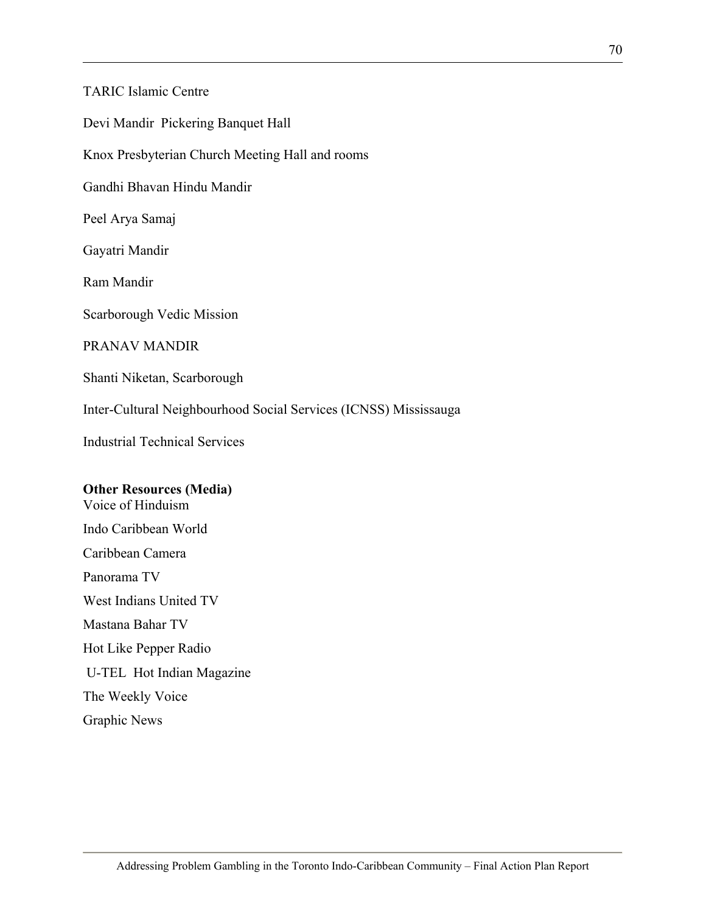TARIC Islamic Centre

Devi Mandir  Pickering Banquet Hall

Knox Presbyterian Church Meeting Hall and rooms

Gandhi Bhavan Hindu Mandir

Peel Arya Samaj

Gayatri Mandir

Ram Mandir

Scarborough Vedic Mission

PRANAV MANDIR

Shanti Niketan, Scarborough

Inter-Cultural Neighbourhood Social Services (ICNSS) Mississauga

Industrial Technical Services

**Other Resources (Media)**

Voice of Hinduism

Indo Caribbean World

Caribbean Camera

Panorama TV

West Indians United TV

Mastana Bahar TV

Hot Like Pepper Radio

U-TEL  Hot Indian Magazine

The Weekly Voice

Graphic News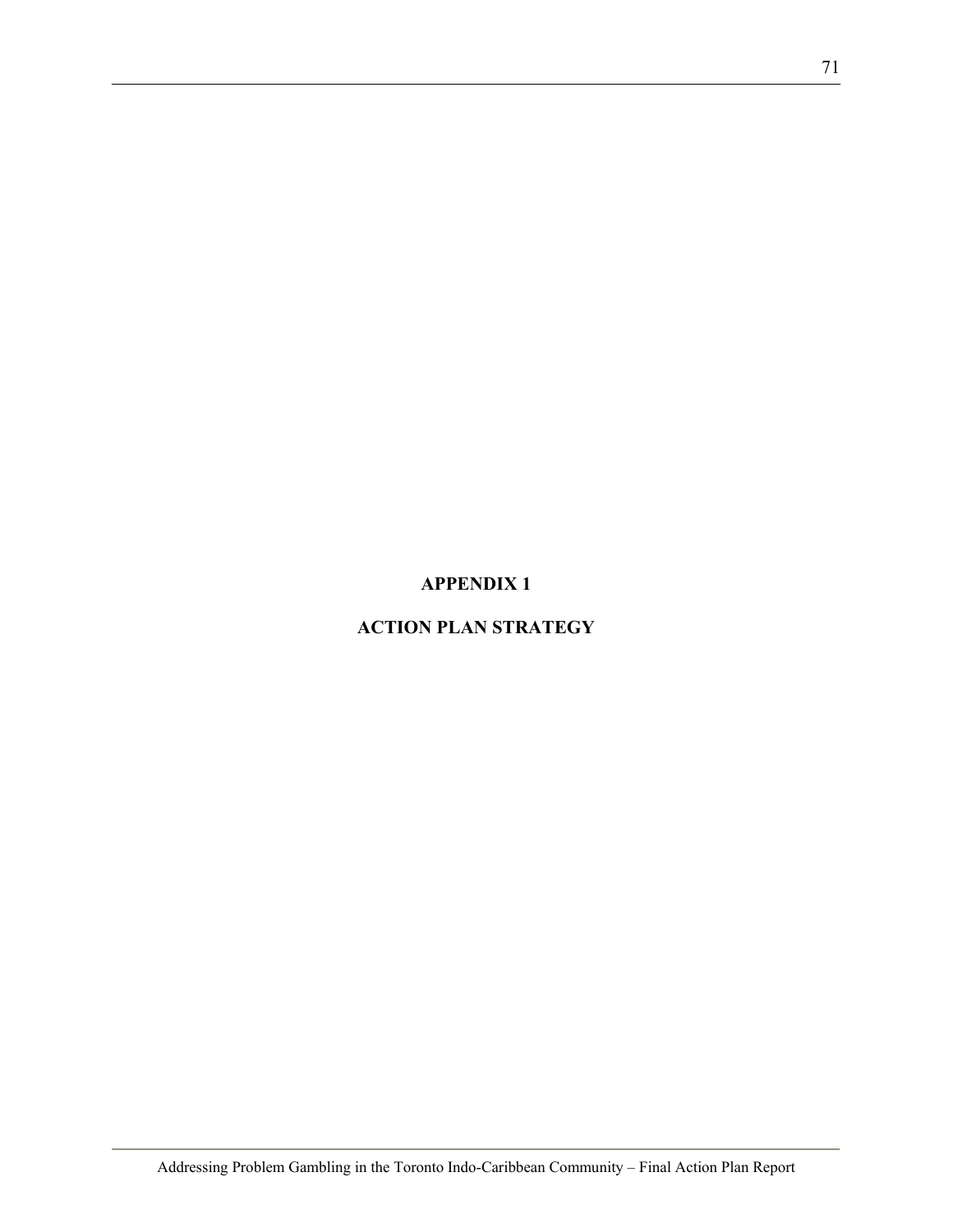# APPENDIX 1

# ACTION PLAN STRATEGY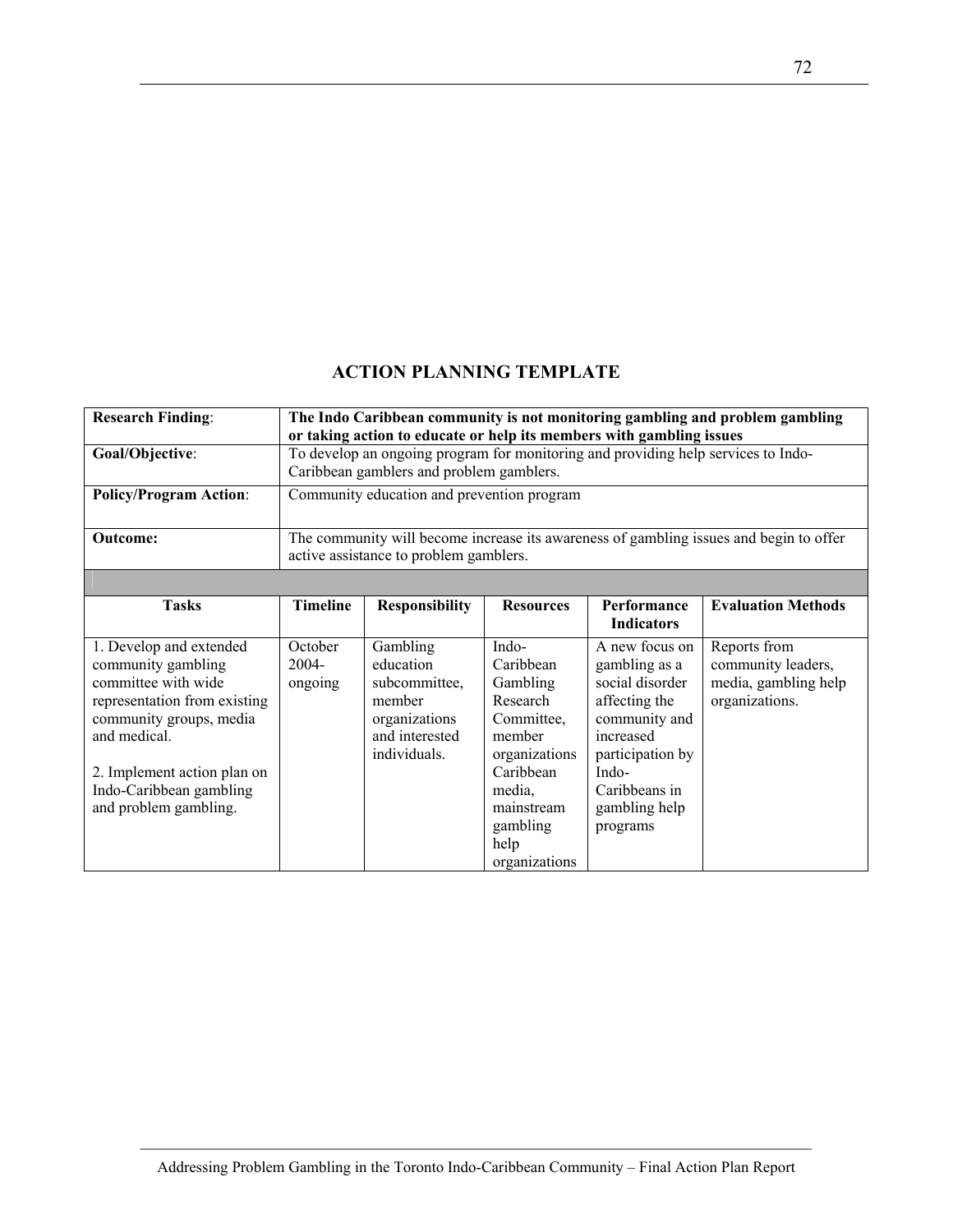## ACTION PLANNING TEMPLATE

| **Research Finding**: | **The Indo Caribbean community is not monitoring gambling and problem gambling or taking action to educate or help its members with gambling issues** | | | | |
|---|---|---|---|---|---|
| **Goal/Objective**: | To develop an ongoing program for monitoring and providing help services to Indo-Caribbean gamblers and problem gamblers. | | | | |
| **Policy/Program Action**: | Community education and prevention program | | | | |
| **Outcome:** | The community will become increase its awareness of gambling issues and begin to offer active assistance to problem gamblers. | | | | |
| | | | | | |
| **Tasks** | **Timeline** | **Responsibility** | **Resources** | **Performance Indicators** | **Evaluation Methods** |
| 1. Develop and extended community gambling committee with wide representation from existing community groups, media and medical.<br><br>2. Implement action plan on Indo-Caribbean gambling and problem gambling. | October 2004-ongoing | Gambling education subcommittee, member organizations and interested individuals. | Indo-Caribbean Gambling Research Committee, member organizations Caribbean media, mainstream gambling help organizations | A new focus on gambling as a social disorder affecting the community and increased participation by Indo-Caribbeans in gambling help programs | Reports from community leaders, media, gambling help organizations. |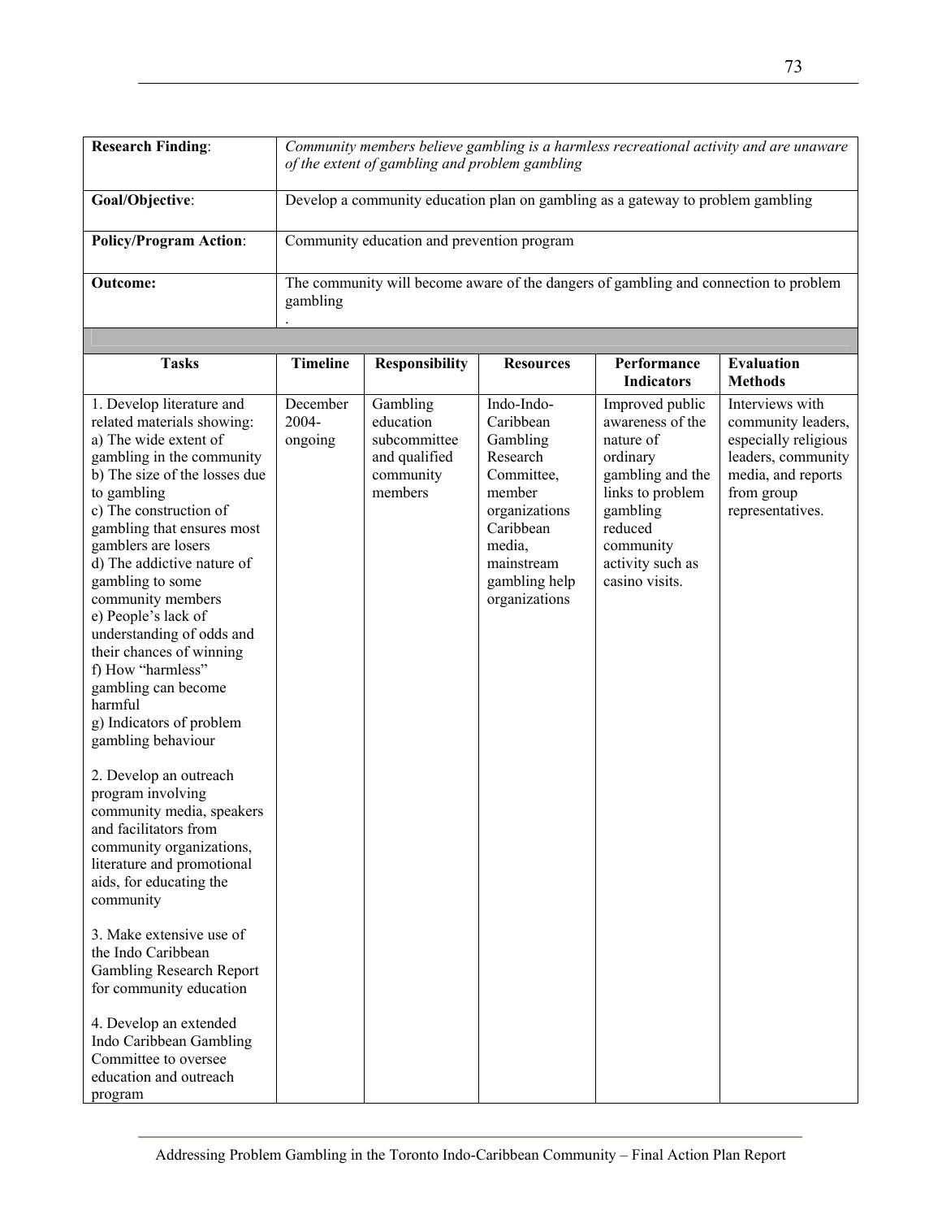| | |
|---|---|
| **Research Finding**: | *Community members believe gambling is a harmless recreational activity and are unaware of the extent of gambling and problem gambling* |
| **Goal/Objective**: | Develop a community education plan on gambling as a gateway to problem gambling |
| **Policy/Program Action**: | Community education and prevention program |
| **Outcome:** | The community will become aware of the dangers of gambling and connection to problem gambling<br>. |

| Tasks | Timeline | Responsibility | Resources | Performance Indicators | Evaluation Methods |
|---|---|---|---|---|---|
| 1. Develop literature and related materials showing:<br>a) The wide extent of gambling in the community<br>b) The size of the losses due to gambling<br>c) The construction of gambling that ensures most gamblers are losers<br>d) The addictive nature of gambling to some community members<br>e) People's lack of understanding of odds and their chances of winning<br>f) How "harmless" gambling can become harmful<br>g) Indicators of problem gambling behaviour<br><br>2. Develop an outreach program involving community media, speakers and facilitators from community organizations, literature and promotional aids, for educating the community<br><br>3. Make extensive use of the Indo Caribbean Gambling Research Report for community education<br><br>4. Develop an extended Indo Caribbean Gambling Committee to oversee education and outreach program | December 2004-ongoing | Gambling education subcommittee and qualified community members | Indo-Indo-Caribbean Gambling Research Committee, member organizations Caribbean media, mainstream gambling help organizations | Improved public awareness of the nature of ordinary gambling and the links to problem gambling reduced community activity such as casino visits. | Interviews with community leaders, especially religious leaders, community media, and reports from group representatives. |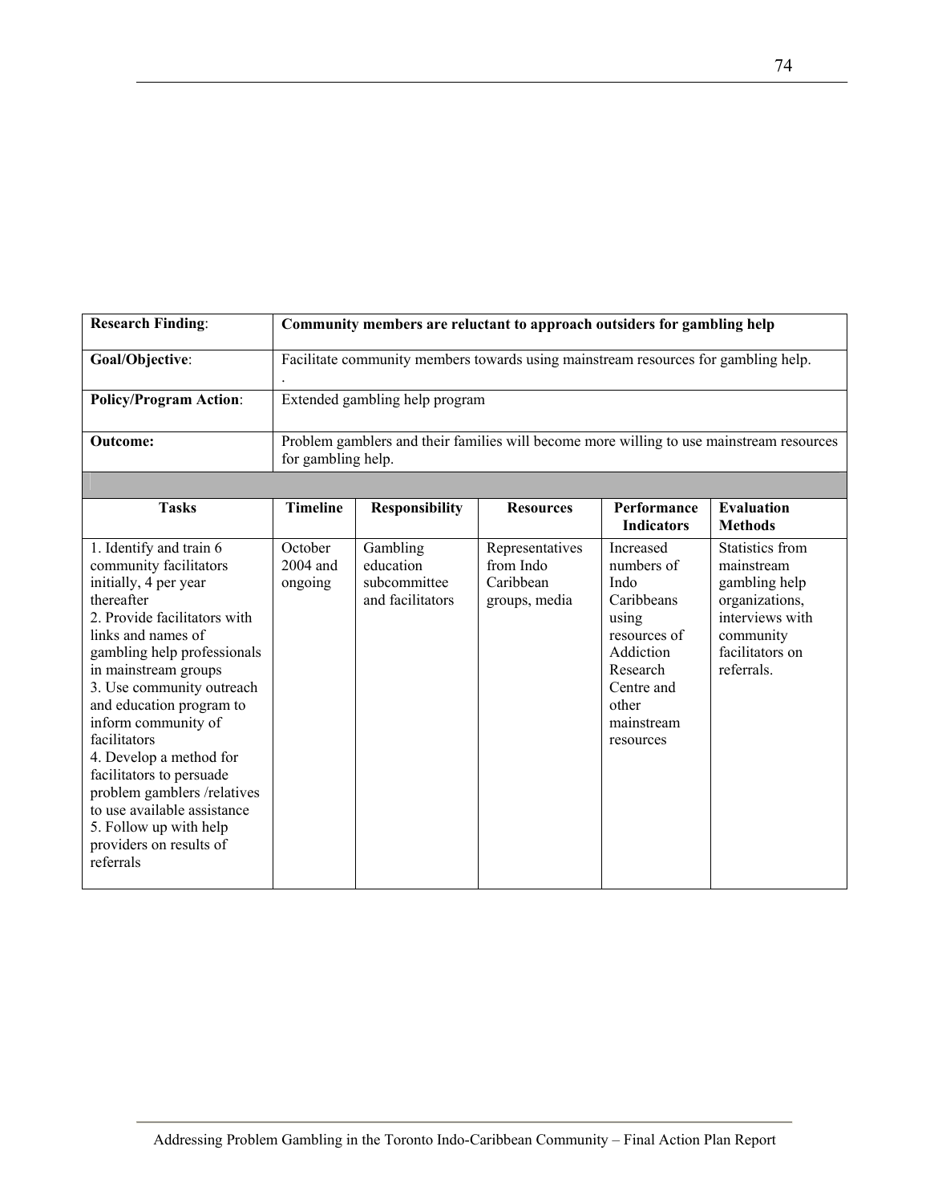| **Research Finding**: | **Community members are reluctant to approach outsiders for gambling help** |
|---|---|
| **Goal/Objective**: | Facilitate community members towards using mainstream resources for gambling help. . |
| **Policy/Program Action**: | Extended gambling help program |
| **Outcome:** | Problem gamblers and their families will become more willing to use mainstream resources for gambling help. |

| **Tasks** | **Timeline** | **Responsibility** | **Resources** | **Performance Indicators** | **Evaluation Methods** |
|---|---|---|---|---|---|
| 1. Identify and train 6 community facilitators initially, 4 per year thereafter<br>2. Provide facilitators with links and names of gambling help professionals in mainstream groups<br>3. Use community outreach and education program to inform community of facilitators<br>4. Develop a method for facilitators to persuade problem gamblers /relatives to use available assistance<br>5. Follow up with help providers on results of referrals | October 2004 and ongoing | Gambling education subcommittee and facilitators | Representatives from Indo Caribbean groups, media | Increased numbers of Indo Caribbeans using resources of Addiction Research Centre and other mainstream resources | Statistics from mainstream gambling help organizations, interviews with community facilitators on referrals. |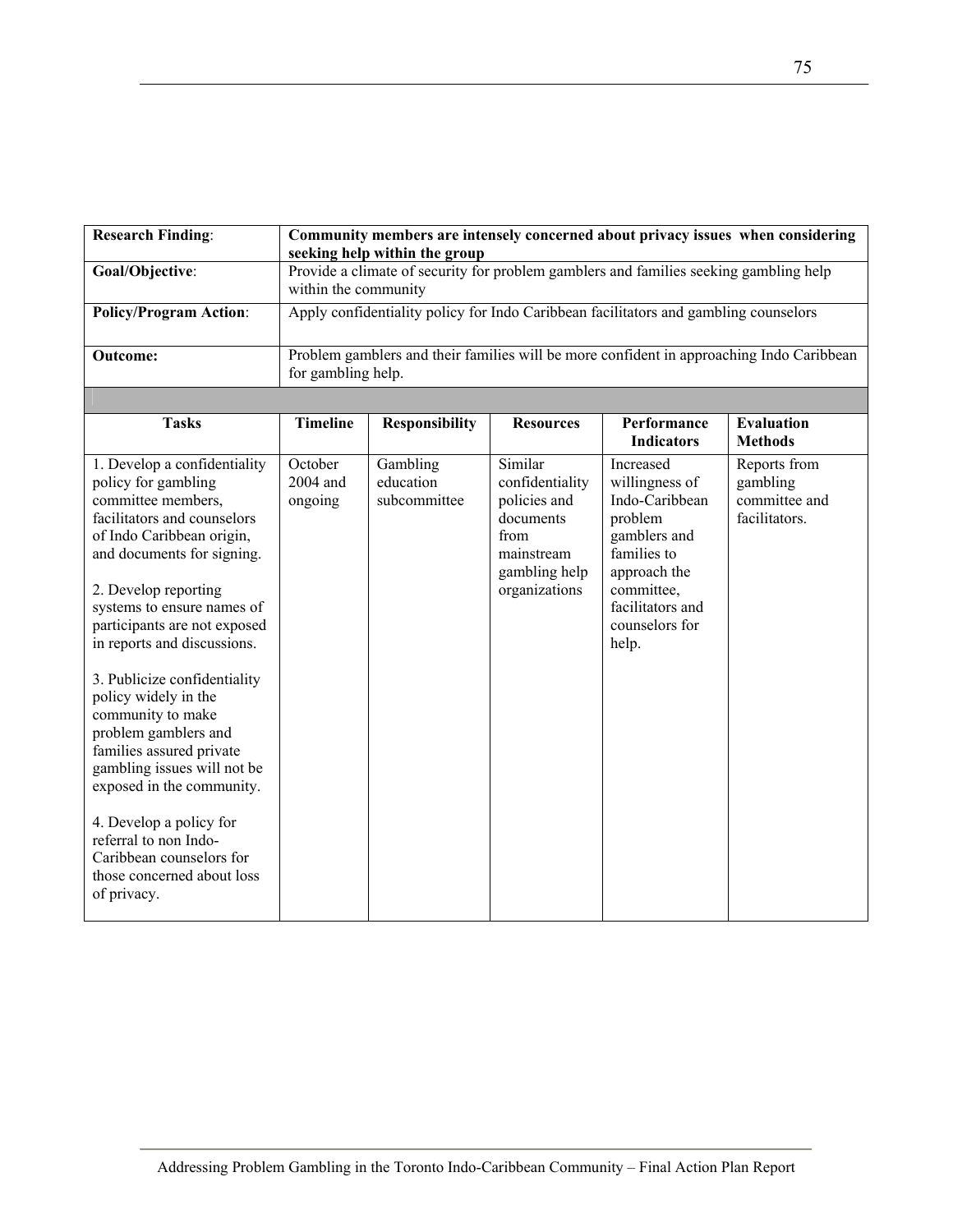| **Research Finding**: | **Community members are intensely concerned about privacy issues when considering seeking help within the group** |
|---|---|
| **Goal/Objective**: | Provide a climate of security for problem gamblers and families seeking gambling help within the community |
| **Policy/Program Action**: | Apply confidentiality policy for Indo Caribbean facilitators and gambling counselors |
| **Outcome:** | Problem gamblers and their families will be more confident in approaching Indo Caribbean for gambling help. |

| **Tasks** | **Timeline** | **Responsibility** | **Resources** | **Performance Indicators** | **Evaluation Methods** |
|---|---|---|---|---|---|
| 1. Develop a confidentiality policy for gambling committee members, facilitators and counselors of Indo Caribbean origin, and documents for signing.<br><br>2. Develop reporting systems to ensure names of participants are not exposed in reports and discussions.<br><br>3. Publicize confidentiality policy widely in the community to make problem gamblers and families assured private gambling issues will not be exposed in the community.<br><br>4. Develop a policy for referral to non Indo-Caribbean counselors for those concerned about loss of privacy. | October 2004 and ongoing | Gambling education subcommittee | Similar confidentiality policies and documents from mainstream gambling help organizations | Increased willingness of Indo-Caribbean problem gamblers and families to approach the committee, facilitators and counselors for help. | Reports from gambling committee and facilitators. |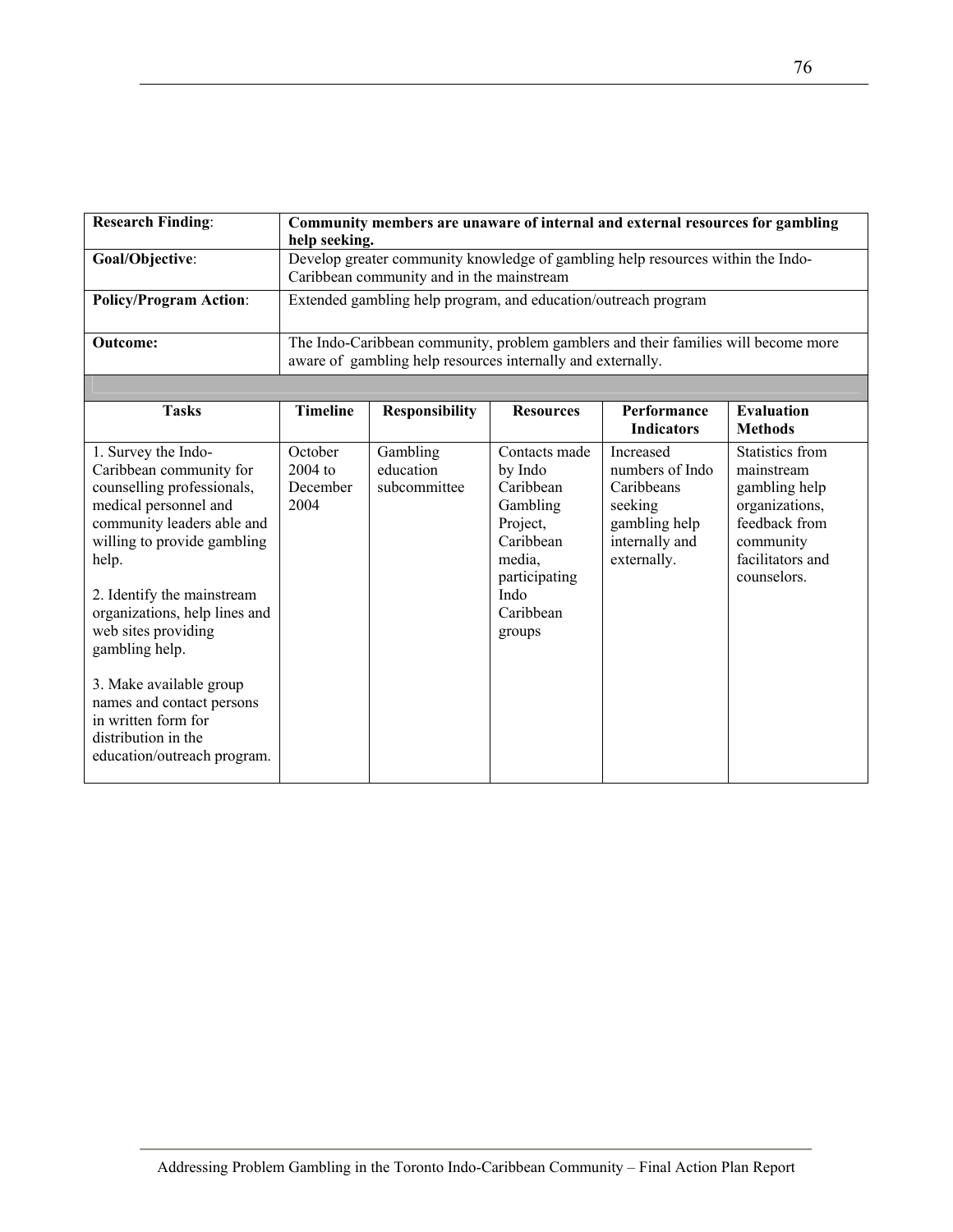| **Research Finding**: | **Community members are unaware of internal and external resources for gambling help seeking.** |
|---|---|
| **Goal/Objective**: | Develop greater community knowledge of gambling help resources within the Indo-Caribbean community and in the mainstream |
| **Policy/Program Action**: | Extended gambling help program, and education/outreach program |
| **Outcome:** | The Indo-Caribbean community, problem gamblers and their families will become more aware of gambling help resources internally and externally. |

| Tasks | Timeline | Responsibility | Resources | Performance Indicators | Evaluation Methods |
|---|---|---|---|---|---|
| 1. Survey the Indo-Caribbean community for counselling professionals, medical personnel and community leaders able and willing to provide gambling help.<br><br>2. Identify the mainstream organizations, help lines and web sites providing gambling help.<br><br>3. Make available group names and contact persons in written form for distribution in the education/outreach program. | October 2004 to December 2004 | Gambling education subcommittee | Contacts made by Indo Caribbean Gambling Project, Caribbean media, participating Indo Caribbean groups | Increased numbers of Indo Caribbeans seeking gambling help internally and externally. | Statistics from mainstream gambling help organizations, feedback from community facilitators and counselors. |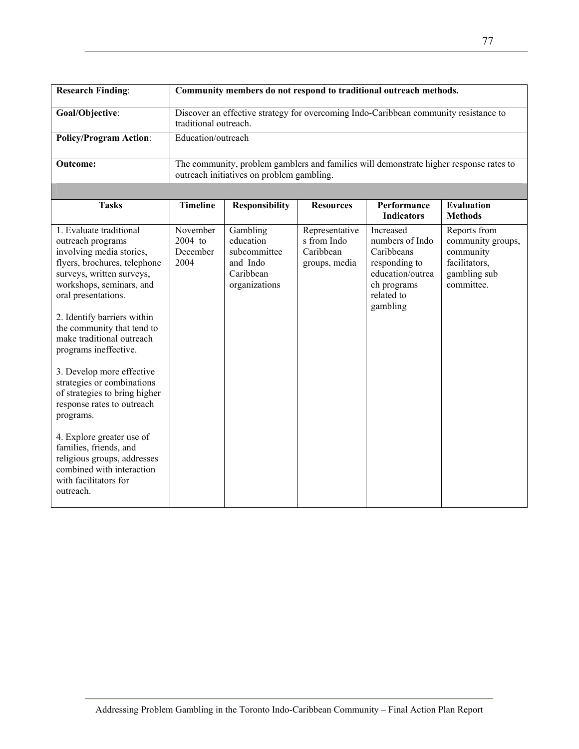| **Research Finding**: | **Community members do not respond to traditional outreach methods.** |
|---|---|
| **Goal/Objective**: | Discover an effective strategy for overcoming Indo-Caribbean community resistance to traditional outreach. |
| **Policy/Program Action**: | Education/outreach |
| **Outcome:** | The community, problem gamblers and families will demonstrate higher response rates to outreach initiatives on problem gambling. |

| **Tasks** | **Timeline** | **Responsibility** | **Resources** | **Performance Indicators** | **Evaluation Methods** |
|---|---|---|---|---|---|
| 1. Evaluate traditional outreach programs involving media stories, flyers, brochures, telephone surveys, written surveys, workshops, seminars, and oral presentations.<br><br>2. Identify barriers within the community that tend to make traditional outreach programs ineffective.<br><br>3. Develop more effective strategies or combinations of strategies to bring higher response rates to outreach programs.<br><br>4. Explore greater use of families, friends, and religious groups, addresses combined with interaction with facilitators for outreach. | November 2004 to December 2004 | Gambling education subcommittee and Indo Caribbean organizations | Representatives from Indo Caribbean groups, media | Increased numbers of Indo Caribbeans responding to education/outreach programs related to gambling | Reports from community groups, community facilitators, gambling sub committee. |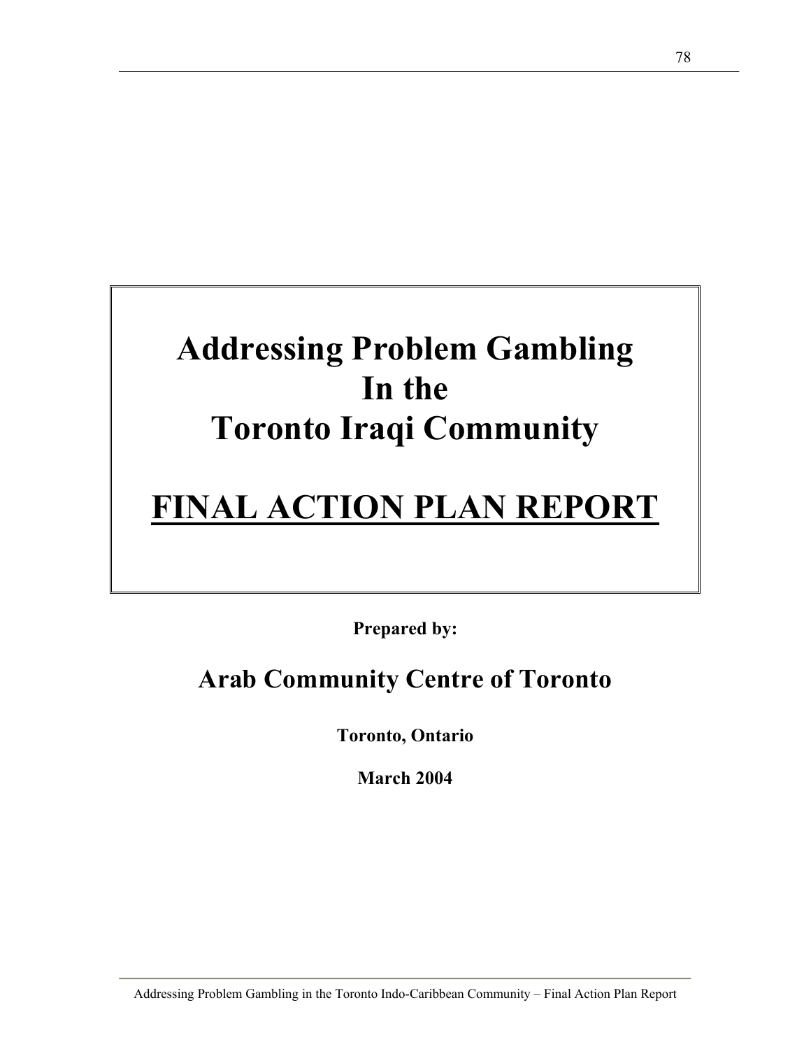# Addressing Problem Gambling In the Toronto Iraqi Community

# FINAL ACTION PLAN REPORT

**Prepared by:**

## Arab Community Centre of Toronto

**Toronto, Ontario**

**March 2004**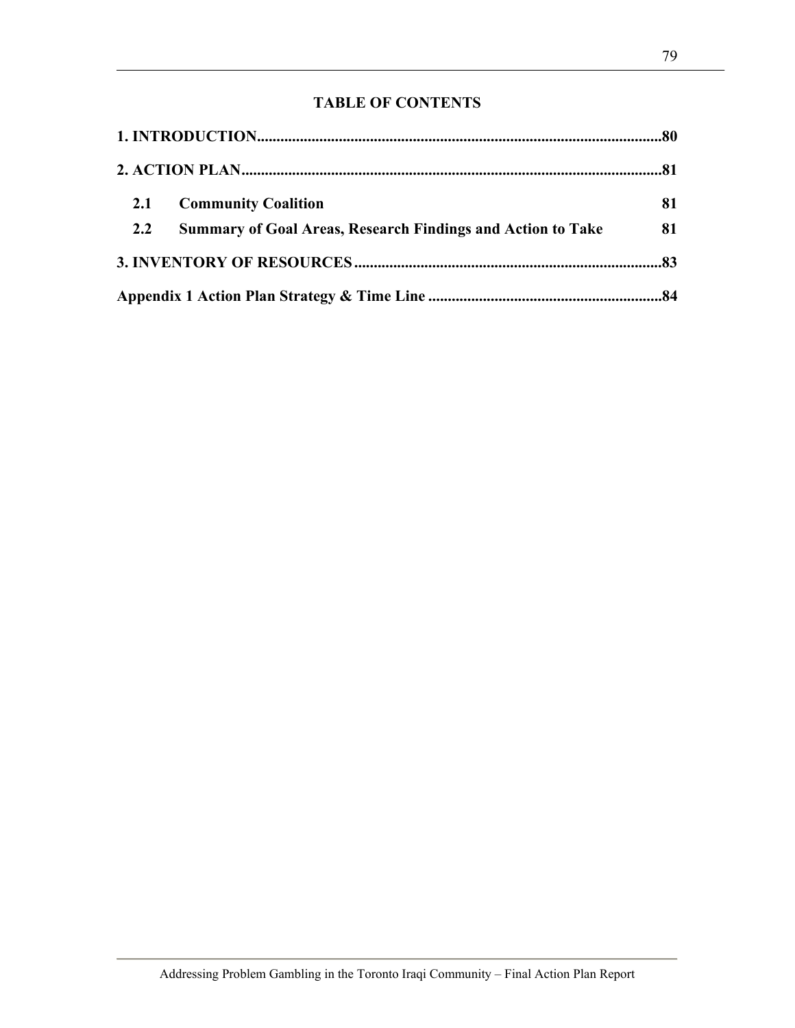## TABLE OF CONTENTS

**1. INTRODUCTION........................................................................................................80**

**2. ACTION PLAN...........................................................................................................81**

**2.1 Community Coalition 81**

**2.2 Summary of Goal Areas, Research Findings and Action to Take 81**

**3. INVENTORY OF RESOURCES..............................................................................83**

**Appendix 1 Action Plan Strategy & Time Line ...........................................................84**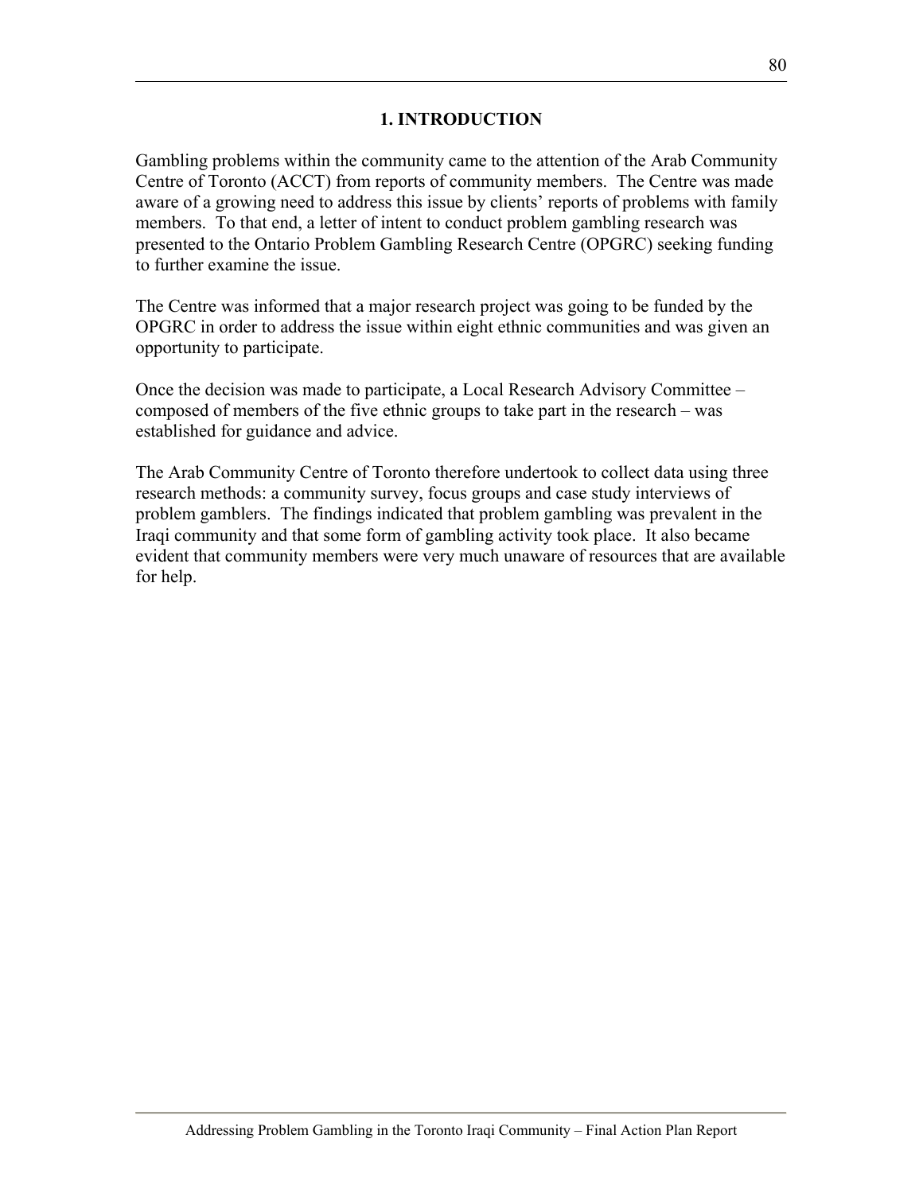# 1. INTRODUCTION

Gambling problems within the community came to the attention of the Arab Community Centre of Toronto (ACCT) from reports of community members. The Centre was made aware of a growing need to address this issue by clients' reports of problems with family members. To that end, a letter of intent to conduct problem gambling research was presented to the Ontario Problem Gambling Research Centre (OPGRC) seeking funding to further examine the issue.

The Centre was informed that a major research project was going to be funded by the OPGRC in order to address the issue within eight ethnic communities and was given an opportunity to participate.

Once the decision was made to participate, a Local Research Advisory Committee – composed of members of the five ethnic groups to take part in the research – was established for guidance and advice.

The Arab Community Centre of Toronto therefore undertook to collect data using three research methods: a community survey, focus groups and case study interviews of problem gamblers. The findings indicated that problem gambling was prevalent in the Iraqi community and that some form of gambling activity took place. It also became evident that community members were very much unaware of resources that are available for help.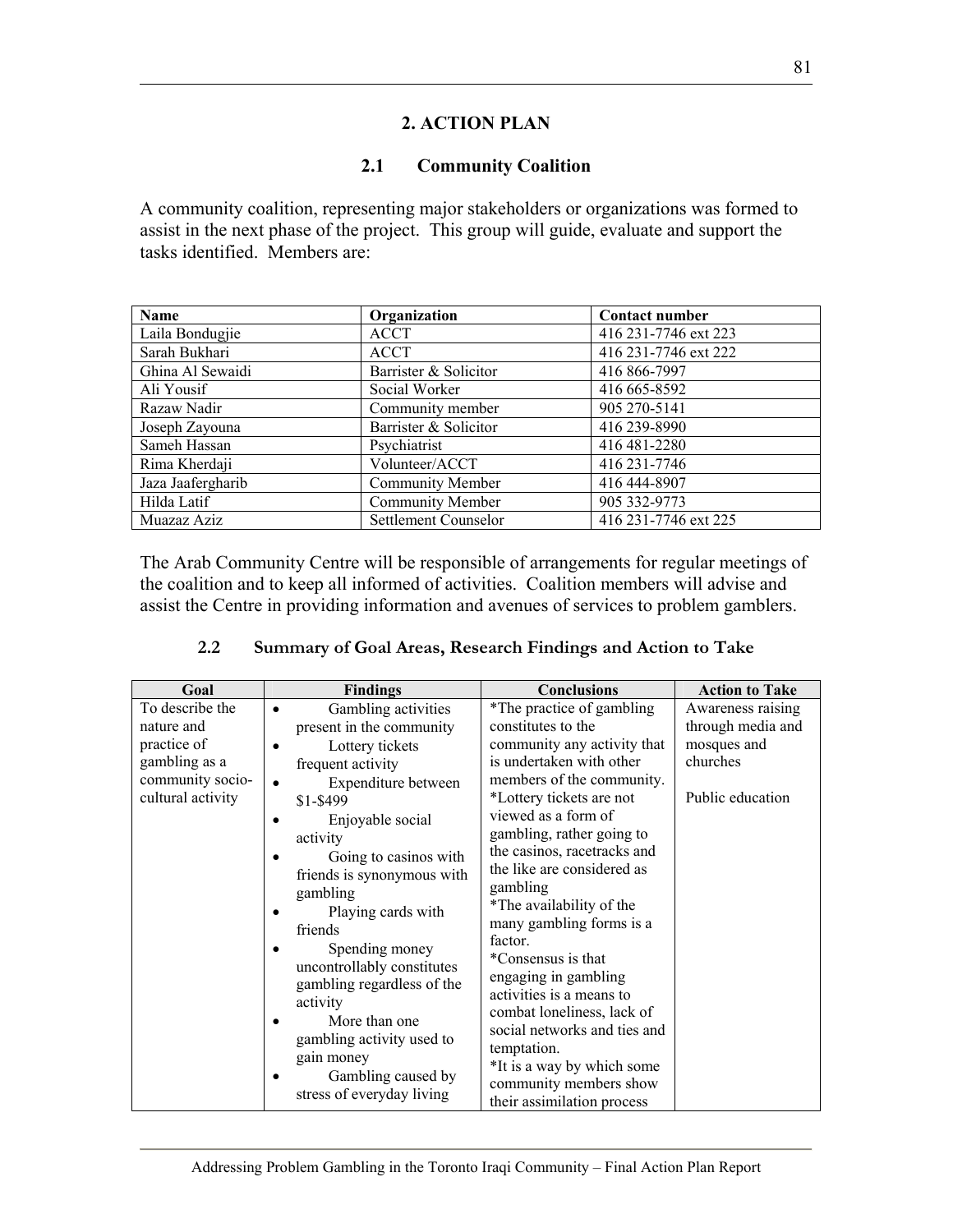# 2. ACTION PLAN

## 2.1 Community Coalition

A community coalition, representing major stakeholders or organizations was formed to assist in the next phase of the project. This group will guide, evaluate and support the tasks identified. Members are:

| Name | Organization | Contact number |
|---|---|---|
| Laila Bondugjie | ACCT | 416 231-7746 ext 223 |
| Sarah Bukhari | ACCT | 416 231-7746 ext 222 |
| Ghina Al Sewaidi | Barrister & Solicitor | 416 866-7997 |
| Ali Yousif | Social Worker | 416 665-8592 |
| Razaw Nadir | Community member | 905 270-5141 |
| Joseph Zayouna | Barrister & Solicitor | 416 239-8990 |
| Sameh Hassan | Psychiatrist | 416 481-2280 |
| Rima Kherdaji | Volunteer/ACCT | 416 231-7746 |
| Jaza Jaafergharib | Community Member | 416 444-8907 |
| Hilda Latif | Community Member | 905 332-9773 |
| Muazaz Aziz | Settlement Counselor | 416 231-7746 ext 225 |

The Arab Community Centre will be responsible of arrangements for regular meetings of the coalition and to keep all informed of activities. Coalition members will advise and assist the Centre in providing information and avenues of services to problem gamblers.

## 2.2 Summary of Goal Areas, Research Findings and Action to Take

| Goal | Findings | Conclusions | Action to Take |
|---|---|---|---|
| To describe the nature and practice of gambling as a community socio-cultural activity | • Gambling activities present in the community<br>• Lottery tickets frequent activity<br>• Expenditure between $1-$499<br>• Enjoyable social activity<br>• Going to casinos with friends is synonymous with gambling<br>• Playing cards with friends<br>• Spending money uncontrollably constitutes gambling regardless of the activity<br>• More than one gambling activity used to gain money<br>• Gambling caused by stress of everyday living | *The practice of gambling constitutes to the community any activity that is undertaken with other members of the community.<br>*Lottery tickets are not viewed as a form of gambling, rather going to the casinos, racetracks and the like are considered as gambling<br>*The availability of the many gambling forms is a factor.<br>*Consensus is that engaging in gambling activities is a means to combat loneliness, lack of social networks and ties and temptation.<br>*It is a way by which some community members show their assimilation process | Awareness raising through media and mosques and churches<br><br>Public education |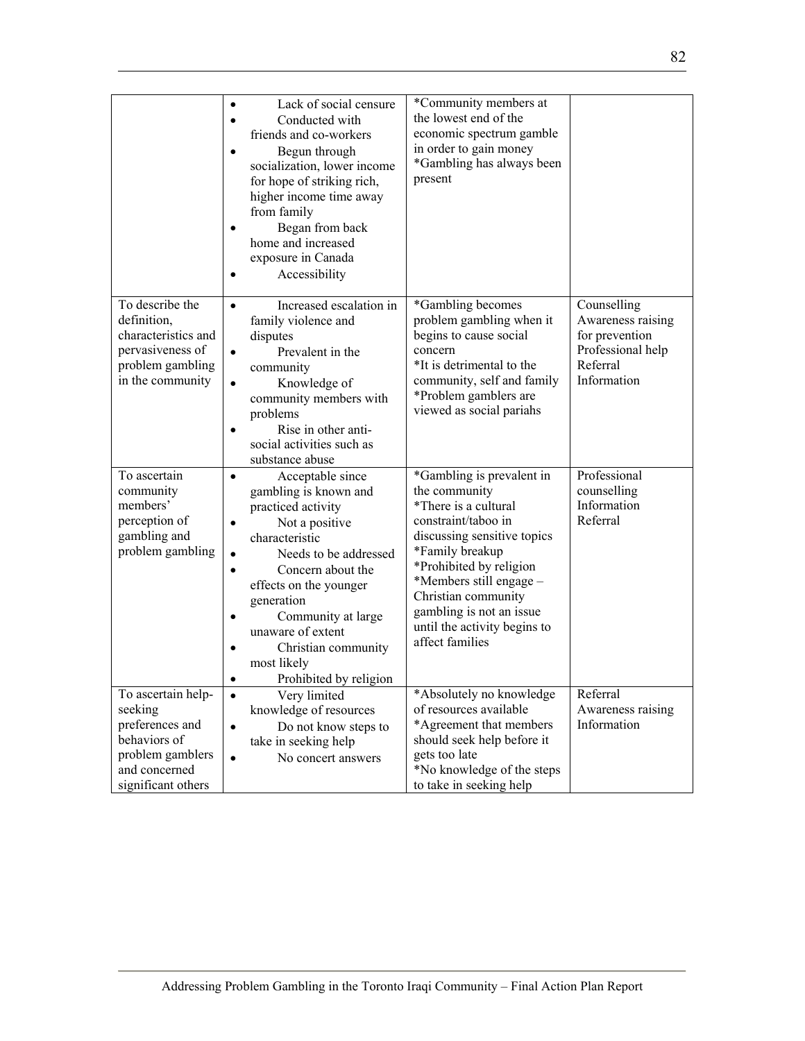| | | | |
|---|---|---|---|
| | • Lack of social censure<br>• Conducted with friends and co-workers<br>• Begun through socialization, lower income for hope of striking rich, higher income time away from family<br>• Began from back home and increased exposure in Canada<br>• Accessibility | *Community members at the lowest end of the economic spectrum gamble in order to gain money<br>*Gambling has always been present | |
| To describe the definition, characteristics and pervasiveness of problem gambling in the community | • Increased escalation in family violence and disputes<br>• Prevalent in the community<br>• Knowledge of community members with problems<br>• Rise in other anti-social activities such as substance abuse | *Gambling becomes problem gambling when it begins to cause social concern<br>*It is detrimental to the community, self and family<br>*Problem gamblers are viewed as social pariahs | Counselling<br>Awareness raising for prevention<br>Professional help<br>Referral<br>Information |
| To ascertain community members' perception of gambling and problem gambling | • Acceptable since gambling is known and practiced activity<br>• Not a positive characteristic<br>• Needs to be addressed<br>• Concern about the effects on the younger generation<br>• Community at large unaware of extent<br>• Christian community most likely<br>• Prohibited by religion | *Gambling is prevalent in the community<br>*There is a cultural constraint/taboo in discussing sensitive topics<br>*Family breakup<br>*Prohibited by religion<br>*Members still engage – Christian community gambling is not an issue until the activity begins to affect families | Professional counselling<br>Information<br>Referral |
| To ascertain help-seeking preferences and behaviors of problem gamblers and concerned significant others | • Very limited knowledge of resources<br>• Do not know steps to take in seeking help<br>• No concert answers | *Absolutely no knowledge of resources available<br>*Agreement that members should seek help before it gets too late<br>*No knowledge of the steps to take in seeking help | Referral<br>Awareness raising<br>Information |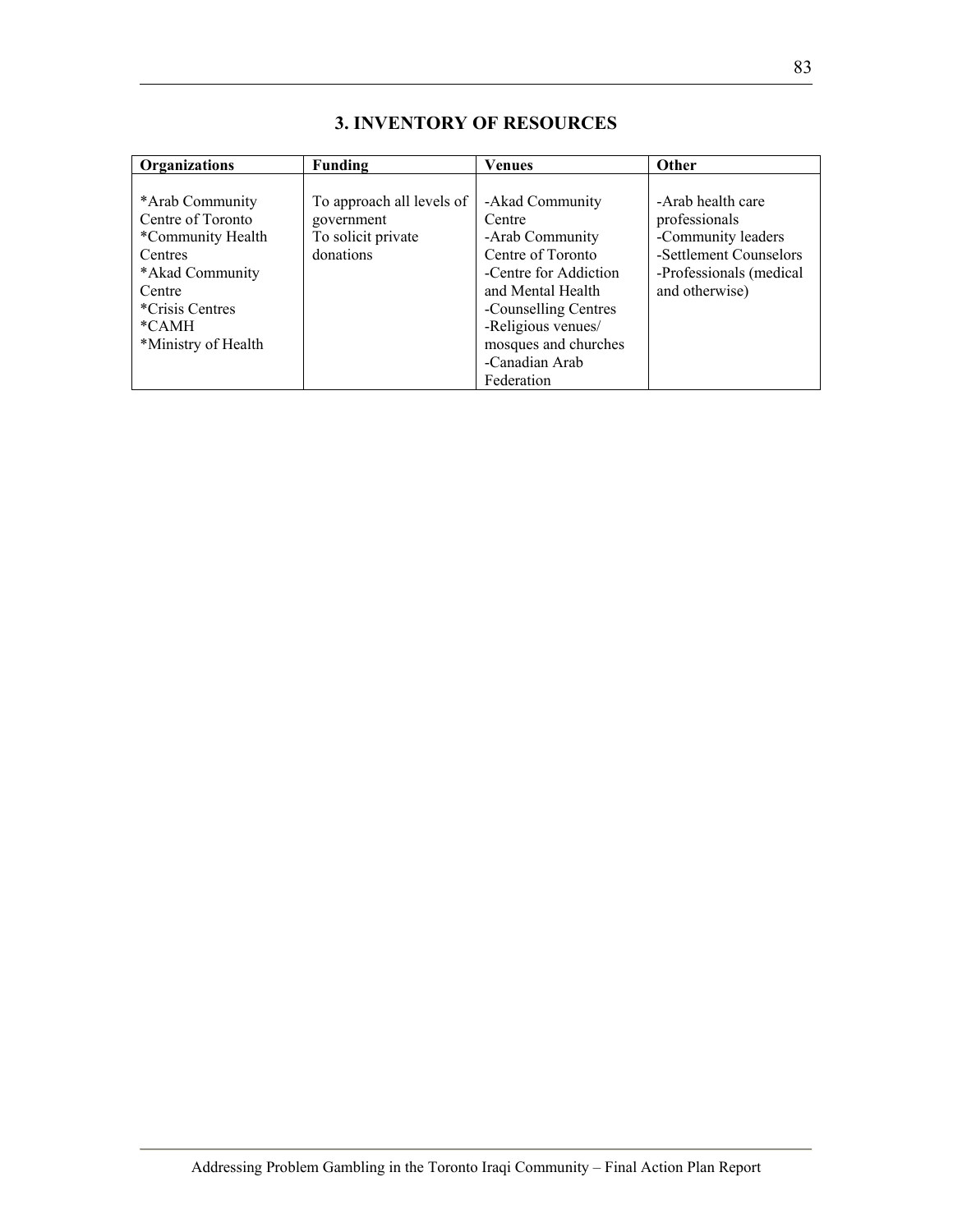## 3. INVENTORY OF RESOURCES

| Organizations | Funding | Venues | Other |
|---|---|---|---|
| *Arab Community Centre of Toronto<br>*Community Health Centres<br>*Akad Community Centre<br>*Crisis Centres<br>*CAMH<br>*Ministry of Health | To approach all levels of government<br>To solicit private donations | -Akad Community Centre<br>-Arab Community Centre of Toronto<br>-Centre for Addiction and Mental Health<br>-Counselling Centres<br>-Religious venues/ mosques and churches<br>-Canadian Arab Federation | -Arab health care professionals<br>-Community leaders<br>-Settlement Counselors<br>-Professionals (medical and otherwise) |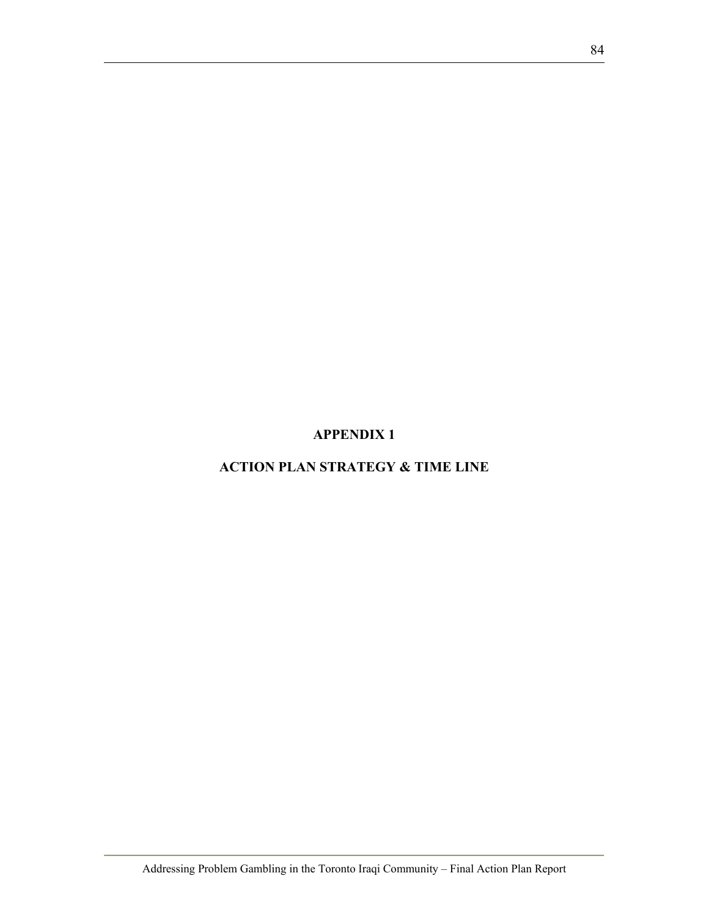# APPENDIX 1

## ACTION PLAN STRATEGY & TIME LINE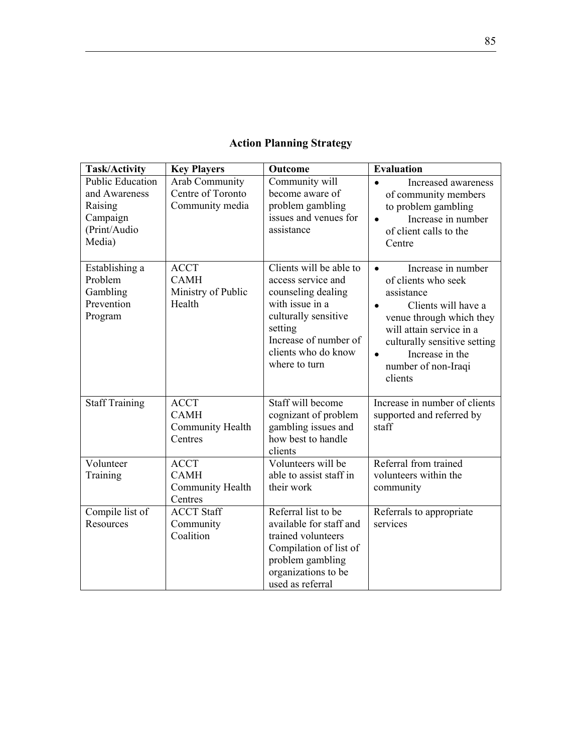## Action Planning Strategy

| Task/Activity | Key Players | Outcome | Evaluation |
|---|---|---|---|
| Public Education and Awareness Raising Campaign (Print/Audio Media) | Arab Community Centre of Toronto<br>Community media | Community will become aware of problem gambling issues and venues for assistance | • Increased awareness of community members to problem gambling<br>• Increase in number of client calls to the Centre |
| Establishing a Problem Gambling Prevention Program | ACCT<br>CAMH<br>Ministry of Public Health | Clients will be able to access service and counseling dealing with issue in a culturally sensitive setting<br>Increase of number of clients who do know where to turn | • Increase in number of clients who seek assistance<br>• Clients will have a venue through which they will attain service in a culturally sensitive setting<br>• Increase in the number of non-Iraqi clients |
| Staff Training | ACCT<br>CAMH<br>Community Health Centres | Staff will become cognizant of problem gambling issues and how best to handle clients | Increase in number of clients supported and referred by staff |
| Volunteer Training | ACCT<br>CAMH<br>Community Health Centres | Volunteers will be able to assist staff in their work | Referral from trained volunteers within the community |
| Compile list of Resources | ACCT Staff<br>Community Coalition | Referral list to be available for staff and trained volunteers<br>Compilation of list of problem gambling organizations to be used as referral | Referrals to appropriate services |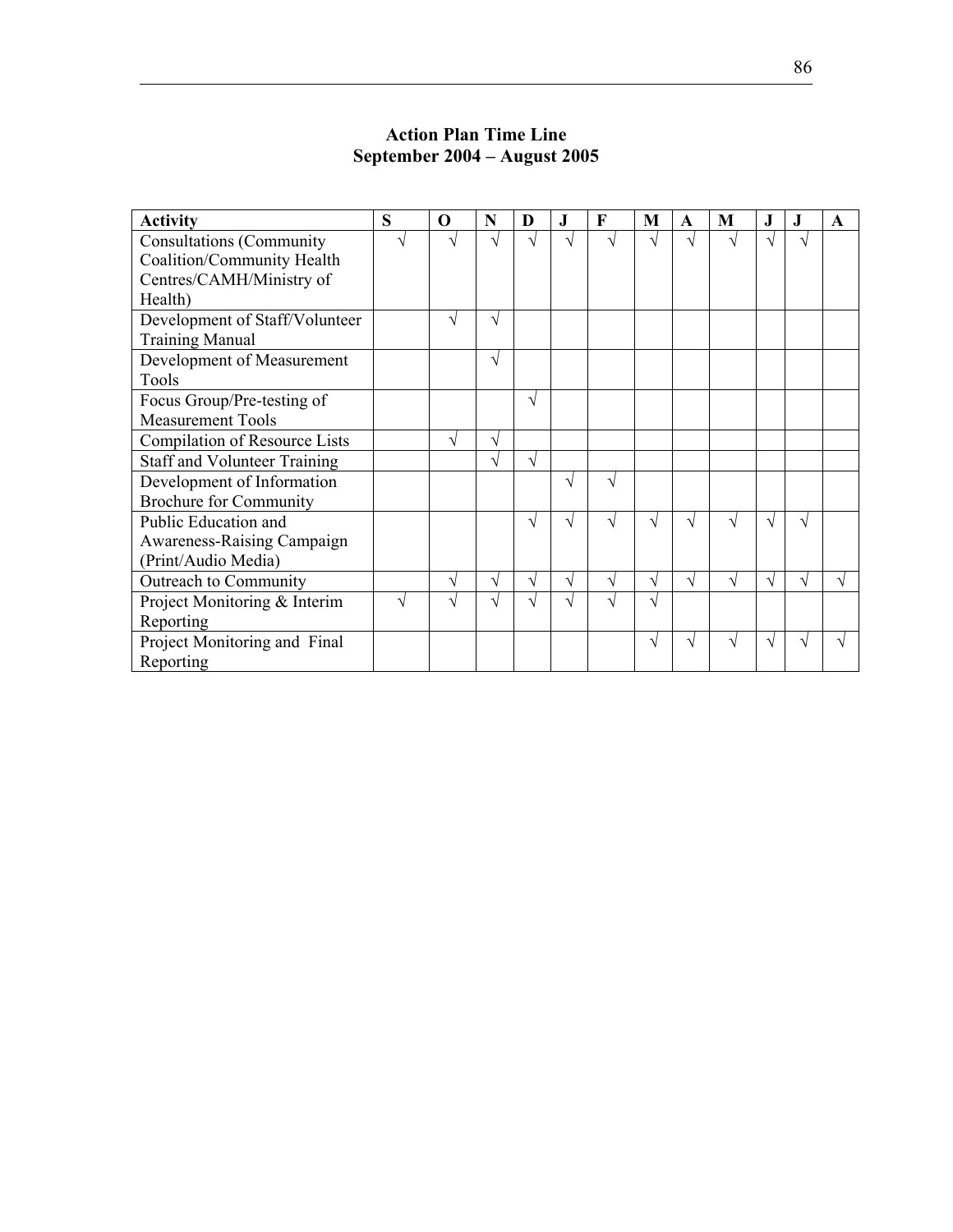**Action Plan Time Line**
**September 2004 – August 2005**

| Activity | S | O | N | D | J | F | M | A | M | J | J | A |
|---|---|---|---|---|---|---|---|---|---|---|---|---|
| Consultations (Community Coalition/Community Health Centres/CAMH/Ministry of Health) | √ | √ | √ | √ | √ | √ | √ | √ | √ | √ | √ | |
| Development of Staff/Volunteer Training Manual | | √ | √ | | | | | | | | | |
| Development of Measurement Tools | | | √ | | | | | | | | | |
| Focus Group/Pre-testing of Measurement Tools | | | | √ | | | | | | | | |
| Compilation of Resource Lists | | √ | √ | | | | | | | | | |
| Staff and Volunteer Training | | | √ | √ | | | | | | | | |
| Development of Information Brochure for Community | | | | | √ | √ | | | | | | |
| Public Education and Awareness-Raising Campaign (Print/Audio Media) | | | | √ | √ | √ | √ | √ | √ | √ | √ | |
| Outreach to Community | | √ | √ | √ | √ | √ | √ | √ | √ | √ | √ | √ |
| Project Monitoring & Interim Reporting | √ | √ | √ | √ | √ | √ | √ | | | | | |
| Project Monitoring and Final Reporting | | | | | | | √ | √ | √ | √ | √ | √ |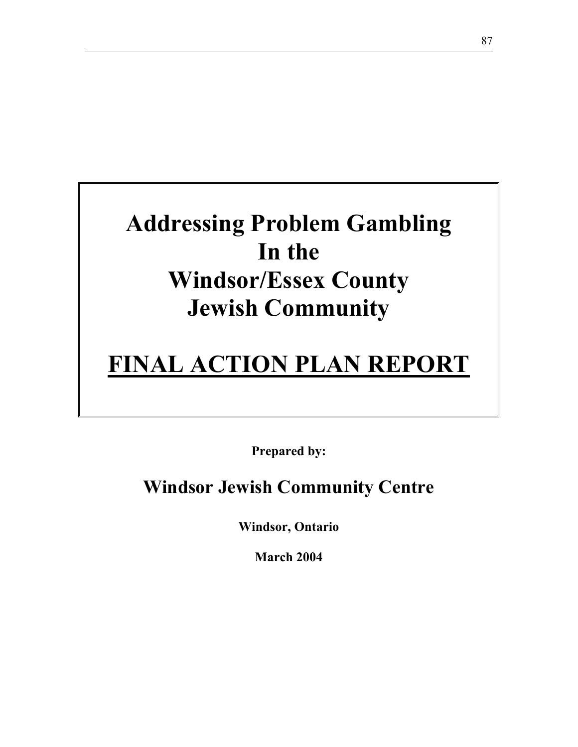# Addressing Problem Gambling In the Windsor/Essex County Jewish Community

# FINAL ACTION PLAN REPORT

**Prepared by:**

## Windsor Jewish Community Centre

**Windsor, Ontario**

**March 2004**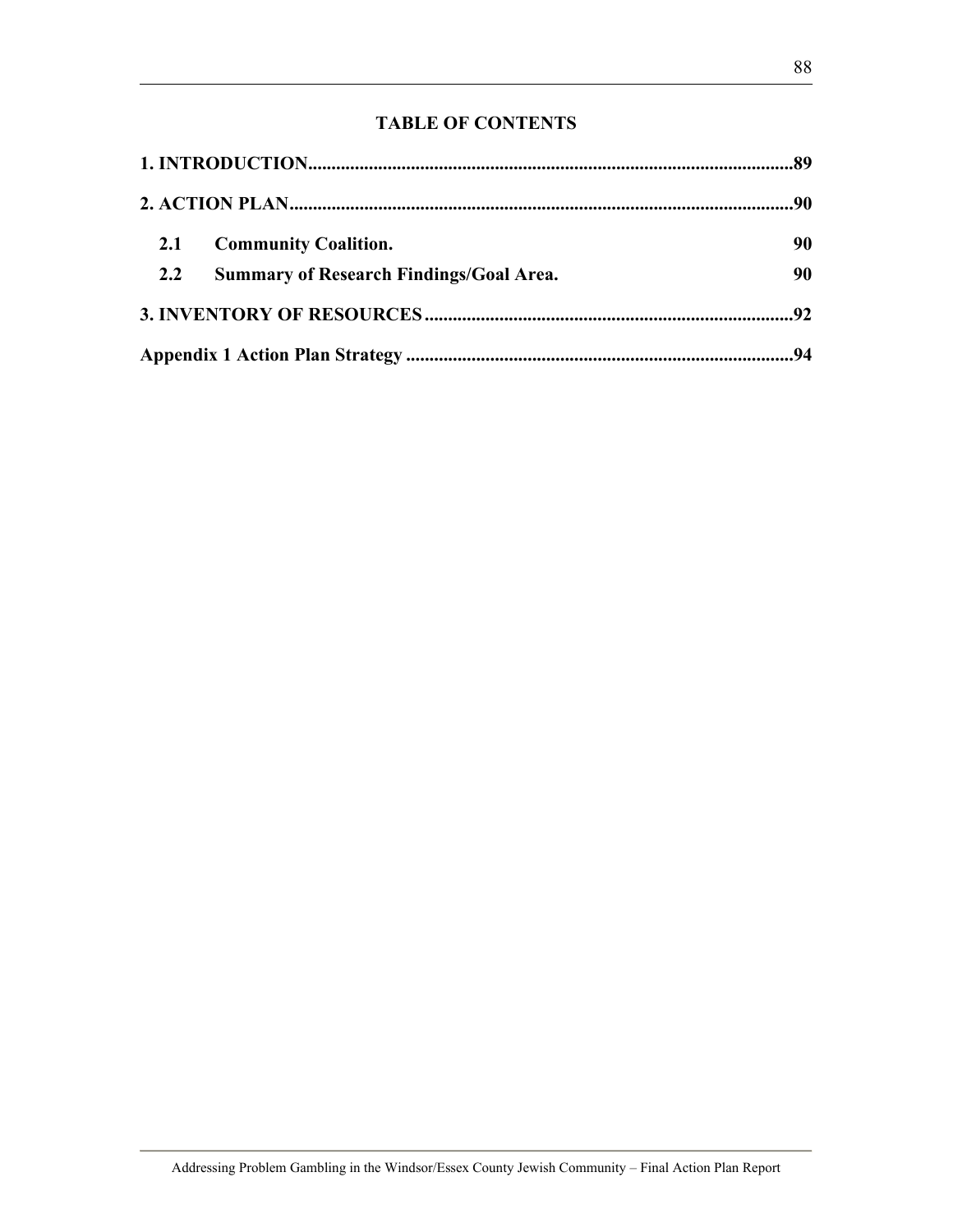**TABLE OF CONTENTS**

**1. INTRODUCTION........................................................................................................89**

**2. ACTION PLAN...........................................................................................................90**

**2.1 Community Coalition. 90**

**2.2 Summary of Research Findings/Goal Area. 90**

**3. INVENTORY OF RESOURCES..............................................................................92**

**Appendix 1 Action Plan Strategy ...................................................................................94**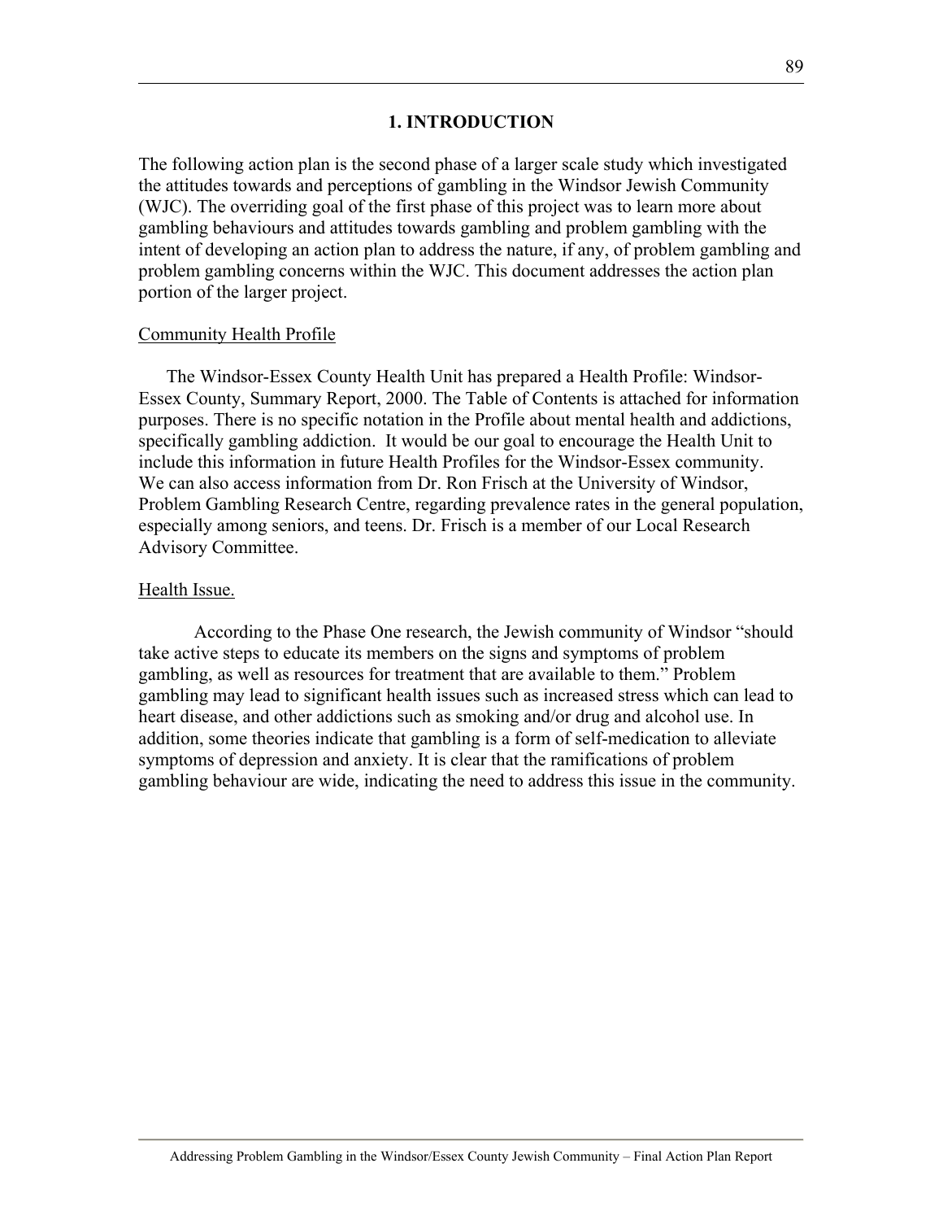## 1. INTRODUCTION

The following action plan is the second phase of a larger scale study which investigated the attitudes towards and perceptions of gambling in the Windsor Jewish Community (WJC). The overriding goal of the first phase of this project was to learn more about gambling behaviours and attitudes towards gambling and problem gambling with the intent of developing an action plan to address the nature, if any, of problem gambling and problem gambling concerns within the WJC. This document addresses the action plan portion of the larger project.

Community Health Profile

The Windsor-Essex County Health Unit has prepared a Health Profile: Windsor-Essex County, Summary Report, 2000. The Table of Contents is attached for information purposes. There is no specific notation in the Profile about mental health and addictions, specifically gambling addiction. It would be our goal to encourage the Health Unit to include this information in future Health Profiles for the Windsor-Essex community. We can also access information from Dr. Ron Frisch at the University of Windsor, Problem Gambling Research Centre, regarding prevalence rates in the general population, especially among seniors, and teens. Dr. Frisch is a member of our Local Research Advisory Committee.

Health Issue.

According to the Phase One research, the Jewish community of Windsor "should take active steps to educate its members on the signs and symptoms of problem gambling, as well as resources for treatment that are available to them." Problem gambling may lead to significant health issues such as increased stress which can lead to heart disease, and other addictions such as smoking and/or drug and alcohol use. In addition, some theories indicate that gambling is a form of self-medication to alleviate symptoms of depression and anxiety. It is clear that the ramifications of problem gambling behaviour are wide, indicating the need to address this issue in the community.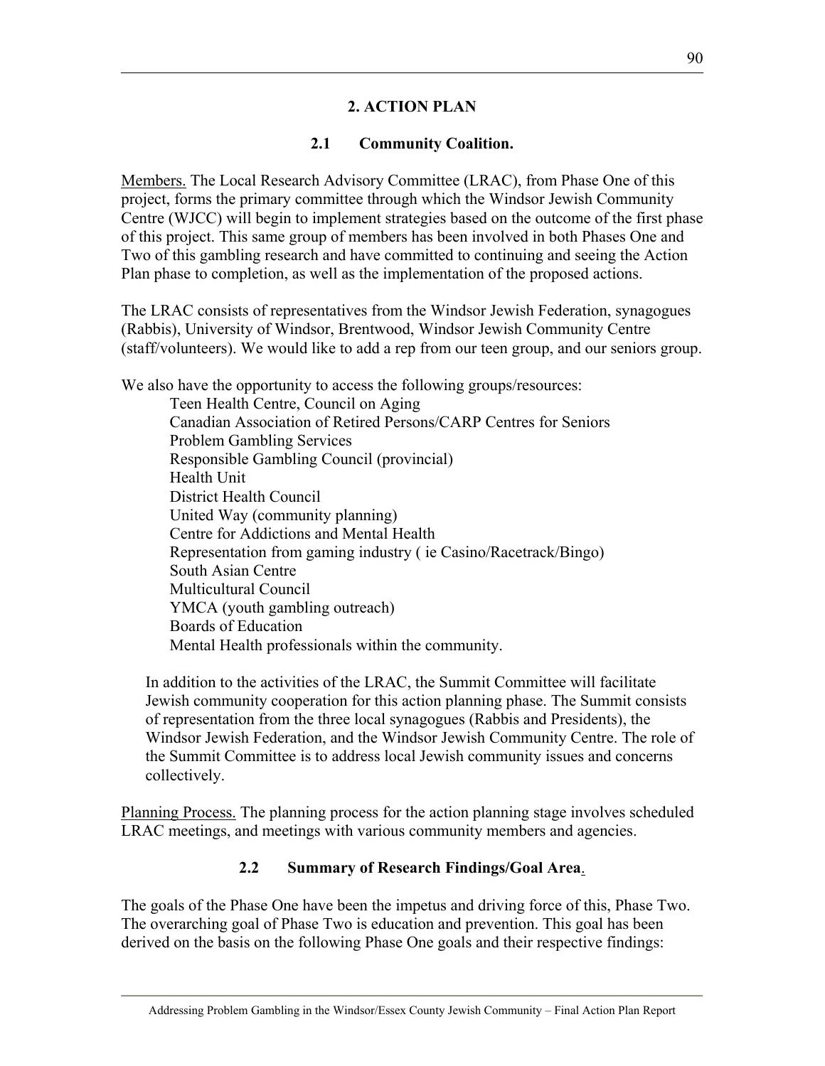## 2. ACTION PLAN

### 2.1 Community Coalition.

Members. The Local Research Advisory Committee (LRAC), from Phase One of this project, forms the primary committee through which the Windsor Jewish Community Centre (WJCC) will begin to implement strategies based on the outcome of the first phase of this project. This same group of members has been involved in both Phases One and Two of this gambling research and have committed to continuing and seeing the Action Plan phase to completion, as well as the implementation of the proposed actions.

The LRAC consists of representatives from the Windsor Jewish Federation, synagogues (Rabbis), University of Windsor, Brentwood, Windsor Jewish Community Centre (staff/volunteers). We would like to add a rep from our teen group, and our seniors group.

We also have the opportunity to access the following groups/resources:

- Teen Health Centre, Council on Aging
- Canadian Association of Retired Persons/CARP Centres for Seniors
- Problem Gambling Services
- Responsible Gambling Council (provincial)
- Health Unit
- District Health Council
- United Way (community planning)
- Centre for Addictions and Mental Health
- Representation from gaming industry ( ie Casino/Racetrack/Bingo)
- South Asian Centre
- Multicultural Council
- YMCA (youth gambling outreach)
- Boards of Education
- Mental Health professionals within the community.

In addition to the activities of the LRAC, the Summit Committee will facilitate Jewish community cooperation for this action planning phase. The Summit consists of representation from the three local synagogues (Rabbis and Presidents), the Windsor Jewish Federation, and the Windsor Jewish Community Centre. The role of the Summit Committee is to address local Jewish community issues and concerns collectively.

Planning Process. The planning process for the action planning stage involves scheduled LRAC meetings, and meetings with various community members and agencies.

### 2.2 Summary of Research Findings/Goal Area.

The goals of the Phase One have been the impetus and driving force of this, Phase Two. The overarching goal of Phase Two is education and prevention. This goal has been derived on the basis on the following Phase One goals and their respective findings: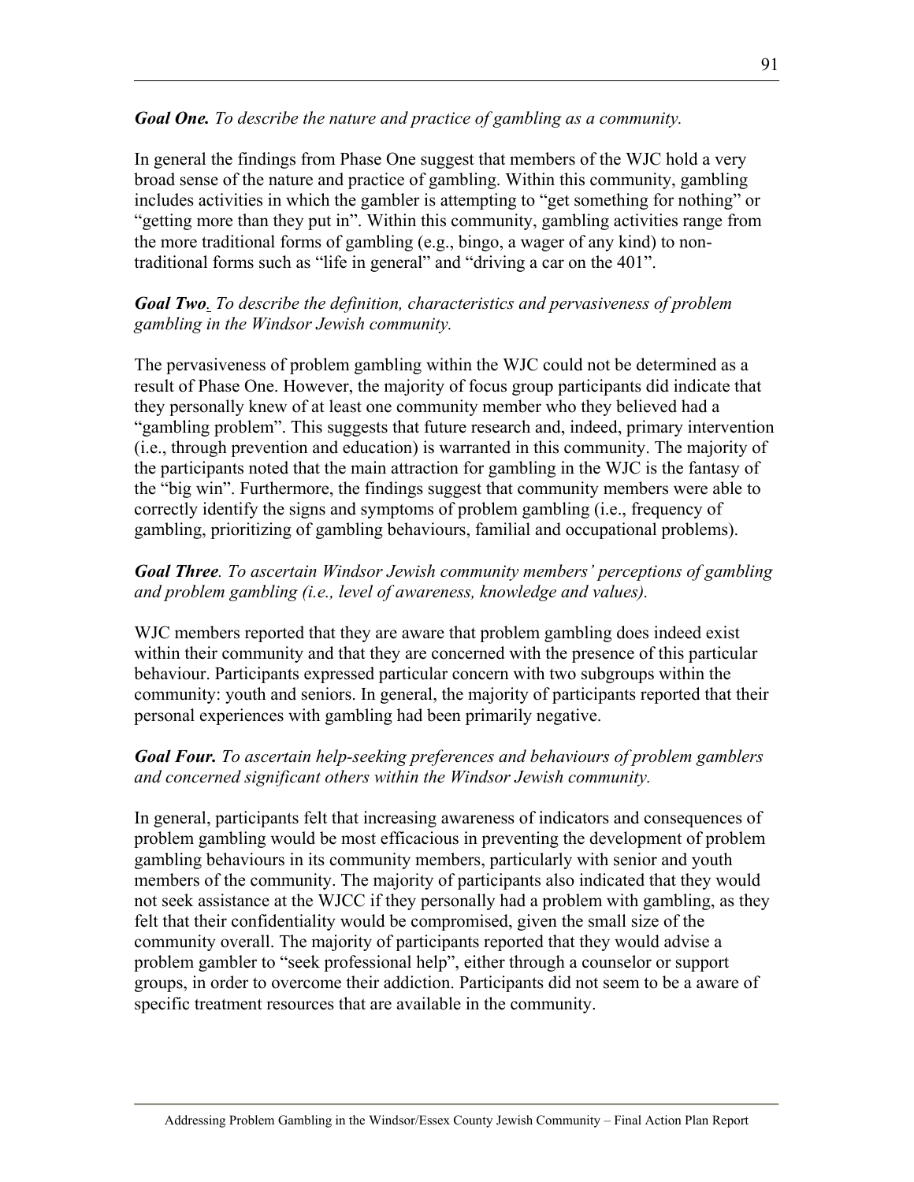***Goal One.*** *To describe the nature and practice of gambling as a community.*

In general the findings from Phase One suggest that members of the WJC hold a very broad sense of the nature and practice of gambling. Within this community, gambling includes activities in which the gambler is attempting to "get something for nothing" or "getting more than they put in". Within this community, gambling activities range from the more traditional forms of gambling (e.g., bingo, a wager of any kind) to non-traditional forms such as "life in general" and "driving a car on the 401".

***Goal Two.*** *To describe the definition, characteristics and pervasiveness of problem gambling in the Windsor Jewish community.*

The pervasiveness of problem gambling within the WJC could not be determined as a result of Phase One. However, the majority of focus group participants did indicate that they personally knew of at least one community member who they believed had a "gambling problem". This suggests that future research and, indeed, primary intervention (i.e., through prevention and education) is warranted in this community. The majority of the participants noted that the main attraction for gambling in the WJC is the fantasy of the "big win". Furthermore, the findings suggest that community members were able to correctly identify the signs and symptoms of problem gambling (i.e., frequency of gambling, prioritizing of gambling behaviours, familial and occupational problems).

***Goal Three.*** *To ascertain Windsor Jewish community members' perceptions of gambling and problem gambling (i.e., level of awareness, knowledge and values).*

WJC members reported that they are aware that problem gambling does indeed exist within their community and that they are concerned with the presence of this particular behaviour. Participants expressed particular concern with two subgroups within the community: youth and seniors. In general, the majority of participants reported that their personal experiences with gambling had been primarily negative.

***Goal Four.*** *To ascertain help-seeking preferences and behaviours of problem gamblers and concerned significant others within the Windsor Jewish community.*

In general, participants felt that increasing awareness of indicators and consequences of problem gambling would be most efficacious in preventing the development of problem gambling behaviours in its community members, particularly with senior and youth members of the community. The majority of participants also indicated that they would not seek assistance at the WJCC if they personally had a problem with gambling, as they felt that their confidentiality would be compromised, given the small size of the community overall. The majority of participants reported that they would advise a problem gambler to "seek professional help", either through a counselor or support groups, in order to overcome their addiction. Participants did not seem to be a aware of specific treatment resources that are available in the community.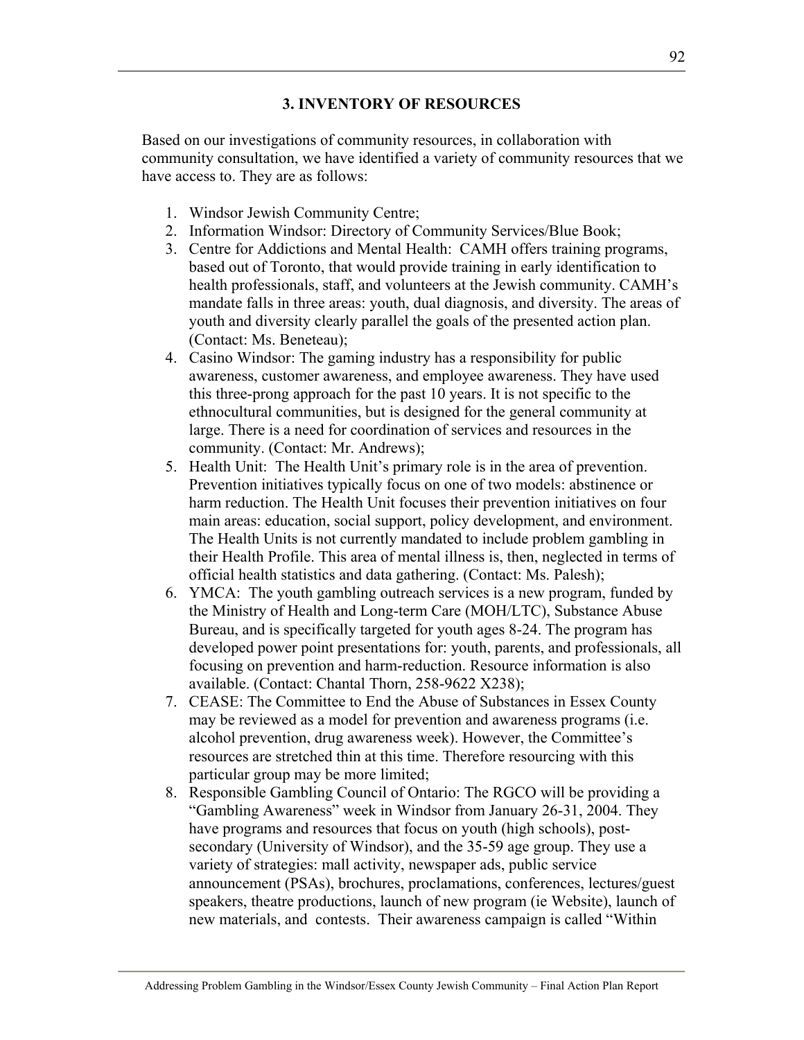## 3. INVENTORY OF RESOURCES

Based on our investigations of community resources, in collaboration with community consultation, we have identified a variety of community resources that we have access to. They are as follows:

1. Windsor Jewish Community Centre;
2. Information Windsor: Directory of Community Services/Blue Book;
3. Centre for Addictions and Mental Health: CAMH offers training programs, based out of Toronto, that would provide training in early identification to health professionals, staff, and volunteers at the Jewish community. CAMH's mandate falls in three areas: youth, dual diagnosis, and diversity. The areas of youth and diversity clearly parallel the goals of the presented action plan. (Contact: Ms. Beneteau);
4. Casino Windsor: The gaming industry has a responsibility for public awareness, customer awareness, and employee awareness. They have used this three-prong approach for the past 10 years. It is not specific to the ethnocultural communities, but is designed for the general community at large. There is a need for coordination of services and resources in the community. (Contact: Mr. Andrews);
5. Health Unit: The Health Unit's primary role is in the area of prevention. Prevention initiatives typically focus on one of two models: abstinence or harm reduction. The Health Unit focuses their prevention initiatives on four main areas: education, social support, policy development, and environment. The Health Units is not currently mandated to include problem gambling in their Health Profile. This area of mental illness is, then, neglected in terms of official health statistics and data gathering. (Contact: Ms. Palesh);
6. YMCA: The youth gambling outreach services is a new program, funded by the Ministry of Health and Long-term Care (MOH/LTC), Substance Abuse Bureau, and is specifically targeted for youth ages 8-24. The program has developed power point presentations for: youth, parents, and professionals, all focusing on prevention and harm-reduction. Resource information is also available. (Contact: Chantal Thorn, 258-9622 X238);
7. CEASE: The Committee to End the Abuse of Substances in Essex County may be reviewed as a model for prevention and awareness programs (i.e. alcohol prevention, drug awareness week). However, the Committee's resources are stretched thin at this time. Therefore resourcing with this particular group may be more limited;
8. Responsible Gambling Council of Ontario: The RGCO will be providing a "Gambling Awareness" week in Windsor from January 26-31, 2004. They have programs and resources that focus on youth (high schools), post-secondary (University of Windsor), and the 35-59 age group. They use a variety of strategies: mall activity, newspaper ads, public service announcement (PSAs), brochures, proclamations, conferences, lectures/guest speakers, theatre productions, launch of new program (ie Website), launch of new materials, and contests. Their awareness campaign is called "Within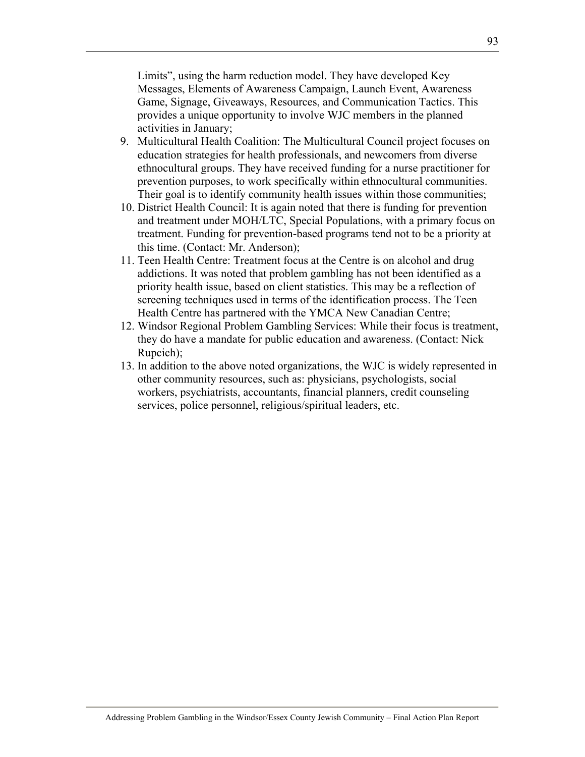Limits", using the harm reduction model. They have developed Key Messages, Elements of Awareness Campaign, Launch Event, Awareness Game, Signage, Giveaways, Resources, and Communication Tactics. This provides a unique opportunity to involve WJC members in the planned activities in January;

9. Multicultural Health Coalition: The Multicultural Council project focuses on education strategies for health professionals, and newcomers from diverse ethnocultural groups. They have received funding for a nurse practitioner for prevention purposes, to work specifically within ethnocultural communities. Their goal is to identify community health issues within those communities;
10. District Health Council: It is again noted that there is funding for prevention and treatment under MOH/LTC, Special Populations, with a primary focus on treatment. Funding for prevention-based programs tend not to be a priority at this time. (Contact: Mr. Anderson);
11. Teen Health Centre: Treatment focus at the Centre is on alcohol and drug addictions. It was noted that problem gambling has not been identified as a priority health issue, based on client statistics. This may be a reflection of screening techniques used in terms of the identification process. The Teen Health Centre has partnered with the YMCA New Canadian Centre;
12. Windsor Regional Problem Gambling Services: While their focus is treatment, they do have a mandate for public education and awareness. (Contact: Nick Rupcich);
13. In addition to the above noted organizations, the WJC is widely represented in other community resources, such as: physicians, psychologists, social workers, psychiatrists, accountants, financial planners, credit counseling services, police personnel, religious/spiritual leaders, etc.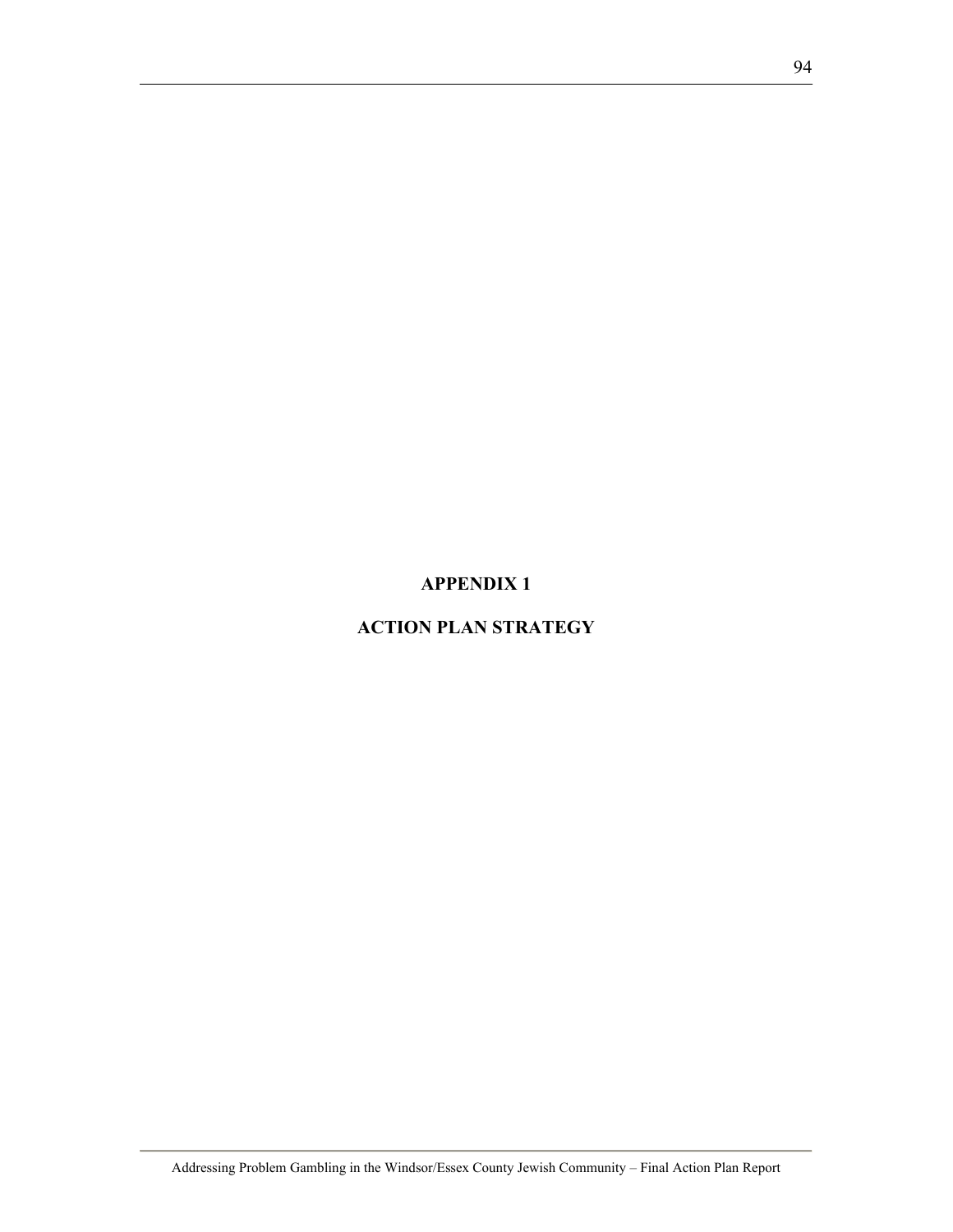# APPENDIX 1

# ACTION PLAN STRATEGY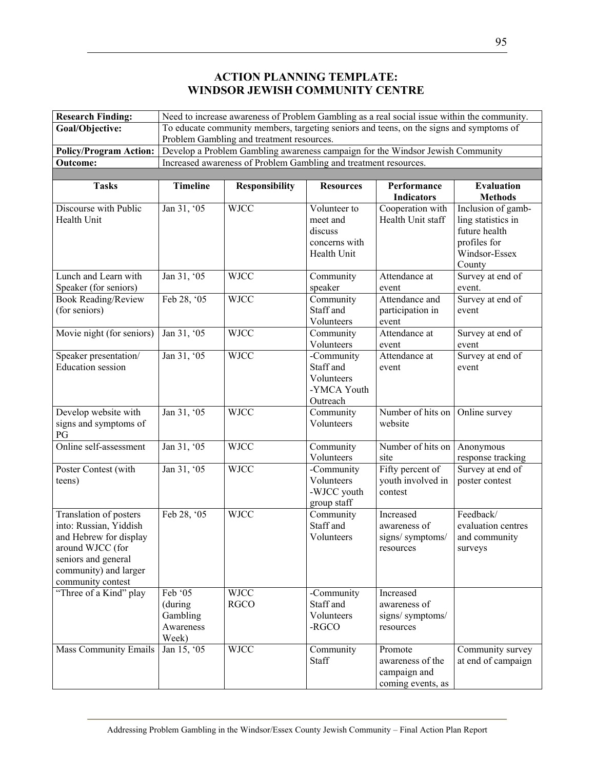# ACTION PLANNING TEMPLATE: WINDSOR JEWISH COMMUNITY CENTRE

| | |
|---|---|
| **Research Finding:** | Need to increase awareness of Problem Gambling as a real social issue within the community. |
| **Goal/Objective:** | To educate community members, targeting seniors and teens, on the signs and symptoms of Problem Gambling and treatment resources. |
| **Policy/Program Action:** | Develop a Problem Gambling awareness campaign for the Windsor Jewish Community |
| **Outcome:** | Increased awareness of Problem Gambling and treatment resources. |

| Tasks | Timeline | Responsibility | Resources | Performance Indicators | Evaluation Methods |
|---|---|---|---|---|---|
| Discourse with Public Health Unit | Jan 31, '05 | WJCC | Volunteer to meet and discuss concerns with Health Unit | Cooperation with Health Unit staff | Inclusion of gambling statistics in future health profiles for Windsor-Essex County |
| Lunch and Learn with Speaker (for seniors) | Jan 31, '05 | WJCC | Community speaker | Attendance at event | Survey at end of event. |
| Book Reading/Review (for seniors) | Feb 28, '05 | WJCC | Community Staff and Volunteers | Attendance and participation in event | Survey at end of event |
| Movie night (for seniors) | Jan 31, '05 | WJCC | Community Volunteers | Attendance at event | Survey at end of event |
| Speaker presentation/ Education session | Jan 31, '05 | WJCC | -Community Staff and Volunteers<br>-YMCA Youth Outreach | Attendance at event | Survey at end of event |
| Develop website with signs and symptoms of PG | Jan 31, '05 | WJCC | Community Volunteers | Number of hits on website | Online survey |
| Online self-assessment | Jan 31, '05 | WJCC | Community Volunteers | Number of hits on site | Anonymous response tracking |
| Poster Contest (with teens) | Jan 31, '05 | WJCC | -Community Volunteers<br>-WJCC youth group staff | Fifty percent of youth involved in contest | Survey at end of poster contest |
| Translation of posters into: Russian, Yiddish and Hebrew for display around WJCC (for seniors and general community) and larger community contest | Feb 28, '05 | WJCC | Community Staff and Volunteers | Increased awareness of signs/ symptoms/ resources | Feedback/ evaluation centres and community surveys |
| "Three of a Kind" play | Feb '05 (during Gambling Awareness Week) | WJCC<br>RGCO | -Community Staff and Volunteers<br>-RGCO | Increased awareness of signs/ symptoms/ resources | |
| Mass Community Emails | Jan 15, '05 | WJCC | Community Staff | Promote awareness of the campaign and coming events, as | Community survey at end of campaign |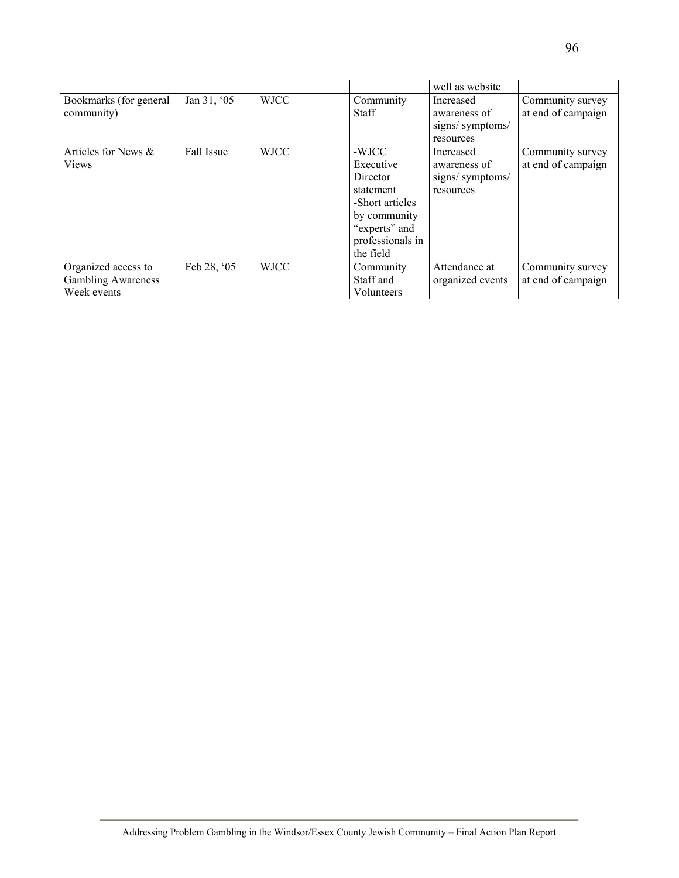| | | | | well as website | |
|---|---|---|---|---|---|
| Bookmarks (for general community) | Jan 31, '05 | WJCC | Community Staff | Increased awareness of signs/ symptoms/ resources | Community survey at end of campaign |
| Articles for News & Views | Fall Issue | WJCC | -WJCC Executive Director statement -Short articles by community "experts" and professionals in the field | Increased awareness of signs/ symptoms/ resources | Community survey at end of campaign |
| Organized access to Gambling Awareness Week events | Feb 28, '05 | WJCC | Community Staff and Volunteers | Attendance at organized events | Community survey at end of campaign |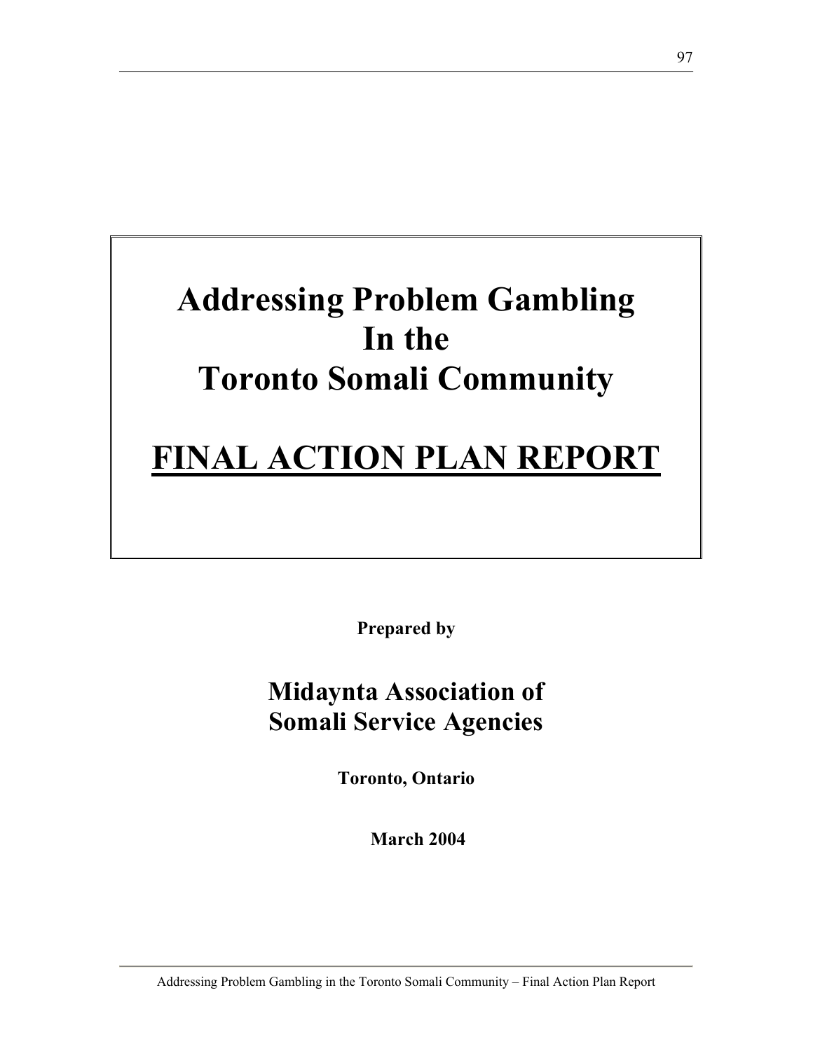# Addressing Problem Gambling In the Toronto Somali Community

# FINAL ACTION PLAN REPORT

**Prepared by**

## Midaynta Association of Somali Service Agencies

**Toronto, Ontario**

**March 2004**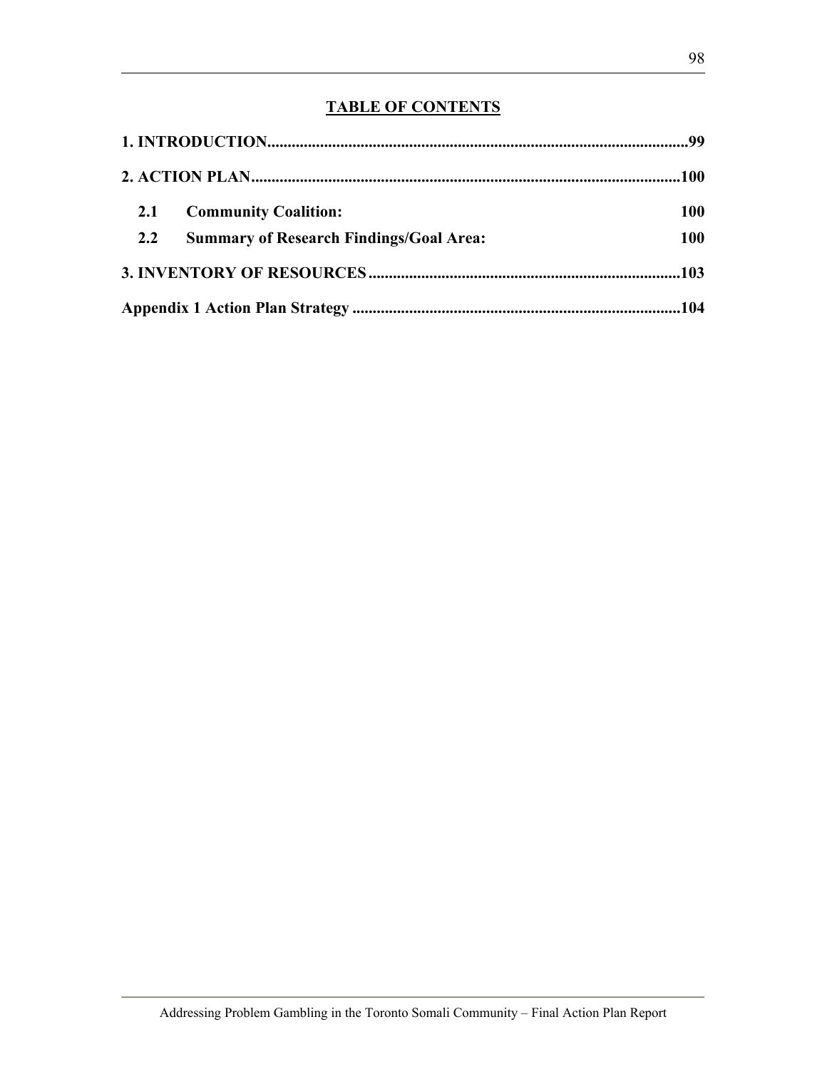## TABLE OF CONTENTS

**1. INTRODUCTION.......................................................................................................99**

**2. ACTION PLAN.......................................................................................................100**

- **2.1 Community Coalition: 100**
- **2.2 Summary of Research Findings/Goal Area: 100**

**3. INVENTORY OF RESOURCES.........................................................................103**

**Appendix 1 Action Plan Strategy .............................................................................104**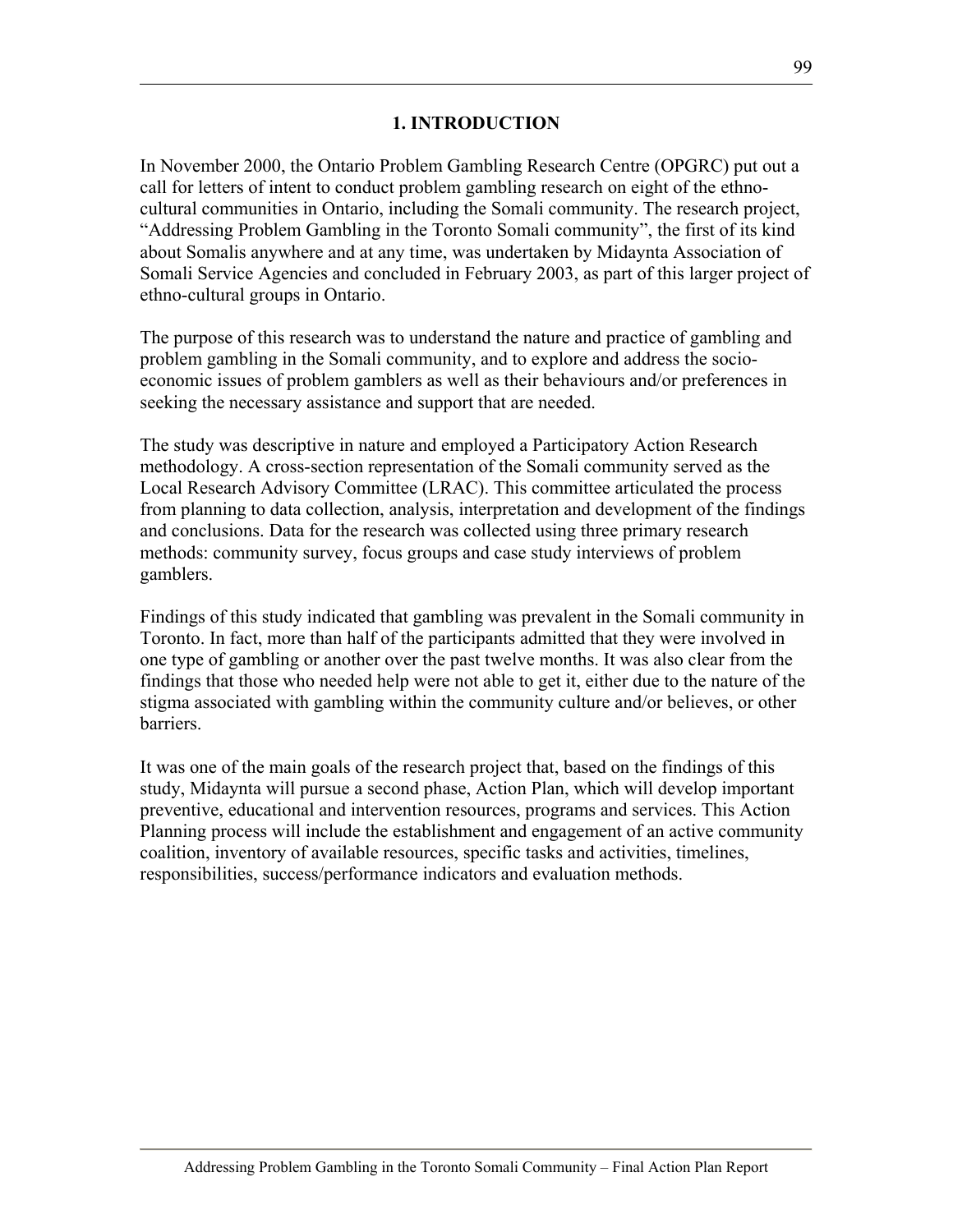# 1. INTRODUCTION

In November 2000, the Ontario Problem Gambling Research Centre (OPGRC) put out a call for letters of intent to conduct problem gambling research on eight of the ethno-cultural communities in Ontario, including the Somali community. The research project, "Addressing Problem Gambling in the Toronto Somali community", the first of its kind about Somalis anywhere and at any time, was undertaken by Midaynta Association of Somali Service Agencies and concluded in February 2003, as part of this larger project of ethno-cultural groups in Ontario.

The purpose of this research was to understand the nature and practice of gambling and problem gambling in the Somali community, and to explore and address the socio-economic issues of problem gamblers as well as their behaviours and/or preferences in seeking the necessary assistance and support that are needed.

The study was descriptive in nature and employed a Participatory Action Research methodology. A cross-section representation of the Somali community served as the Local Research Advisory Committee (LRAC). This committee articulated the process from planning to data collection, analysis, interpretation and development of the findings and conclusions. Data for the research was collected using three primary research methods: community survey, focus groups and case study interviews of problem gamblers.

Findings of this study indicated that gambling was prevalent in the Somali community in Toronto. In fact, more than half of the participants admitted that they were involved in one type of gambling or another over the past twelve months. It was also clear from the findings that those who needed help were not able to get it, either due to the nature of the stigma associated with gambling within the community culture and/or believes, or other barriers.

It was one of the main goals of the research project that, based on the findings of this study, Midaynta will pursue a second phase, Action Plan, which will develop important preventive, educational and intervention resources, programs and services. This Action Planning process will include the establishment and engagement of an active community coalition, inventory of available resources, specific tasks and activities, timelines, responsibilities, success/performance indicators and evaluation methods.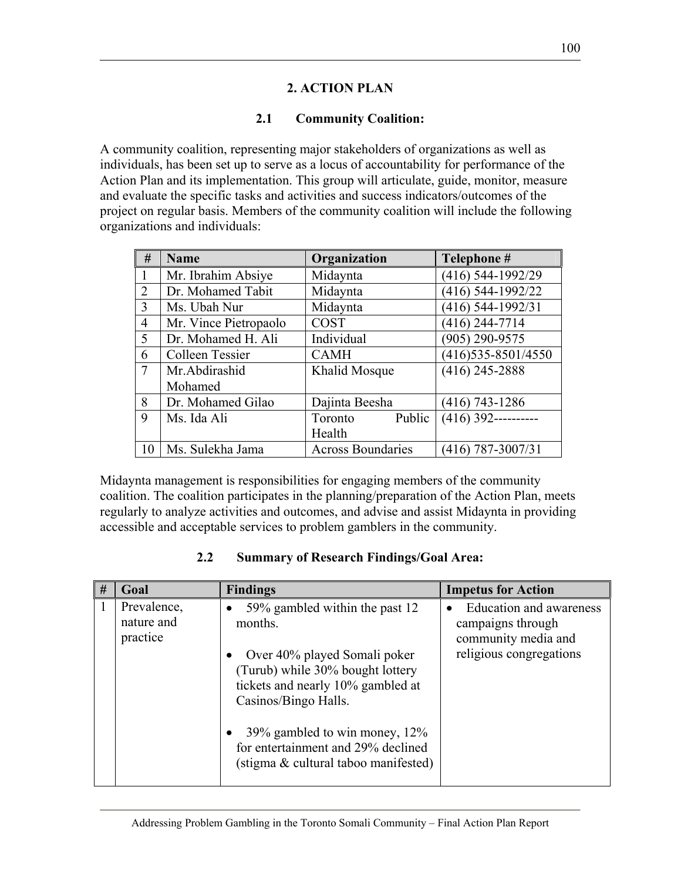## 2. ACTION PLAN

### 2.1 Community Coalition:

A community coalition, representing major stakeholders of organizations as well as individuals, has been set up to serve as a locus of accountability for performance of the Action Plan and its implementation. This group will articulate, guide, monitor, measure and evaluate the specific tasks and activities and success indicators/outcomes of the project on regular basis. Members of the community coalition will include the following organizations and individuals:

| # | Name | Organization | Telephone # |
|---|---|---|---|
| 1 | Mr. Ibrahim Absiye | Midaynta | (416) 544-1992/29 |
| 2 | Dr. Mohamed Tabit | Midaynta | (416) 544-1992/22 |
| 3 | Ms. Ubah Nur | Midaynta | (416) 544-1992/31 |
| 4 | Mr. Vince Pietropaolo | COST | (416) 244-7714 |
| 5 | Dr. Mohamed H. Ali | Individual | (905) 290-9575 |
| 6 | Colleen Tessier | CAMH | (416)535-8501/4550 |
| 7 | Mr.Abdirashid Mohamed | Khalid Mosque | (416) 245-2888 |
| 8 | Dr. Mohamed Gilao | Dajinta Beesha | (416) 743-1286 |
| 9 | Ms. Ida Ali | Toronto Public Health | (416) 392---------- |
| 10 | Ms. Sulekha Jama | Across Boundaries | (416) 787-3007/31 |

Midaynta management is responsibilities for engaging members of the community coalition. The coalition participates in the planning/preparation of the Action Plan, meets regularly to analyze activities and outcomes, and advise and assist Midaynta in providing accessible and acceptable services to problem gamblers in the community.

### 2.2 Summary of Research Findings/Goal Area:

| # | Goal | Findings | Impetus for Action |
|---|---|---|---|
| 1 | Prevalence, nature and practice | • 59% gambled within the past 12 months.<br>• Over 40% played Somali poker (Turub) while 30% bought lottery tickets and nearly 10% gambled at Casinos/Bingo Halls.<br>• 39% gambled to win money, 12% for entertainment and 29% declined (stigma & cultural taboo manifested) | • Education and awareness campaigns through community media and religious congregations |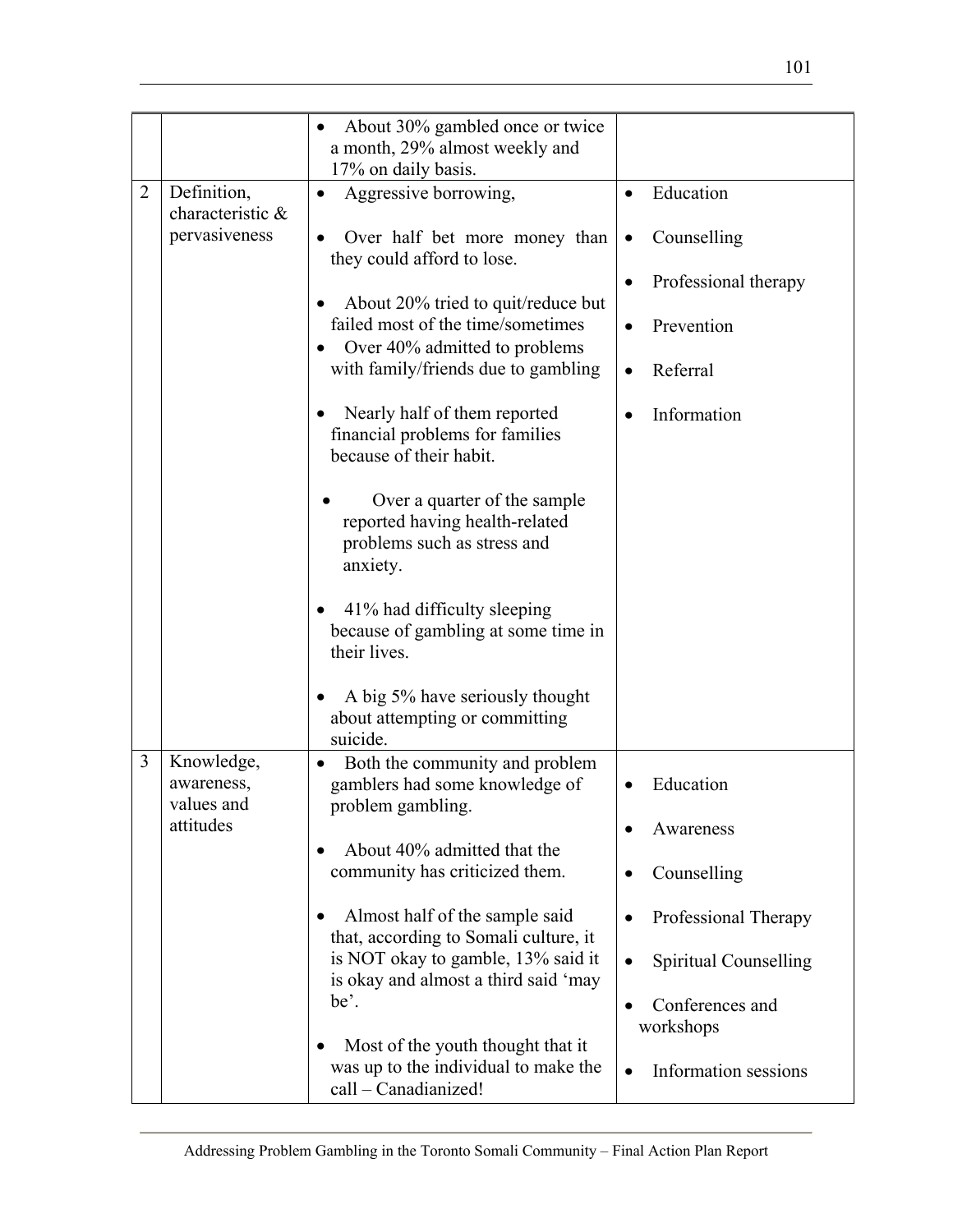| | | | |
|---|---|---|---|
| | | • About 30% gambled once or twice a month, 29% almost weekly and 17% on daily basis. | |
| 2 | Definition, characteristic & pervasiveness | • Aggressive borrowing,<br>• Over half bet more money than they could afford to lose.<br>• About 20% tried to quit/reduce but failed most of the time/sometimes<br>• Over 40% admitted to problems with family/friends due to gambling<br>• Nearly half of them reported financial problems for families because of their habit.<br>• Over a quarter of the sample reported having health-related problems such as stress and anxiety.<br>• 41% had difficulty sleeping because of gambling at some time in their lives.<br>• A big 5% have seriously thought about attempting or committing suicide. | • Education<br>• Counselling<br>• Professional therapy<br>• Prevention<br>• Referral<br>• Information |
| 3 | Knowledge, awareness, values and attitudes | • Both the community and problem gamblers had some knowledge of problem gambling.<br>• About 40% admitted that the community has criticized them.<br>• Almost half of the sample said that, according to Somali culture, it is NOT okay to gamble, 13% said it is okay and almost a third said 'may be'.<br>• Most of the youth thought that it was up to the individual to make the call – Canadianized! | • Education<br>• Awareness<br>• Counselling<br>• Professional Therapy<br>• Spiritual Counselling<br>• Conferences and workshops<br>• Information sessions |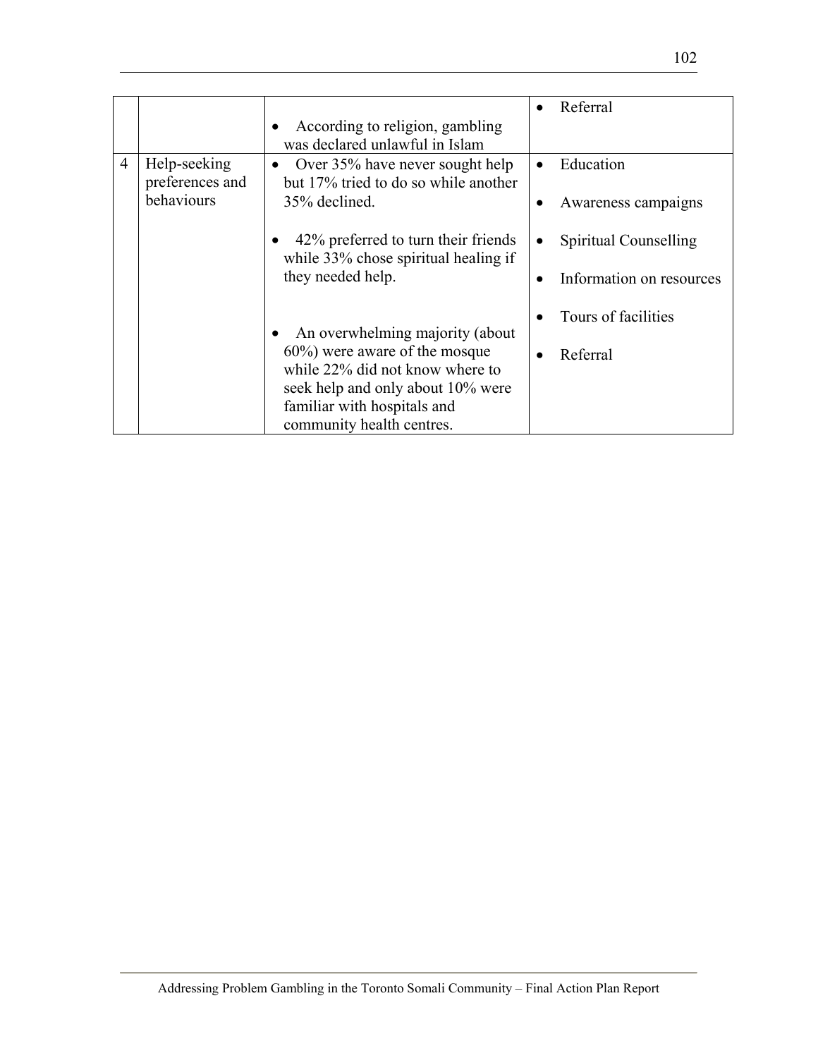| | | | |
|---|---|---|---|
| | | • According to religion, gambling was declared unlawful in Islam | • Referral |
| 4 | Help-seeking preferences and behaviours | • Over 35% have never sought help but 17% tried to do so while another 35% declined.<br><br>• 42% preferred to turn their friends while 33% chose spiritual healing if they needed help.<br><br>• An overwhelming majority (about 60%) were aware of the mosque while 22% did not know where to seek help and only about 10% were familiar with hospitals and community health centres. | • Education<br><br>• Awareness campaigns<br><br>• Spiritual Counselling<br><br>• Information on resources<br><br>• Tours of facilities<br><br>• Referral |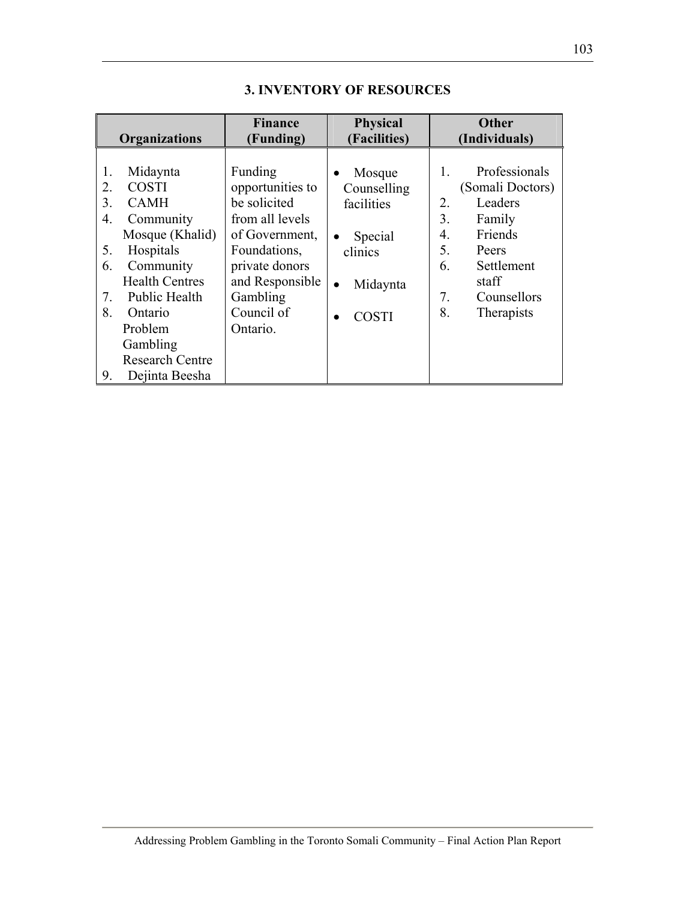## 3. INVENTORY OF RESOURCES

| Organizations | Finance (Funding) | Physical (Facilities) | Other (Individuals) |
|---|---|---|---|
| 1. Midaynta<br>2. COSTI<br>3. CAMH<br>4. Community Mosque (Khalid)<br>5. Hospitals<br>6. Community Health Centres<br>7. Public Health<br>8. Ontario Problem Gambling Research Centre<br>9. Dejinta Beesha | Funding opportunities to be solicited from all levels of Government, Foundations, private donors and Responsible Gambling Council of Ontario. | • Mosque Counselling facilities<br>• Special clinics<br>• Midaynta<br>• COSTI | 1. Professionals (Somali Doctors)<br>2. Leaders<br>3. Family<br>4. Friends<br>5. Peers<br>6. Settlement staff<br>7. Counsellors<br>8. Therapists |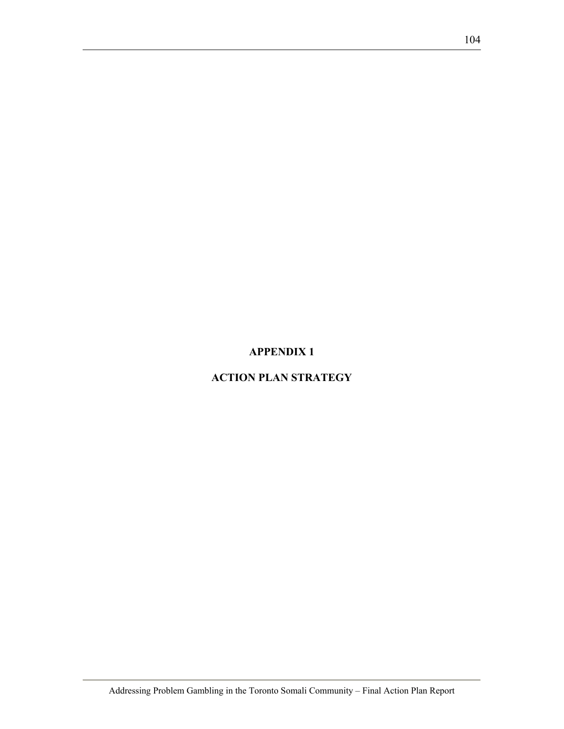# APPENDIX 1

# ACTION PLAN STRATEGY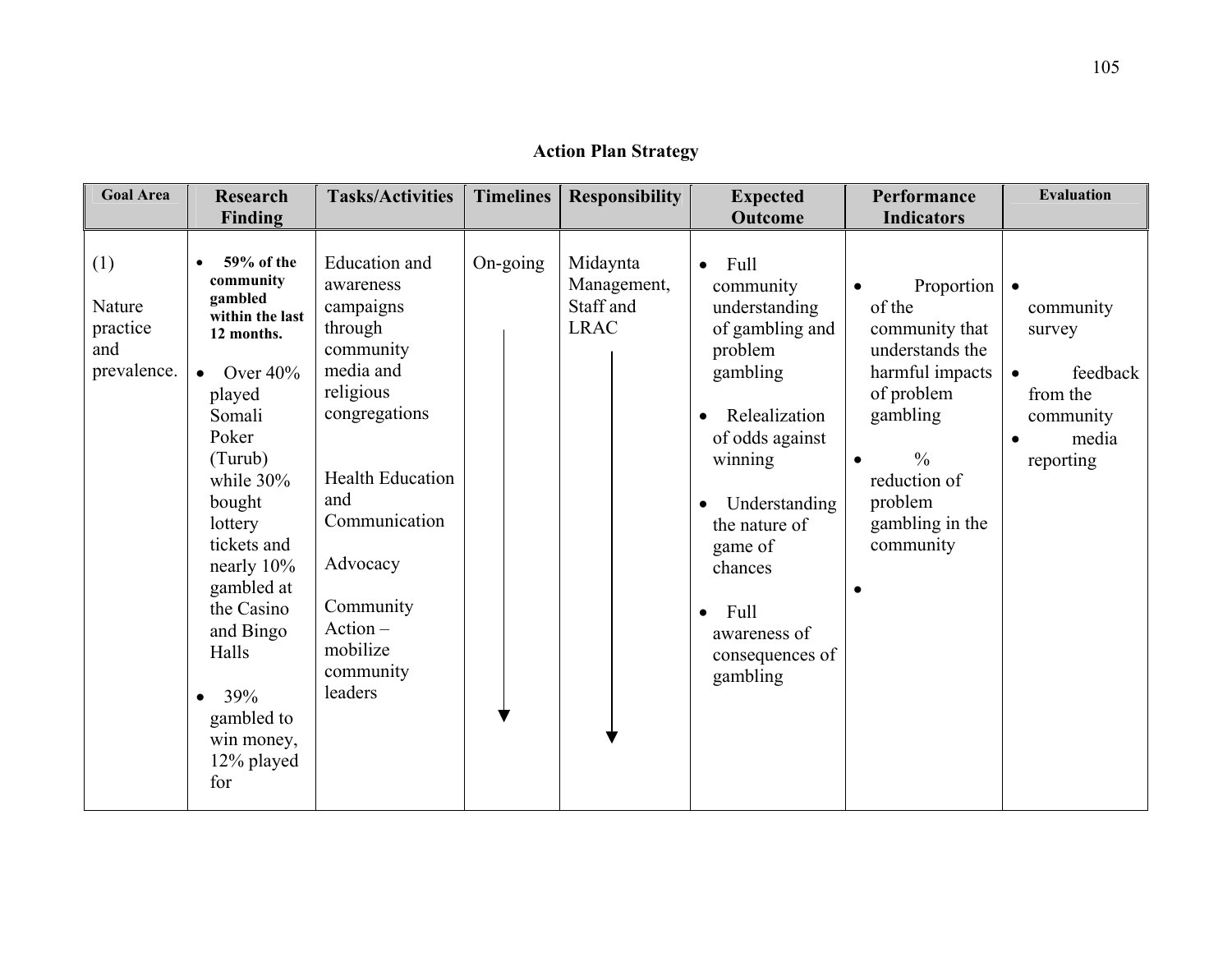## Action Plan Strategy

| Goal Area | Research Finding | Tasks/Activities | Timelines | Responsibility | Expected Outcome | Performance Indicators | Evaluation |
|---|---|---|---|---|---|---|---|
| (1) Nature practice and prevalence. | • **59% of the community gambled within the last 12 months.** • Over 40% played Somali Poker (Turub) while 30% bought lottery tickets and nearly 10% gambled at the Casino and Bingo Halls • 39% gambled to win money, 12% played for | Education and awareness campaigns through community media and religious congregations<br><br>Health Education and Communication<br><br>Advocacy<br><br>Community Action – mobilize community leaders | On-going ↓ | Midaynta Management, Staff and LRAC ↓ | • Full community understanding of gambling and problem gambling • Relealization of odds against winning • Understanding the nature of game of chances • Full awareness of consequences of gambling | • Proportion of the community that understands the harmful impacts of problem gambling • % reduction of problem gambling in the community • | • community survey • feedback from the community • media reporting |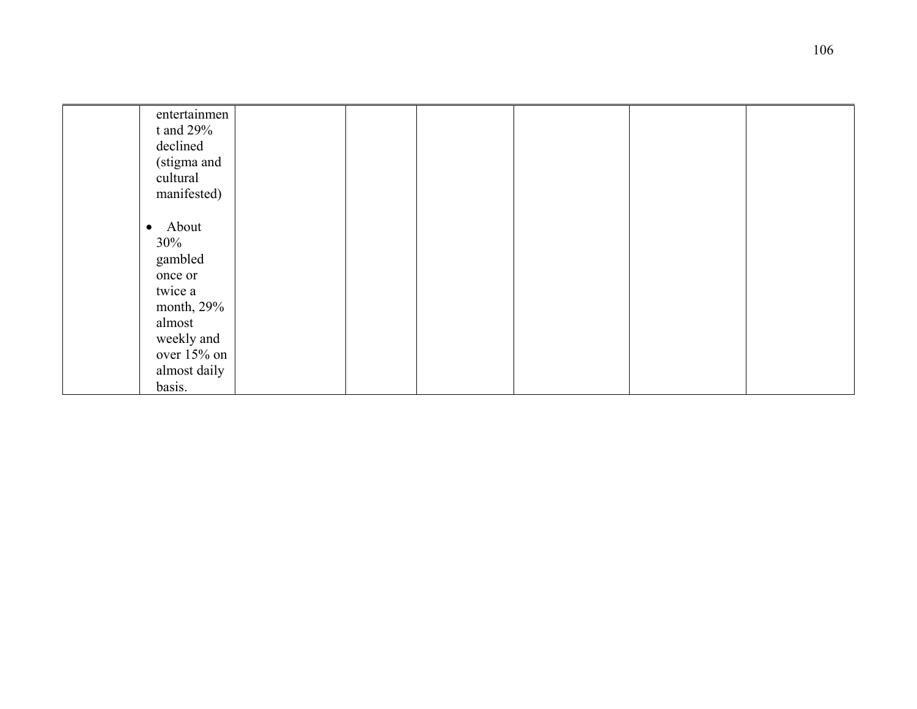| | | | | | | | |
|---|---|---|---|---|---|---|---|
| | entertainment and 29% declined (stigma and cultural manifested)<br><br>• About 30% gambled once or twice a month, 29% almost weekly and over 15% on almost daily basis. | | | | | | |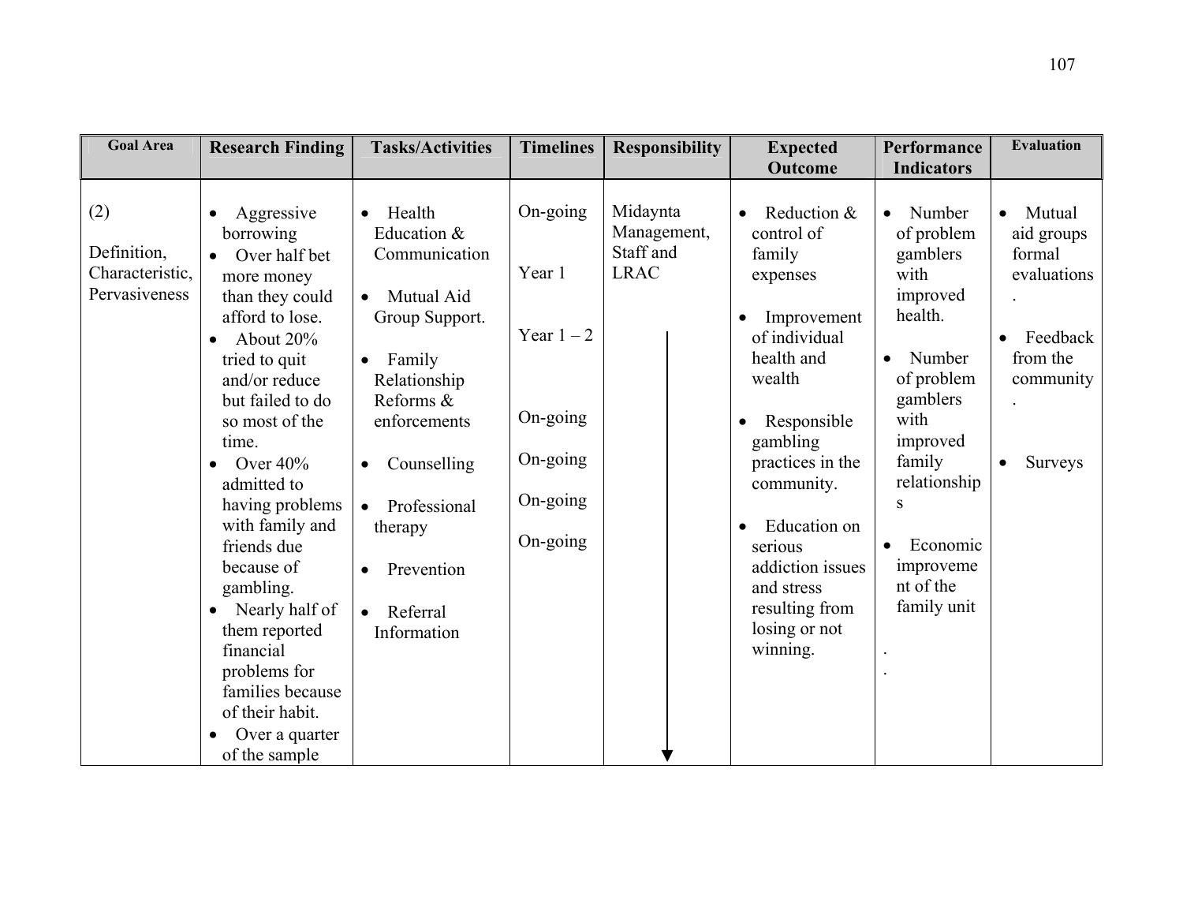| Goal Area | Research Finding | Tasks/Activities | Timelines | Responsibility | Expected Outcome | Performance Indicators | Evaluation |
|---|---|---|---|---|---|---|---|
| (2)<br><br>Definition, Characteristic, Pervasiveness | • Aggressive borrowing<br>• Over half bet more money than they could afford to lose.<br>• About 20% tried to quit and/or reduce but failed to do so most of the time.<br>• Over 40% admitted to having problems with family and friends due because of gambling.<br>• Nearly half of them reported financial problems for families because of their habit.<br>• Over a quarter of the sample | • Health Education & Communication<br>• Mutual Aid Group Support.<br>• Family Relationship Reforms & enforcements<br>• Counselling<br>• Professional therapy<br>• Prevention<br>• Referral Information | On-going<br>Year 1<br>Year 1 – 2<br>On-going<br>On-going<br>On-going<br>On-going | Midaynta Management, Staff and LRAC<br>↓ | • Reduction & control of family expenses<br>• Improvement of individual health and wealth<br>• Responsible gambling practices in the community.<br>• Education on serious addiction issues and stress resulting from losing or not winning. | • Number of problem gamblers with improved health.<br>• Number of problem gamblers with improved family relationships<br>• Economic improvement of the family unit | • Mutual aid groups formal evaluations.<br>• Feedback from the community.<br>• Surveys |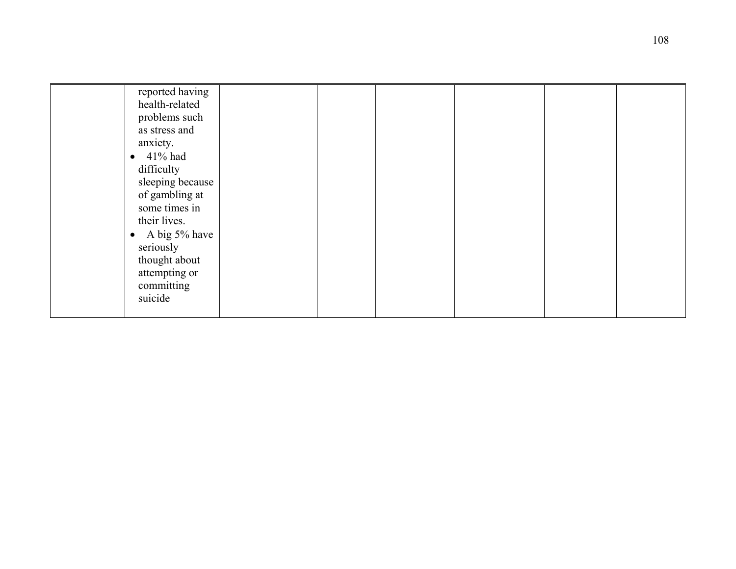|  |  |  |  |  |  |  |  |
|---|---|---|---|---|---|---|---|
|  | reported having health-related problems such as stress and anxiety.<br>• 41% had difficulty sleeping because of gambling at some times in their lives.<br>• A big 5% have seriously thought about attempting or committing suicide |  |  |  |  |  |  |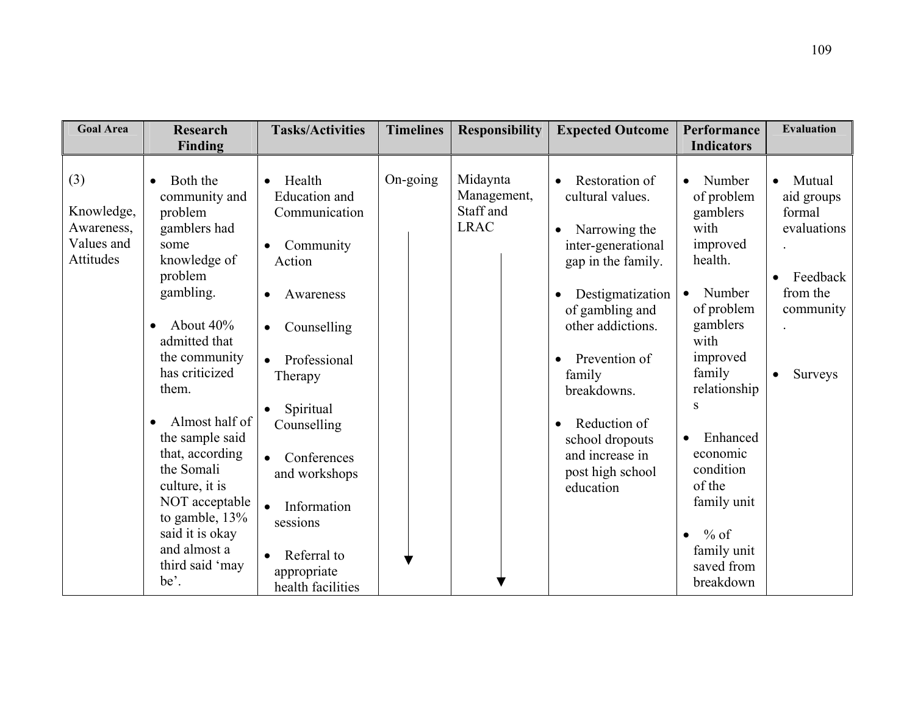| Goal Area | Research Finding | Tasks/Activities | Timelines | Responsibility | Expected Outcome | Performance Indicators | Evaluation |
|---|---|---|---|---|---|---|---|
| (3)<br><br>Knowledge, Awareness, Values and Attitudes | • Both the community and problem gamblers had some knowledge of problem gambling.<br><br>• About 40% admitted that the community has criticized them.<br><br>• Almost half of the sample said that, according the Somali culture, it is NOT acceptable to gamble, 13% said it is okay and almost a third said 'may be'. | • Health Education and Communication<br><br>• Community Action<br><br>• Awareness<br><br>• Counselling<br><br>• Professional Therapy<br><br>• Spiritual Counselling<br><br>• Conferences and workshops<br><br>• Information sessions<br><br>• Referral to appropriate health facilities | On-going | Midaynta Management, Staff and LRAC | • Restoration of cultural values.<br><br>• Narrowing the inter-generational gap in the family.<br><br>• Destigmatization of gambling and other addictions.<br><br>• Prevention of family breakdowns.<br><br>• Reduction of school dropouts and increase in post high school education | • Number of problem gamblers with improved health.<br><br>• Number of problem gamblers with improved family relationships<br><br>• Enhanced economic condition of the family unit<br><br>• % of family unit saved from breakdown | • Mutual aid groups formal evaluations.<br><br>• Feedback from the community.<br><br>• Surveys |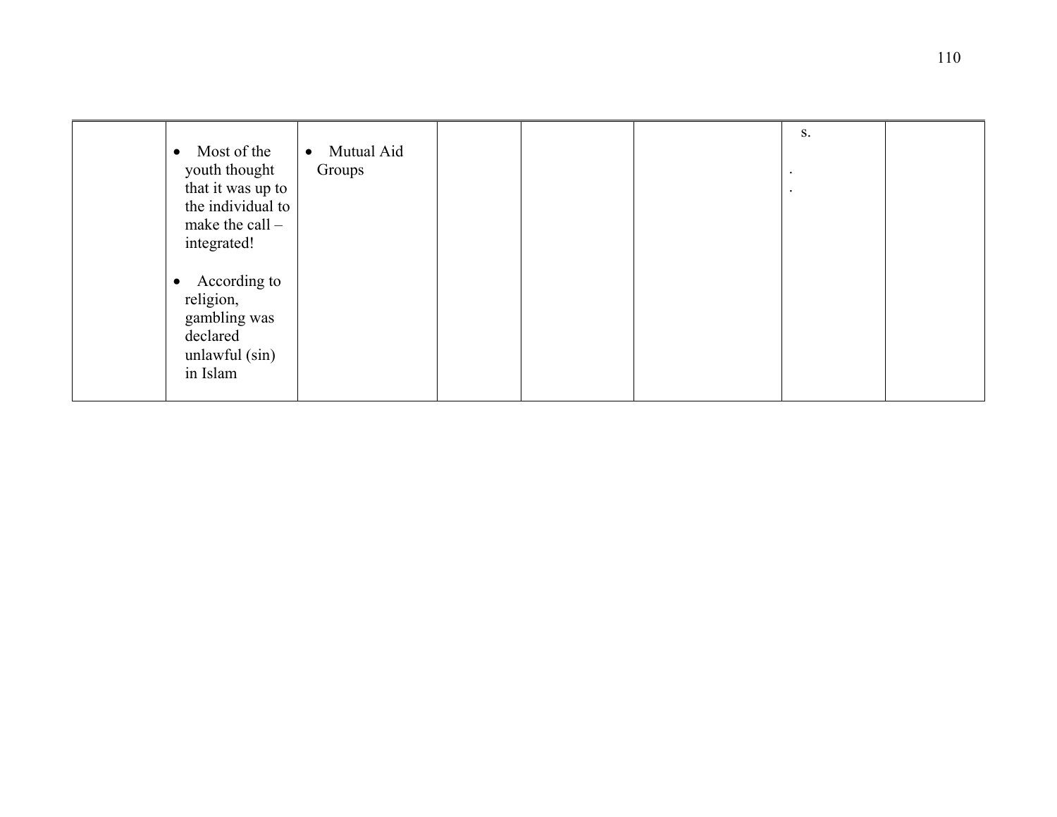|  |  |  |  |  |  |  |  |
|---|---|---|---|---|---|---|---|
|  | • Most of the youth thought that it was up to the individual to make the call – integrated!<br><br>• According to religion, gambling was declared unlawful (sin) in Islam | • Mutual Aid Groups |  |  |  | s.<br><br>.<br>. |  |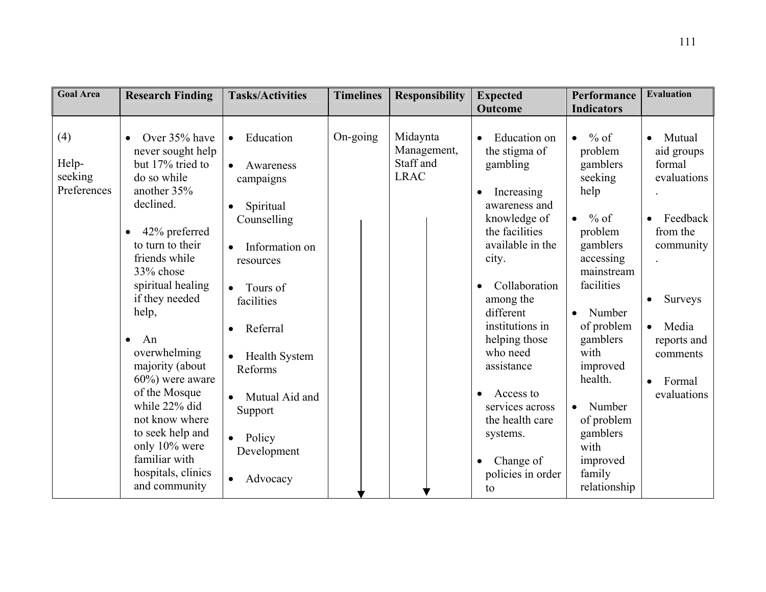| Goal Area | Research Finding | Tasks/Activities | Timelines | Responsibility | Expected Outcome | Performance Indicators | Evaluation |
|---|---|---|---|---|---|---|---|
| (4) Help-seeking Preferences | • Over 35% have never sought help but 17% tried to do so while another 35% declined. • 42% preferred to turn to their friends while 33% chose spiritual healing if they needed help, • An overwhelming majority (about 60%) were aware of the Mosque while 22% did not know where to seek help and only 10% were familiar with hospitals, clinics and community | • Education • Awareness campaigns • Spiritual Counselling • Information on resources • Tours of facilities • Referral • Health System Reforms • Mutual Aid and Support • Policy Development • Advocacy | On-going ↓ | Midaynta Management, Staff and LRAC ↓ | • Education on the stigma of gambling • Increasing awareness and knowledge of the facilities available in the city. • Collaboration among the different institutions in helping those who need assistance • Access to services across the health care systems. • Change of policies in order to | • % of problem gamblers seeking help • % of problem gamblers accessing mainstream facilities • Number of problem gamblers with improved health. • Number of problem gamblers with improved family relationship | • Mutual aid groups formal evaluations . • Feedback from the community . • Surveys • Media reports and comments • Formal evaluations |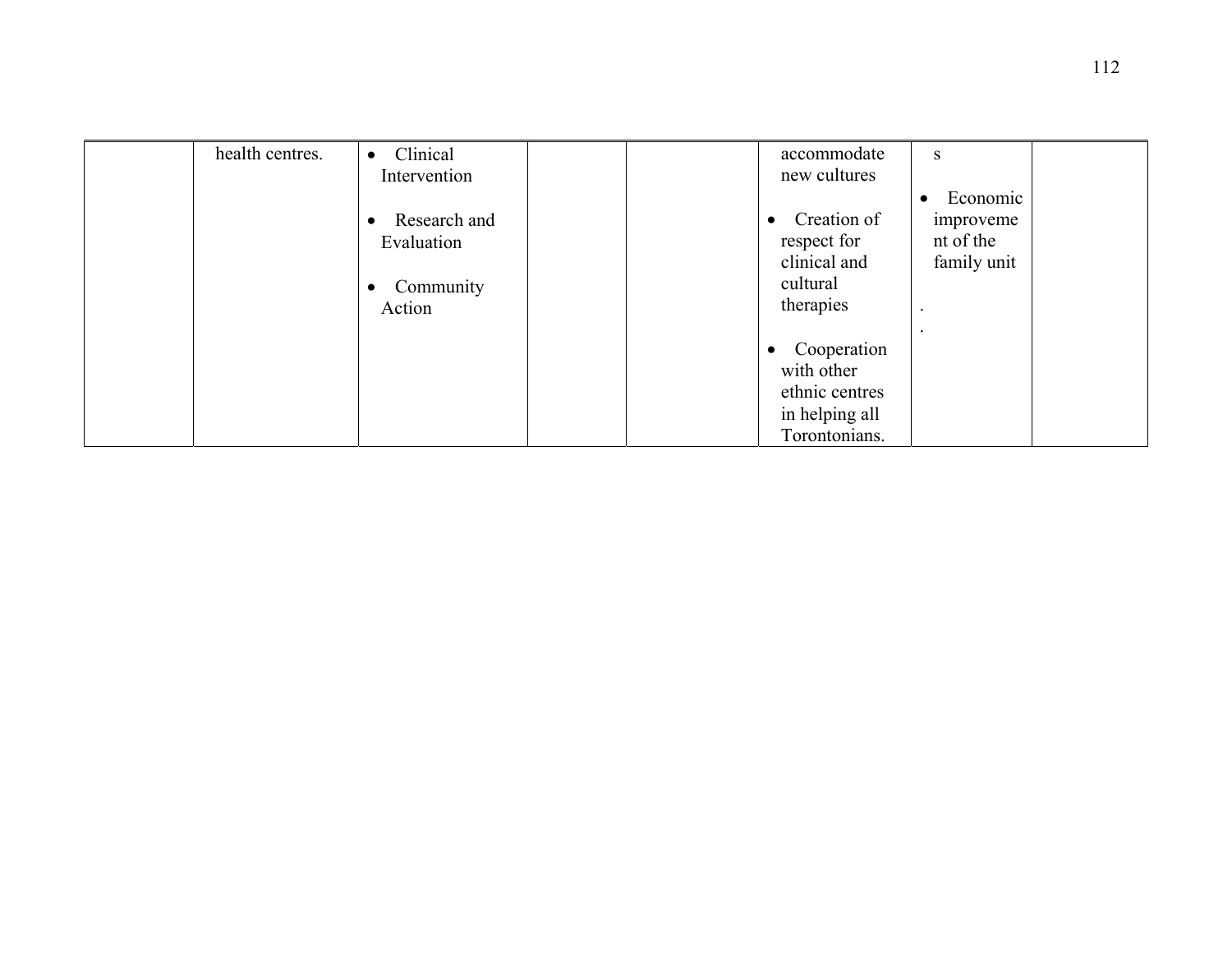| | | | | | | | |
|---|---|---|---|---|---|---|---|
| | health centres. | • Clinical Intervention<br><br>• Research and Evaluation<br><br>• Community Action | | | accommodate new cultures<br><br>• Creation of respect for clinical and cultural therapies<br><br>• Cooperation with other ethnic centres in helping all Torontonians. | s<br><br>• Economic improvement of the family unit<br><br>.<br>. | |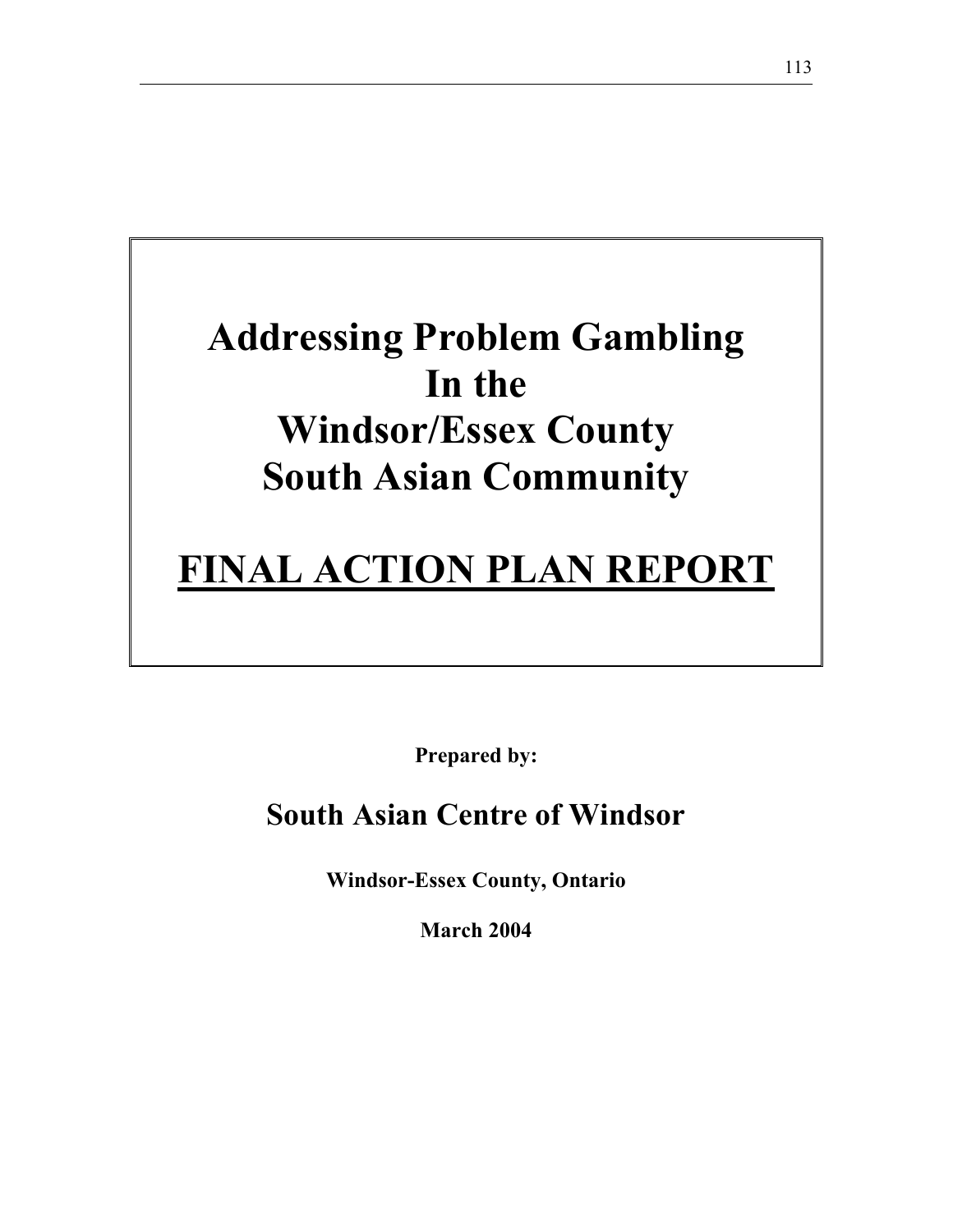# Addressing Problem Gambling In the Windsor/Essex County South Asian Community

# FINAL ACTION PLAN REPORT

**Prepared by:**

## South Asian Centre of Windsor

**Windsor-Essex County, Ontario**

**March 2004**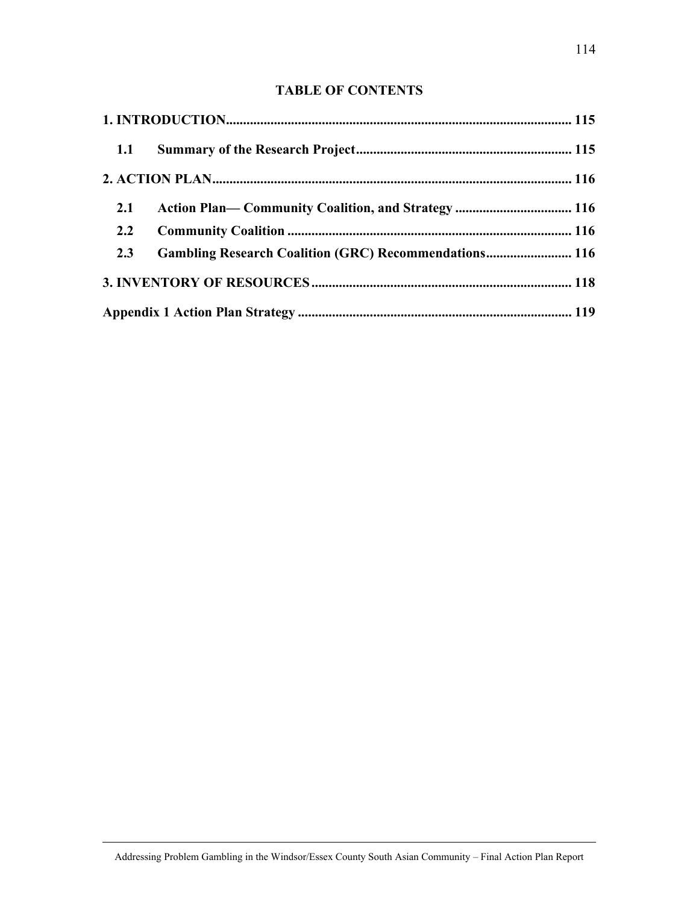## TABLE OF CONTENTS

**1. INTRODUCTION** ........................................................................................................ **115**

- **1.1 Summary of the Research Project** ............................................................. **115**

**2. ACTION PLAN** ........................................................................................................ **116**

- **2.1 Action Plan— Community Coalition, and Strategy** .................................. **116**
- **2.2 Community Coalition** .................................................................................. **116**
- **2.3 Gambling Research Coalition (GRC) Recommendations** ......................... **116**

**3. INVENTORY OF RESOURCES** ............................................................................ **118**

**Appendix 1 Action Plan Strategy** ............................................................................... **119**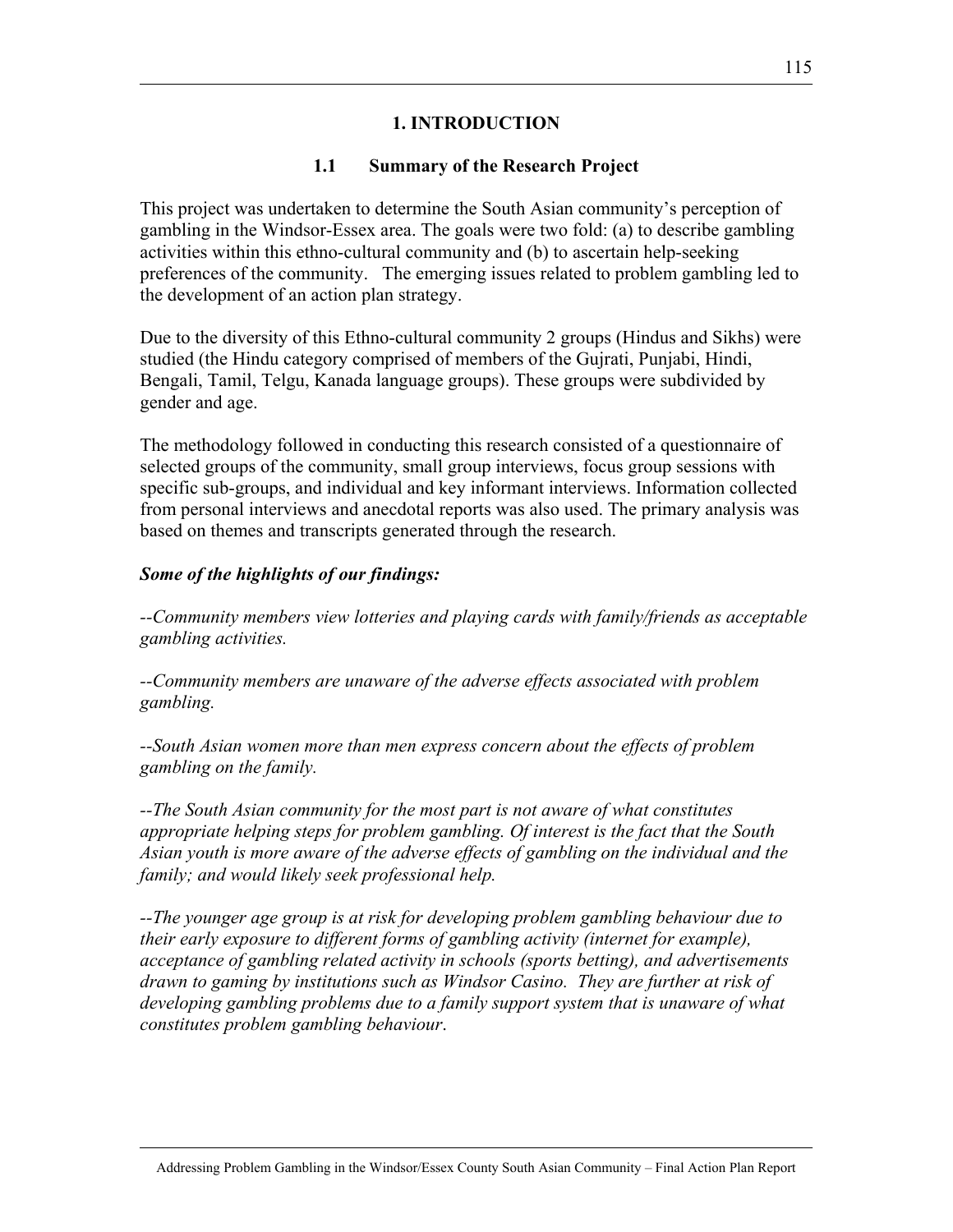# 1. INTRODUCTION

## 1.1 Summary of the Research Project

This project was undertaken to determine the South Asian community's perception of gambling in the Windsor-Essex area. The goals were two fold: (a) to describe gambling activities within this ethno-cultural community and (b) to ascertain help-seeking preferences of the community. The emerging issues related to problem gambling led to the development of an action plan strategy.

Due to the diversity of this Ethno-cultural community 2 groups (Hindus and Sikhs) were studied (the Hindu category comprised of members of the Gujrati, Punjabi, Hindi, Bengali, Tamil, Telgu, Kanada language groups). These groups were subdivided by gender and age.

The methodology followed in conducting this research consisted of a questionnaire of selected groups of the community, small group interviews, focus group sessions with specific sub-groups, and individual and key informant interviews. Information collected from personal interviews and anecdotal reports was also used. The primary analysis was based on themes and transcripts generated through the research.

***Some of the highlights of our findings:***

*--Community members view lotteries and playing cards with family/friends as acceptable gambling activities.*

*--Community members are unaware of the adverse effects associated with problem gambling.*

*--South Asian women more than men express concern about the effects of problem gambling on the family.*

*--The South Asian community for the most part is not aware of what constitutes appropriate helping steps for problem gambling. Of interest is the fact that the South Asian youth is more aware of the adverse effects of gambling on the individual and the family; and would likely seek professional help.*

*--The younger age group is at risk for developing problem gambling behaviour due to their early exposure to different forms of gambling activity (internet for example), acceptance of gambling related activity in schools (sports betting), and advertisements drawn to gaming by institutions such as Windsor Casino. They are further at risk of developing gambling problems due to a family support system that is unaware of what constitutes problem gambling behaviour.*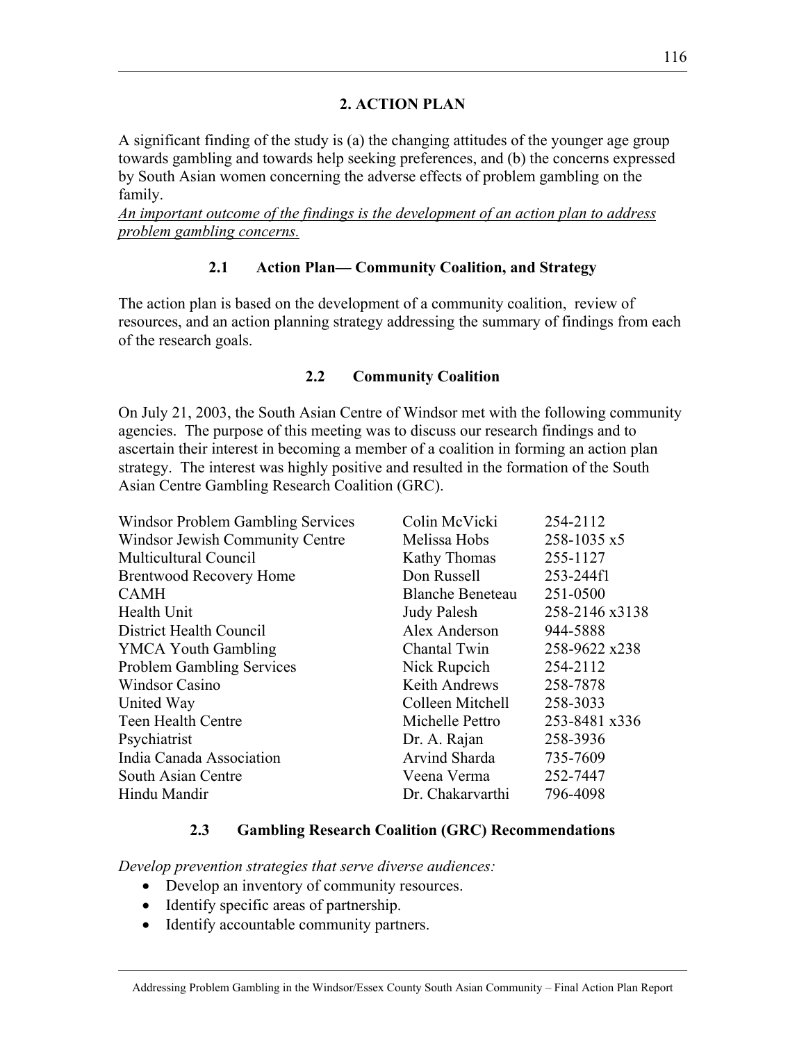## 2. ACTION PLAN

A significant finding of the study is (a) the changing attitudes of the younger age group towards gambling and towards help seeking preferences, and (b) the concerns expressed by South Asian women concerning the adverse effects of problem gambling on the family.

*<u>An important outcome of the findings is the development of an action plan to address problem gambling concerns.</u>*

### 2.1 Action Plan— Community Coalition, and Strategy

The action plan is based on the development of a community coalition, review of resources, and an action planning strategy addressing the summary of findings from each of the research goals.

### 2.2 Community Coalition

On July 21, 2003, the South Asian Centre of Windsor met with the following community agencies. The purpose of this meeting was to discuss our research findings and to ascertain their interest in becoming a member of a coalition in forming an action plan strategy. The interest was highly positive and resulted in the formation of the South Asian Centre Gambling Research Coalition (GRC).

| | | |
|---|---|---|
| Windsor Problem Gambling Services | Colin McVicki | 254-2112 |
| Windsor Jewish Community Centre | Melissa Hobs | 258-1035 x5 |
| Multicultural Council | Kathy Thomas | 255-1127 |
| Brentwood Recovery Home | Don Russell | 253-244f1 |
| CAMH | Blanche Beneteau | 251-0500 |
| Health Unit | Judy Palesh | 258-2146 x3138 |
| District Health Council | Alex Anderson | 944-5888 |
| YMCA Youth Gambling | Chantal Twin | 258-9622 x238 |
| Problem Gambling Services | Nick Rupcich | 254-2112 |
| Windsor Casino | Keith Andrews | 258-7878 |
| United Way | Colleen Mitchell | 258-3033 |
| Teen Health Centre | Michelle Pettro | 253-8481 x336 |
| Psychiatrist | Dr. A. Rajan | 258-3936 |
| India Canada Association | Arvind Sharda | 735-7609 |
| South Asian Centre | Veena Verma | 252-7447 |
| Hindu Mandir | Dr. Chakarvarthi | 796-4098 |

### 2.3 Gambling Research Coalition (GRC) Recommendations

*Develop prevention strategies that serve diverse audiences:*

- Develop an inventory of community resources.
- Identify specific areas of partnership.
- Identify accountable community partners.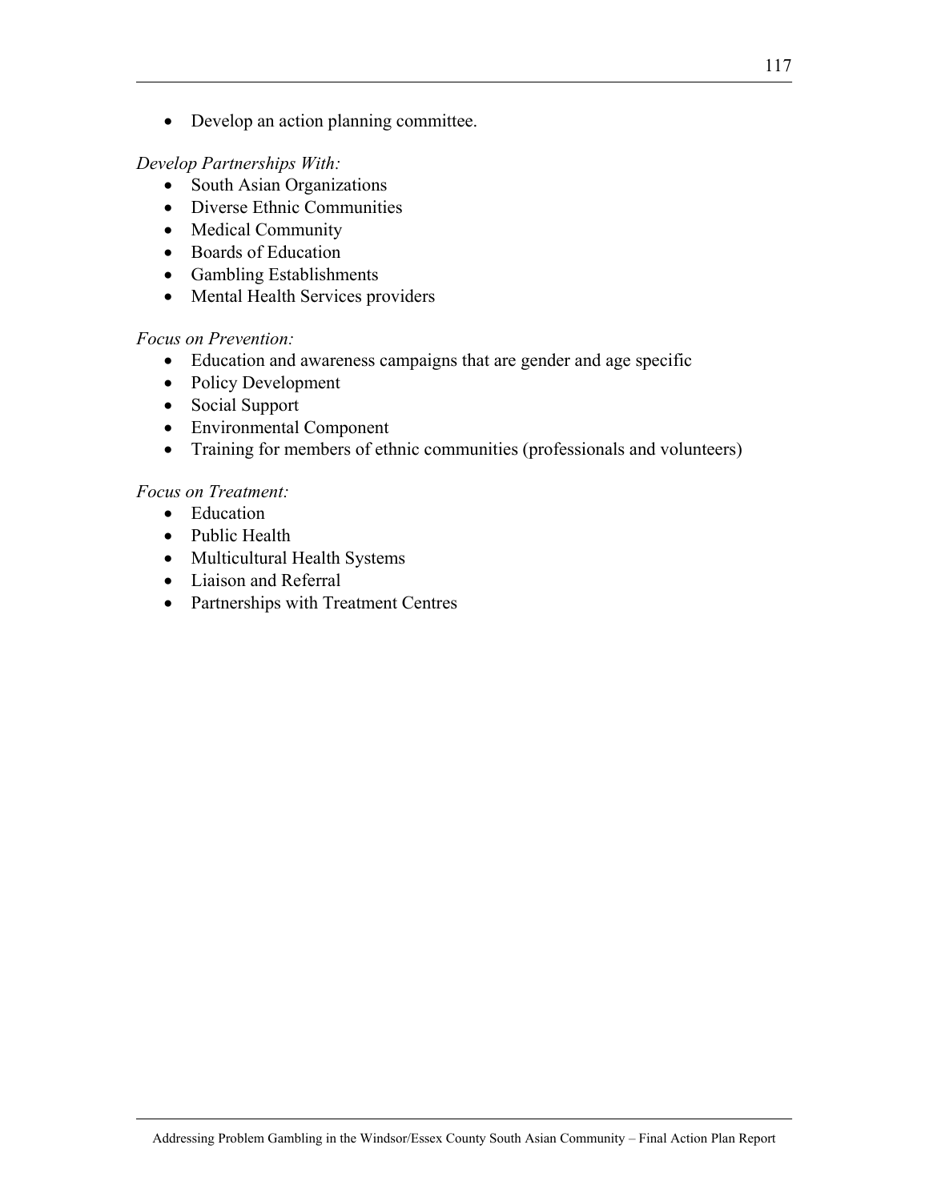- Develop an action planning committee.

*Develop Partnerships With:*

- South Asian Organizations
- Diverse Ethnic Communities
- Medical Community
- Boards of Education
- Gambling Establishments
- Mental Health Services providers

*Focus on Prevention:*

- Education and awareness campaigns that are gender and age specific
- Policy Development
- Social Support
- Environmental Component
- Training for members of ethnic communities (professionals and volunteers)

*Focus on Treatment:*

- Education
- Public Health
- Multicultural Health Systems
- Liaison and Referral
- Partnerships with Treatment Centres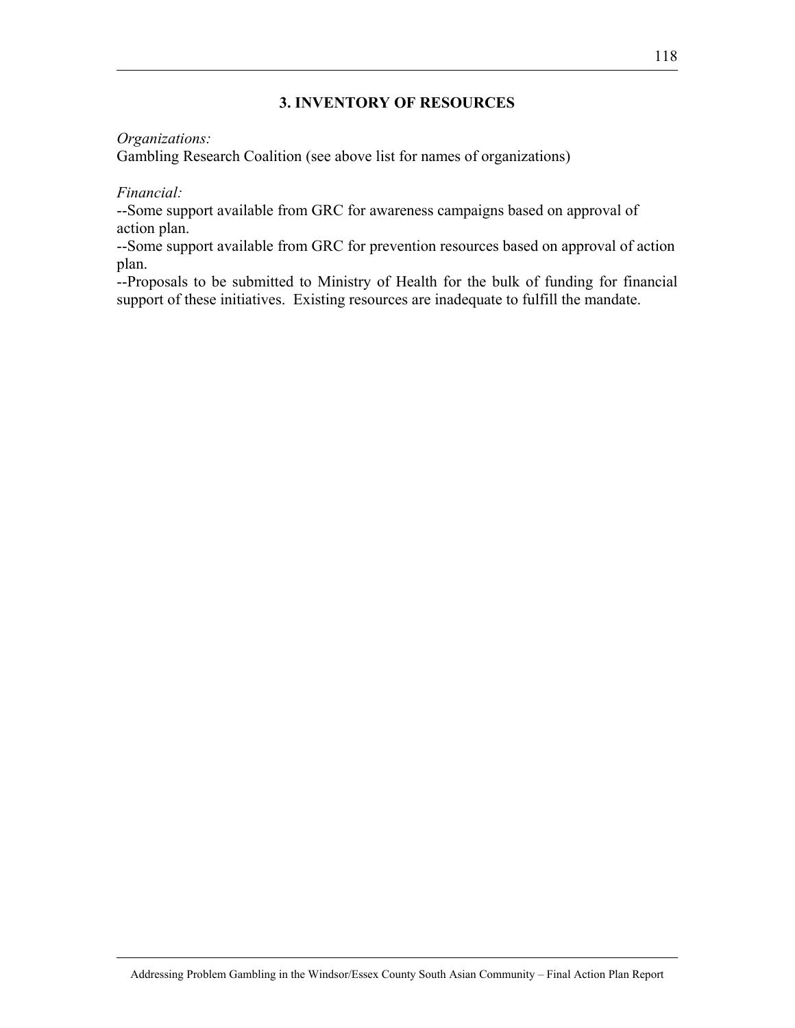## 3. INVENTORY OF RESOURCES

*Organizations:*
Gambling Research Coalition (see above list for names of organizations)

*Financial:*
--Some support available from GRC for awareness campaigns based on approval of action plan.
--Some support available from GRC for prevention resources based on approval of action plan.
--Proposals to be submitted to Ministry of Health for the bulk of funding for financial support of these initiatives. Existing resources are inadequate to fulfill the mandate.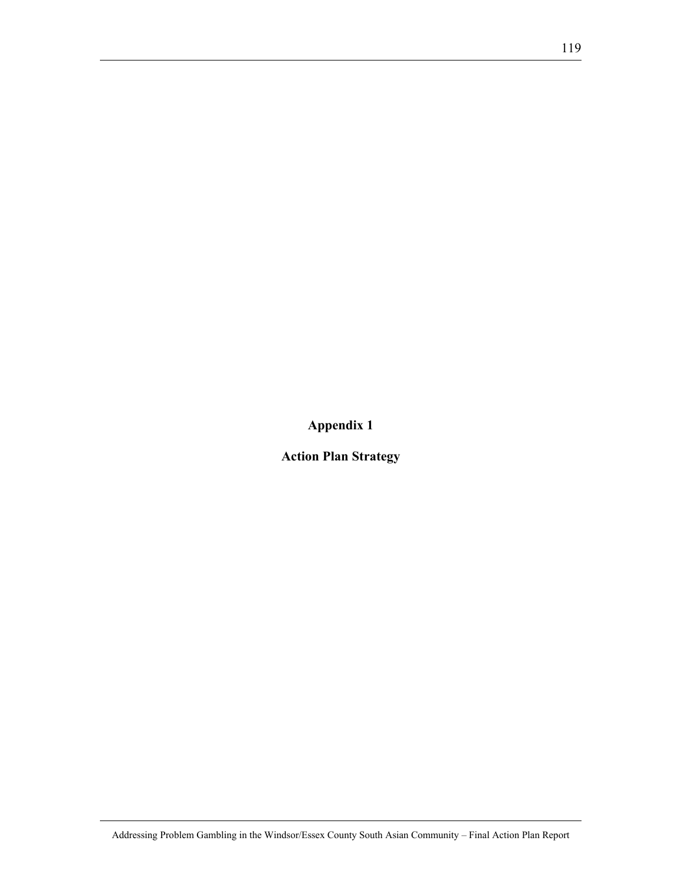# Appendix 1

## Action Plan Strategy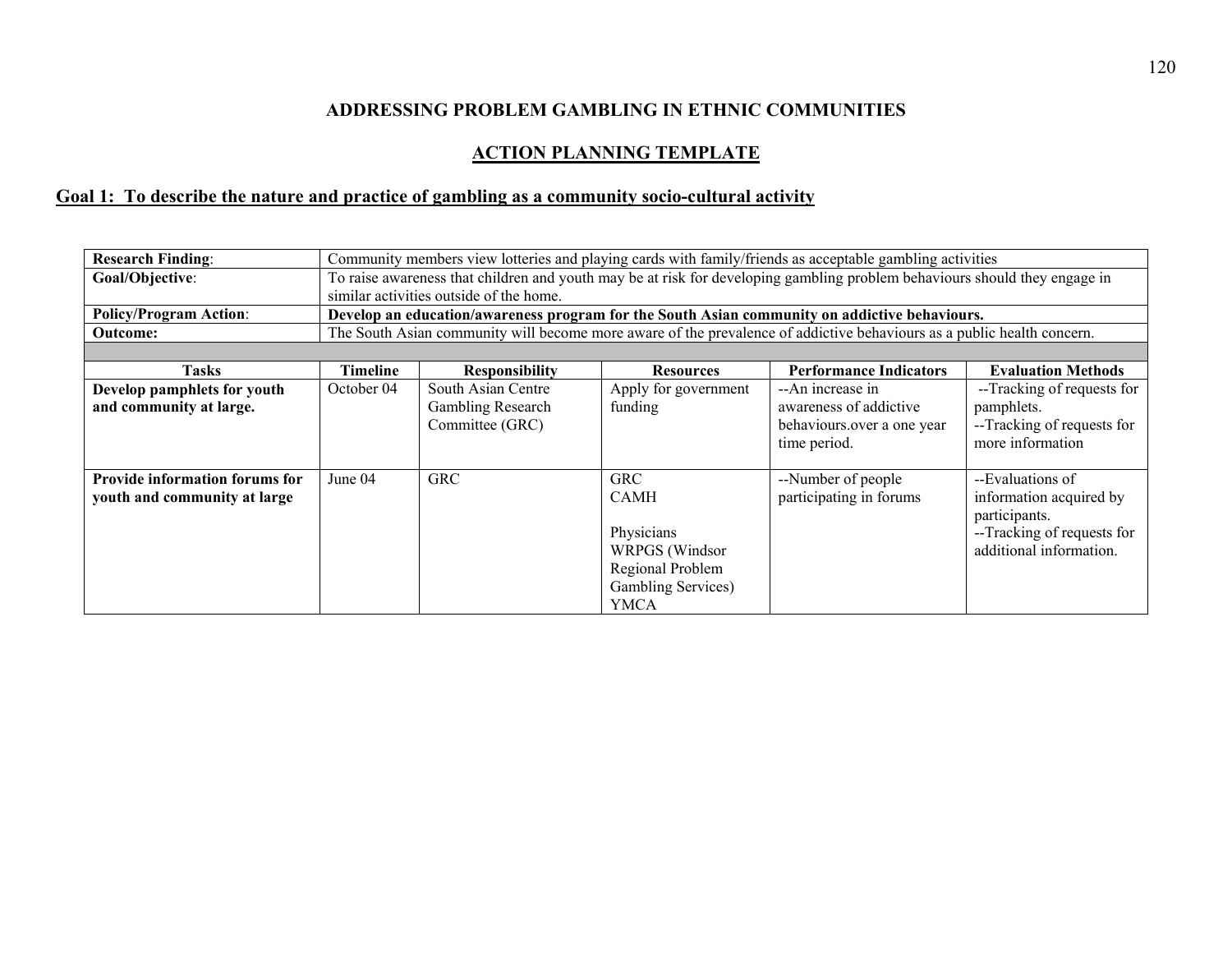**ADDRESSING PROBLEM GAMBLING IN ETHNIC COMMUNITIES**

**ACTION PLANNING TEMPLATE**

## Goal 1: To describe the nature and practice of gambling as a community socio-cultural activity

| **Research Finding**: | Community members view lotteries and playing cards with family/friends as acceptable gambling activities |
|---|---|
| **Goal/Objective**: | To raise awareness that children and youth may be at risk for developing gambling problem behaviours should they engage in similar activities outside of the home. |
| **Policy/Program Action**: | **Develop an education/awareness program for the South Asian community on addictive behaviours.** |
| **Outcome:** | The South Asian community will become more aware of the prevalence of addictive behaviours as a public health concern. |

| Tasks | Timeline | Responsibility | Resources | Performance Indicators | Evaluation Methods |
|---|---|---|---|---|---|
| **Develop pamphlets for youth and community at large.** | October 04 | South Asian Centre Gambling Research Committee (GRC) | Apply for government funding | --An increase in awareness of addictive behaviours.over a one year time period. | --Tracking of requests for pamphlets. --Tracking of requests for more information |
| **Provide information forums for youth and community at large** | June 04 | GRC | GRC CAMH Physicians WRPGS (Windsor Regional Problem Gambling Services) YMCA | --Number of people participating in forums | --Evaluations of information acquired by participants. --Tracking of requests for additional information. |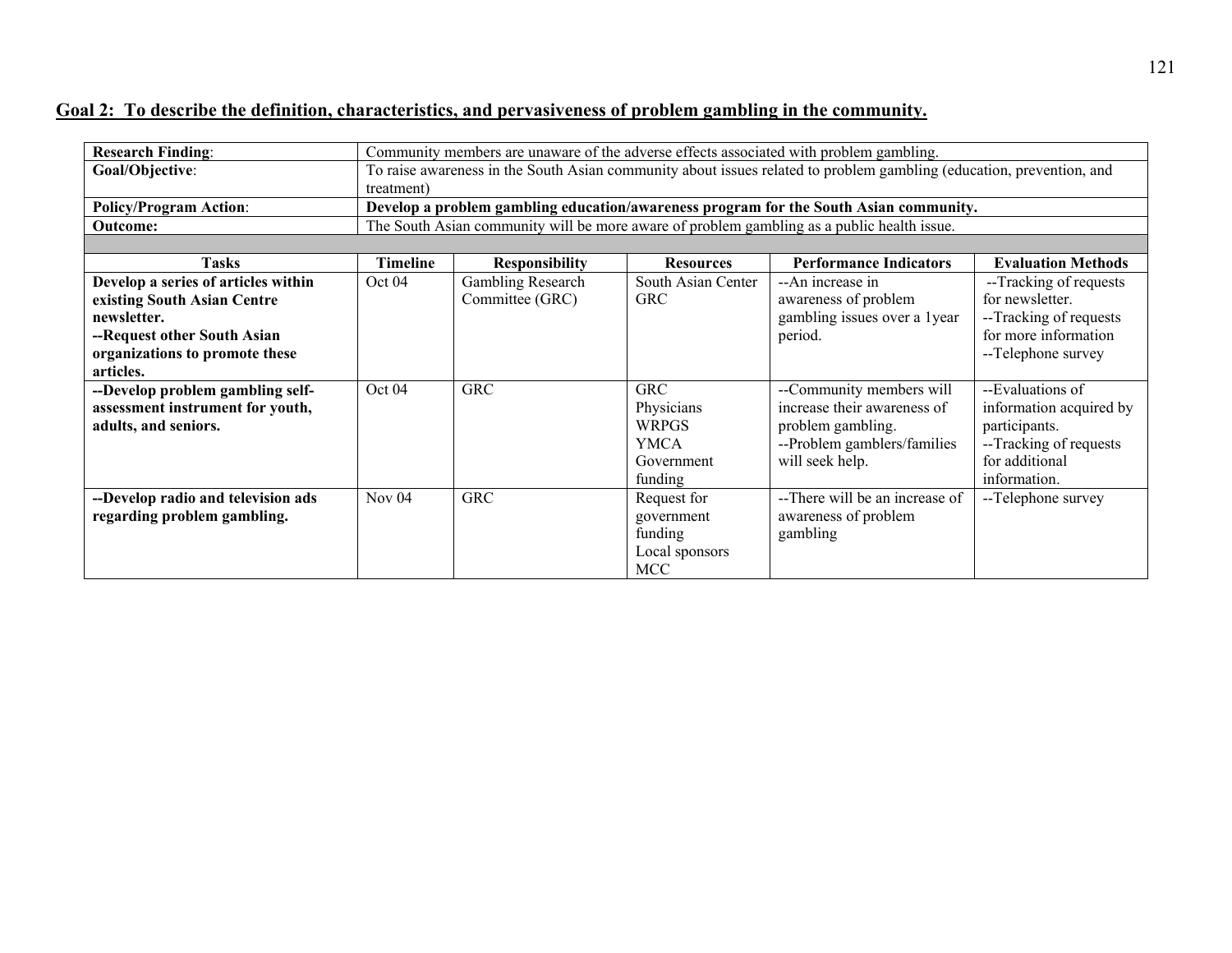## Goal 2: To describe the definition, characteristics, and pervasiveness of problem gambling in the community.

| **Research Finding**: | Community members are unaware of the adverse effects associated with problem gambling. | | | | |
|---|---|---|---|---|---|
| **Goal/Objective**: | To raise awareness in the South Asian community about issues related to problem gambling (education, prevention, and treatment) | | | | |
| **Policy/Program Action**: | **Develop a problem gambling education/awareness program for the South Asian community.** | | | | |
| **Outcome:** | The South Asian community will be more aware of problem gambling as a public health issue. | | | | |
| | | | | | |
| **Tasks** | **Timeline** | **Responsibility** | **Resources** | **Performance Indicators** | **Evaluation Methods** |
| **Develop a series of articles within existing South Asian Centre newsletter.** **--Request other South Asian organizations to promote these articles.** | Oct 04 | Gambling Research Committee (GRC) | South Asian Center GRC | --An increase in awareness of problem gambling issues over a 1year period. | --Tracking of requests for newsletter. --Tracking of requests for more information --Telephone survey |
| **--Develop problem gambling self-assessment instrument for youth, adults, and seniors.** | Oct 04 | GRC | GRC Physicians WRPGS YMCA Government funding | --Community members will increase their awareness of problem gambling. --Problem gamblers/families will seek help. | --Evaluations of information acquired by participants. --Tracking of requests for additional information. |
| **--Develop radio and television ads regarding problem gambling.** | Nov 04 | GRC | Request for government funding Local sponsors MCC | --There will be an increase of awareness of problem gambling | --Telephone survey |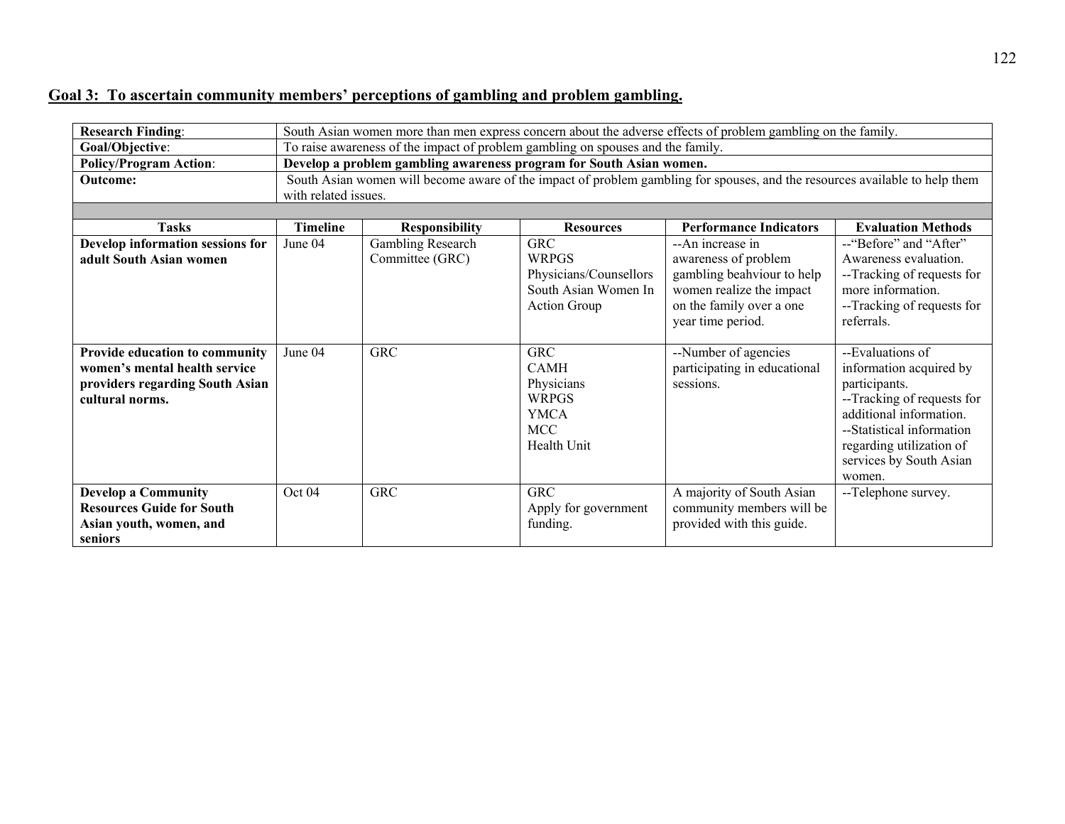## Goal 3: To ascertain community members' perceptions of gambling and problem gambling.

| | |
|---|---|
| **Research Finding**: | South Asian women more than men express concern about the adverse effects of problem gambling on the family. |
| **Goal/Objective**: | To raise awareness of the impact of problem gambling on spouses and the family. |
| **Policy/Program Action**: | **Develop a problem gambling awareness program for South Asian women.** |
| **Outcome:** | South Asian women will become aware of the impact of problem gambling for spouses, and the resources available to help them with related issues. |

| Tasks | Timeline | Responsibility | Resources | Performance Indicators | Evaluation Methods |
|---|---|---|---|---|---|
| **Develop information sessions for adult South Asian women** | June 04 | Gambling Research Committee (GRC) | GRC<br>WRPGS<br>Physicians/Counsellors<br>South Asian Women In Action Group | --An increase in awareness of problem gambling beahviour to help women realize the impact on the family over a one year time period. | --"Before" and "After" Awareness evaluation.<br>--Tracking of requests for more information.<br>--Tracking of requests for referrals. |
| **Provide education to community women's mental health service providers regarding South Asian cultural norms.** | June 04 | GRC | GRC<br>CAMH<br>Physicians<br>WRPGS<br>YMCA<br>MCC<br>Health Unit | --Number of agencies participating in educational sessions. | --Evaluations of information acquired by participants.<br>--Tracking of requests for additional information.<br>--Statistical information regarding utilization of services by South Asian women. |
| **Develop a Community Resources Guide for South Asian youth, women, and seniors** | Oct 04 | GRC | GRC<br>Apply for government funding. | A majority of South Asian community members will be provided with this guide. | --Telephone survey. |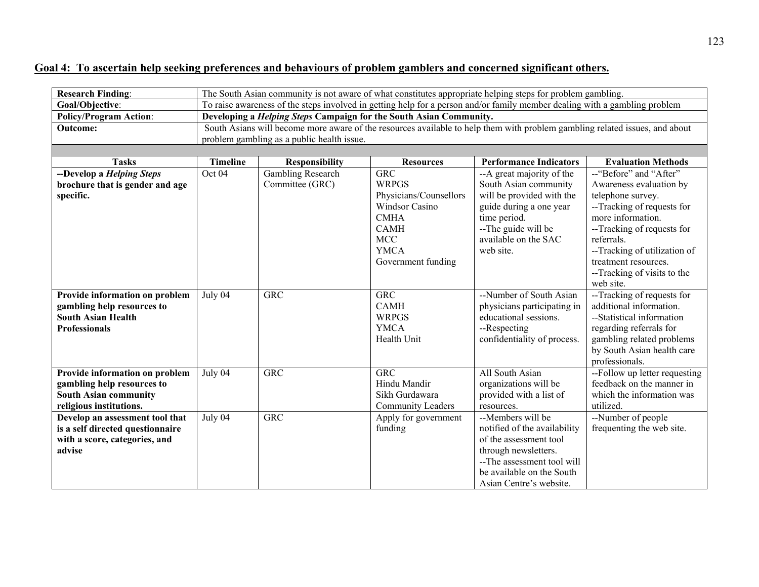## Goal 4: To ascertain help seeking preferences and behaviours of problem gamblers and concerned significant others.

| | |
|---|---|
| **Research Finding**: | The South Asian community is not aware of what constitutes appropriate helping steps for problem gambling. |
| **Goal/Objective**: | To raise awareness of the steps involved in getting help for a person and/or family member dealing with a gambling problem |
| **Policy/Program Action**: | **Developing a *Helping Steps* Campaign for the South Asian Community.** |
| **Outcome:** | South Asians will become more aware of the resources available to help them with problem gambling related issues, and about problem gambling as a public health issue. |

| Tasks | Timeline | Responsibility | Resources | Performance Indicators | Evaluation Methods |
|---|---|---|---|---|---|
| **--Develop a *Helping Steps* brochure that is gender and age specific.** | Oct 04 | Gambling Research Committee (GRC) | GRC<br>WRPGS<br>Physicians/Counsellors<br>Windsor Casino<br>CMHA<br>CAMH<br>MCC<br>YMCA<br>Government funding | --A great majority of the South Asian community will be provided with the guide during a one year time period.<br>--The guide will be available on the SAC web site. | --"Before" and "After" Awareness evaluation by telephone survey.<br>--Tracking of requests for more information.<br>--Tracking of requests for referrals.<br>--Tracking of utilization of treatment resources.<br>--Tracking of visits to the web site. |
| **Provide information on problem gambling help resources to South Asian Health Professionals** | July 04 | GRC | GRC<br>CAMH<br>WRPGS<br>YMCA<br>Health Unit | --Number of South Asian physicians participating in educational sessions.<br>--Respecting confidentiality of process. | --Tracking of requests for additional information.<br>--Statistical information regarding referrals for gambling related problems by South Asian health care professionals. |
| **Provide information on problem gambling help resources to South Asian community religious institutions.** | July 04 | GRC | GRC<br>Hindu Mandir<br>Sikh Gurdawara<br>Community Leaders | All South Asian organizations will be provided with a list of resources. | --Follow up letter requesting feedback on the manner in which the information was utilized. |
| **Develop an assessment tool that is a self directed questionnaire with a score, categories, and advise** | July 04 | GRC | Apply for government funding | --Members will be notified of the availability of the assessment tool through newsletters.<br>--The assessment tool will be available on the South Asian Centre's website. | --Number of people frequenting the web site. |